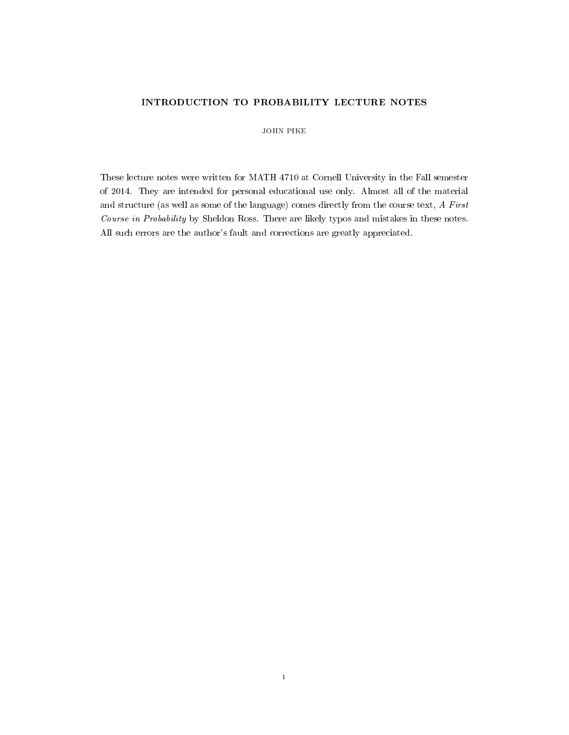# INTRODUCTION TO PROBABILITY LECTURE NOTES

JOHN PIKE

These lecture notes were written for MATH 4710 at Cornell University in the Fall semester of 2014. They are intended for personal educational use only. Almost all of the material and structure (as well as some of the language) comes directly from the course text, *A First Course in Probability* by Sheldon Ross. There are likely typos and mistakes in these notes. All such errors are the author's fault and corrections are greatly appreciated.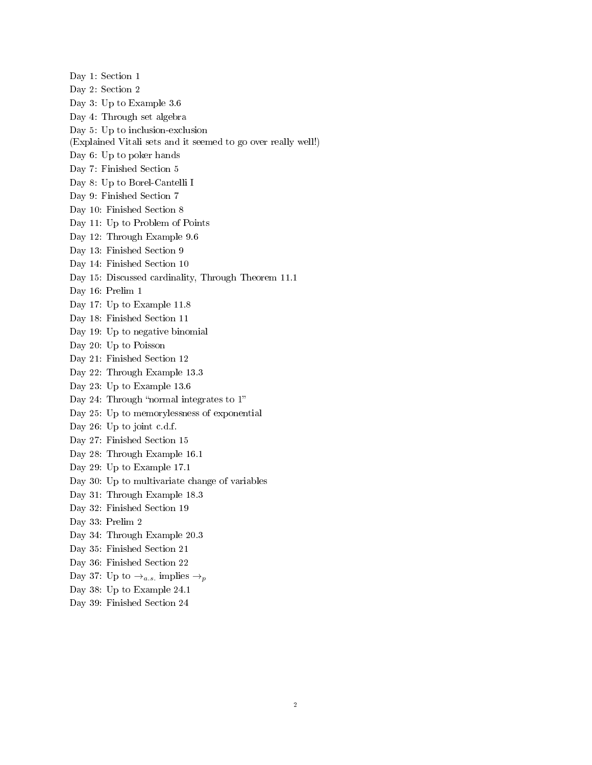Day 1: Section 1

Day 2: Section 2

Day 3: Up to Example 3.6

Day 4: Through set algebra

Day 5: Up to inclusion-exclusion
(Explained Vitali sets and it seemed to go over really well!)

Day 6: Up to poker hands

Day 7: Finished Section 5

Day 8: Up to Borel-Cantelli I

Day 9: Finished Section 7

Day 10: Finished Section 8

Day 11: Up to Problem of Points

Day 12: Through Example 9.6

Day 13: Finished Section 9

Day 14: Finished Section 10

Day 15: Discussed cardinality, Through Theorem 11.1

Day 16: Prelim 1

Day 17: Up to Example 11.8

Day 18: Finished Section 11

Day 19: Up to negative binomial

Day 20: Up to Poisson

Day 21: Finished Section 12

Day 22: Through Example 13.3

Day 23: Up to Example 13.6

Day 24: Through "normal integrates to 1"

Day 25: Up to memorylessness of exponential

Day 26: Up to joint c.d.f.

Day 27: Finished Section 15

Day 28: Through Example 16.1

Day 29: Up to Example 17.1

Day 30: Up to multivariate change of variables

Day 31: Through Example 18.3

Day 32: Finished Section 19

Day 33: Prelim 2

Day 34: Through Example 20.3

Day 35: Finished Section 21

Day 36: Finished Section 22

Day 37: Up to $\to_{a.s.}$ implies $\to_p$

Day 38: Up to Example 24.1

Day 39: Finished Section 24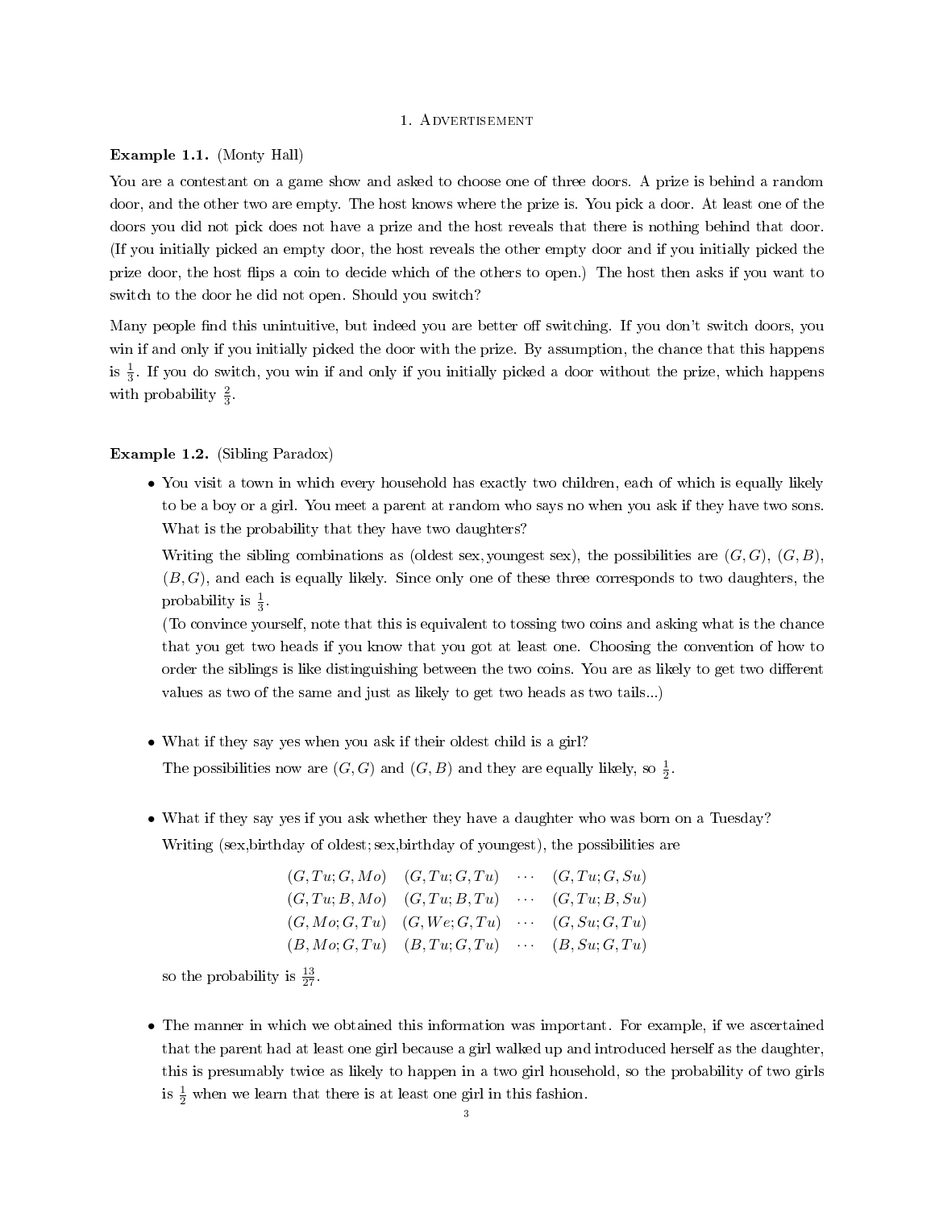## 1. Advertisement

**Example 1.1.** (Monty Hall)

You are a contestant on a game show and asked to choose one of three doors. A prize is behind a random door, and the other two are empty. The host knows where the prize is. You pick a door. At least one of the doors you did not pick does not have a prize and the host reveals that there is nothing behind that door. (If you initially picked an empty door, the host reveals the other empty door and if you initially picked the prize door, the host flips a coin to decide which of the others to open.) The host then asks if you want to switch to the door he did not open. Should you switch?

Many people find this unintuitive, but indeed you are better off switching. If you don't switch doors, you win if and only if you initially picked the door with the prize. By assumption, the chance that this happens is $\frac{1}{3}$. If you do switch, you win if and only if you initially picked a door without the prize, which happens with probability $\frac{2}{3}$.

**Example 1.2.** (Sibling Paradox)

- You visit a town in which every household has exactly two children, each of which is equally likely to be a boy or a girl. You meet a parent at random who says no when you ask if they have two sons. What is the probability that they have two daughters?

  Writing the sibling combinations as (oldest sex, youngest sex), the possibilities are $(G, G)$, $(G, B)$, $(B, G)$, and each is equally likely. Since only one of these three corresponds to two daughters, the probability is $\frac{1}{3}$.
  (To convince yourself, note that this is equivalent to tossing two coins and asking what is the chance that you get two heads if you know that you got at least one. Choosing the convention of how to order the siblings is like distinguishing between the two coins. You are as likely to get two different values as two of the same and just as likely to get two heads as two tails...)

- What if they say yes when you ask if their oldest child is a girl?

  The possibilities now are $(G, G)$ and $(G, B)$ and they are equally likely, so $\frac{1}{2}$.

- What if they say yes if you ask whether they have a daughter who was born on a Tuesday?

  Writing (sex,birthday of oldest; sex,birthday of youngest), the possibilities are

$$
\begin{array}{llll}
(G, Tu; G, Mo) & (G, Tu; G, Tu) & \cdots & (G, Tu; G, Su) \\
(G, Tu; B, Mo) & (G, Tu; B, Tu) & \cdots & (G, Tu; B, Su) \\
(G, Mo; G, Tu) & (G, We; G, Tu) & \cdots & (G, Su; G, Tu) \\
(B, Mo; G, Tu) & (B, Tu; G, Tu) & \cdots & (B, Su; G, Tu)
\end{array}
$$

  so the probability is $\frac{13}{27}$.

- The manner in which we obtained this information was important. For example, if we ascertained that the parent had at least one girl because a girl walked up and introduced herself as the daughter, this is presumably twice as likely to happen in a two girl household, so the probability of two girls is $\frac{1}{2}$ when we learn that there is at least one girl in this fashion.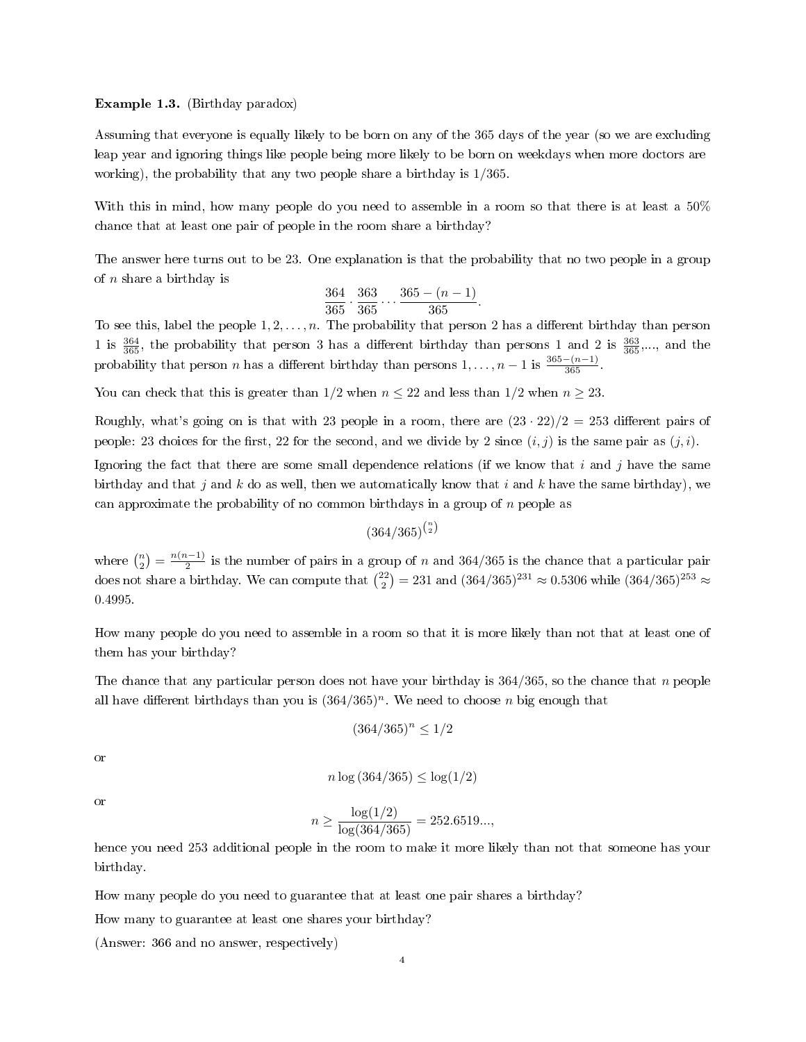**Example 1.3.** (Birthday paradox)

Assuming that everyone is equally likely to be born on any of the 365 days of the year (so we are excluding leap year and ignoring things like people being more likely to be born on weekdays when more doctors are working), the probability that any two people share a birthday is $1/365$.

With this in mind, how many people do you need to assemble in a room so that there is at least a 50% chance that at least one pair of people in the room share a birthday?

The answer here turns out to be 23. One explanation is that the probability that no two people in a group of $n$ share a birthday is

$$\frac{364}{365} \cdot \frac{363}{365} \cdots \frac{365-(n-1)}{365}.$$

To see this, label the people $1, 2, \ldots, n$. The probability that person 2 has a different birthday than person 1 is $\frac{364}{365}$, the probability that person 3 has a different birthday than persons 1 and 2 is $\frac{363}{365}$,..., and the probability that person $n$ has a different birthday than persons $1, \ldots, n-1$ is $\frac{365-(n-1)}{365}$.

You can check that this is greater than $1/2$ when $n \leq 22$ and less than $1/2$ when $n \geq 23$.

Roughly, what's going on is that with 23 people in a room, there are $(23 \cdot 22)/2 = 253$ different pairs of people: 23 choices for the first, 22 for the second, and we divide by 2 since $(i, j)$ is the same pair as $(j, i)$.

Ignoring the fact that there are some small dependence relations (if we know that $i$ and $j$ have the same birthday and that $j$ and $k$ do as well, then we automatically know that $i$ and $k$ have the same birthday), we can approximate the probability of no common birthdays in a group of $n$ people as

$$(364/365)^{\binom{n}{2}}$$

where $\binom{n}{2} = \frac{n(n-1)}{2}$ is the number of pairs in a group of $n$ and $364/365$ is the chance that a particular pair does not share a birthday. We can compute that $\binom{22}{2} = 231$ and $(364/365)^{231} \approx 0.5306$ while $(364/365)^{253} \approx 0.4995$.

How many people do you need to assemble in a room so that it is more likely than not that at least one of them has your birthday?

The chance that any particular person does not have your birthday is $364/365$, so the chance that $n$ people all have different birthdays than you is $(364/365)^n$. We need to choose $n$ big enough that

$$(364/365)^n \leq 1/2$$

or

$$n \log(364/365) \leq \log(1/2)$$

or

$$n \geq \frac{\log(1/2)}{\log(364/365)} = 252.6519...,$$

hence you need 253 additional people in the room to make it more likely than not that someone has your birthday.

How many people do you need to guarantee that at least one pair shares a birthday?

How many to guarantee at least one shares your birthday?

(Answer: 366 and no answer, respectively)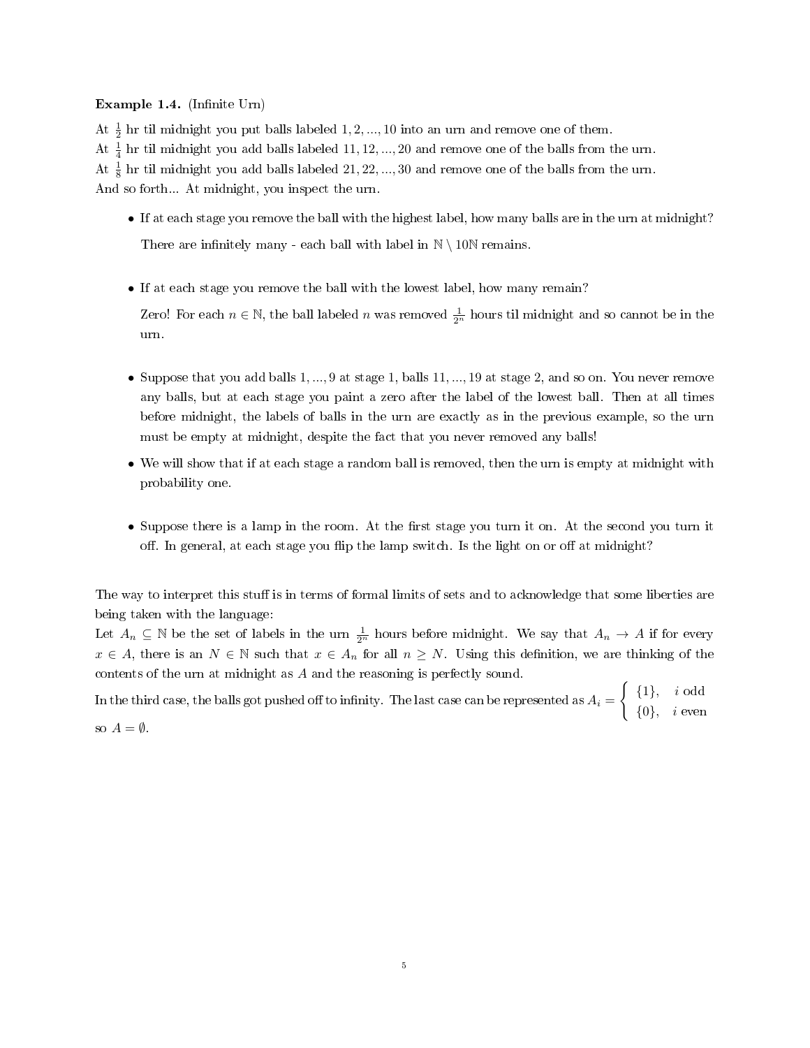**Example 1.4.** (Infinite Urn)

At $\frac{1}{2}$ hr til midnight you put balls labeled $1, 2, ..., 10$ into an urn and remove one of them.
At $\frac{1}{4}$ hr til midnight you add balls labeled $11, 12, ..., 20$ and remove one of the balls from the urn.
At $\frac{1}{8}$ hr til midnight you add balls labeled $21, 22, ..., 30$ and remove one of the balls from the urn.
And so forth... At midnight, you inspect the urn.

- If at each stage you remove the ball with the highest label, how many balls are in the urn at midnight?

  There are infinitely many - each ball with label in $\mathbb{N} \setminus 10\mathbb{N}$ remains.

- If at each stage you remove the ball with the lowest label, how many remain?

  Zero! For each $n \in \mathbb{N}$, the ball labeled $n$ was removed $\frac{1}{2^n}$ hours til midnight and so cannot be in the urn.

- Suppose that you add balls $1, ..., 9$ at stage 1, balls $11, ..., 19$ at stage 2, and so on. You never remove any balls, but at each stage you paint a zero after the label of the lowest ball. Then at all times before midnight, the labels of balls in the urn are exactly as in the previous example, so the urn must be empty at midnight, despite the fact that you never removed any balls!

- We will show that if at each stage a random ball is removed, then the urn is empty at midnight with probability one.

- Suppose there is a lamp in the room. At the first stage you turn it on. At the second you turn it off. In general, at each stage you flip the lamp switch. Is the light on or off at midnight?

The way to interpret this stuff is in terms of formal limits of sets and to acknowledge that some liberties are being taken with the language:
Let $A_n \subseteq \mathbb{N}$ be the set of labels in the urn $\frac{1}{2^n}$ hours before midnight. We say that $A_n \to A$ if for every $x \in A$, there is an $N \in \mathbb{N}$ such that $x \in A_n$ for all $n \geq N$. Using this definition, we are thinking of the contents of the urn at midnight as $A$ and the reasoning is perfectly sound.
In the third case, the balls got pushed off to infinity. The last case can be represented as $A_i = \begin{cases} \{1\}, & i \text{ odd} \\ \{0\}, & i \text{ even} \end{cases}$ so $A = \emptyset$.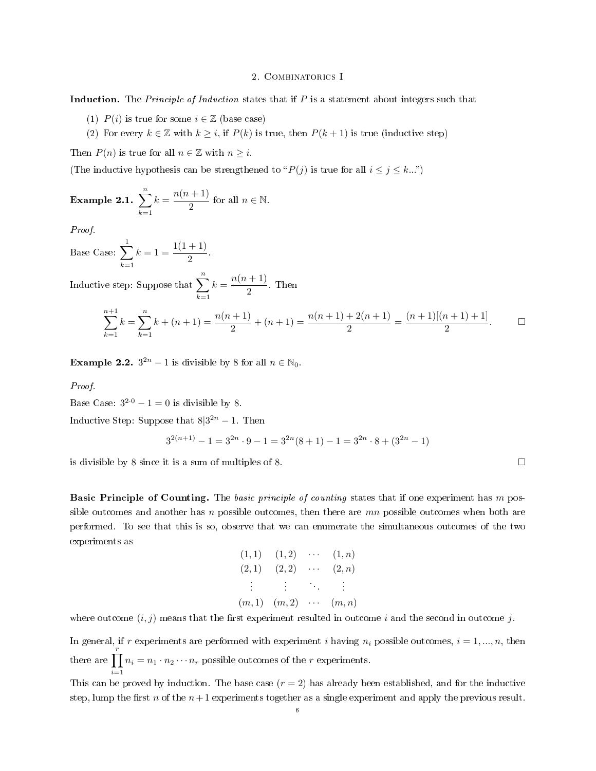## 2. Combinatorics I

**Induction.** The *Principle of Induction* states that if $P$ is a statement about integers such that

(1) $P(i)$ is true for some $i \in \mathbb{Z}$ (base case)
(2) For every $k \in \mathbb{Z}$ with $k \geq i$, if $P(k)$ is true, then $P(k+1)$ is true (inductive step)

Then $P(n)$ is true for all $n \in \mathbb{Z}$ with $n \geq i$.

(The inductive hypothesis can be strengthened to "$P(j)$ is true for all $i \leq j \leq k$...")

**Example 2.1.** $\displaystyle\sum_{k=1}^{n} k = \frac{n(n+1)}{2}$ for all $n \in \mathbb{N}$.

*Proof.*

Base Case: $\displaystyle\sum_{k=1}^{1} k = 1 = \frac{1(1+1)}{2}$.

Inductive step: Suppose that $\displaystyle\sum_{k=1}^{n} k = \frac{n(n+1)}{2}$. Then

$$\sum_{k=1}^{n+1} k = \sum_{k=1}^{n} k + (n+1) = \frac{n(n+1)}{2} + (n+1) = \frac{n(n+1) + 2(n+1)}{2} = \frac{(n+1)[(n+1)+1]}{2}. \qquad \square$$

**Example 2.2.** $3^{2n} - 1$ is divisible by 8 for all $n \in \mathbb{N}_0$.

*Proof.*

Base Case: $3^{2 \cdot 0} - 1 = 0$ is divisible by 8.

Inductive Step: Suppose that $8 | 3^{2n} - 1$. Then

$$3^{2(n+1)} - 1 = 3^{2n} \cdot 9 - 1 = 3^{2n}(8+1) - 1 = 3^{2n} \cdot 8 + (3^{2n} - 1)$$

is divisible by 8 since it is a sum of multiples of 8. $\square$

**Basic Principle of Counting.** The *basic principle of counting* states that if one experiment has $m$ possible outcomes and another has $n$ possible outcomes, then there are $mn$ possible outcomes when both are performed. To see that this is so, observe that we can enumerate the simultaneous outcomes of the two experiments as

$$\begin{matrix} (1,1) & (1,2) & \cdots & (1,n) \\ (2,1) & (2,2) & \cdots & (2,n) \\ \vdots & \vdots & \ddots & \vdots \\ (m,1) & (m,2) & \cdots & (m,n) \end{matrix}$$

where outcome $(i,j)$ means that the first experiment resulted in outcome $i$ and the second in outcome $j$.

In general, if $r$ experiments are performed with experiment $i$ having $n_i$ possible outcomes, $i = 1, ..., n$, then there are $\displaystyle\prod_{i=1}^{r} n_i = n_1 \cdot n_2 \cdots n_r$ possible outcomes of the $r$ experiments.

This can be proved by induction. The base case ($r = 2$) has already been established, and for the inductive step, lump the first $n$ of the $n+1$ experiments together as a single experiment and apply the previous result.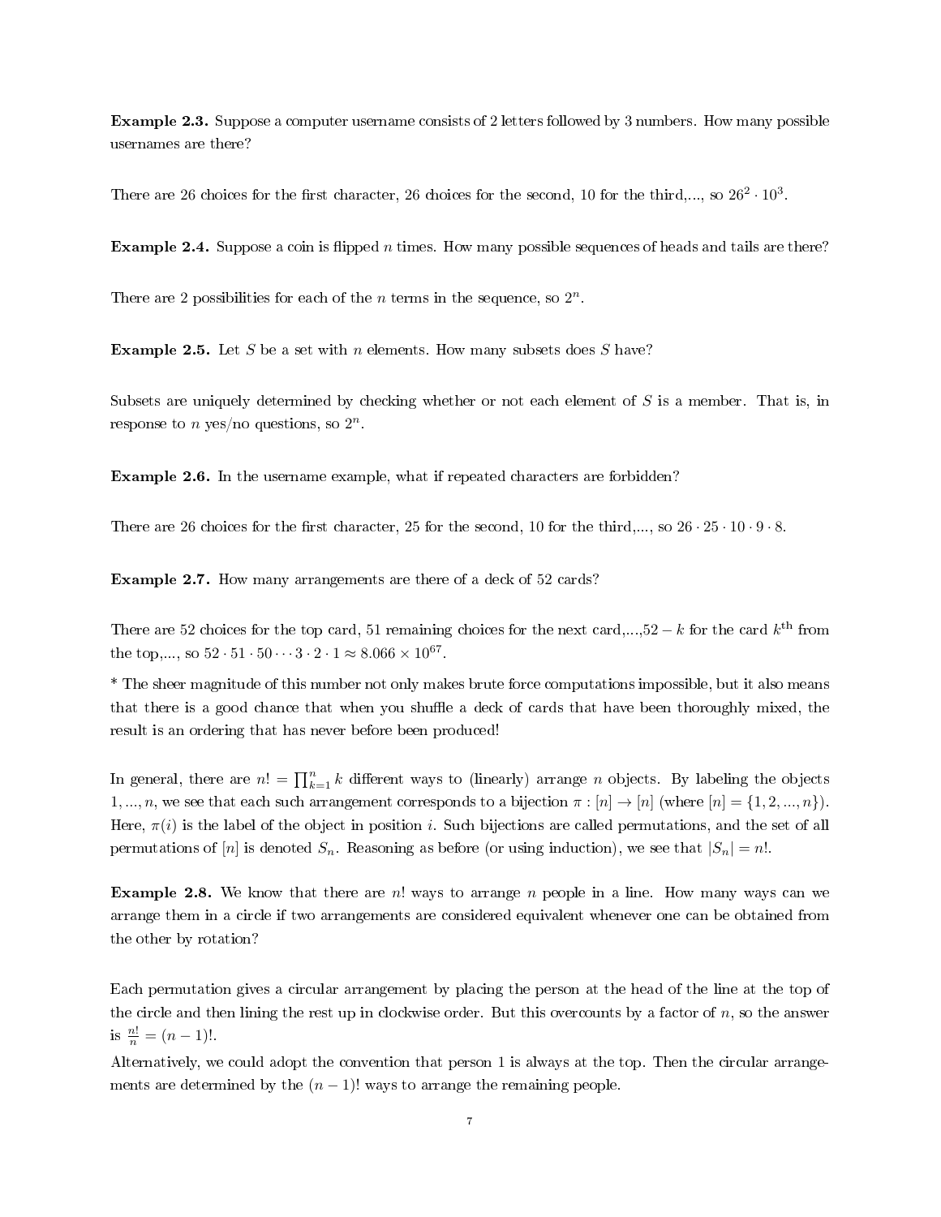**Example 2.3.** Suppose a computer username consists of 2 letters followed by 3 numbers. How many possible usernames are there?

There are 26 choices for the first character, 26 choices for the second, 10 for the third,..., so $26^2 \cdot 10^3$.

**Example 2.4.** Suppose a coin is flipped $n$ times. How many possible sequences of heads and tails are there?

There are 2 possibilities for each of the $n$ terms in the sequence, so $2^n$.

**Example 2.5.** Let $S$ be a set with $n$ elements. How many subsets does $S$ have?

Subsets are uniquely determined by checking whether or not each element of $S$ is a member. That is, in response to $n$ yes/no questions, so $2^n$.

**Example 2.6.** In the username example, what if repeated characters are forbidden?

There are 26 choices for the first character, 25 for the second, 10 for the third,..., so $26 \cdot 25 \cdot 10 \cdot 9 \cdot 8$.

**Example 2.7.** How many arrangements are there of a deck of 52 cards?

There are 52 choices for the top card, 51 remaining choices for the next card,...,$52 - k$ for the card $k^{\text{th}}$ from the top,..., so $52 \cdot 51 \cdot 50 \cdots 3 \cdot 2 \cdot 1 \approx 8.066 \times 10^{67}$.

* The sheer magnitude of this number not only makes brute force computations impossible, but it also means that there is a good chance that when you shuffle a deck of cards that have been thoroughly mixed, the result is an ordering that has never before been produced!

In general, there are $n! = \prod_{k=1}^{n} k$ different ways to (linearly) arrange $n$ objects. By labeling the objects $1, ..., n$, we see that each such arrangement corresponds to a bijection $\pi : [n] \to [n]$ (where $[n] = \{1, 2, ..., n\}$). Here, $\pi(i)$ is the label of the object in position $i$. Such bijections are called permutations, and the set of all permutations of $[n]$ is denoted $S_n$. Reasoning as before (or using induction), we see that $|S_n| = n!$.

**Example 2.8.** We know that there are $n!$ ways to arrange $n$ people in a line. How many ways can we arrange them in a circle if two arrangements are considered equivalent whenever one can be obtained from the other by rotation?

Each permutation gives a circular arrangement by placing the person at the head of the line at the top of the circle and then lining the rest up in clockwise order. But this overcounts by a factor of $n$, so the answer is $\frac{n!}{n} = (n-1)!$.

Alternatively, we could adopt the convention that person 1 is always at the top. Then the circular arrangements are determined by the $(n-1)!$ ways to arrange the remaining people.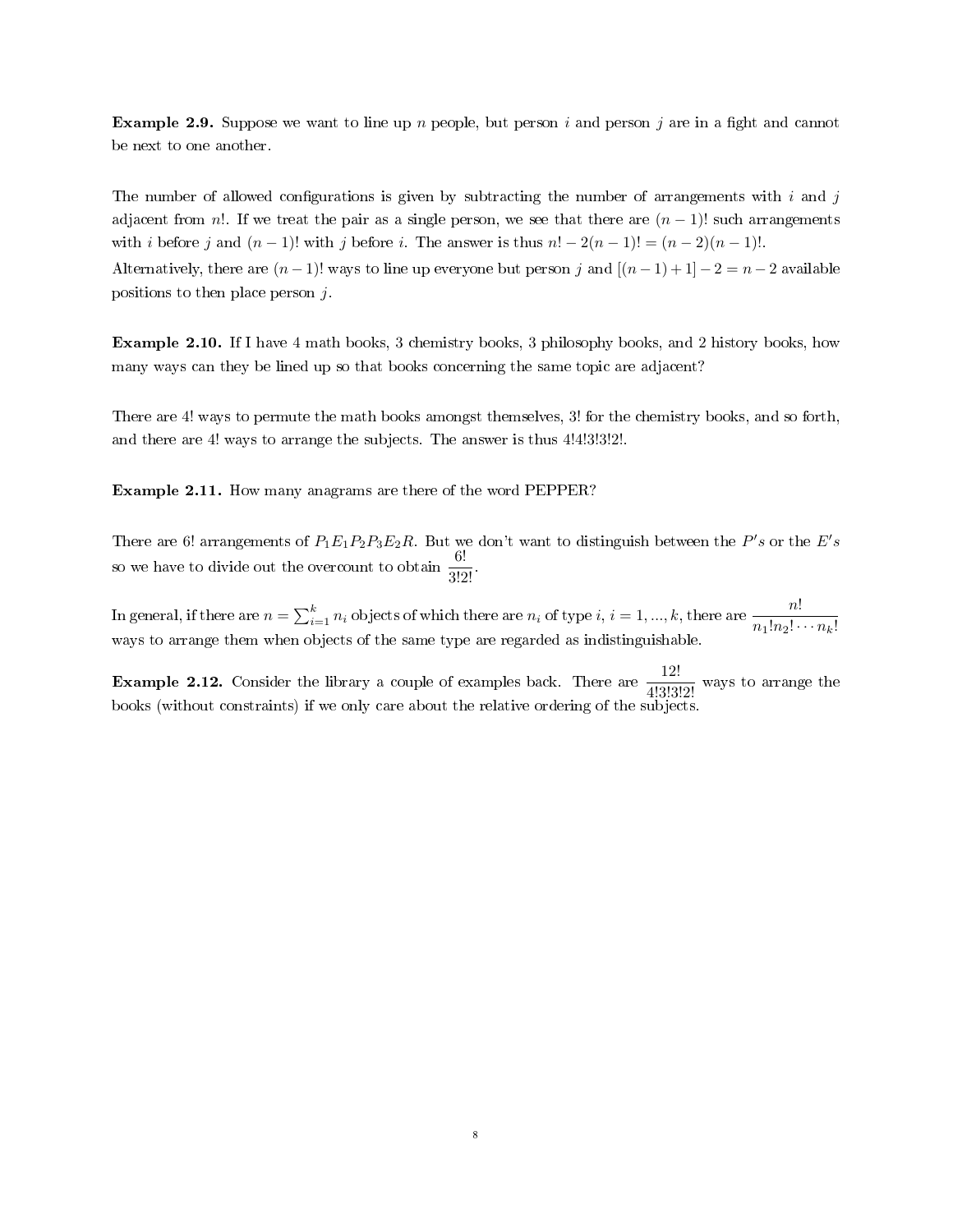**Example 2.9.** Suppose we want to line up $n$ people, but person $i$ and person $j$ are in a fight and cannot be next to one another.

The number of allowed configurations is given by subtracting the number of arrangements with $i$ and $j$ adjacent from $n!$. If we treat the pair as a single person, we see that there are $(n-1)!$ such arrangements with $i$ before $j$ and $(n-1)!$ with $j$ before $i$. The answer is thus $n! - 2(n-1)! = (n-2)(n-1)!$.

Alternatively, there are $(n-1)!$ ways to line up everyone but person $j$ and $[(n-1)+1] - 2 = n-2$ available positions to then place person $j$.

**Example 2.10.** If I have 4 math books, 3 chemistry books, 3 philosophy books, and 2 history books, how many ways can they be lined up so that books concerning the same topic are adjacent?

There are $4!$ ways to permute the math books amongst themselves, $3!$ for the chemistry books, and so forth, and there are $4!$ ways to arrange the subjects. The answer is thus $4!4!3!3!2!$.

**Example 2.11.** How many anagrams are there of the word PEPPER?

There are $6!$ arrangements of $P_1E_1P_2P_3E_2R$. But we don't want to distinguish between the $P's$ or the $E's$ so we have to divide out the overcount to obtain $\dfrac{6!}{3!2!}$.

In general, if there are $n = \sum_{i=1}^{k} n_i$ objects of which there are $n_i$ of type $i$, $i = 1, ..., k$, there are $\dfrac{n!}{n_1!n_2!\cdots n_k!}$ ways to arrange them when objects of the same type are regarded as indistinguishable.

**Example 2.12.** Consider the library a couple of examples back. There are $\dfrac{12!}{4!3!3!2!}$ ways to arrange the books (without constraints) if we only care about the relative ordering of the subjects.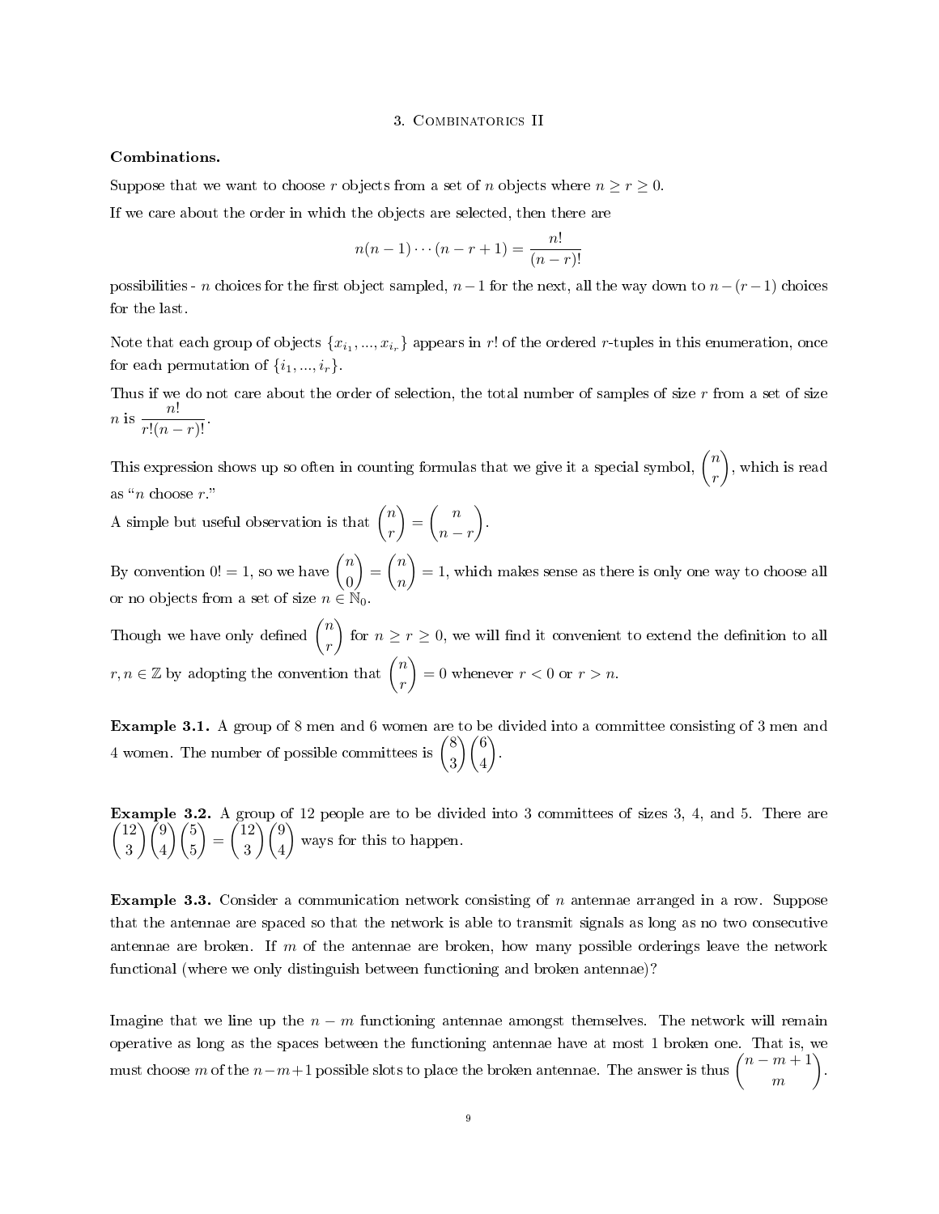## 3. Combinatorics II

**Combinations.**

Suppose that we want to choose $r$ objects from a set of $n$ objects where $n \geq r \geq 0$.

If we care about the order in which the objects are selected, then there are

$$n(n-1)\cdots(n-r+1) = \frac{n!}{(n-r)!}$$

possibilities - $n$ choices for the first object sampled, $n-1$ for the next, all the way down to $n-(r-1)$ choices for the last.

Note that each group of objects $\{x_{i_1}, ..., x_{i_r}\}$ appears in $r!$ of the ordered $r$-tuples in this enumeration, once for each permutation of $\{i_1, ..., i_r\}$.

Thus if we do not care about the order of selection, the total number of samples of size $r$ from a set of size $n$ is $\dfrac{n!}{r!(n-r)!}$.

This expression shows up so often in counting formulas that we give it a special symbol, $\binom{n}{r}$, which is read as "$n$ choose $r$."

A simple but useful observation is that $\binom{n}{r} = \binom{n}{n-r}$.

By convention $0! = 1$, so we have $\binom{n}{0} = \binom{n}{n} = 1$, which makes sense as there is only one way to choose all or no objects from a set of size $n \in \mathbb{N}_0$.

Though we have only defined $\binom{n}{r}$ for $n \geq r \geq 0$, we will find it convenient to extend the definition to all $r, n \in \mathbb{Z}$ by adopting the convention that $\binom{n}{r} = 0$ whenever $r < 0$ or $r > n$.

**Example 3.1.** A group of 8 men and 6 women are to be divided into a committee consisting of 3 men and 4 women. The number of possible committees is $\binom{8}{3}\binom{6}{4}$.

**Example 3.2.** A group of 12 people are to be divided into 3 committees of sizes 3, 4, and 5. There are $\binom{12}{3}\binom{9}{4}\binom{5}{5} = \binom{12}{3}\binom{9}{4}$ ways for this to happen.

**Example 3.3.** Consider a communication network consisting of $n$ antennae arranged in a row. Suppose that the antennae are spaced so that the network is able to transmit signals as long as no two consecutive antennae are broken. If $m$ of the antennae are broken, how many possible orderings leave the network functional (where we only distinguish between functioning and broken antennae)?

Imagine that we line up the $n-m$ functioning antennae amongst themselves. The network will remain operative as long as the spaces between the functioning antennae have at most 1 broken one. That is, we must choose $m$ of the $n-m+1$ possible slots to place the broken antennae. The answer is thus $\binom{n-m+1}{m}$.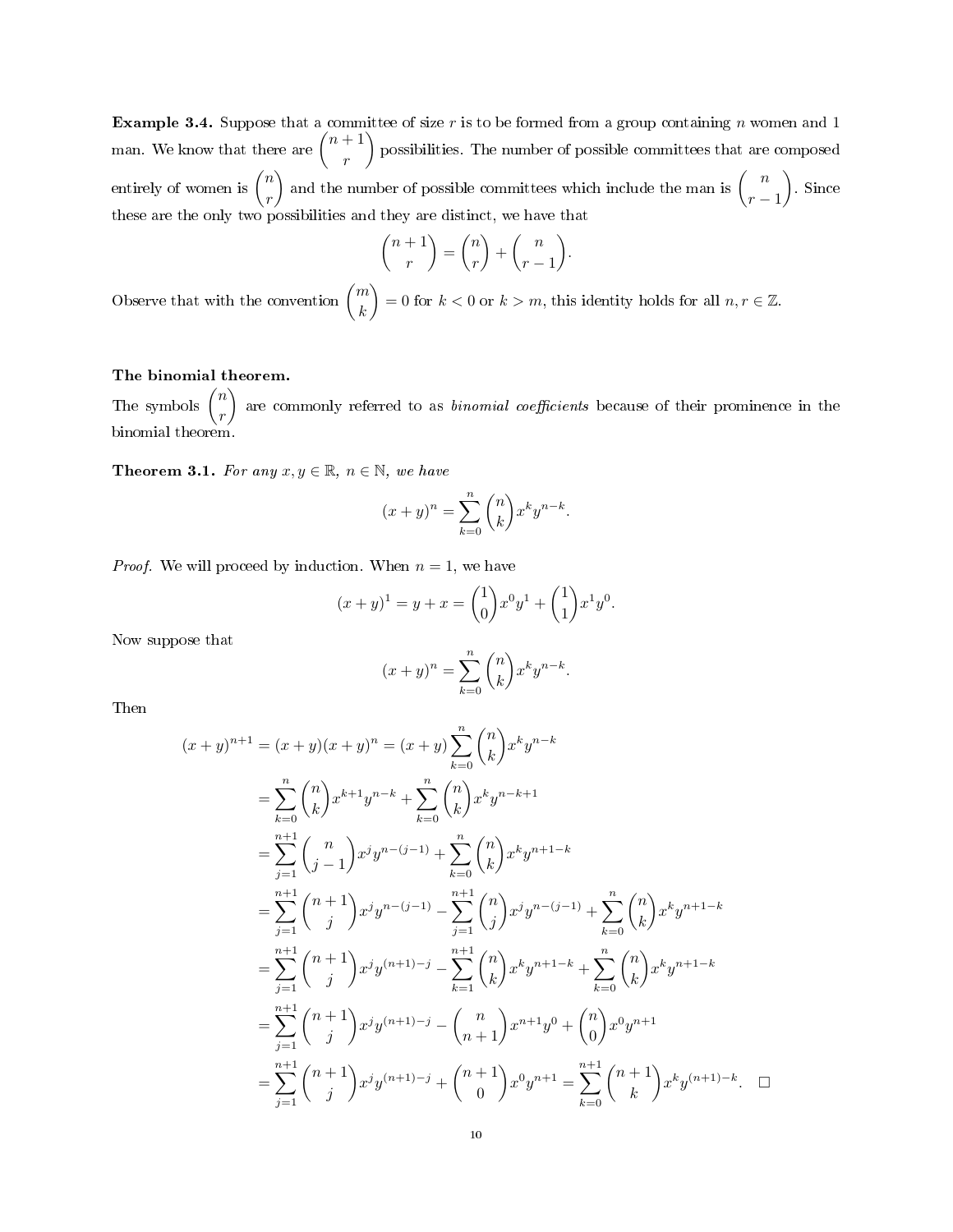**Example 3.4.** Suppose that a committee of size $r$ is to be formed from a group containing $n$ women and 1 man. We know that there are $\binom{n+1}{r}$ possibilities. The number of possible committees that are composed entirely of women is $\binom{n}{r}$ and the number of possible committees which include the man is $\binom{n}{r-1}$. Since these are the only two possibilities and they are distinct, we have that

$$\binom{n+1}{r} = \binom{n}{r} + \binom{n}{r-1}.$$

Observe that with the convention $\binom{m}{k} = 0$ for $k < 0$ or $k > m$, this identity holds for all $n, r \in \mathbb{Z}$.

**The binomial theorem.**

The symbols $\binom{n}{r}$ are commonly referred to as *binomial coefficients* because of their prominence in the binomial theorem.

**Theorem 3.1.** *For any $x, y \in \mathbb{R}$, $n \in \mathbb{N}$, we have*

$$(x+y)^n = \sum_{k=0}^{n} \binom{n}{k} x^k y^{n-k}.$$

*Proof.* We will proceed by induction. When $n = 1$, we have

$$(x+y)^1 = y + x = \binom{1}{0} x^0 y^1 + \binom{1}{1} x^1 y^0.$$

Now suppose that

$$(x+y)^n = \sum_{k=0}^{n} \binom{n}{k} x^k y^{n-k}.$$

Then

$$\begin{aligned}
(x+y)^{n+1} &= (x+y)(x+y)^n = (x+y)\sum_{k=0}^{n} \binom{n}{k} x^k y^{n-k} \\
&= \sum_{k=0}^{n} \binom{n}{k} x^{k+1} y^{n-k} + \sum_{k=0}^{n} \binom{n}{k} x^k y^{n-k+1} \\
&= \sum_{j=1}^{n+1} \binom{n}{j-1} x^j y^{n-(j-1)} + \sum_{k=0}^{n} \binom{n}{k} x^k y^{n+1-k} \\
&= \sum_{j=1}^{n+1} \binom{n+1}{j} x^j y^{n-(j-1)} - \sum_{j=1}^{n+1} \binom{n}{j} x^j y^{n-(j-1)} + \sum_{k=0}^{n} \binom{n}{k} x^k y^{n+1-k} \\
&= \sum_{j=1}^{n+1} \binom{n+1}{j} x^j y^{(n+1)-j} - \sum_{k=1}^{n+1} \binom{n}{k} x^k y^{n+1-k} + \sum_{k=0}^{n} \binom{n}{k} x^k y^{n+1-k} \\
&= \sum_{j=1}^{n+1} \binom{n+1}{j} x^j y^{(n+1)-j} - \binom{n}{n+1} x^{n+1} y^0 + \binom{n}{0} x^0 y^{n+1} \\
&= \sum_{j=1}^{n+1} \binom{n+1}{j} x^j y^{(n+1)-j} + \binom{n+1}{0} x^0 y^{n+1} = \sum_{k=0}^{n+1} \binom{n+1}{k} x^k y^{(n+1)-k}. \quad \square
\end{aligned}$$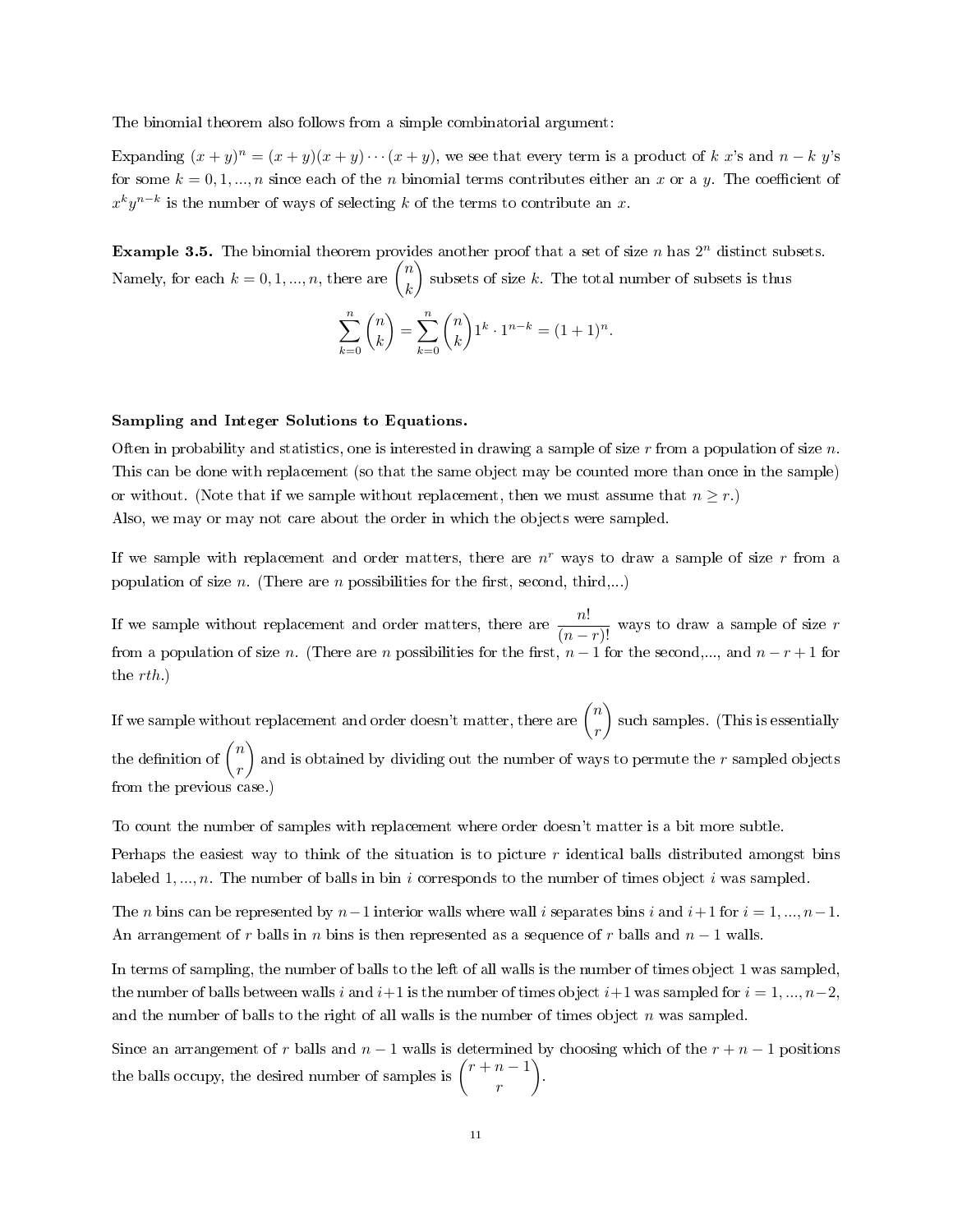The binomial theorem also follows from a simple combinatorial argument:

Expanding $(x+y)^n = (x+y)(x+y)\cdots(x+y)$, we see that every term is a product of $k$ $x$'s and $n-k$ $y$'s for some $k = 0, 1, ..., n$ since each of the $n$ binomial terms contributes either an $x$ or a $y$. The coefficient of $x^k y^{n-k}$ is the number of ways of selecting $k$ of the terms to contribute an $x$.

**Example 3.5.** The binomial theorem provides another proof that a set of size $n$ has $2^n$ distinct subsets. Namely, for each $k = 0, 1, ..., n$, there are $\binom{n}{k}$ subsets of size $k$. The total number of subsets is thus

$$\sum_{k=0}^{n} \binom{n}{k} = \sum_{k=0}^{n} \binom{n}{k} 1^k \cdot 1^{n-k} = (1+1)^n.$$

**Sampling and Integer Solutions to Equations.**

Often in probability and statistics, one is interested in drawing a sample of size $r$ from a population of size $n$. This can be done with replacement (so that the same object may be counted more than once in the sample) or without. (Note that if we sample without replacement, then we must assume that $n \geq r$.)
Also, we may or may not care about the order in which the objects were sampled.

If we sample with replacement and order matters, there are $n^r$ ways to draw a sample of size $r$ from a population of size $n$. (There are $n$ possibilities for the first, second, third,...)

If we sample without replacement and order matters, there are $\dfrac{n!}{(n-r)!}$ ways to draw a sample of size $r$ from a population of size $n$. (There are $n$ possibilities for the first, $n-1$ for the second,..., and $n-r+1$ for the $rth$.)

If we sample without replacement and order doesn't matter, there are $\binom{n}{r}$ such samples. (This is essentially the definition of $\binom{n}{r}$ and is obtained by dividing out the number of ways to permute the $r$ sampled objects from the previous case.)

To count the number of samples with replacement where order doesn't matter is a bit more subtle.

Perhaps the easiest way to think of the situation is to picture $r$ identical balls distributed amongst bins labeled $1, ..., n$. The number of balls in bin $i$ corresponds to the number of times object $i$ was sampled.

The $n$ bins can be represented by $n-1$ interior walls where wall $i$ separates bins $i$ and $i+1$ for $i = 1, ..., n-1$. An arrangement of $r$ balls in $n$ bins is then represented as a sequence of $r$ balls and $n-1$ walls.

In terms of sampling, the number of balls to the left of all walls is the number of times object 1 was sampled, the number of balls between walls $i$ and $i+1$ is the number of times object $i+1$ was sampled for $i = 1, ..., n-2$, and the number of balls to the right of all walls is the number of times object $n$ was sampled.

Since an arrangement of $r$ balls and $n-1$ walls is determined by choosing which of the $r+n-1$ positions the balls occupy, the desired number of samples is $\binom{r+n-1}{r}$.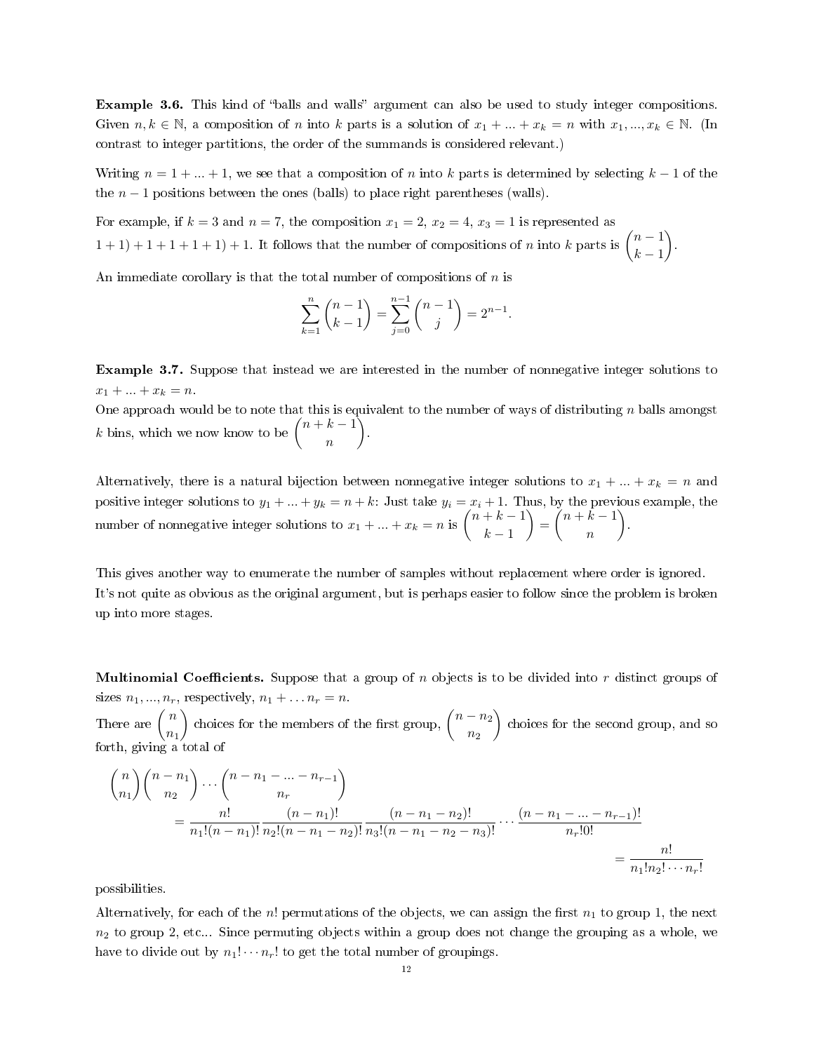**Example 3.6.** This kind of "balls and walls" argument can also be used to study integer compositions. Given $n, k \in \mathbb{N}$, a composition of $n$ into $k$ parts is a solution of $x_1 + ... + x_k = n$ with $x_1, ..., x_k \in \mathbb{N}$. (In contrast to integer partitions, the order of the summands is considered relevant.)

Writing $n = 1 + ... + 1$, we see that a composition of $n$ into $k$ parts is determined by selecting $k - 1$ of the the $n - 1$ positions between the ones (balls) to place right parentheses (walls).

For example, if $k = 3$ and $n = 7$, the composition $x_1 = 2$, $x_2 = 4$, $x_3 = 1$ is represented as $1 + 1) + 1 + 1 + 1 + 1) + 1$. It follows that the number of compositions of $n$ into $k$ parts is $\binom{n-1}{k-1}$.

An immediate corollary is that the total number of compositions of $n$ is

$$\sum_{k=1}^{n} \binom{n-1}{k-1} = \sum_{j=0}^{n-1} \binom{n-1}{j} = 2^{n-1}.$$

**Example 3.7.** Suppose that instead we are interested in the number of nonnegative integer solutions to $x_1 + ... + x_k = n$.
One approach would be to note that this is equivalent to the number of ways of distributing $n$ balls amongst $k$ bins, which we now know to be $\binom{n+k-1}{n}$.

Alternatively, there is a natural bijection between nonnegative integer solutions to $x_1 + ... + x_k = n$ and positive integer solutions to $y_1 + ... + y_k = n + k$: Just take $y_i = x_i + 1$. Thus, by the previous example, the number of nonnegative integer solutions to $x_1 + ... + x_k = n$ is $\binom{n+k-1}{k-1} = \binom{n+k-1}{n}$.

This gives another way to enumerate the number of samples without replacement where order is ignored. It's not quite as obvious as the original argument, but is perhaps easier to follow since the problem is broken up into more stages.

**Multinomial Coefficients.** Suppose that a group of $n$ objects is to be divided into $r$ distinct groups of sizes $n_1, ..., n_r$, respectively, $n_1 + \ldots n_r = n$.
There are $\binom{n}{n_1}$ choices for the members of the first group, $\binom{n-n_2}{n_2}$ choices for the second group, and so forth, giving a total of

$$\binom{n}{n_1}\binom{n-n_1}{n_2}\cdots\binom{n-n_1-...-n_{r-1}}{n_r}$$
$$= \frac{n!}{n_1!(n-n_1)!}\frac{(n-n_1)!}{n_2!(n-n_1-n_2)!}\frac{(n-n_1-n_2)!}{n_3!(n-n_1-n_2-n_3)!}\cdots\frac{(n-n_1-...-n_{r-1})!}{n_r!0!}$$
$$= \frac{n!}{n_1!n_2!\cdots n_r!}$$

possibilities.

Alternatively, for each of the $n!$ permutations of the objects, we can assign the first $n_1$ to group 1, the next $n_2$ to group 2, etc... Since permuting objects within a group does not change the grouping as a whole, we have to divide out by $n_1! \cdots n_r!$ to get the total number of groupings.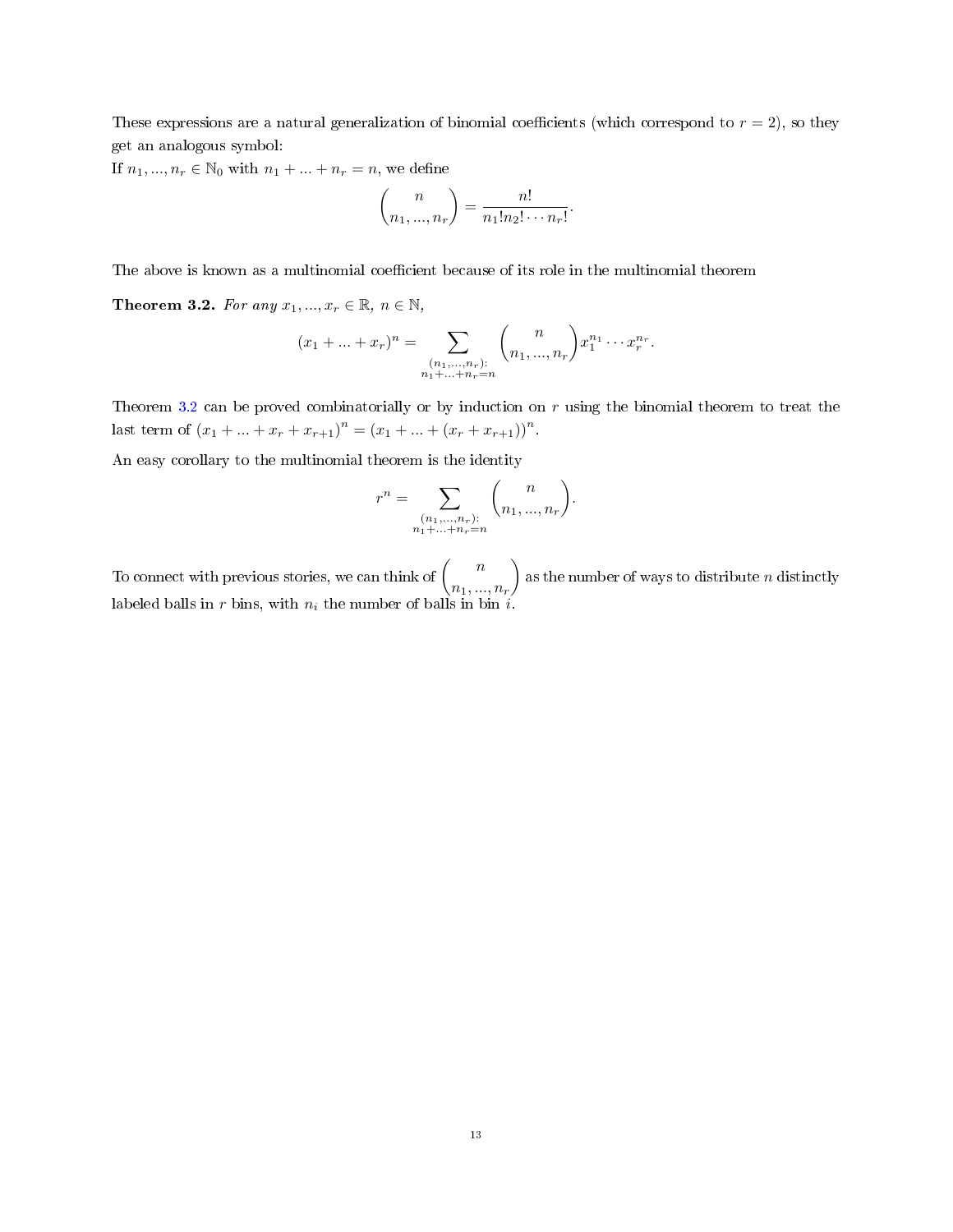These expressions are a natural generalization of binomial coefficients (which correspond to $r = 2$), so they get an analogous symbol:

If $n_1, ..., n_r \in \mathbb{N}_0$ with $n_1 + ... + n_r = n$, we define

$$\binom{n}{n_1, ..., n_r} = \frac{n!}{n_1! n_2! \cdots n_r!}.$$

The above is known as a multinomial coefficient because of its role in the multinomial theorem

**Theorem 3.2.** *For any $x_1, ..., x_r \in \mathbb{R}$, $n \in \mathbb{N}$,*

$$(x_1 + ... + x_r)^n = \sum_{\substack{(n_1, ..., n_r): \\ n_1 + ... + n_r = n}} \binom{n}{n_1, ..., n_r} x_1^{n_1} \cdots x_r^{n_r}.$$

Theorem 3.2 can be proved combinatorially or by induction on $r$ using the binomial theorem to treat the last term of $(x_1 + ... + x_r + x_{r+1})^n = (x_1 + ... + (x_r + x_{r+1}))^n$.

An easy corollary to the multinomial theorem is the identity

$$r^n = \sum_{\substack{(n_1, ..., n_r): \\ n_1 + ... + n_r = n}} \binom{n}{n_1, ..., n_r}.$$

To connect with previous stories, we can think of $\binom{n}{n_1, ..., n_r}$ as the number of ways to distribute $n$ distinctly labeled balls in $r$ bins, with $n_i$ the number of balls in bin $i$.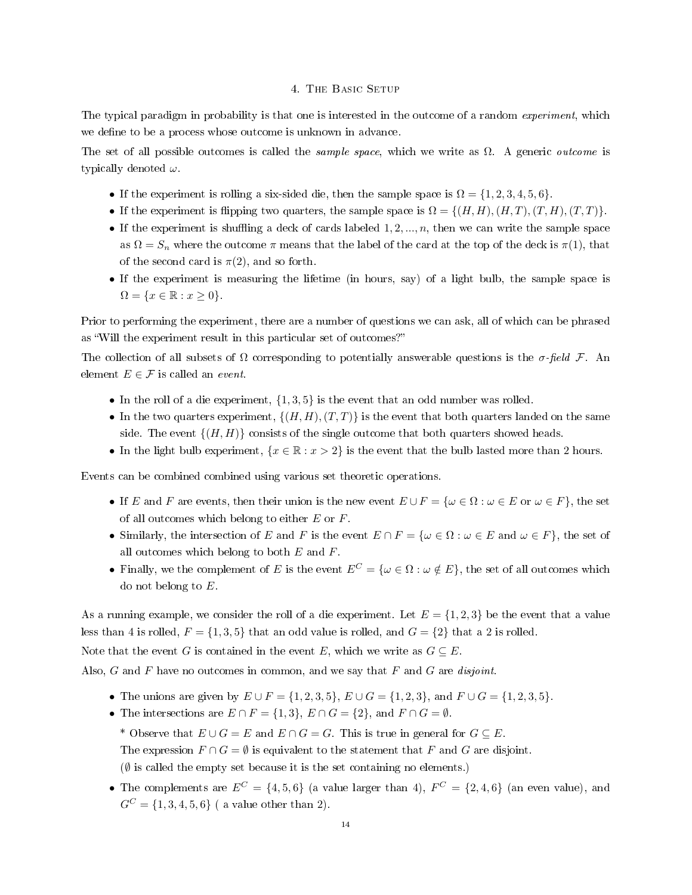# 4. The Basic Setup

The typical paradigm in probability is that one is interested in the outcome of a random *experiment*, which we define to be a process whose outcome is unknown in advance.

The set of all possible outcomes is called the *sample space*, which we write as $\Omega$. A generic *outcome* is typically denoted $\omega$.

- If the experiment is rolling a six-sided die, then the sample space is $\Omega = \{1, 2, 3, 4, 5, 6\}$.
- If the experiment is flipping two quarters, the sample space is $\Omega = \{(H, H), (H, T), (T, H), (T, T)\}$.
- If the experiment is shuffling a deck of cards labeled $1, 2, ..., n$, then we can write the sample space as $\Omega = S_n$ where the outcome $\pi$ means that the label of the card at the top of the deck is $\pi(1)$, that of the second card is $\pi(2)$, and so forth.
- If the experiment is measuring the lifetime (in hours, say) of a light bulb, the sample space is $\Omega = \{x \in \mathbb{R} : x \geq 0\}$.

Prior to performing the experiment, there are a number of questions we can ask, all of which can be phrased as "Will the experiment result in this particular set of outcomes?"

The collection of all subsets of $\Omega$ corresponding to potentially answerable questions is the *$\sigma$-field* $\mathcal{F}$. An element $E \in \mathcal{F}$ is called an *event*.

- In the roll of a die experiment, $\{1, 3, 5\}$ is the event that an odd number was rolled.
- In the two quarters experiment, $\{(H, H), (T, T)\}$ is the event that both quarters landed on the same side. The event $\{(H, H)\}$ consists of the single outcome that both quarters showed heads.
- In the light bulb experiment, $\{x \in \mathbb{R} : x > 2\}$ is the event that the bulb lasted more than 2 hours.

Events can be combined combined using various set theoretic operations.

- If $E$ and $F$ are events, then their union is the new event $E \cup F = \{\omega \in \Omega : \omega \in E \text{ or } \omega \in F\}$, the set of all outcomes which belong to either $E$ or $F$.
- Similarly, the intersection of $E$ and $F$ is the event $E \cap F = \{\omega \in \Omega : \omega \in E \text{ and } \omega \in F\}$, the set of all outcomes which belong to both $E$ and $F$.
- Finally, we the complement of $E$ is the event $E^C = \{\omega \in \Omega : \omega \notin E\}$, the set of all outcomes which do not belong to $E$.

As a running example, we consider the roll of a die experiment. Let $E = \{1, 2, 3\}$ be the event that a value less than 4 is rolled, $F = \{1, 3, 5\}$ that an odd value is rolled, and $G = \{2\}$ that a 2 is rolled.

Note that the event $G$ is contained in the event $E$, which we write as $G \subseteq E$.

Also, $G$ and $F$ have no outcomes in common, and we say that $F$ and $G$ are *disjoint*.

- The unions are given by $E \cup F = \{1, 2, 3, 5\}$, $E \cup G = \{1, 2, 3\}$, and $F \cup G = \{1, 2, 3, 5\}$.
- The intersections are $E \cap F = \{1, 3\}$, $E \cap G = \{2\}$, and $F \cap G = \emptyset$.

  * Observe that $E \cup G = E$ and $E \cap G = G$. This is true in general for $G \subseteq E$.

  The expression $F \cap G = \emptyset$ is equivalent to the statement that $F$ and $G$ are disjoint.

  ($\emptyset$ is called the empty set because it is the set containing no elements.)
- The complements are $E^C = \{4, 5, 6\}$ (a value larger than 4), $F^C = \{2, 4, 6\}$ (an even value), and $G^C = \{1, 3, 4, 5, 6\}$ ( a value other than 2).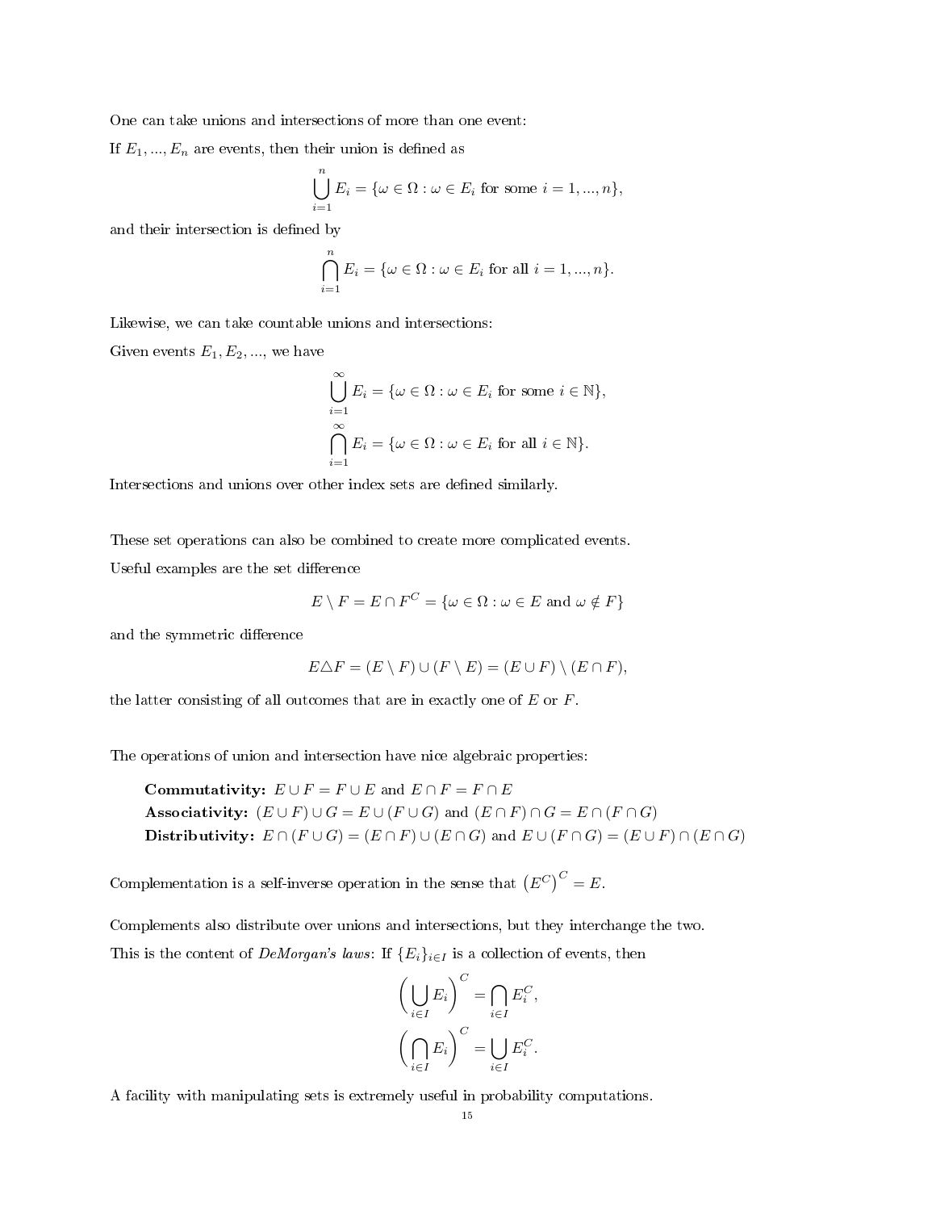One can take unions and intersections of more than one event:

If $E_1, ..., E_n$ are events, then their union is defined as

$$\bigcup_{i=1}^{n} E_i = \{\omega \in \Omega : \omega \in E_i \text{ for some } i = 1, ..., n\},$$

and their intersection is defined by

$$\bigcap_{i=1}^{n} E_i = \{\omega \in \Omega : \omega \in E_i \text{ for all } i = 1, ..., n\}.$$

Likewise, we can take countable unions and intersections:

Given events $E_1, E_2, ...$, we have

$$\bigcup_{i=1}^{\infty} E_i = \{\omega \in \Omega : \omega \in E_i \text{ for some } i \in \mathbb{N}\},$$
$$\bigcap_{i=1}^{\infty} E_i = \{\omega \in \Omega : \omega \in E_i \text{ for all } i \in \mathbb{N}\}.$$

Intersections and unions over other index sets are defined similarly.

These set operations can also be combined to create more complicated events.

Useful examples are the set difference

$$E \setminus F = E \cap F^C = \{\omega \in \Omega : \omega \in E \text{ and } \omega \notin F\}$$

and the symmetric difference

$$E \triangle F = (E \setminus F) \cup (F \setminus E) = (E \cup F) \setminus (E \cap F),$$

the latter consisting of all outcomes that are in exactly one of $E$ or $F$.

The operations of union and intersection have nice algebraic properties:

**Commutativity:** $E \cup F = F \cup E$ and $E \cap F = F \cap E$
**Associativity:** $(E \cup F) \cup G = E \cup (F \cup G)$ and $(E \cap F) \cap G = E \cap (F \cap G)$
**Distributivity:** $E \cap (F \cup G) = (E \cap F) \cup (E \cap G)$ and $E \cup (F \cap G) = (E \cup F) \cap (E \cap G)$

Complementation is a self-inverse operation in the sense that $\left(E^C\right)^C = E$.

Complements also distribute over unions and intersections, but they interchange the two.

This is the content of *DeMorgan's laws*: If $\{E_i\}_{i \in I}$ is a collection of events, then

$$\left(\bigcup_{i \in I} E_i\right)^C = \bigcap_{i \in I} E_i^C,$$
$$\left(\bigcap_{i \in I} E_i\right)^C = \bigcup_{i \in I} E_i^C.$$

A facility with manipulating sets is extremely useful in probability computations.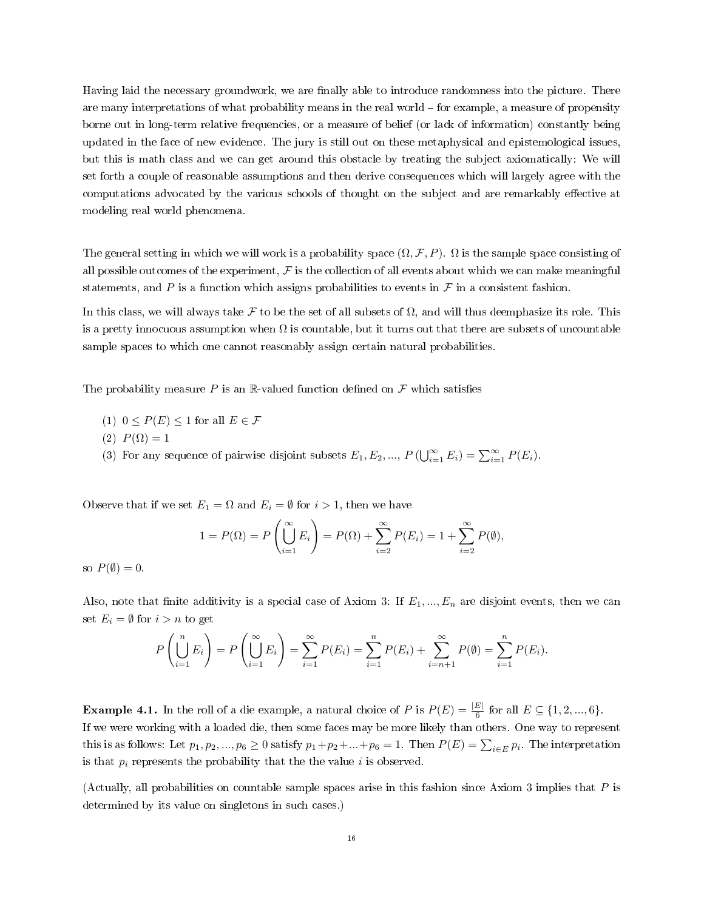Having laid the necessary groundwork, we are finally able to introduce randomness into the picture. There are many interpretations of what probability means in the real world – for example, a measure of propensity borne out in long-term relative frequencies, or a measure of belief (or lack of information) constantly being updated in the face of new evidence. The jury is still out on these metaphysical and epistemological issues, but this is math class and we can get around this obstacle by treating the subject axiomatically: We will set forth a couple of reasonable assumptions and then derive consequences which will largely agree with the computations advocated by the various schools of thought on the subject and are remarkably effective at modeling real world phenomena.

The general setting in which we will work is a probability space $(\Omega, \mathcal{F}, P)$. $\Omega$ is the sample space consisting of all possible outcomes of the experiment, $\mathcal{F}$ is the collection of all events about which we can make meaningful statements, and $P$ is a function which assigns probabilities to events in $\mathcal{F}$ in a consistent fashion.

In this class, we will always take $\mathcal{F}$ to be the set of all subsets of $\Omega$, and will thus deemphasize its role. This is a pretty innocuous assumption when $\Omega$ is countable, but it turns out that there are subsets of uncountable sample spaces to which one cannot reasonably assign certain natural probabilities.

The probability measure $P$ is an $\mathbb{R}$-valued function defined on $\mathcal{F}$ which satisfies

(1) $0 \leq P(E) \leq 1$ for all $E \in \mathcal{F}$
(2) $P(\Omega) = 1$
(3) For any sequence of pairwise disjoint subsets $E_1, E_2, \ldots$, $P\left(\bigcup_{i=1}^{\infty} E_i\right) = \sum_{i=1}^{\infty} P(E_i)$.

Observe that if we set $E_1 = \Omega$ and $E_i = \emptyset$ for $i > 1$, then we have

$$1 = P(\Omega) = P\left(\bigcup_{i=1}^{\infty} E_i\right) = P(\Omega) + \sum_{i=2}^{\infty} P(E_i) = 1 + \sum_{i=2}^{\infty} P(\emptyset),$$

so $P(\emptyset) = 0$.

Also, note that finite additivity is a special case of Axiom 3: If $E_1, \ldots, E_n$ are disjoint events, then we can set $E_i = \emptyset$ for $i > n$ to get

$$P\left(\bigcup_{i=1}^{n} E_i\right) = P\left(\bigcup_{i=1}^{\infty} E_i\right) = \sum_{i=1}^{\infty} P(E_i) = \sum_{i=1}^{n} P(E_i) + \sum_{i=n+1}^{\infty} P(\emptyset) = \sum_{i=1}^{n} P(E_i).$$

**Example 4.1.** In the roll of a die example, a natural choice of $P$ is $P(E) = \frac{|E|}{6}$ for all $E \subseteq \{1, 2, \ldots, 6\}$. If we were working with a loaded die, then some faces may be more likely than others. One way to represent this is as follows: Let $p_1, p_2, \ldots, p_6 \geq 0$ satisfy $p_1 + p_2 + \ldots + p_6 = 1$. Then $P(E) = \sum_{i \in E} p_i$. The interpretation is that $p_i$ represents the probability that the the value $i$ is observed.

(Actually, all probabilities on countable sample spaces arise in this fashion since Axiom 3 implies that $P$ is determined by its value on singletons in such cases.)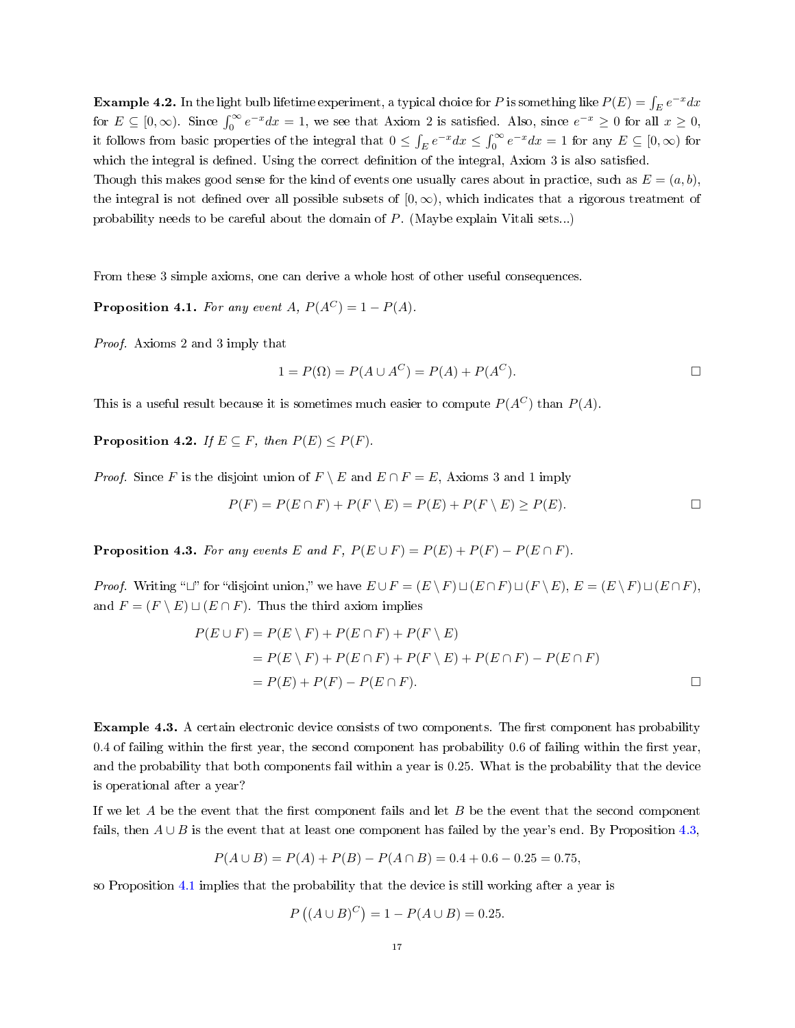**Example 4.2.** In the light bulb lifetime experiment, a typical choice for $P$ is something like $P(E) = \int_E e^{-x}dx$ for $E \subseteq [0, \infty)$. Since $\int_0^\infty e^{-x}dx = 1$, we see that Axiom 2 is satisfied. Also, since $e^{-x} \geq 0$ for all $x \geq 0$, it follows from basic properties of the integral that $0 \leq \int_E e^{-x}dx \leq \int_0^\infty e^{-x}dx = 1$ for any $E \subseteq [0, \infty)$ for which the integral is defined. Using the correct definition of the integral, Axiom 3 is also satisfied.

Though this makes good sense for the kind of events one usually cares about in practice, such as $E = (a, b)$, the integral is not defined over all possible subsets of $[0, \infty)$, which indicates that a rigorous treatment of probability needs to be careful about the domain of $P$. (Maybe explain Vitali sets...)

From these 3 simple axioms, one can derive a whole host of other useful consequences.

**Proposition 4.1.** *For any event $A$, $P(A^C) = 1 - P(A)$.*

*Proof.* Axioms 2 and 3 imply that

$$1 = P(\Omega) = P(A \cup A^C) = P(A) + P(A^C).$$

□

This is a useful result because it is sometimes much easier to compute $P(A^C)$ than $P(A)$.

**Proposition 4.2.** *If $E \subseteq F$, then $P(E) \leq P(F)$.*

*Proof.* Since $F$ is the disjoint union of $F \setminus E$ and $E \cap F = E$, Axioms 3 and 1 imply

$$P(F) = P(E \cap F) + P(F \setminus E) = P(E) + P(F \setminus E) \geq P(E).$$

□

**Proposition 4.3.** *For any events $E$ and $F$, $P(E \cup F) = P(E) + P(F) - P(E \cap F)$.*

*Proof.* Writing "$\sqcup$" for "disjoint union," we have $E \cup F = (E \setminus F) \sqcup (E \cap F) \sqcup (F \setminus E)$, $E = (E \setminus F) \sqcup (E \cap F)$, and $F = (F \setminus E) \sqcup (E \cap F)$. Thus the third axiom implies

$$\begin{aligned} P(E \cup F) &= P(E \setminus F) + P(E \cap F) + P(F \setminus E) \\ &= P(E \setminus F) + P(E \cap F) + P(F \setminus E) + P(E \cap F) - P(E \cap F) \\ &= P(E) + P(F) - P(E \cap F). \end{aligned}$$

□

**Example 4.3.** A certain electronic device consists of two components. The first component has probability 0.4 of failing within the first year, the second component has probability 0.6 of failing within the first year, and the probability that both components fail within a year is 0.25. What is the probability that the device is operational after a year?

If we let $A$ be the event that the first component fails and let $B$ be the event that the second component fails, then $A \cup B$ is the event that at least one component has failed by the year's end. By Proposition 4.3,

$$P(A \cup B) = P(A) + P(B) - P(A \cap B) = 0.4 + 0.6 - 0.25 = 0.75,$$

so Proposition 4.1 implies that the probability that the device is still working after a year is

$$P\left((A \cup B)^C\right) = 1 - P(A \cup B) = 0.25.$$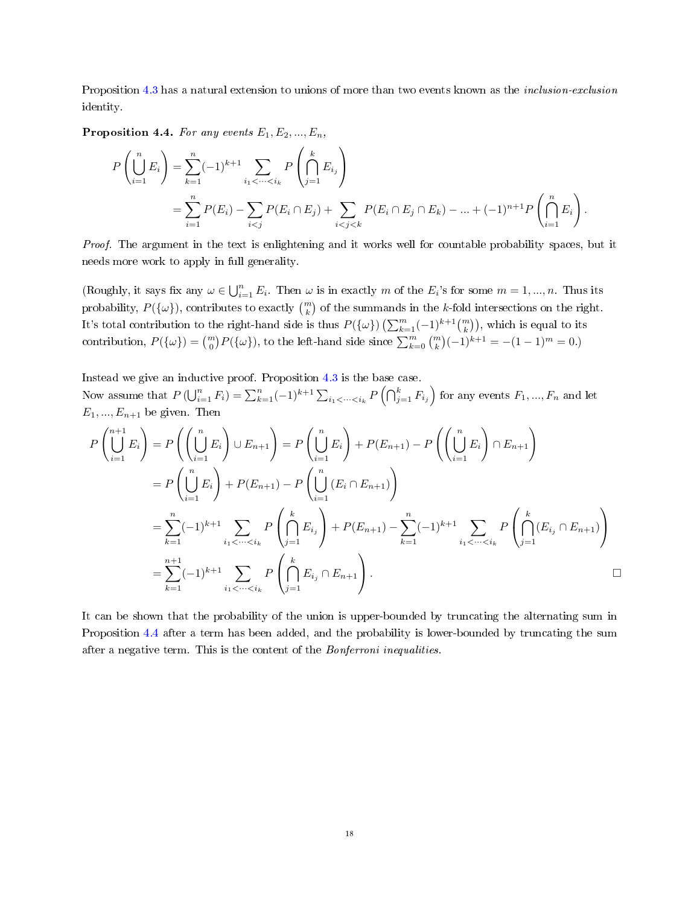Proposition 4.3 has a natural extension to unions of more than two events known as the *inclusion-exclusion* identity.

**Proposition 4.4.** *For any events $E_1, E_2, ..., E_n$,*

$$P\left(\bigcup_{i=1}^{n} E_i\right) = \sum_{k=1}^{n}(-1)^{k+1}\sum_{i_1<\cdots<i_k} P\left(\bigcap_{j=1}^{k} E_{i_j}\right)$$
$$= \sum_{i=1}^{n} P(E_i) - \sum_{i<j} P(E_i \cap E_j) + \sum_{i<j<k} P(E_i \cap E_j \cap E_k) - ... + (-1)^{n+1} P\left(\bigcap_{i=1}^{n} E_i\right).$$

*Proof.* The argument in the text is enlightening and it works well for countable probability spaces, but it needs more work to apply in full generality.

(Roughly, it says fix any $\omega \in \bigcup_{i=1}^{n} E_i$. Then $\omega$ is in exactly $m$ of the $E_i$'s for some $m = 1, ..., n$. Thus its probability, $P(\{\omega\})$, contributes to exactly $\binom{m}{k}$ of the summands in the $k$-fold intersections on the right. It's total contribution to the right-hand side is thus $P(\{\omega\})\left(\sum_{k=1}^{m}(-1)^{k+1}\binom{m}{k}\right)$, which is equal to its contribution, $P(\{\omega\}) = \binom{m}{0}P(\{\omega\})$, to the left-hand side since $\sum_{k=0}^{m}\binom{m}{k}(-1)^{k+1} = -(1-1)^m = 0$.)

Instead we give an inductive proof. Proposition 4.3 is the base case.
Now assume that $P\left(\bigcup_{i=1}^{n} F_i\right) = \sum_{k=1}^{n}(-1)^{k+1}\sum_{i_1<\cdots<i_k} P\left(\bigcap_{j=1}^{k} F_{i_j}\right)$ for any events $F_1, ..., F_n$ and let $E_1, ..., E_{n+1}$ be given. Then

$$P\left(\bigcup_{i=1}^{n+1} E_i\right) = P\left(\left(\bigcup_{i=1}^{n} E_i\right) \cup E_{n+1}\right) = P\left(\bigcup_{i=1}^{n} E_i\right) + P(E_{n+1}) - P\left(\left(\bigcup_{i=1}^{n} E_i\right) \cap E_{n+1}\right)$$
$$= P\left(\bigcup_{i=1}^{n} E_i\right) + P(E_{n+1}) - P\left(\bigcup_{i=1}^{n} (E_i \cap E_{n+1})\right)$$
$$= \sum_{k=1}^{n}(-1)^{k+1}\sum_{i_1<\cdots<i_k} P\left(\bigcap_{j=1}^{k} E_{i_j}\right) + P(E_{n+1}) - \sum_{k=1}^{n}(-1)^{k+1}\sum_{i_1<\cdots<i_k} P\left(\bigcap_{j=1}^{k} (E_{i_j} \cap E_{n+1})\right)$$
$$= \sum_{k=1}^{n+1}(-1)^{k+1}\sum_{i_1<\cdots<i_k} P\left(\bigcap_{j=1}^{k} E_{i_j} \cap E_{n+1}\right).$$

□

It can be shown that the probability of the union is upper-bounded by truncating the alternating sum in Proposition 4.4 after a term has been added, and the probability is lower-bounded by truncating the sum after a negative term. This is the content of the *Bonferroni inequalities*.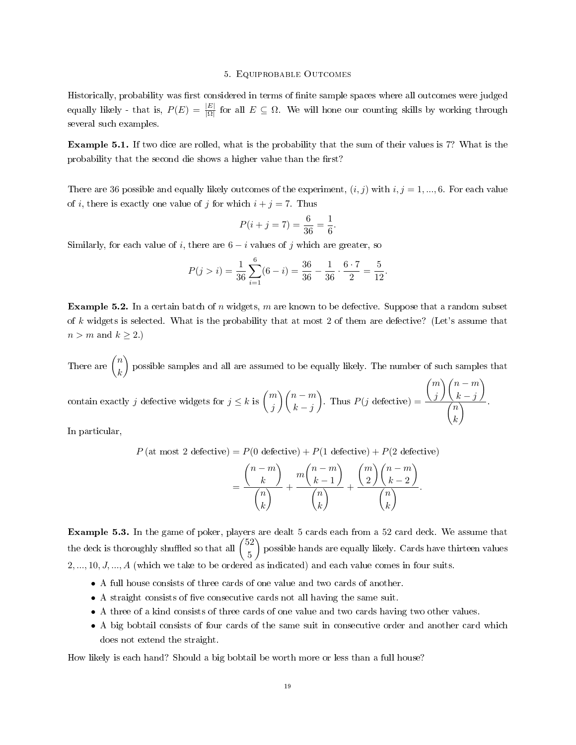## 5. Equiprobable Outcomes

Historically, probability was first considered in terms of finite sample spaces where all outcomes were judged equally likely - that is, $P(E) = \frac{|E|}{|\Omega|}$ for all $E \subseteq \Omega$. We will hone our counting skills by working through several such examples.

**Example 5.1.** If two dice are rolled, what is the probability that the sum of their values is 7? What is the probability that the second die shows a higher value than the first?

There are 36 possible and equally likely outcomes of the experiment, $(i, j)$ with $i, j = 1, ..., 6$. For each value of $i$, there is exactly one value of $j$ for which $i + j = 7$. Thus

$$P(i + j = 7) = \frac{6}{36} = \frac{1}{6}.$$

Similarly, for each value of $i$, there are $6 - i$ values of $j$ which are greater, so

$$P(j > i) = \frac{1}{36}\sum_{i=1}^{6}(6 - i) = \frac{36}{36} - \frac{1}{36} \cdot \frac{6 \cdot 7}{2} = \frac{5}{12}.$$

**Example 5.2.** In a certain batch of $n$ widgets, $m$ are known to be defective. Suppose that a random subset of $k$ widgets is selected. What is the probability that at most 2 of them are defective? (Let's assume that $n > m$ and $k \geq 2$.)

There are $\binom{n}{k}$ possible samples and all are assumed to be equally likely. The number of such samples that contain exactly $j$ defective widgets for $j \leq k$ is $\binom{m}{j}\binom{n-m}{k-j}$. Thus $P(j \text{ defective}) = \dfrac{\binom{m}{j}\binom{n-m}{k-j}}{\binom{n}{k}}$.

In particular,

$$\begin{aligned}
P(\text{at most 2 defective}) &= P(0 \text{ defective}) + P(1 \text{ defective}) + P(2 \text{ defective}) \\
&= \frac{\binom{n-m}{k}}{\binom{n}{k}} + \frac{m\binom{n-m}{k-1}}{\binom{n}{k}} + \frac{\binom{m}{2}\binom{n-m}{k-2}}{\binom{n}{k}}.
\end{aligned}$$

**Example 5.3.** In the game of poker, players are dealt 5 cards each from a 52 card deck. We assume that the deck is thoroughly shuffled so that all $\binom{52}{5}$ possible hands are equally likely. Cards have thirteen values $2, ..., 10, J, ..., A$ (which we take to be ordered as indicated) and each value comes in four suits.

- A full house consists of three cards of one value and two cards of another.
- A straight consists of five consecutive cards not all having the same suit.
- A three of a kind consists of three cards of one value and two cards having two other values.
- A big bobtail consists of four cards of the same suit in consecutive order and another card which does not extend the straight.

How likely is each hand? Should a big bobtail be worth more or less than a full house?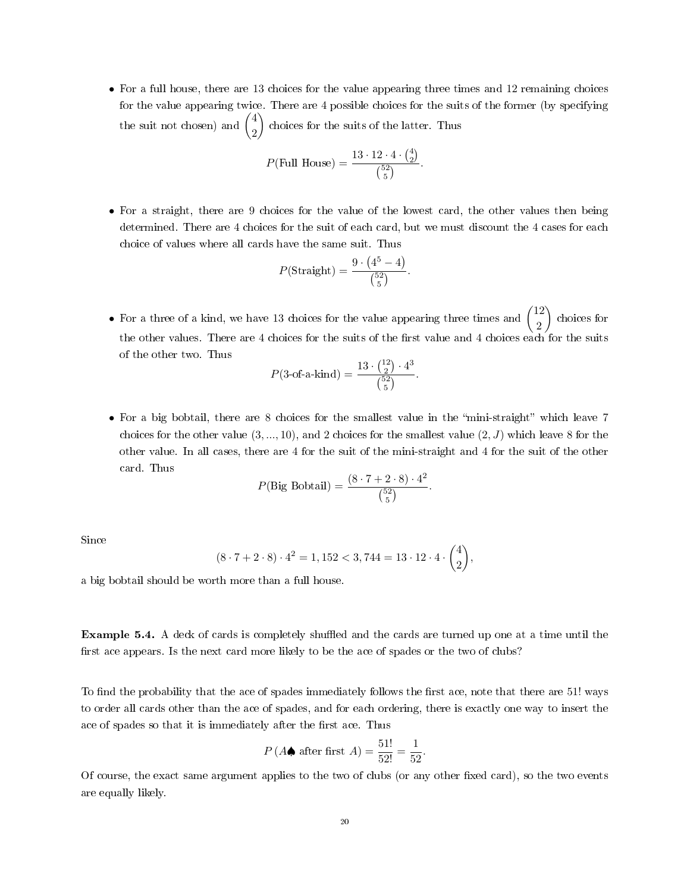- For a full house, there are 13 choices for the value appearing three times and 12 remaining choices for the value appearing twice. There are 4 possible choices for the suits of the former (by specifying the suit not chosen) and $\binom{4}{2}$ choices for the suits of the latter. Thus

$$P(\text{Full House}) = \frac{13 \cdot 12 \cdot 4 \cdot \binom{4}{2}}{\binom{52}{5}}.$$

- For a straight, there are 9 choices for the value of the lowest card, the other values then being determined. There are 4 choices for the suit of each card, but we must discount the 4 cases for each choice of values where all cards have the same suit. Thus

$$P(\text{Straight}) = \frac{9 \cdot \left(4^5 - 4\right)}{\binom{52}{5}}.$$

- For a three of a kind, we have 13 choices for the value appearing three times and $\binom{12}{2}$ choices for the other values. There are 4 choices for the suits of the first value and 4 choices each for the suits of the other two. Thus

$$P(\text{3-of-a-kind}) = \frac{13 \cdot \binom{12}{2} \cdot 4^3}{\binom{52}{5}}.$$

- For a big bobtail, there are 8 choices for the smallest value in the "mini-straight" which leave 7 choices for the other value $(3, ..., 10)$, and 2 choices for the smallest value $(2, J)$ which leave 8 for the other value. In all cases, there are 4 for the suit of the mini-straight and 4 for the suit of the other card. Thus

$$P(\text{Big Bobtail}) = \frac{(8 \cdot 7 + 2 \cdot 8) \cdot 4^2}{\binom{52}{5}}.$$

Since

$$(8 \cdot 7 + 2 \cdot 8) \cdot 4^2 = 1,152 < 3,744 = 13 \cdot 12 \cdot 4 \cdot \binom{4}{2},$$

a big bobtail should be worth more than a full house.

**Example 5.4.** A deck of cards is completely shuffled and the cards are turned up one at a time until the first ace appears. Is the next card more likely to be the ace of spades or the two of clubs?

To find the probability that the ace of spades immediately follows the first ace, note that there are 51! ways to order all cards other than the ace of spades, and for each ordering, there is exactly one way to insert the ace of spades so that it is immediately after the first ace. Thus

$$P\left(A\spadesuit \text{ after first } A\right) = \frac{51!}{52!} = \frac{1}{52}.$$

Of course, the exact same argument applies to the two of clubs (or any other fixed card), so the two events are equally likely.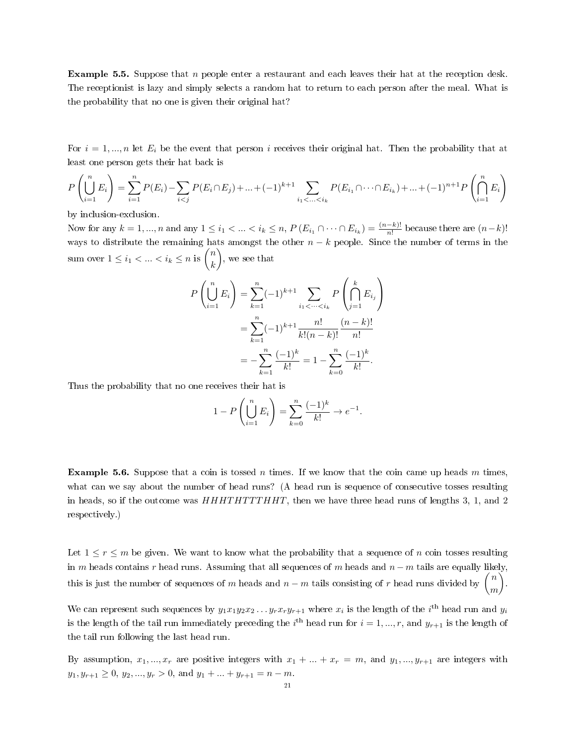**Example 5.5.** Suppose that $n$ people enter a restaurant and each leaves their hat at the reception desk. The receptionist is lazy and simply selects a random hat to return to each person after the meal. What is the probability that no one is given their original hat?

For $i = 1, ..., n$ let $E_i$ be the event that person $i$ receives their original hat. Then the probability that at least one person gets their hat back is

$$P\left(\bigcup_{i=1}^{n} E_i\right) = \sum_{i=1}^{n} P(E_i) - \sum_{i<j} P(E_i \cap E_j) + ... + (-1)^{k+1} \sum_{i_1 < ... < i_k} P(E_{i_1} \cap \cdots \cap E_{i_k}) + ... + (-1)^{n+1} P\left(\bigcap_{i=1}^{n} E_i\right)$$

by inclusion-exclusion.

Now for any $k = 1, ..., n$ and any $1 \le i_1 < ... < i_k \le n$, $P\left(E_{i_1} \cap \cdots \cap E_{i_k}\right) = \frac{(n-k)!}{n!}$ because there are $(n-k)!$ ways to distribute the remaining hats amongst the other $n - k$ people. Since the number of terms in the sum over $1 \le i_1 < ... < i_k \le n$ is $\binom{n}{k}$, we see that

$$\begin{aligned}
P\left(\bigcup_{i=1}^{n} E_i\right) &= \sum_{k=1}^{n} (-1)^{k+1} \sum_{i_1 < \cdots < i_k} P\left(\bigcap_{j=1}^{k} E_{i_j}\right) \\
&= \sum_{k=1}^{n} (-1)^{k+1} \frac{n!}{k!(n-k)!} \frac{(n-k)!}{n!} \\
&= -\sum_{k=1}^{n} \frac{(-1)^k}{k!} = 1 - \sum_{k=0}^{n} \frac{(-1)^k}{k!}.
\end{aligned}$$

Thus the probability that no one receives their hat is

$$1 - P\left(\bigcup_{i=1}^{n} E_i\right) = \sum_{k=0}^{n} \frac{(-1)^k}{k!} \to e^{-1}.$$

**Example 5.6.** Suppose that a coin is tossed $n$ times. If we know that the coin came up heads $m$ times, what can we say about the number of head runs? (A head run is sequence of consecutive tosses resulting in heads, so if the outcome was $HHHTHTTTHHT$, then we have three head runs of lengths 3, 1, and 2 respectively.)

Let $1 \le r \le m$ be given. We want to know what the probability that a sequence of $n$ coin tosses resulting in $m$ heads contains $r$ head runs. Assuming that all sequences of $m$ heads and $n - m$ tails are equally likely, this is just the number of sequences of $m$ heads and $n - m$ tails consisting of $r$ head runs divided by $\binom{n}{m}$.

We can represent such sequences by $y_1 x_1 y_2 x_2 \ldots y_r x_r y_{r+1}$ where $x_i$ is the length of the $i^{\text{th}}$ head run and $y_i$ is the length of the tail run immediately preceding the $i^{\text{th}}$ head run for $i = 1, ..., r$, and $y_{r+1}$ is the length of the tail run following the last head run.

By assumption, $x_1, ..., x_r$ are positive integers with $x_1 + ... + x_r = m$, and $y_1, ..., y_{r+1}$ are integers with $y_1, y_{r+1} \ge 0$, $y_2, ..., y_r > 0$, and $y_1 + ... + y_{r+1} = n - m$.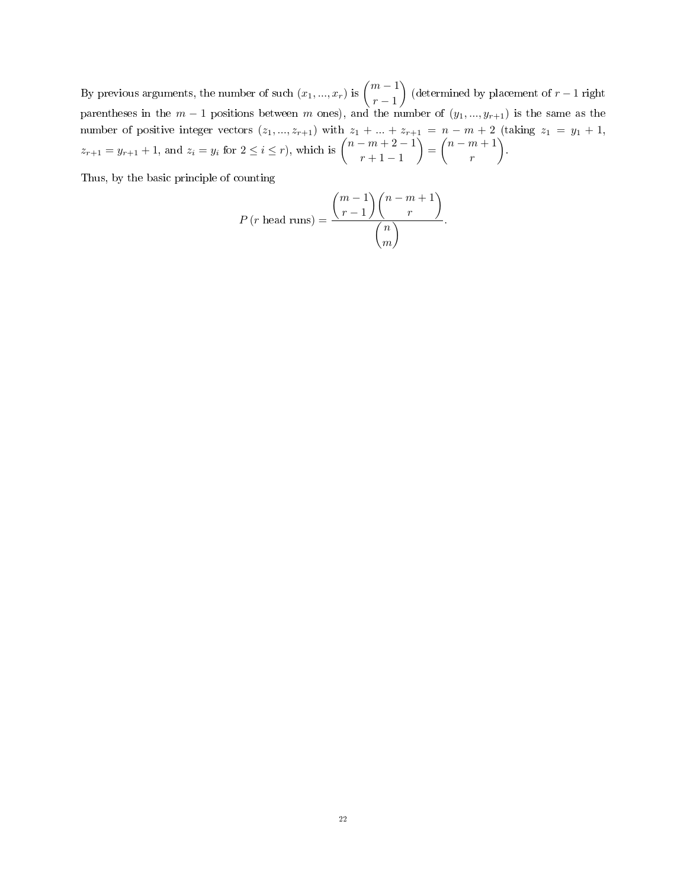By previous arguments, the number of such $(x_1, ..., x_r)$ is $\binom{m-1}{r-1}$ (determined by placement of $r-1$ right parentheses in the $m-1$ positions between $m$ ones), and the number of $(y_1, ..., y_{r+1})$ is the same as the number of positive integer vectors $(z_1, ..., z_{r+1})$ with $z_1 + ... + z_{r+1} = n - m + 2$ (taking $z_1 = y_1 + 1$, $z_{r+1} = y_{r+1} + 1$, and $z_i = y_i$ for $2 \leq i \leq r$), which is $\binom{n-m+2-1}{r+1-1} = \binom{n-m+1}{r}$.

Thus, by the basic principle of counting

$$P\left(r \text{ head runs}\right) = \frac{\binom{m-1}{r-1}\binom{n-m+1}{r}}{\binom{n}{m}}.$$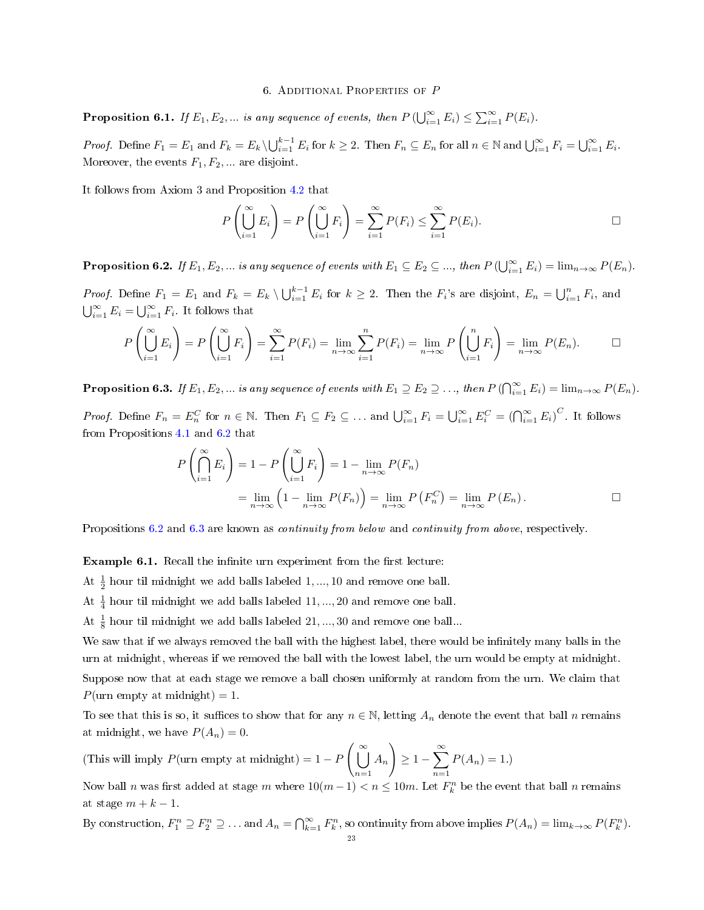## 6. Additional Properties of $P$

**Proposition 6.1.** *If $E_1, E_2, \ldots$ is any sequence of events, then $P\left(\bigcup_{i=1}^{\infty} E_i\right) \leq \sum_{i=1}^{\infty} P(E_i)$.*

*Proof.* Define $F_1 = E_1$ and $F_k = E_k \setminus \bigcup_{i=1}^{k-1} E_i$ for $k \geq 2$. Then $F_n \subseteq E_n$ for all $n \in \mathbb{N}$ and $\bigcup_{i=1}^{\infty} F_i = \bigcup_{i=1}^{\infty} E_i$. Moreover, the events $F_1, F_2, \ldots$ are disjoint.

It follows from Axiom 3 and Proposition 4.2 that

$$P\left(\bigcup_{i=1}^{\infty} E_i\right) = P\left(\bigcup_{i=1}^{\infty} F_i\right) = \sum_{i=1}^{\infty} P(F_i) \leq \sum_{i=1}^{\infty} P(E_i).$$

□

**Proposition 6.2.** *If $E_1, E_2, \ldots$ is any sequence of events with $E_1 \subseteq E_2 \subseteq \ldots$, then $P\left(\bigcup_{i=1}^{\infty} E_i\right) = \lim_{n\to\infty} P(E_n)$.*

*Proof.* Define $F_1 = E_1$ and $F_k = E_k \setminus \bigcup_{i=1}^{k-1} E_i$ for $k \geq 2$. Then the $F_i$'s are disjoint, $E_n = \bigcup_{i=1}^{n} F_i$, and $\bigcup_{i=1}^{\infty} E_i = \bigcup_{i=1}^{\infty} F_i$. It follows that

$$P\left(\bigcup_{i=1}^{\infty} E_i\right) = P\left(\bigcup_{i=1}^{\infty} F_i\right) = \sum_{i=1}^{\infty} P(F_i) = \lim_{n\to\infty} \sum_{i=1}^{n} P(F_i) = \lim_{n\to\infty} P\left(\bigcup_{i=1}^{n} F_i\right) = \lim_{n\to\infty} P(E_n).$$

□

**Proposition 6.3.** *If $E_1, E_2, \ldots$ is any sequence of events with $E_1 \supseteq E_2 \supseteq \ldots$, then $P\left(\bigcap_{i=1}^{\infty} E_i\right) = \lim_{n\to\infty} P(E_n)$.*

*Proof.* Define $F_n = E_n^C$ for $n \in \mathbb{N}$. Then $F_1 \subseteq F_2 \subseteq \ldots$ and $\bigcup_{i=1}^{\infty} F_i = \bigcup_{i=1}^{\infty} E_i^C = \left(\bigcap_{i=1}^{\infty} E_i\right)^C$. It follows from Propositions 4.1 and 6.2 that

$$\begin{aligned} P\left(\bigcap_{i=1}^{\infty} E_i\right) &= 1 - P\left(\bigcup_{i=1}^{\infty} F_i\right) = 1 - \lim_{n\to\infty} P(F_n) \\ &= \lim_{n\to\infty} \left(1 - \lim_{n\to\infty} P(F_n)\right) = \lim_{n\to\infty} P\left(F_n^C\right) = \lim_{n\to\infty} P\left(E_n\right). \end{aligned}$$

□

Propositions 6.2 and 6.3 are known as *continuity from below* and *continuity from above*, respectively.

**Example 6.1.** Recall the infinite urn experiment from the first lecture:

At $\frac{1}{2}$ hour til midnight we add balls labeled $1, \ldots, 10$ and remove one ball.

At $\frac{1}{4}$ hour til midnight we add balls labeled $11, \ldots, 20$ and remove one ball.

At $\frac{1}{8}$ hour til midnight we add balls labeled $21, \ldots, 30$ and remove one ball...

We saw that if we always removed the ball with the highest label, there would be infinitely many balls in the urn at midnight, whereas if we removed the ball with the lowest label, the urn would be empty at midnight.

Suppose now that at each stage we remove a ball chosen uniformly at random from the urn. We claim that $P(\text{urn empty at midnight}) = 1$.

To see that this is so, it suffices to show that for any $n \in \mathbb{N}$, letting $A_n$ denote the event that ball $n$ remains at midnight, we have $P(A_n) = 0$.

(This will imply $P(\text{urn empty at midnight}) = 1 - P\left(\bigcup_{n=1}^{\infty} A_n\right) \geq 1 - \sum_{n=1}^{\infty} P(A_n) = 1$.)

Now ball $n$ was first added at stage $m$ where $10(m-1) < n \leq 10m$. Let $F_k^n$ be the event that ball $n$ remains at stage $m + k - 1$.

By construction, $F_1^n \supseteq F_2^n \supseteq \ldots$ and $A_n = \bigcap_{k=1}^{\infty} F_k^n$, so continuity from above implies $P(A_n) = \lim_{k\to\infty} P(F_k^n)$.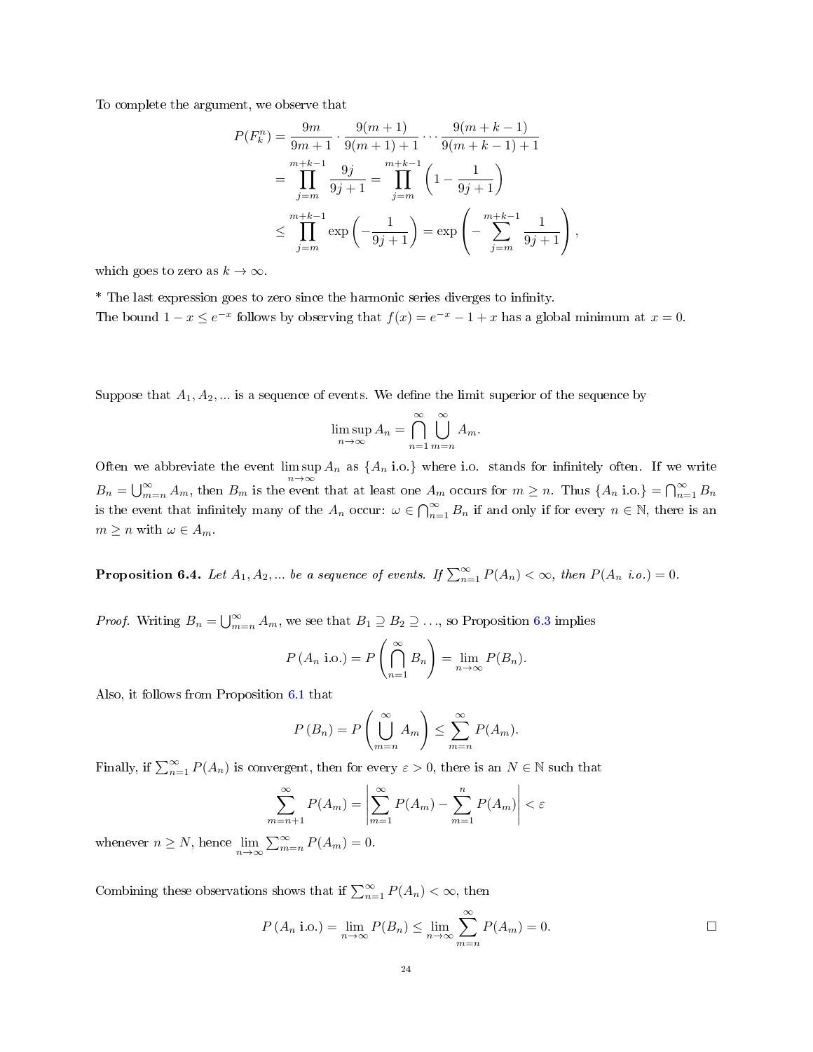To complete the argument, we observe that

$$
\begin{aligned}
P(F_k^n) &= \frac{9m}{9m+1} \cdot \frac{9(m+1)}{9(m+1)+1} \cdots \frac{9(m+k-1)}{9(m+k-1)+1} \\
&= \prod_{j=m}^{m+k-1} \frac{9j}{9j+1} = \prod_{j=m}^{m+k-1} \left(1 - \frac{1}{9j+1}\right) \\
&\leq \prod_{j=m}^{m+k-1} \exp\left(-\frac{1}{9j+1}\right) = \exp\left(-\sum_{j=m}^{m+k-1} \frac{1}{9j+1}\right),
\end{aligned}
$$

which goes to zero as $k \to \infty$.

* The last expression goes to zero since the harmonic series diverges to infinity.
The bound $1 - x \leq e^{-x}$ follows by observing that $f(x) = e^{-x} - 1 + x$ has a global minimum at $x = 0$.

Suppose that $A_1, A_2, \ldots$ is a sequence of events. We define the limit superior of the sequence by

$$
\limsup_{n\to\infty} A_n = \bigcap_{n=1}^{\infty} \bigcup_{m=n}^{\infty} A_m.
$$

Often we abbreviate the event $\limsup_{n\to\infty} A_n$ as $\{A_n \text{ i.o.}\}$ where i.o. stands for infinitely often. If we write $B_n = \bigcup_{m=n}^{\infty} A_m$, then $B_m$ is the event that at least one $A_m$ occurs for $m \geq n$. Thus $\{A_n \text{ i.o.}\} = \bigcap_{n=1}^{\infty} B_n$ is the event that infinitely many of the $A_n$ occur: $\omega \in \bigcap_{n=1}^{\infty} B_n$ if and only if for every $n \in \mathbb{N}$, there is an $m \geq n$ with $\omega \in A_m$.

**Proposition 6.4.** *Let $A_1, A_2, \ldots$ be a sequence of events. If $\sum_{n=1}^{\infty} P(A_n) < \infty$, then $P(A_n \text{ i.o.}) = 0$.*

*Proof.* Writing $B_n = \bigcup_{m=n}^{\infty} A_m$, we see that $B_1 \supseteq B_2 \supseteq \ldots$, so Proposition 6.3 implies

$$
P(A_n \text{ i.o.}) = P\left(\bigcap_{n=1}^{\infty} B_n\right) = \lim_{n\to\infty} P(B_n).
$$

Also, it follows from Proposition 6.1 that

$$
P(B_n) = P\left(\bigcup_{m=n}^{\infty} A_m\right) \leq \sum_{m=n}^{\infty} P(A_m).
$$

Finally, if $\sum_{n=1}^{\infty} P(A_n)$ is convergent, then for every $\varepsilon > 0$, there is an $N \in \mathbb{N}$ such that

$$
\sum_{m=n+1}^{\infty} P(A_m) = \left| \sum_{m=1}^{\infty} P(A_m) - \sum_{m=1}^{n} P(A_m) \right| < \varepsilon
$$

whenever $n \geq N$, hence $\lim_{n\to\infty} \sum_{m=n}^{\infty} P(A_m) = 0$.

Combining these observations shows that if $\sum_{n=1}^{\infty} P(A_n) < \infty$, then

$$
P(A_n \text{ i.o.}) = \lim_{n\to\infty} P(B_n) \leq \lim_{n\to\infty} \sum_{m=n}^{\infty} P(A_m) = 0.
$$

□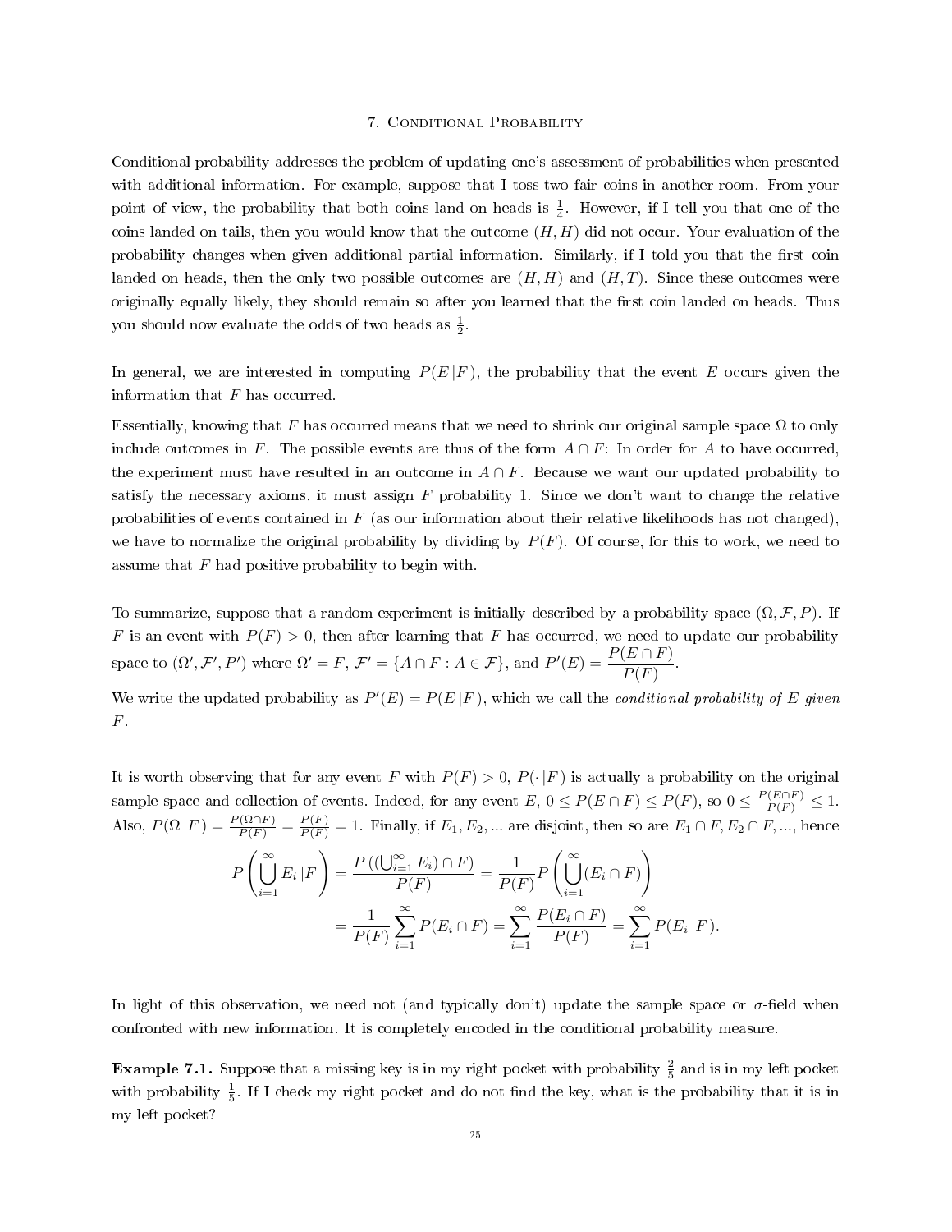# 7. Conditional Probability

Conditional probability addresses the problem of updating one's assessment of probabilities when presented with additional information. For example, suppose that I toss two fair coins in another room. From your point of view, the probability that both coins land on heads is $\frac{1}{4}$. However, if I tell you that one of the coins landed on tails, then you would know that the outcome $(H, H)$ did not occur. Your evaluation of the probability changes when given additional partial information. Similarly, if I told you that the first coin landed on heads, then the only two possible outcomes are $(H, H)$ and $(H, T)$. Since these outcomes were originally equally likely, they should remain so after you learned that the first coin landed on heads. Thus you should now evaluate the odds of two heads as $\frac{1}{2}$.

In general, we are interested in computing $P(E\,|F)$, the probability that the event $E$ occurs given the information that $F$ has occurred.

Essentially, knowing that $F$ has occurred means that we need to shrink our original sample space $\Omega$ to only include outcomes in $F$. The possible events are thus of the form $A \cap F$: In order for $A$ to have occurred, the experiment must have resulted in an outcome in $A \cap F$. Because we want our updated probability to satisfy the necessary axioms, it must assign $F$ probability 1. Since we don't want to change the relative probabilities of events contained in $F$ (as our information about their relative likelihoods has not changed), we have to normalize the original probability by dividing by $P(F)$. Of course, for this to work, we need to assume that $F$ had positive probability to begin with.

To summarize, suppose that a random experiment is initially described by a probability space $(\Omega, \mathcal{F}, P)$. If $F$ is an event with $P(F) > 0$, then after learning that $F$ has occurred, we need to update our probability space to $(\Omega', \mathcal{F}', P')$ where $\Omega' = F$, $\mathcal{F}' = \{A \cap F : A \in \mathcal{F}\}$, and $P'(E) = \dfrac{P(E \cap F)}{P(F)}$.

We write the updated probability as $P'(E) = P(E\,|F)$, which we call the *conditional probability of $E$ given $F$*.

It is worth observing that for any event $F$ with $P(F) > 0$, $P(\cdot\,|F)$ is actually a probability on the original sample space and collection of events. Indeed, for any event $E$, $0 \leq P(E \cap F) \leq P(F)$, so $0 \leq \frac{P(E \cap F)}{P(F)} \leq 1$. Also, $P(\Omega\,|F) = \frac{P(\Omega \cap F)}{P(F)} = \frac{P(F)}{P(F)} = 1$. Finally, if $E_1, E_2, \ldots$ are disjoint, then so are $E_1 \cap F, E_2 \cap F, \ldots$, hence

$$
\begin{aligned}
P\left(\bigcup_{i=1}^{\infty} E_i\,|F\right) &= \frac{P\left(\left(\bigcup_{i=1}^{\infty} E_i\right) \cap F\right)}{P(F)} = \frac{1}{P(F)} P\left(\bigcup_{i=1}^{\infty} (E_i \cap F)\right) \\
&= \frac{1}{P(F)} \sum_{i=1}^{\infty} P(E_i \cap F) = \sum_{i=1}^{\infty} \frac{P(E_i \cap F)}{P(F)} = \sum_{i=1}^{\infty} P(E_i\,|F).
\end{aligned}
$$

In light of this observation, we need not (and typically don't) update the sample space or $\sigma$-field when confronted with new information. It is completely encoded in the conditional probability measure.

**Example 7.1.** Suppose that a missing key is in my right pocket with probability $\frac{2}{5}$ and is in my left pocket with probability $\frac{1}{5}$. If I check my right pocket and do not find the key, what is the probability that it is in my left pocket?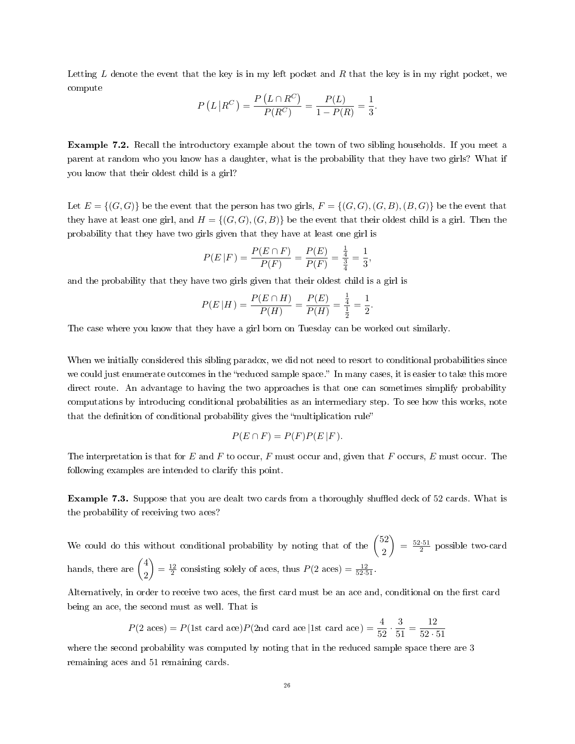Letting $L$ denote the event that the key is in my left pocket and $R$ that the key is in my right pocket, we compute

$$P\left(L\,\middle|\,R^C\right) = \frac{P\left(L \cap R^C\right)}{P(R^C)} = \frac{P(L)}{1 - P(R)} = \frac{1}{3}.$$

**Example 7.2.** Recall the introductory example about the town of two sibling households. If you meet a parent at random who you know has a daughter, what is the probability that they have two girls? What if you know that their oldest child is a girl?

Let $E = \{(G, G)\}$ be the event that the person has two girls, $F = \{(G, G), (G, B), (B, G)\}$ be the event that they have at least one girl, and $H = \{(G, G), (G, B)\}$ be the event that their oldest child is a girl. Then the probability that they have two girls given that they have at least one girl is

$$P(E\,|F\,) = \frac{P(E \cap F)}{P(F)} = \frac{P(E)}{P(F)} = \frac{\frac{1}{4}}{\frac{3}{4}} = \frac{1}{3},$$

and the probability that they have two girls given that their oldest child is a girl is

$$P(E\,|H\,) = \frac{P(E \cap H)}{P(H)} = \frac{P(E)}{P(H)} = \frac{\frac{1}{4}}{\frac{1}{2}} = \frac{1}{2}.$$

The case where you know that they have a girl born on Tuesday can be worked out similarly.

When we initially considered this sibling paradox, we did not need to resort to conditional probabilities since we could just enumerate outcomes in the "reduced sample space." In many cases, it is easier to take this more direct route. An advantage to having the two approaches is that one can sometimes simplify probability computations by introducing conditional probabilities as an intermediary step. To see how this works, note that the definition of conditional probability gives the "multiplication rule"

$$P(E \cap F) = P(F)P(E\,|F\,).$$

The interpretation is that for $E$ and $F$ to occur, $F$ must occur and, given that $F$ occurs, $E$ must occur. The following examples are intended to clarify this point.

**Example 7.3.** Suppose that you are dealt two cards from a thoroughly shuffled deck of 52 cards. What is the probability of receiving two aces?

We could do this without conditional probability by noting that of the $\binom{52}{2} = \frac{52 \cdot 51}{2}$ possible two-card hands, there are $\binom{4}{2} = \frac{12}{2}$ consisting solely of aces, thus $P(2 \text{ aces}) = \frac{12}{52 \cdot 51}$.

Alternatively, in order to receive two aces, the first card must be an ace and, conditional on the first card being an ace, the second must as well. That is

$$P(2 \text{ aces}) = P(\text{1st card ace})P(\text{2nd card ace}\,|\text{1st card ace}\,) = \frac{4}{52} \cdot \frac{3}{51} = \frac{12}{52 \cdot 51}$$

where the second probability was computed by noting that in the reduced sample space there are 3 remaining aces and 51 remaining cards.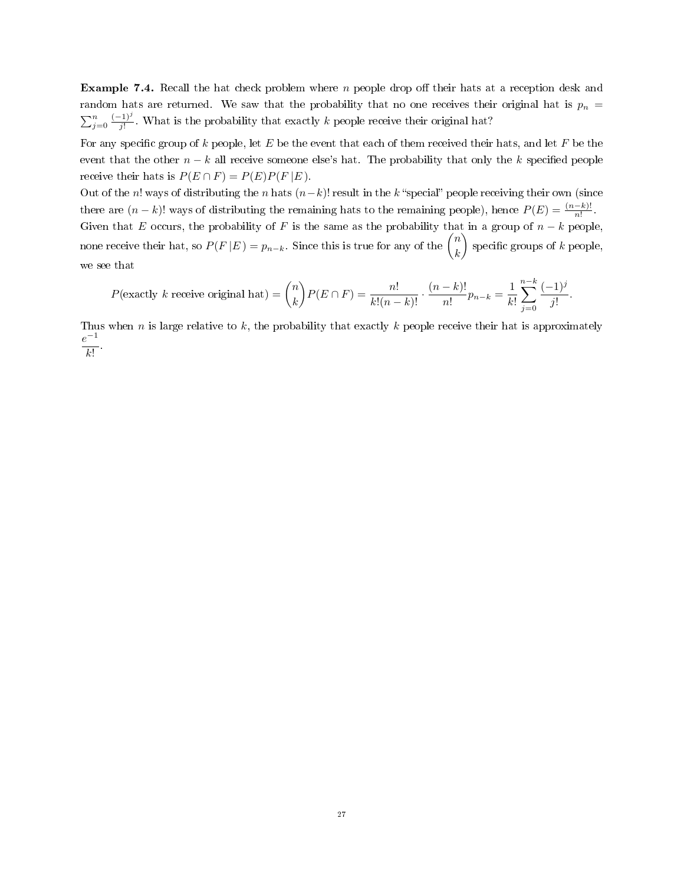**Example 7.4.** Recall the hat check problem where $n$ people drop off their hats at a reception desk and random hats are returned. We saw that the probability that no one receives their original hat is $p_n = \sum_{j=0}^{n} \frac{(-1)^j}{j!}$. What is the probability that exactly $k$ people receive their original hat?

For any specific group of $k$ people, let $E$ be the event that each of them received their hats, and let $F$ be the event that the other $n-k$ all receive someone else's hat. The probability that only the $k$ specified people receive their hats is $P(E \cap F) = P(E)P(F\,|\,E)$.

Out of the $n!$ ways of distributing the $n$ hats $(n-k)!$ result in the $k$ "special" people receiving their own (since there are $(n-k)!$ ways of distributing the remaining hats to the remaining people), hence $P(E) = \frac{(n-k)!}{n!}$. Given that $E$ occurs, the probability of $F$ is the same as the probability that in a group of $n-k$ people, none receive their hat, so $P(F\,|\,E) = p_{n-k}$. Since this is true for any of the $\binom{n}{k}$ specific groups of $k$ people, we see that

$$P(\text{exactly } k \text{ receive original hat}) = \binom{n}{k} P(E \cap F) = \frac{n!}{k!(n-k)!} \cdot \frac{(n-k)!}{n!} p_{n-k} = \frac{1}{k!} \sum_{j=0}^{n-k} \frac{(-1)^j}{j!}.$$

Thus when $n$ is large relative to $k$, the probability that exactly $k$ people receive their hat is approximately $\frac{e^{-1}}{k!}$.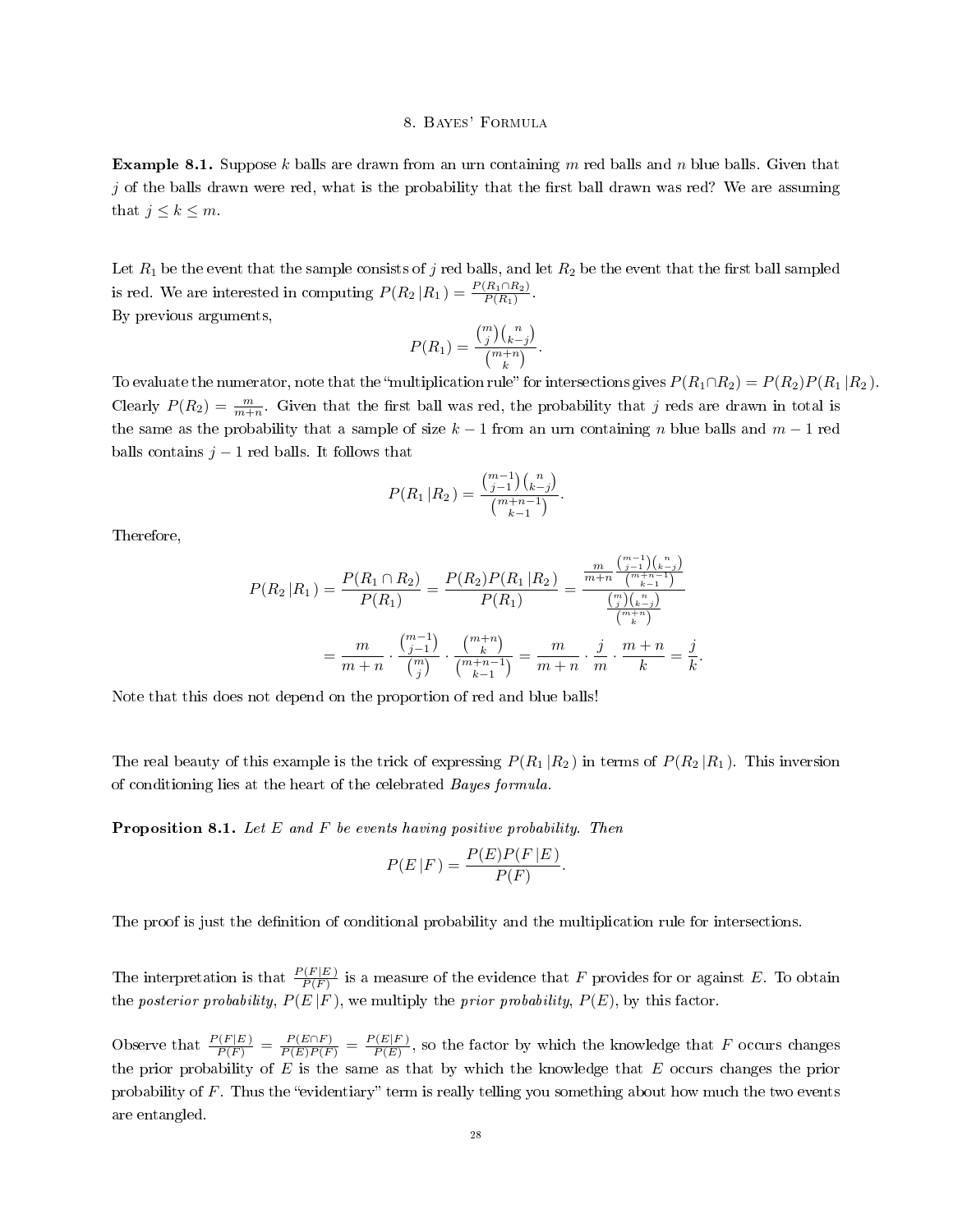# 8. Bayes' Formula

**Example 8.1.** Suppose $k$ balls are drawn from an urn containing $m$ red balls and $n$ blue balls. Given that $j$ of the balls drawn were red, what is the probability that the first ball drawn was red? We are assuming that $j \le k \le m$.

Let $R_1$ be the event that the sample consists of $j$ red balls, and let $R_2$ be the event that the first ball sampled is red. We are interested in computing $P(R_2 \,|\, R_1) = \frac{P(R_1 \cap R_2)}{P(R_1)}$.

By previous arguments,

$$P(R_1) = \frac{\binom{m}{j}\binom{n}{k-j}}{\binom{m+n}{k}}.$$

To evaluate the numerator, note that the "multiplication rule" for intersections gives $P(R_1 \cap R_2) = P(R_2)P(R_1 \,|\, R_2)$. Clearly $P(R_2) = \frac{m}{m+n}$. Given that the first ball was red, the probability that $j$ reds are drawn in total is the same as the probability that a sample of size $k-1$ from an urn containing $n$ blue balls and $m-1$ red balls contains $j-1$ red balls. It follows that

$$P(R_1 \,|\, R_2) = \frac{\binom{m-1}{j-1}\binom{n}{k-j}}{\binom{m+n-1}{k-1}}.$$

Therefore,

$$\begin{aligned}
P(R_2 \,|\, R_1) &= \frac{P(R_1 \cap R_2)}{P(R_1)} = \frac{P(R_2)P(R_1 \,|\, R_2)}{P(R_1)} = \frac{\frac{m}{m+n} \frac{\binom{m-1}{j-1}\binom{n}{k-j}}{\binom{m+n-1}{k-1}}}{\frac{\binom{m}{j}\binom{n}{k-j}}{\binom{m+n}{k}}} \\
&= \frac{m}{m+n} \cdot \frac{\binom{m-1}{j-1}}{\binom{m}{j}} \cdot \frac{\binom{m+n}{k}}{\binom{m+n-1}{k-1}} = \frac{m}{m+n} \cdot \frac{j}{m} \cdot \frac{m+n}{k} = \frac{j}{k}.
\end{aligned}$$

Note that this does not depend on the proportion of red and blue balls!

The real beauty of this example is the trick of expressing $P(R_1 \,|\, R_2)$ in terms of $P(R_2 \,|\, R_1)$. This inversion of conditioning lies at the heart of the celebrated *Bayes formula*.

**Proposition 8.1.** *Let $E$ and $F$ be events having positive probability. Then*

$$P(E \,|\, F) = \frac{P(E)P(F \,|\, E)}{P(F)}.$$

The proof is just the definition of conditional probability and the multiplication rule for intersections.

The interpretation is that $\frac{P(F|E)}{P(F)}$ is a measure of the evidence that $F$ provides for or against $E$. To obtain the *posterior probability*, $P(E \,|\, F)$, we multiply the *prior probability*, $P(E)$, by this factor.

Observe that $\frac{P(F|E)}{P(F)} = \frac{P(E \cap F)}{P(E)P(F)} = \frac{P(E|F)}{P(E)}$, so the factor by which the knowledge that $F$ occurs changes the prior probability of $E$ is the same as that by which the knowledge that $E$ occurs changes the prior probability of $F$. Thus the "evidentiary" term is really telling you something about how much the two events are entangled.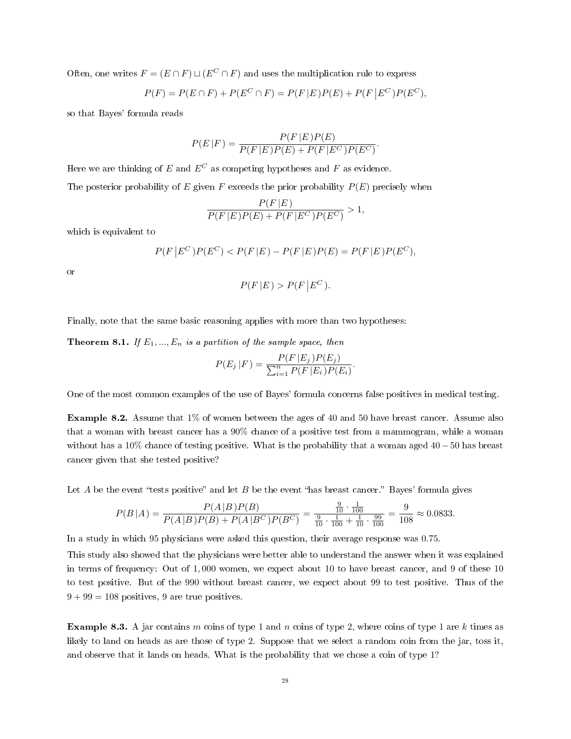Often, one writes $F = (E \cap F) \sqcup (E^C \cap F)$ and uses the multiplication rule to express

$$P(F) = P(E \cap F) + P(E^C \cap F) = P(F \,|E\,)P(E) + P(F \,\big|E^C\,)P(E^C),$$

so that Bayes' formula reads

$$P(E \,|F\,) = \frac{P(F \,|E\,)P(E)}{P(F \,|E\,)P(E) + P(F \,|E^C\,)P(E^C)}.$$

Here we are thinking of $E$ and $E^C$ as competing hypotheses and $F$ as evidence.

The posterior probability of $E$ given $F$ exceeds the prior probability $P(E)$ precisely when

$$\frac{P(F \,|E\,)}{P(F \,|E\,)P(E) + P(F \,|E^C\,)P(E^C)} > 1,$$

which is equivalent to

$$P(F \,\big|E^C\,)P(E^C) < P(F \,|E\,) - P(F \,|E\,)P(E) = P(F \,|E\,)P(E^C),$$

or

$$P(F \,|E\,) > P(F \,\big|E^C\,).$$

Finally, note that the same basic reasoning applies with more than two hypotheses:

**Theorem 8.1.** *If $E_1, ..., E_n$ is a partition of the sample space, then*

$$P(E_j \,|F\,) = \frac{P(F \,|E_j\,)P(E_j)}{\sum_{i=1}^{n} P(F \,|E_i\,)P(E_i)}.$$

One of the most common examples of the use of Bayes' formula concerns false positives in medical testing.

**Example 8.2.** Assume that 1% of women between the ages of 40 and 50 have breast cancer. Assume also that a woman with breast cancer has a 90% chance of a positive test from a mammogram, while a woman without has a 10% chance of testing positive. What is the probability that a woman aged $40-50$ has breast cancer given that she tested positive?

Let $A$ be the event "tests positive" and let $B$ be the event "has breast cancer." Bayes' formula gives

$$P(B \,|A\,) = \frac{P(A \,|B\,)P(B)}{P(A \,|B\,)P(B) + P(A \,|B^C\,)P(B^C)} = \frac{\frac{9}{10} \cdot \frac{1}{100}}{\frac{9}{10} \cdot \frac{1}{100} + \frac{1}{10} \cdot \frac{99}{100}} = \frac{9}{108} \approx 0.0833.$$

In a study in which 95 physicians were asked this question, their average response was 0.75.

This study also showed that the physicians were better able to understand the answer when it was explained in terms of frequency: Out of 1,000 women, we expect about 10 to have breast cancer, and 9 of these 10 to test positive. But of the 990 without breast cancer, we expect about 99 to test positive. Thus of the $9 + 99 = 108$ positives, 9 are true positives.

**Example 8.3.** A jar contains $m$ coins of type 1 and $n$ coins of type 2, where coins of type 1 are $k$ times as likely to land on heads as are those of type 2. Suppose that we select a random coin from the jar, toss it, and observe that it lands on heads. What is the probability that we chose a coin of type 1?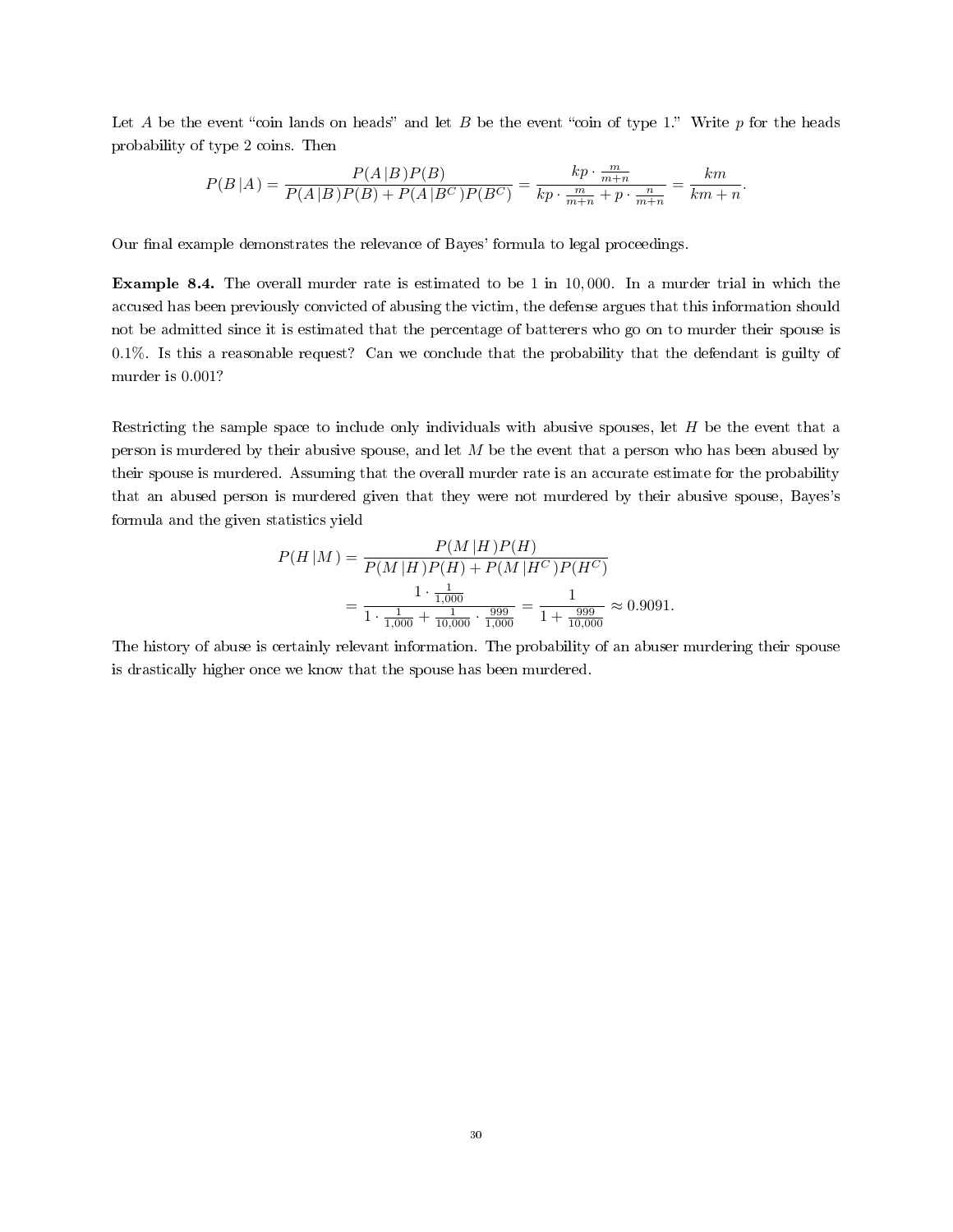Let $A$ be the event "coin lands on heads" and let $B$ be the event "coin of type 1." Write $p$ for the heads probability of type 2 coins. Then

$$P(B\,|\,A) = \frac{P(A\,|\,B)P(B)}{P(A\,|\,B)P(B) + P(A\,|\,B^C)P(B^C)} = \frac{kp \cdot \frac{m}{m+n}}{kp \cdot \frac{m}{m+n} + p \cdot \frac{n}{m+n}} = \frac{km}{km+n}.$$

Our final example demonstrates the relevance of Bayes' formula to legal proceedings.

**Example 8.4.** The overall murder rate is estimated to be 1 in 10,000. In a murder trial in which the accused has been previously convicted of abusing the victim, the defense argues that this information should not be admitted since it is estimated that the percentage of batterers who go on to murder their spouse is 0.1%. Is this a reasonable request? Can we conclude that the probability that the defendant is guilty of murder is 0.001?

Restricting the sample space to include only individuals with abusive spouses, let $H$ be the event that a person is murdered by their abusive spouse, and let $M$ be the event that a person who has been abused by their spouse is murdered. Assuming that the overall murder rate is an accurate estimate for the probability that an abused person is murdered given that they were not murdered by their abusive spouse, Bayes's formula and the given statistics yield

$$\begin{aligned}
P(H\,|\,M) &= \frac{P(M\,|\,H)P(H)}{P(M\,|\,H)P(H) + P(M\,|\,H^C)P(H^C)} \\
&= \frac{1 \cdot \frac{1}{1,000}}{1 \cdot \frac{1}{1,000} + \frac{1}{10,000} \cdot \frac{999}{1,000}} = \frac{1}{1 + \frac{999}{10,000}} \approx 0.9091.
\end{aligned}$$

The history of abuse is certainly relevant information. The probability of an abuser murdering their spouse is drastically higher once we know that the spouse has been murdered.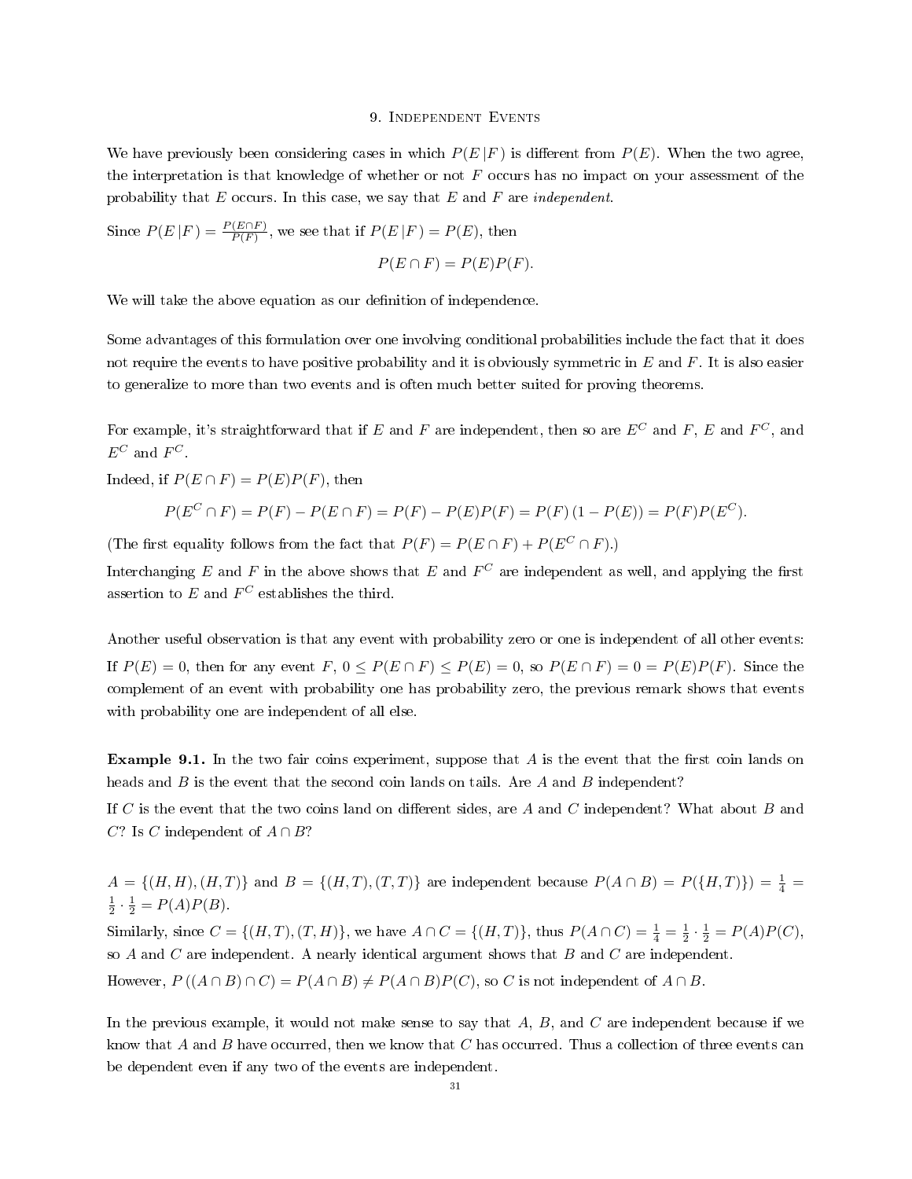# 9. Independent Events

We have previously been considering cases in which $P(E\,|F)$ is different from $P(E)$. When the two agree, the interpretation is that knowledge of whether or not $F$ occurs has no impact on your assessment of the probability that $E$ occurs. In this case, we say that $E$ and $F$ are *independent*.

Since $P(E\,|F) = \frac{P(E\cap F)}{P(F)}$, we see that if $P(E\,|F) = P(E)$, then

$$P(E \cap F) = P(E)P(F).$$

We will take the above equation as our definition of independence.

Some advantages of this formulation over one involving conditional probabilities include the fact that it does not require the events to have positive probability and it is obviously symmetric in $E$ and $F$. It is also easier to generalize to more than two events and is often much better suited for proving theorems.

For example, it's straightforward that if $E$ and $F$ are independent, then so are $E^C$ and $F$, $E$ and $F^C$, and $E^C$ and $F^C$.

Indeed, if $P(E \cap F) = P(E)P(F)$, then

$$P(E^C \cap F) = P(F) - P(E \cap F) = P(F) - P(E)P(F) = P(F)\left(1 - P(E)\right) = P(F)P(E^C).$$

(The first equality follows from the fact that $P(F) = P(E \cap F) + P(E^C \cap F)$.)

Interchanging $E$ and $F$ in the above shows that $E$ and $F^C$ are independent as well, and applying the first assertion to $E$ and $F^C$ establishes the third.

Another useful observation is that any event with probability zero or one is independent of all other events: If $P(E) = 0$, then for any event $F$, $0 \leq P(E \cap F) \leq P(E) = 0$, so $P(E \cap F) = 0 = P(E)P(F)$. Since the complement of an event with probability one has probability zero, the previous remark shows that events with probability one are independent of all else.

**Example 9.1.** In the two fair coins experiment, suppose that $A$ is the event that the first coin lands on heads and $B$ is the event that the second coin lands on tails. Are $A$ and $B$ independent?

If $C$ is the event that the two coins land on different sides, are $A$ and $C$ independent? What about $B$ and $C$? Is $C$ independent of $A \cap B$?

$A = \{(H,H),(H,T)\}$ and $B = \{(H,T),(T,T)\}$ are independent because $P(A \cap B) = P(\{H,T)\}) = \frac{1}{4} = \frac{1}{2} \cdot \frac{1}{2} = P(A)P(B)$.

Similarly, since $C = \{(H,T),(T,H)\}$, we have $A \cap C = \{(H,T)\}$, thus $P(A \cap C) = \frac{1}{4} = \frac{1}{2} \cdot \frac{1}{2} = P(A)P(C)$, so $A$ and $C$ are independent. A nearly identical argument shows that $B$ and $C$ are independent.

However, $P\left((A \cap B) \cap C\right) = P(A \cap B) \neq P(A \cap B)P(C)$, so $C$ is not independent of $A \cap B$.

In the previous example, it would not make sense to say that $A$, $B$, and $C$ are independent because if we know that $A$ and $B$ have occurred, then we know that $C$ has occurred. Thus a collection of three events can be dependent even if any two of the events are independent.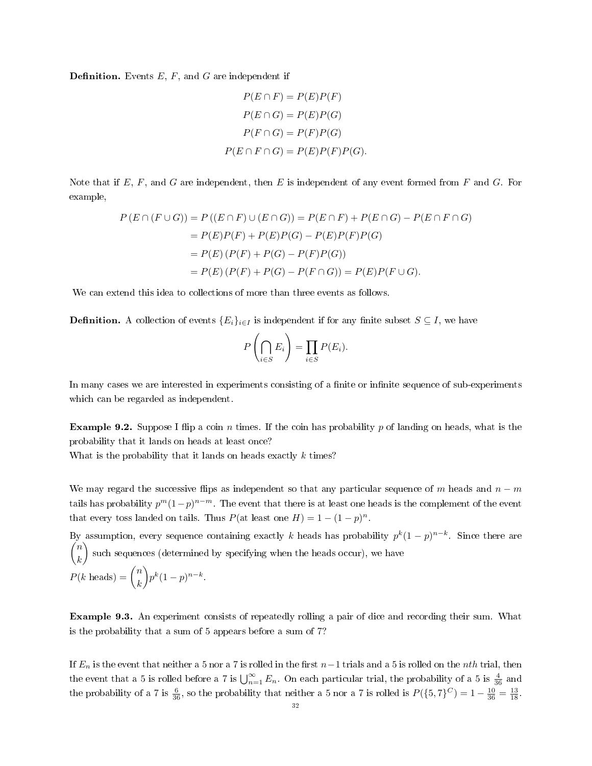**Definition.** Events $E$, $F$, and $G$ are independent if

$$P(E \cap F) = P(E)P(F)$$
$$P(E \cap G) = P(E)P(G)$$
$$P(F \cap G) = P(F)P(G)$$
$$P(E \cap F \cap G) = P(E)P(F)P(G).$$

Note that if $E$, $F$, and $G$ are independent, then $E$ is independent of any event formed from $F$ and $G$. For example,

$$\begin{aligned} P(E \cap (F \cup G)) &= P((E \cap F) \cup (E \cap G)) = P(E \cap F) + P(E \cap G) - P(E \cap F \cap G) \\ &= P(E)P(F) + P(E)P(G) - P(E)P(F)P(G) \\ &= P(E)\left(P(F) + P(G) - P(F)P(G)\right) \\ &= P(E)\left(P(F) + P(G) - P(F \cap G)\right) = P(E)P(F \cup G). \end{aligned}$$

We can extend this idea to collections of more than three events as follows.

**Definition.** A collection of events $\{E_i\}_{i \in I}$ is independent if for any finite subset $S \subseteq I$, we have

$$P\left(\bigcap_{i \in S} E_i\right) = \prod_{i \in S} P(E_i).$$

In many cases we are interested in experiments consisting of a finite or infinite sequence of sub-experiments which can be regarded as independent.

**Example 9.2.** Suppose I flip a coin $n$ times. If the coin has probability $p$ of landing on heads, what is the probability that it lands on heads at least once?
What is the probability that it lands on heads exactly $k$ times?

We may regard the successive flips as independent so that any particular sequence of $m$ heads and $n - m$ tails has probability $p^m(1-p)^{n-m}$. The event that there is at least one heads is the complement of the event that every toss landed on tails. Thus $P(\text{at least one } H) = 1 - (1-p)^n$.

By assumption, every sequence containing exactly $k$ heads has probability $p^k(1-p)^{n-k}$. Since there are $\binom{n}{k}$ such sequences (determined by specifying when the heads occur), we have
$P(k \text{ heads}) = \binom{n}{k} p^k (1-p)^{n-k}$.

**Example 9.3.** An experiment consists of repeatedly rolling a pair of dice and recording their sum. What is the probability that a sum of 5 appears before a sum of 7?

If $E_n$ is the event that neither a 5 nor a 7 is rolled in the first $n-1$ trials and a 5 is rolled on the $nth$ trial, then the event that a 5 is rolled before a 7 is $\bigcup_{n=1}^{\infty} E_n$. On each particular trial, the probability of a 5 is $\frac{4}{36}$ and the probability of a 7 is $\frac{6}{36}$, so the probability that neither a 5 nor a 7 is rolled is $P(\{5,7\}^C) = 1 - \frac{10}{36} = \frac{13}{18}$.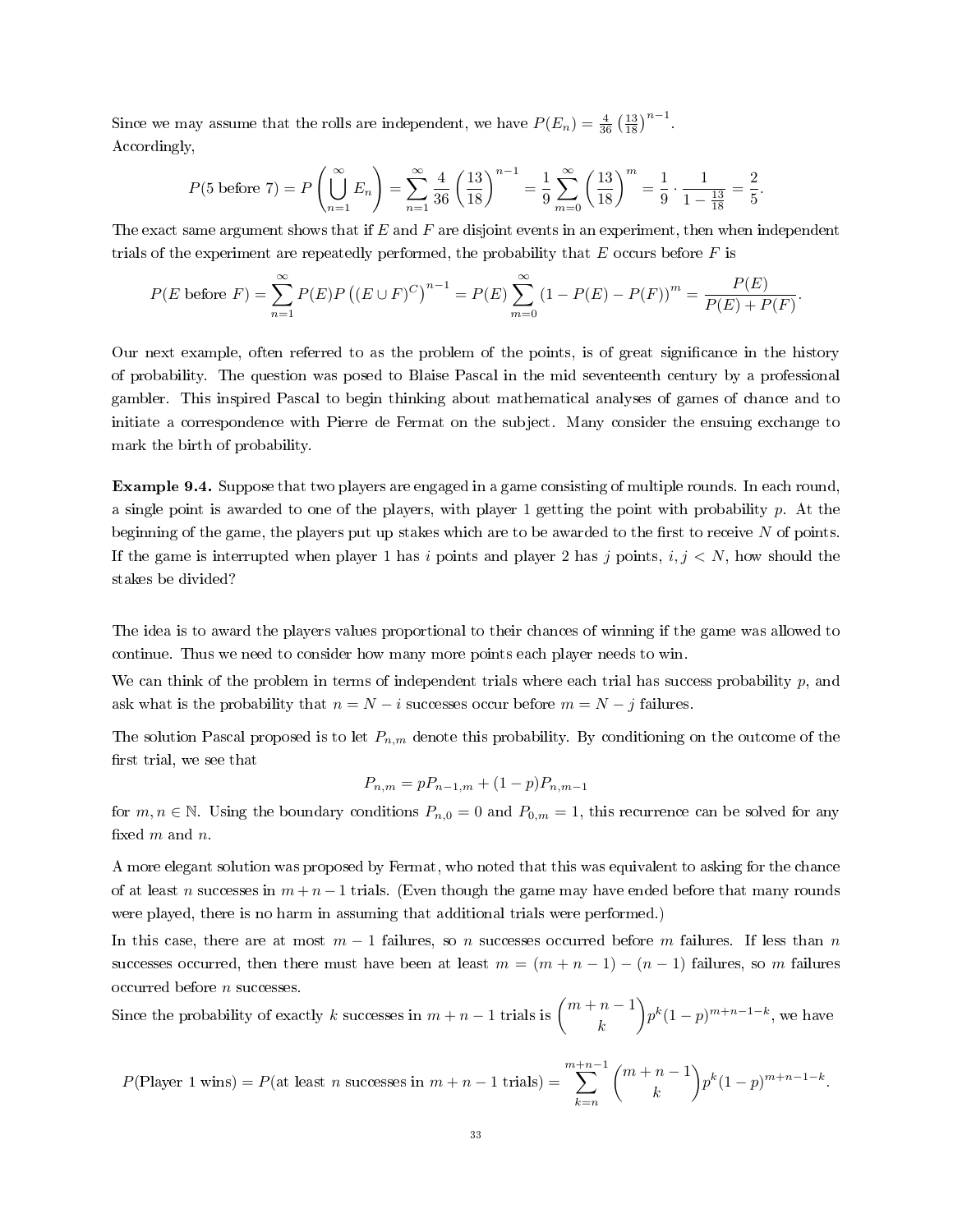Since we may assume that the rolls are independent, we have $P(E_n) = \frac{4}{36}\left(\frac{13}{18}\right)^{n-1}$.
Accordingly,

$$P(5 \text{ before } 7) = P\left(\bigcup_{n=1}^{\infty} E_n\right) = \sum_{n=1}^{\infty} \frac{4}{36}\left(\frac{13}{18}\right)^{n-1} = \frac{1}{9}\sum_{m=0}^{\infty}\left(\frac{13}{18}\right)^m = \frac{1}{9} \cdot \frac{1}{1-\frac{13}{18}} = \frac{2}{5}.$$

The exact same argument shows that if $E$ and $F$ are disjoint events in an experiment, then when independent trials of the experiment are repeatedly performed, the probability that $E$ occurs before $F$ is

$$P(E \text{ before } F) = \sum_{n=1}^{\infty} P(E)P\left((E \cup F)^C\right)^{n-1} = P(E)\sum_{m=0}^{\infty}(1 - P(E) - P(F))^m = \frac{P(E)}{P(E)+P(F)}.$$

Our next example, often referred to as the problem of the points, is of great significance in the history of probability. The question was posed to Blaise Pascal in the mid seventeenth century by a professional gambler. This inspired Pascal to begin thinking about mathematical analyses of games of chance and to initiate a correspondence with Pierre de Fermat on the subject. Many consider the ensuing exchange to mark the birth of probability.

**Example 9.4.** Suppose that two players are engaged in a game consisting of multiple rounds. In each round, a single point is awarded to one of the players, with player 1 getting the point with probability $p$. At the beginning of the game, the players put up stakes which are to be awarded to the first to receive $N$ of points. If the game is interrupted when player 1 has $i$ points and player 2 has $j$ points, $i, j < N$, how should the stakes be divided?

The idea is to award the players values proportional to their chances of winning if the game was allowed to continue. Thus we need to consider how many more points each player needs to win.

We can think of the problem in terms of independent trials where each trial has success probability $p$, and ask what is the probability that $n = N - i$ successes occur before $m = N - j$ failures.

The solution Pascal proposed is to let $P_{n,m}$ denote this probability. By conditioning on the outcome of the first trial, we see that

$$P_{n,m} = pP_{n-1,m} + (1-p)P_{n,m-1}$$

for $m, n \in \mathbb{N}$. Using the boundary conditions $P_{n,0} = 0$ and $P_{0,m} = 1$, this recurrence can be solved for any fixed $m$ and $n$.

A more elegant solution was proposed by Fermat, who noted that this was equivalent to asking for the chance of at least $n$ successes in $m + n - 1$ trials. (Even though the game may have ended before that many rounds were played, there is no harm in assuming that additional trials were performed.)

In this case, there are at most $m - 1$ failures, so $n$ successes occurred before $m$ failures. If less than $n$ successes occurred, then there must have been at least $m = (m + n - 1) - (n - 1)$ failures, so $m$ failures occurred before $n$ successes.

Since the probability of exactly $k$ successes in $m + n - 1$ trials is $\binom{m+n-1}{k}p^k(1-p)^{m+n-1-k}$, we have

$$P(\text{Player 1 wins}) = P(\text{at least } n \text{ successes in } m+n-1 \text{ trials}) = \sum_{k=n}^{m+n-1}\binom{m+n-1}{k}p^k(1-p)^{m+n-1-k}.$$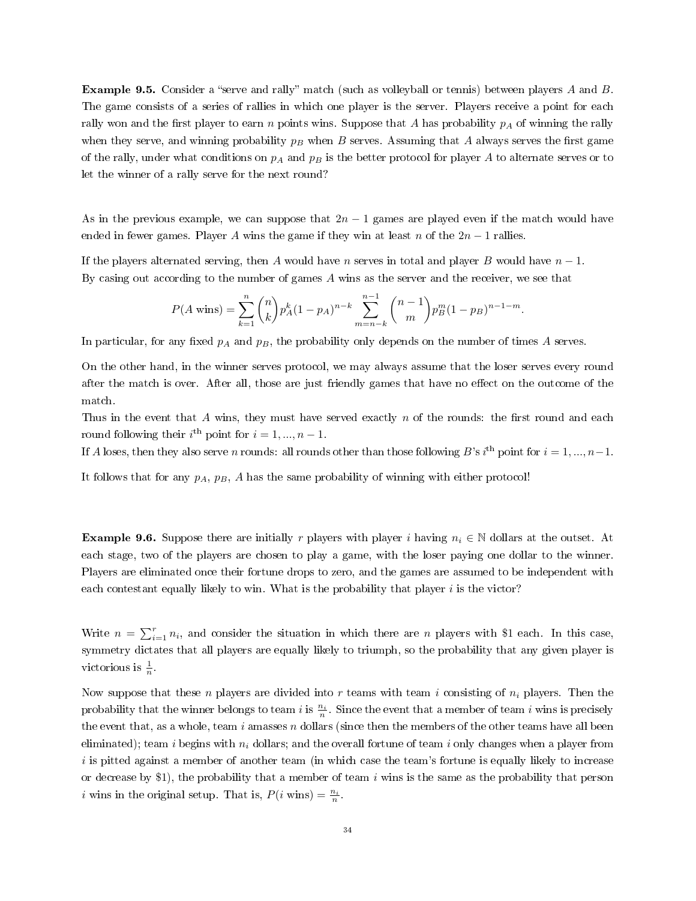**Example 9.5.** Consider a "serve and rally" match (such as volleyball or tennis) between players $A$ and $B$. The game consists of a series of rallies in which one player is the server. Players receive a point for each rally won and the first player to earn $n$ points wins. Suppose that $A$ has probability $p_A$ of winning the rally when they serve, and winning probability $p_B$ when $B$ serves. Assuming that $A$ always serves the first game of the rally, under what conditions on $p_A$ and $p_B$ is the better protocol for player $A$ to alternate serves or to let the winner of a rally serve for the next round?

As in the previous example, we can suppose that $2n-1$ games are played even if the match would have ended in fewer games. Player $A$ wins the game if they win at least $n$ of the $2n-1$ rallies.

If the players alternated serving, then $A$ would have $n$ serves in total and player $B$ would have $n-1$. By casing out according to the number of games $A$ wins as the server and the receiver, we see that

$$P(A \text{ wins}) = \sum_{k=1}^{n} \binom{n}{k} p_A^k (1-p_A)^{n-k} \sum_{m=n-k}^{n-1} \binom{n-1}{m} p_B^m (1-p_B)^{n-1-m}.$$

In particular, for any fixed $p_A$ and $p_B$, the probability only depends on the number of times $A$ serves.

On the other hand, in the winner serves protocol, we may always assume that the loser serves every round after the match is over. After all, those are just friendly games that have no effect on the outcome of the match.

Thus in the event that $A$ wins, they must have served exactly $n$ of the rounds: the first round and each round following their $i^{\text{th}}$ point for $i = 1, ..., n-1$.

If $A$ loses, then they also serve $n$ rounds: all rounds other than those following $B$'s $i^{\text{th}}$ point for $i = 1, ..., n-1$.

It follows that for any $p_A$, $p_B$, $A$ has the same probability of winning with either protocol!

**Example 9.6.** Suppose there are initially $r$ players with player $i$ having $n_i \in \mathbb{N}$ dollars at the outset. At each stage, two of the players are chosen to play a game, with the loser paying one dollar to the winner. Players are eliminated once their fortune drops to zero, and the games are assumed to be independent with each contestant equally likely to win. What is the probability that player $i$ is the victor?

Write $n = \sum_{i=1}^{r} n_i$, and consider the situation in which there are $n$ players with \$1 each. In this case, symmetry dictates that all players are equally likely to triumph, so the probability that any given player is victorious is $\frac{1}{n}$.

Now suppose that these $n$ players are divided into $r$ teams with team $i$ consisting of $n_i$ players. Then the probability that the winner belongs to team $i$ is $\frac{n_i}{n}$. Since the event that a member of team $i$ wins is precisely the event that, as a whole, team $i$ amasses $n$ dollars (since then the members of the other teams have all been eliminated); team $i$ begins with $n_i$ dollars; and the overall fortune of team $i$ only changes when a player from $i$ is pitted against a member of another team (in which case the team's fortune is equally likely to increase or decrease by \$1), the probability that a member of team $i$ wins is the same as the probability that person $i$ wins in the original setup. That is, $P(i \text{ wins}) = \frac{n_i}{n}$.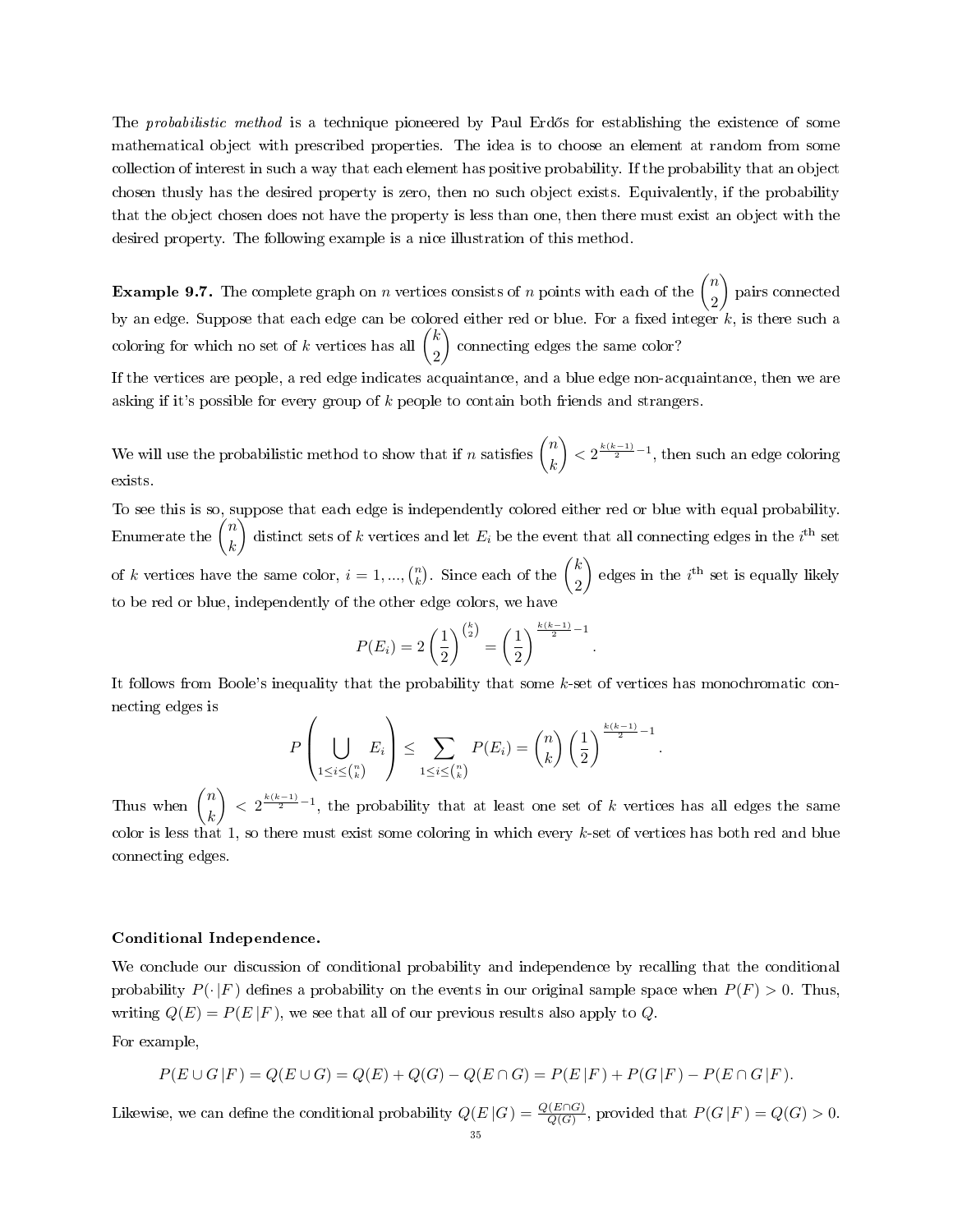The *probabilistic method* is a technique pioneered by Paul Erdős for establishing the existence of some mathematical object with prescribed properties. The idea is to choose an element at random from some collection of interest in such a way that each element has positive probability. If the probability that an object chosen thusly has the desired property is zero, then no such object exists. Equivalently, if the probability that the object chosen does not have the property is less than one, then there must exist an object with the desired property. The following example is a nice illustration of this method.

**Example 9.7.** The complete graph on $n$ vertices consists of $n$ points with each of the $\binom{n}{2}$ pairs connected by an edge. Suppose that each edge can be colored either red or blue. For a fixed integer $k$, is there such a coloring for which no set of $k$ vertices has all $\binom{k}{2}$ connecting edges the same color?

If the vertices are people, a red edge indicates acquaintance, and a blue edge non-acquaintance, then we are asking if it's possible for every group of $k$ people to contain both friends and strangers.

We will use the probabilistic method to show that if $n$ satisfies $\binom{n}{k} < 2^{\frac{k(k-1)}{2}-1}$, then such an edge coloring exists.

To see this is so, suppose that each edge is independently colored either red or blue with equal probability. Enumerate the $\binom{n}{k}$ distinct sets of $k$ vertices and let $E_i$ be the event that all connecting edges in the $i^{\text{th}}$ set of $k$ vertices have the same color, $i = 1, ..., \binom{n}{k}$. Since each of the $\binom{k}{2}$ edges in the $i^{\text{th}}$ set is equally likely to be red or blue, independently of the other edge colors, we have

$$P(E_i) = 2\left(\frac{1}{2}\right)^{\binom{k}{2}} = \left(\frac{1}{2}\right)^{\frac{k(k-1)}{2}-1}.$$

It follows from Boole's inequality that the probability that some $k$-set of vertices has monochromatic connecting edges is

$$P\left(\bigcup_{1\leq i\leq\binom{n}{k}} E_i\right) \leq \sum_{1\leq i\leq\binom{n}{k}} P(E_i) = \binom{n}{k}\left(\frac{1}{2}\right)^{\frac{k(k-1)}{2}-1}.$$

Thus when $\binom{n}{k} < 2^{\frac{k(k-1)}{2}-1}$, the probability that at least one set of $k$ vertices has all edges the same color is less that 1, so there must exist some coloring in which every $k$-set of vertices has both red and blue connecting edges.

**Conditional Independence.**

We conclude our discussion of conditional probability and independence by recalling that the conditional probability $P(\cdot\,|F)$ defines a probability on the events in our original sample space when $P(F) > 0$. Thus, writing $Q(E) = P(E\,|F)$, we see that all of our previous results also apply to $Q$.

For example,

$$P(E \cup G\,|F) = Q(E \cup G) = Q(E) + Q(G) - Q(E \cap G) = P(E\,|F) + P(G\,|F) - P(E \cap G\,|F).$$

Likewise, we can define the conditional probability $Q(E\,|G) = \frac{Q(E\cap G)}{Q(G)}$, provided that $P(G\,|F) = Q(G) > 0$.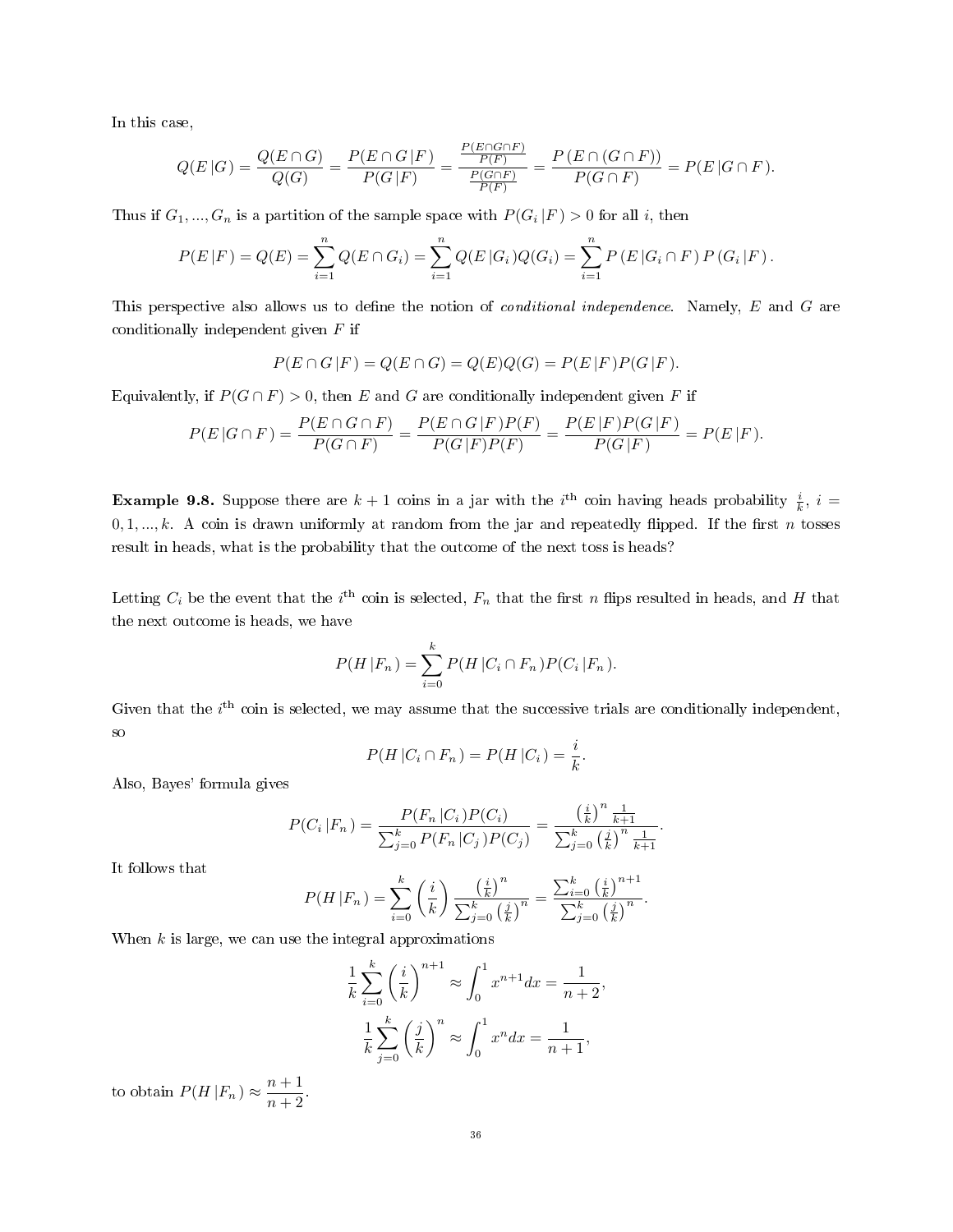In this case,

$$Q(E\,|G) = \frac{Q(E \cap G)}{Q(G)} = \frac{P(E \cap G\,|F)}{P(G\,|F)} = \frac{\frac{P(E \cap G \cap F)}{P(F)}}{\frac{P(G \cap F)}{P(F)}} = \frac{P(E \cap (G \cap F))}{P(G \cap F)} = P(E\,|G \cap F).$$

Thus if $G_1, ..., G_n$ is a partition of the sample space with $P(G_i\,|F) > 0$ for all $i$, then

$$P(E\,|F) = Q(E) = \sum_{i=1}^{n} Q(E \cap G_i) = \sum_{i=1}^{n} Q(E\,|G_i)Q(G_i) = \sum_{i=1}^{n} P(E\,|G_i \cap F)\,P(G_i\,|F).$$

This perspective also allows us to define the notion of *conditional independence*. Namely, $E$ and $G$ are conditionally independent given $F$ if

$$P(E \cap G\,|F) = Q(E \cap G) = Q(E)Q(G) = P(E\,|F)P(G\,|F).$$

Equivalently, if $P(G \cap F) > 0$, then $E$ and $G$ are conditionally independent given $F$ if

$$P(E\,|G \cap F) = \frac{P(E \cap G \cap F)}{P(G \cap F)} = \frac{P(E \cap G\,|F)P(F)}{P(G\,|F)P(F)} = \frac{P(E\,|F)P(G\,|F)}{P(G\,|F)} = P(E\,|F).$$

**Example 9.8.** Suppose there are $k+1$ coins in a jar with the $i^{\text{th}}$ coin having heads probability $\frac{i}{k}$, $i = 0, 1, ..., k$. A coin is drawn uniformly at random from the jar and repeatedly flipped. If the first $n$ tosses result in heads, what is the probability that the outcome of the next toss is heads?

Letting $C_i$ be the event that the $i^{\text{th}}$ coin is selected, $F_n$ that the first $n$ flips resulted in heads, and $H$ that the next outcome is heads, we have

$$P(H\,|F_n) = \sum_{i=0}^{k} P(H\,|C_i \cap F_n)P(C_i\,|F_n).$$

Given that the $i^{\text{th}}$ coin is selected, we may assume that the successive trials are conditionally independent, so

$$P(H\,|C_i \cap F_n) = P(H\,|C_i) = \frac{i}{k}.$$

Also, Bayes' formula gives

$$P(C_i\,|F_n) = \frac{P(F_n\,|C_i)P(C_i)}{\sum_{j=0}^{k} P(F_n\,|C_j)P(C_j)} = \frac{\left(\frac{i}{k}\right)^n \frac{1}{k+1}}{\sum_{j=0}^{k} \left(\frac{j}{k}\right)^n \frac{1}{k+1}}.$$

It follows that

$$P(H\,|F_n) = \sum_{i=0}^{k} \left(\frac{i}{k}\right) \frac{\left(\frac{i}{k}\right)^n}{\sum_{j=0}^{k} \left(\frac{j}{k}\right)^n} = \frac{\sum_{i=0}^{k} \left(\frac{i}{k}\right)^{n+1}}{\sum_{j=0}^{k} \left(\frac{j}{k}\right)^n}.$$

When $k$ is large, we can use the integral approximations

$$\frac{1}{k}\sum_{i=0}^{k} \left(\frac{i}{k}\right)^{n+1} \approx \int_0^1 x^{n+1}dx = \frac{1}{n+2},$$

$$\frac{1}{k}\sum_{j=0}^{k} \left(\frac{j}{k}\right)^{n} \approx \int_0^1 x^{n}dx = \frac{1}{n+1},$$

to obtain $P(H\,|F_n) \approx \dfrac{n+1}{n+2}$.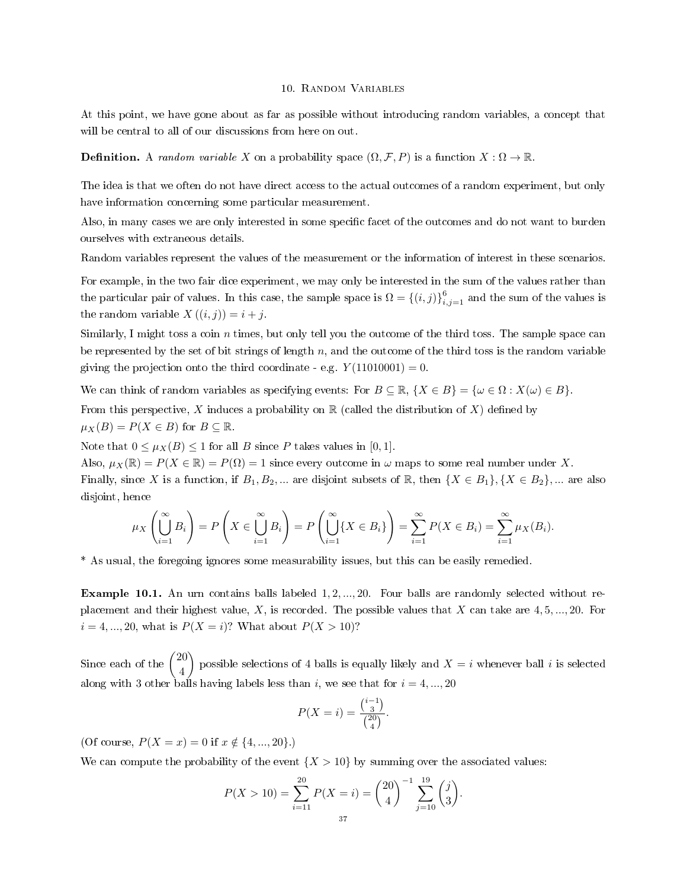# 10. Random Variables

At this point, we have gone about as far as possible without introducing random variables, a concept that will be central to all of our discussions from here on out.

**Definition.** A *random variable* $X$ on a probability space $(\Omega, \mathcal{F}, P)$ is a function $X : \Omega \to \mathbb{R}$.

The idea is that we often do not have direct access to the actual outcomes of a random experiment, but only have information concerning some particular measurement.

Also, in many cases we are only interested in some specific facet of the outcomes and do not want to burden ourselves with extraneous details.

Random variables represent the values of the measurement or the information of interest in these scenarios.

For example, in the two fair dice experiment, we may only be interested in the sum of the values rather than the particular pair of values. In this case, the sample space is $\Omega = \{(i,j)\}_{i,j=1}^{6}$ and the sum of the values is the random variable $X((i,j)) = i + j$.

Similarly, I might toss a coin $n$ times, but only tell you the outcome of the third toss. The sample space can be represented by the set of bit strings of length $n$, and the outcome of the third toss is the random variable giving the projection onto the third coordinate - e.g. $Y(11010001) = 0$.

We can think of random variables as specifying events: For $B \subseteq \mathbb{R}$, $\{X \in B\} = \{\omega \in \Omega : X(\omega) \in B\}$.

From this perspective, $X$ induces a probability on $\mathbb{R}$ (called the distribution of $X$) defined by
$\mu_X(B) = P(X \in B)$ for $B \subseteq \mathbb{R}$.

Note that $0 \le \mu_X(B) \le 1$ for all $B$ since $P$ takes values in $[0,1]$.

Also, $\mu_X(\mathbb{R}) = P(X \in \mathbb{R}) = P(\Omega) = 1$ since every outcome in $\omega$ maps to some real number under $X$.

Finally, since $X$ is a function, if $B_1, B_2, ...$ are disjoint subsets of $\mathbb{R}$, then $\{X \in B_1\}, \{X \in B_2\}, ...$ are also disjoint, hence

$$\mu_X\left(\bigcup_{i=1}^{\infty} B_i\right) = P\left(X \in \bigcup_{i=1}^{\infty} B_i\right) = P\left(\bigcup_{i=1}^{\infty}\{X \in B_i\}\right) = \sum_{i=1}^{\infty} P(X \in B_i) = \sum_{i=1}^{\infty} \mu_X(B_i).$$

* As usual, the foregoing ignores some measurability issues, but this can be easily remedied.

**Example 10.1.** An urn contains balls labeled $1, 2, ..., 20$. Four balls are randomly selected without replacement and their highest value, $X$, is recorded. The possible values that $X$ can take are $4, 5, ..., 20$. For $i = 4, ..., 20$, what is $P(X = i)$? What about $P(X > 10)$?

Since each of the $\binom{20}{4}$ possible selections of 4 balls is equally likely and $X = i$ whenever ball $i$ is selected along with 3 other balls having labels less than $i$, we see that for $i = 4, ..., 20$

$$P(X = i) = \frac{\binom{i-1}{3}}{\binom{20}{4}}.$$

(Of course, $P(X = x) = 0$ if $x \notin \{4, ..., 20\}$.)

We can compute the probability of the event $\{X > 10\}$ by summing over the associated values:

$$P(X > 10) = \sum_{i=11}^{20} P(X = i) = \binom{20}{4}^{-1} \sum_{j=10}^{19} \binom{j}{3}.$$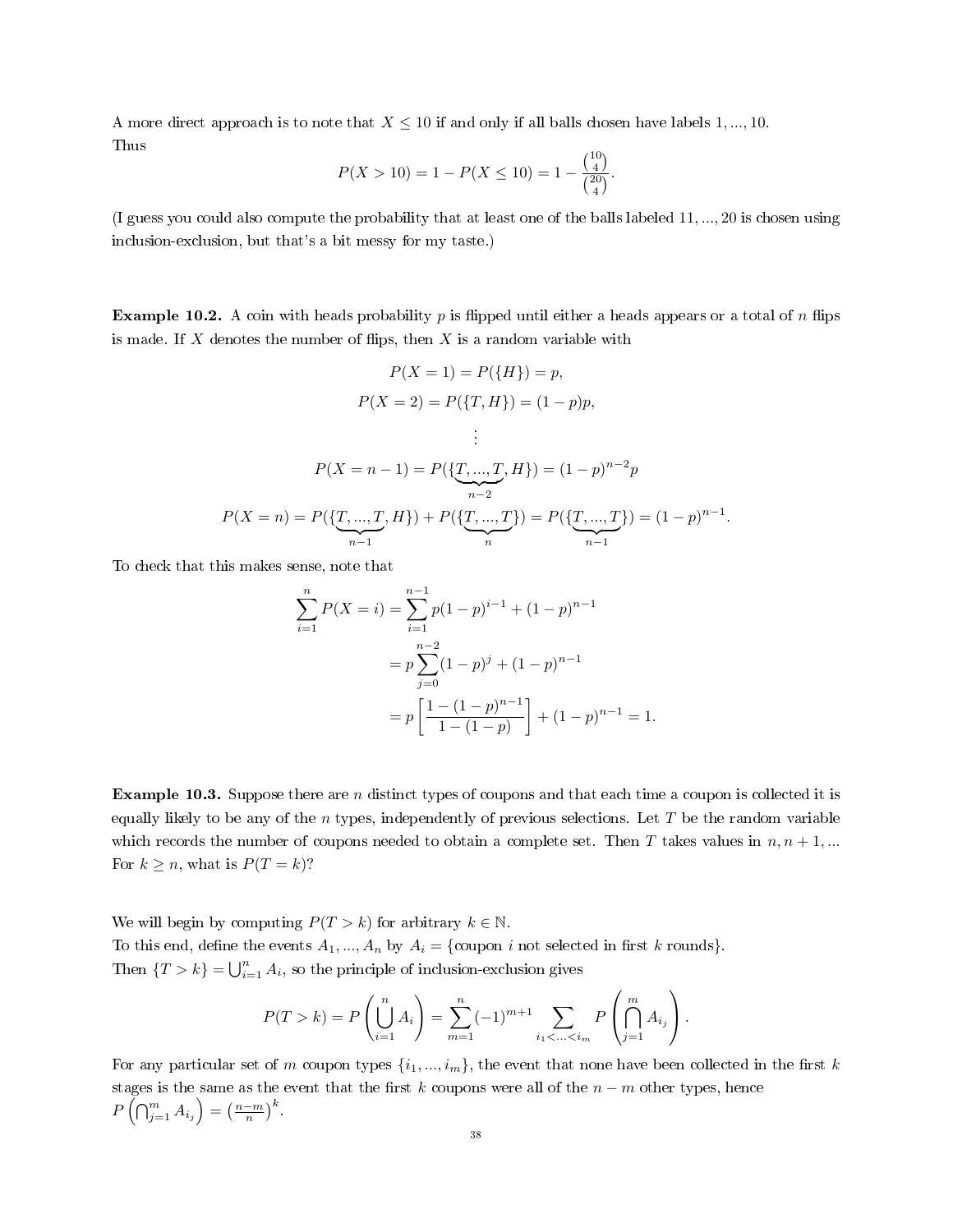A more direct approach is to note that $X \leq 10$ if and only if all balls chosen have labels $1, ..., 10$.
Thus

$$P(X > 10) = 1 - P(X \leq 10) = 1 - \frac{\binom{10}{4}}{\binom{20}{4}}.$$

(I guess you could also compute the probability that at least one of the balls labeled $11, ..., 20$ is chosen using inclusion-exclusion, but that's a bit messy for my taste.)

**Example 10.2.** A coin with heads probability $p$ is flipped until either a heads appears or a total of $n$ flips is made. If $X$ denotes the number of flips, then $X$ is a random variable with

$$P(X = 1) = P(\{H\}) = p,$$

$$P(X = 2) = P(\{T, H\}) = (1-p)p,$$

$$\vdots$$

$$P(X = n-1) = P(\{\underbrace{T, ..., T}_{n-2}, H\}) = (1-p)^{n-2}p$$

$$P(X = n) = P(\{\underbrace{T, ..., T}_{n-1}, H\}) + P(\{\underbrace{T, ..., T}_{n}\}) = P(\{\underbrace{T, ..., T}_{n-1}\}) = (1-p)^{n-1}.$$

To check that this makes sense, note that

$$\begin{aligned}
\sum_{i=1}^{n} P(X = i) &= \sum_{i=1}^{n-1} p(1-p)^{i-1} + (1-p)^{n-1} \\
&= p\sum_{j=0}^{n-2}(1-p)^j + (1-p)^{n-1} \\
&= p\left[\frac{1-(1-p)^{n-1}}{1-(1-p)}\right] + (1-p)^{n-1} = 1.
\end{aligned}$$

**Example 10.3.** Suppose there are $n$ distinct types of coupons and that each time a coupon is collected it is equally likely to be any of the $n$ types, independently of previous selections. Let $T$ be the random variable which records the number of coupons needed to obtain a complete set. Then $T$ takes values in $n, n+1, ...$ For $k \geq n$, what is $P(T = k)$?

We will begin by computing $P(T > k)$ for arbitrary $k \in \mathbb{N}$.
To this end, define the events $A_1, ..., A_n$ by $A_i = \{\text{coupon } i \text{ not selected in first } k \text{ rounds}\}$.
Then $\{T > k\} = \bigcup_{i=1}^{n} A_i$, so the principle of inclusion-exclusion gives

$$P(T > k) = P\left(\bigcup_{i=1}^{n} A_i\right) = \sum_{m=1}^{n}(-1)^{m+1}\sum_{i_1 < ... < i_m} P\left(\bigcap_{j=1}^{m} A_{i_j}\right).$$

For any particular set of $m$ coupon types $\{i_1, ..., i_m\}$, the event that none have been collected in the first $k$ stages is the same as the event that the first $k$ coupons were all of the $n-m$ other types, hence $P\left(\bigcap_{j=1}^{m} A_{i_j}\right) = \left(\frac{n-m}{n}\right)^k$.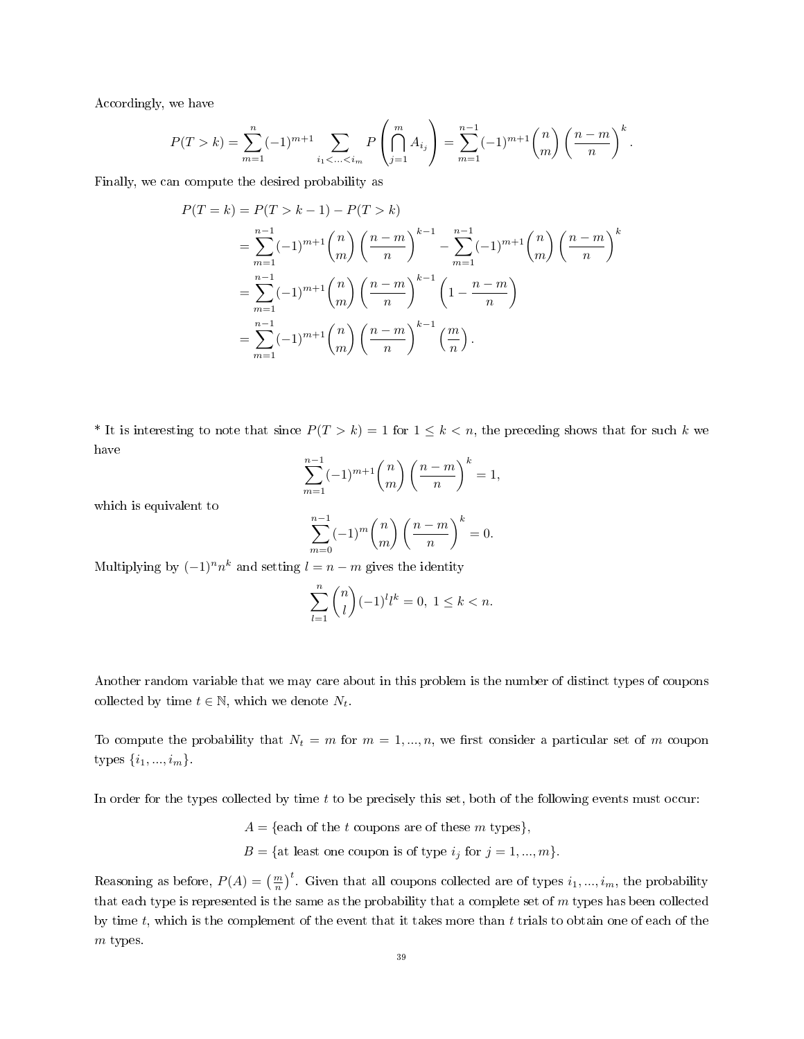Accordingly, we have

$$P(T > k) = \sum_{m=1}^{n} (-1)^{m+1} \sum_{i_1 < \ldots < i_m} P\left(\bigcap_{j=1}^{m} A_{i_j}\right) = \sum_{m=1}^{n-1} (-1)^{m+1} \binom{n}{m} \left(\frac{n-m}{n}\right)^k.$$

Finally, we can compute the desired probability as

$$\begin{aligned}
P(T = k) &= P(T > k-1) - P(T > k) \\
&= \sum_{m=1}^{n-1} (-1)^{m+1} \binom{n}{m} \left(\frac{n-m}{n}\right)^{k-1} - \sum_{m=1}^{n-1} (-1)^{m+1} \binom{n}{m} \left(\frac{n-m}{n}\right)^{k} \\
&= \sum_{m=1}^{n-1} (-1)^{m+1} \binom{n}{m} \left(\frac{n-m}{n}\right)^{k-1} \left(1 - \frac{n-m}{n}\right) \\
&= \sum_{m=1}^{n-1} (-1)^{m+1} \binom{n}{m} \left(\frac{n-m}{n}\right)^{k-1} \left(\frac{m}{n}\right).
\end{aligned}$$

* It is interesting to note that since $P(T > k) = 1$ for $1 \leq k < n$, the preceding shows that for such $k$ we have

$$\sum_{m=1}^{n-1} (-1)^{m+1} \binom{n}{m} \left(\frac{n-m}{n}\right)^k = 1,$$

which is equivalent to

$$\sum_{m=0}^{n-1} (-1)^{m} \binom{n}{m} \left(\frac{n-m}{n}\right)^k = 0.$$

Multiplying by $(-1)^n n^k$ and setting $l = n - m$ gives the identity

$$\sum_{l=1}^{n} \binom{n}{l} (-1)^l l^k = 0, \ 1 \leq k < n.$$

Another random variable that we may care about in this problem is the number of distinct types of coupons collected by time $t \in \mathbb{N}$, which we denote $N_t$.

To compute the probability that $N_t = m$ for $m = 1, ..., n$, we first consider a particular set of $m$ coupon types $\{i_1, ..., i_m\}$.

In order for the types collected by time $t$ to be precisely this set, both of the following events must occur:

$$A = \{\text{each of the } t \text{ coupons are of these } m \text{ types}\},$$

$$B = \{\text{at least one coupon is of type } i_j \text{ for } j = 1, ..., m\}.$$

Reasoning as before, $P(A) = \left(\frac{m}{n}\right)^t$. Given that all coupons collected are of types $i_1, ..., i_m$, the probability that each type is represented is the same as the probability that a complete set of $m$ types has been collected by time $t$, which is the complement of the event that it takes more than $t$ trials to obtain one of each of the $m$ types.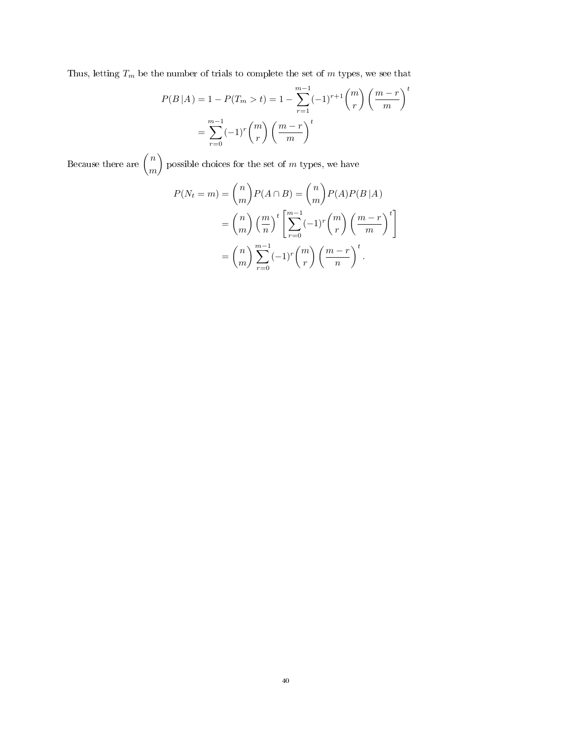Thus, letting $T_m$ be the number of trials to complete the set of $m$ types, we see that

$$
\begin{aligned}
P(B\,|\,A) = 1 - P(T_m > t) &= 1 - \sum_{r=1}^{m-1} (-1)^{r+1} \binom{m}{r} \left(\frac{m-r}{m}\right)^t \\
&= \sum_{r=0}^{m-1} (-1)^r \binom{m}{r} \left(\frac{m-r}{m}\right)^t
\end{aligned}
$$

Because there are $\binom{n}{m}$ possible choices for the set of $m$ types, we have

$$
\begin{aligned}
P(N_t = m) = \binom{n}{m} P(A \cap B) &= \binom{n}{m} P(A) P(B\,|\,A) \\
&= \binom{n}{m} \left(\frac{m}{n}\right)^t \left[\sum_{r=0}^{m-1} (-1)^r \binom{m}{r} \left(\frac{m-r}{m}\right)^t\right] \\
&= \binom{n}{m} \sum_{r=0}^{m-1} (-1)^r \binom{m}{r} \left(\frac{m-r}{n}\right)^t .
\end{aligned}
$$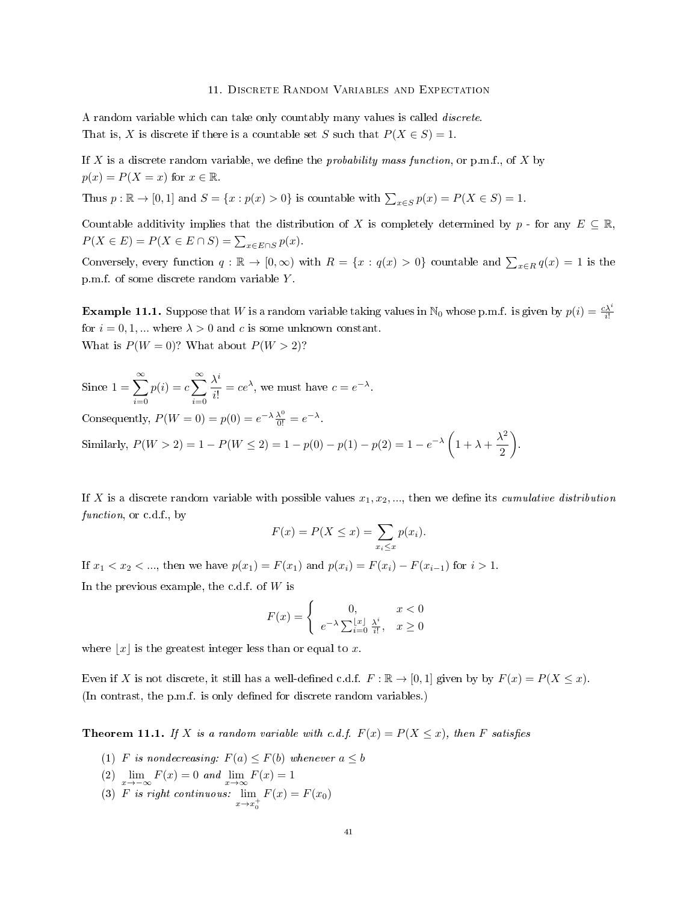## 11. Discrete Random Variables and Expectation

A random variable which can take only countably many values is called *discrete*.
That is, $X$ is discrete if there is a countable set $S$ such that $P(X \in S) = 1$.

If $X$ is a discrete random variable, we define the *probability mass function*, or p.m.f., of $X$ by
$p(x) = P(X = x)$ for $x \in \mathbb{R}$.

Thus $p : \mathbb{R} \to [0, 1]$ and $S = \{x : p(x) > 0\}$ is countable with $\sum_{x \in S} p(x) = P(X \in S) = 1$.

Countable additivity implies that the distribution of $X$ is completely determined by $p$ - for any $E \subseteq \mathbb{R}$, $P(X \in E) = P(X \in E \cap S) = \sum_{x \in E \cap S} p(x)$.

Conversely, every function $q : \mathbb{R} \to [0, \infty)$ with $R = \{x : q(x) > 0\}$ countable and $\sum_{x \in R} q(x) = 1$ is the p.m.f. of some discrete random variable $Y$.

**Example 11.1.** Suppose that $W$ is a random variable taking values in $\mathbb{N}_0$ whose p.m.f. is given by $p(i) = \frac{c\lambda^i}{i!}$ for $i = 0, 1, ...$ where $\lambda > 0$ and $c$ is some unknown constant.
What is $P(W = 0)$? What about $P(W > 2)$?

Since $1 = \displaystyle\sum_{i=0}^{\infty} p(i) = c \sum_{i=0}^{\infty} \frac{\lambda^i}{i!} = ce^{\lambda}$, we must have $c = e^{-\lambda}$.

Consequently, $P(W = 0) = p(0) = e^{-\lambda} \frac{\lambda^0}{0!} = e^{-\lambda}$.

Similarly, $P(W > 2) = 1 - P(W \leq 2) = 1 - p(0) - p(1) - p(2) = 1 - e^{-\lambda}\left(1 + \lambda + \dfrac{\lambda^2}{2}\right)$.

If $X$ is a discrete random variable with possible values $x_1, x_2, ...$, then we define its *cumulative distribution function*, or c.d.f., by

$$F(x) = P(X \leq x) = \sum_{x_i \leq x} p(x_i).$$

If $x_1 < x_2 < ...$, then we have $p(x_1) = F(x_1)$ and $p(x_i) = F(x_i) - F(x_{i-1})$ for $i > 1$.

In the previous example, the c.d.f. of $W$ is

$$F(x) = \begin{cases} 0, & x < 0 \\ e^{-\lambda} \sum_{i=0}^{\lfloor x \rfloor} \frac{\lambda^i}{i!}, & x \geq 0 \end{cases}$$

where $\lfloor x \rfloor$ is the greatest integer less than or equal to $x$.

Even if $X$ is not discrete, it still has a well-defined c.d.f. $F : \mathbb{R} \to [0, 1]$ given by by $F(x) = P(X \leq x)$.
(In contrast, the p.m.f. is only defined for discrete random variables.)

**Theorem 11.1.** *If $X$ is a random variable with c.d.f. $F(x) = P(X \leq x)$, then $F$ satisfies*

1. *$F$ is nondecreasing: $F(a) \leq F(b)$ whenever $a \leq b$*
2. $\displaystyle\lim_{x \to -\infty} F(x) = 0$ *and* $\displaystyle\lim_{x \to \infty} F(x) = 1$
3. *$F$ is right continuous:* $\displaystyle\lim_{x \to x_0^+} F(x) = F(x_0)$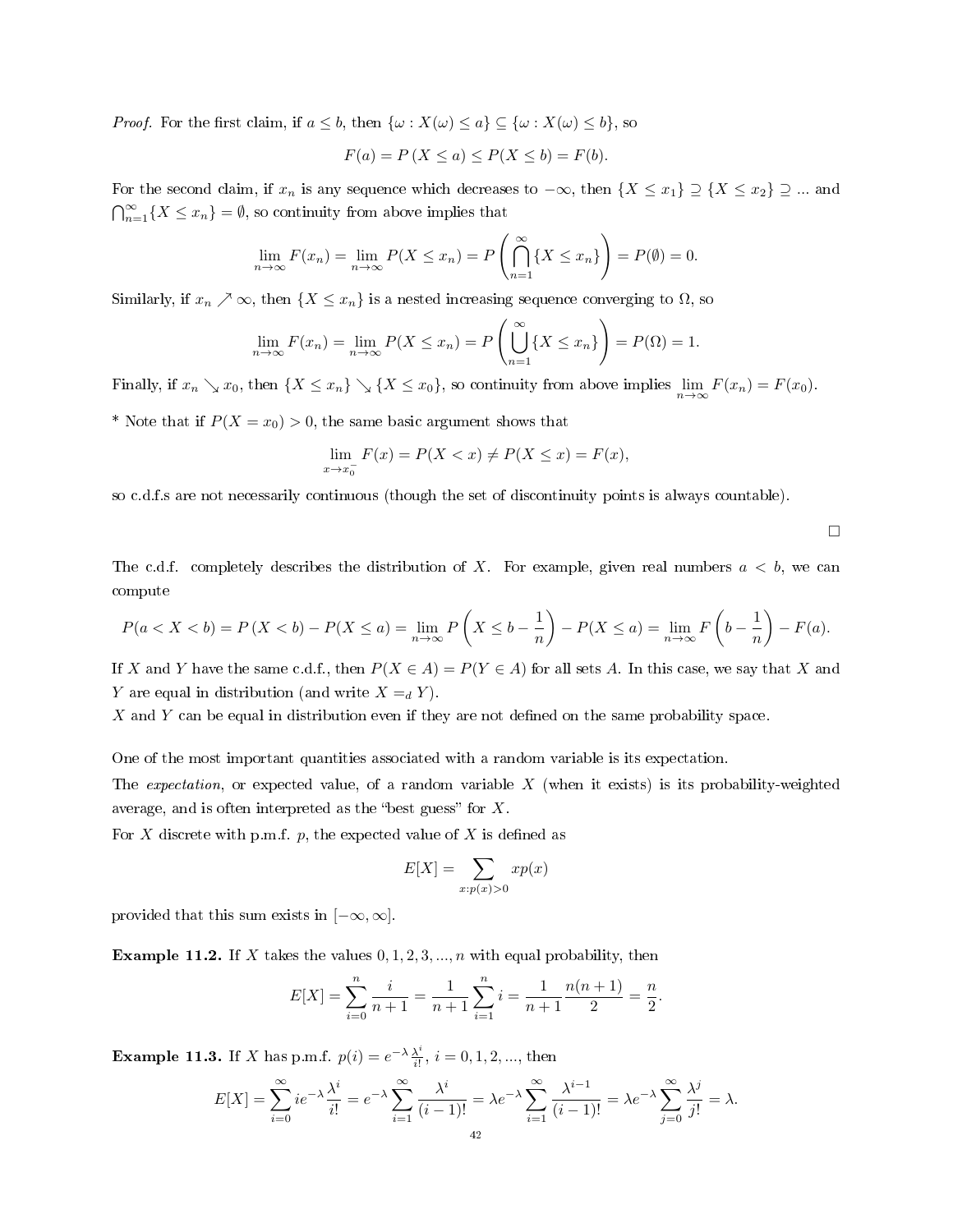*Proof.* For the first claim, if $a \leq b$, then $\{\omega : X(\omega) \leq a\} \subseteq \{\omega : X(\omega) \leq b\}$, so

$$F(a) = P(X \leq a) \leq P(X \leq b) = F(b).$$

For the second claim, if $x_n$ is any sequence which decreases to $-\infty$, then $\{X \leq x_1\} \supseteq \{X \leq x_2\} \supseteq ...$ and $\bigcap_{n=1}^{\infty}\{X \leq x_n\} = \emptyset$, so continuity from above implies that

$$\lim_{n\to\infty} F(x_n) = \lim_{n\to\infty} P(X \leq x_n) = P\left(\bigcap_{n=1}^{\infty}\{X \leq x_n\}\right) = P(\emptyset) = 0.$$

Similarly, if $x_n \nearrow \infty$, then $\{X \leq x_n\}$ is a nested increasing sequence converging to $\Omega$, so

$$\lim_{n\to\infty} F(x_n) = \lim_{n\to\infty} P(X \leq x_n) = P\left(\bigcup_{n=1}^{\infty}\{X \leq x_n\}\right) = P(\Omega) = 1.$$

Finally, if $x_n \searrow x_0$, then $\{X \leq x_n\} \searrow \{X \leq x_0\}$, so continuity from above implies $\lim_{n\to\infty} F(x_n) = F(x_0)$.

* Note that if $P(X = x_0) > 0$, the same basic argument shows that

$$\lim_{x\to x_0^-} F(x) = P(X < x) \neq P(X \leq x) = F(x),$$

so c.d.f.s are not necessarily continuous (though the set of discontinuity points is always countable).

$\square$

The c.d.f. completely describes the distribution of $X$. For example, given real numbers $a < b$, we can compute

$$P(a < X < b) = P(X < b) - P(X \leq a) = \lim_{n\to\infty} P\left(X \leq b - \frac{1}{n}\right) - P(X \leq a) = \lim_{n\to\infty} F\left(b - \frac{1}{n}\right) - F(a).$$

If $X$ and $Y$ have the same c.d.f., then $P(X \in A) = P(Y \in A)$ for all sets $A$. In this case, we say that $X$ and $Y$ are equal in distribution (and write $X =_d Y$).

$X$ and $Y$ can be equal in distribution even if they are not defined on the same probability space.

One of the most important quantities associated with a random variable is its expectation.

The *expectation*, or expected value, of a random variable $X$ (when it exists) is its probability-weighted average, and is often interpreted as the "best guess" for $X$.

For $X$ discrete with p.m.f. $p$, the expected value of $X$ is defined as

$$E[X] = \sum_{x:p(x)>0} xp(x)$$

provided that this sum exists in $[-\infty, \infty]$.

**Example 11.2.** If $X$ takes the values $0, 1, 2, 3, ..., n$ with equal probability, then

$$E[X] = \sum_{i=0}^{n} \frac{i}{n+1} = \frac{1}{n+1}\sum_{i=1}^{n} i = \frac{1}{n+1}\frac{n(n+1)}{2} = \frac{n}{2}.$$

**Example 11.3.** If $X$ has p.m.f. $p(i) = e^{-\lambda}\frac{\lambda^i}{i!}$, $i = 0, 1, 2, ...$, then

$$E[X] = \sum_{i=0}^{\infty} ie^{-\lambda}\frac{\lambda^i}{i!} = e^{-\lambda}\sum_{i=1}^{\infty}\frac{\lambda^i}{(i-1)!} = \lambda e^{-\lambda}\sum_{i=1}^{\infty}\frac{\lambda^{i-1}}{(i-1)!} = \lambda e^{-\lambda}\sum_{j=0}^{\infty}\frac{\lambda^j}{j!} = \lambda.$$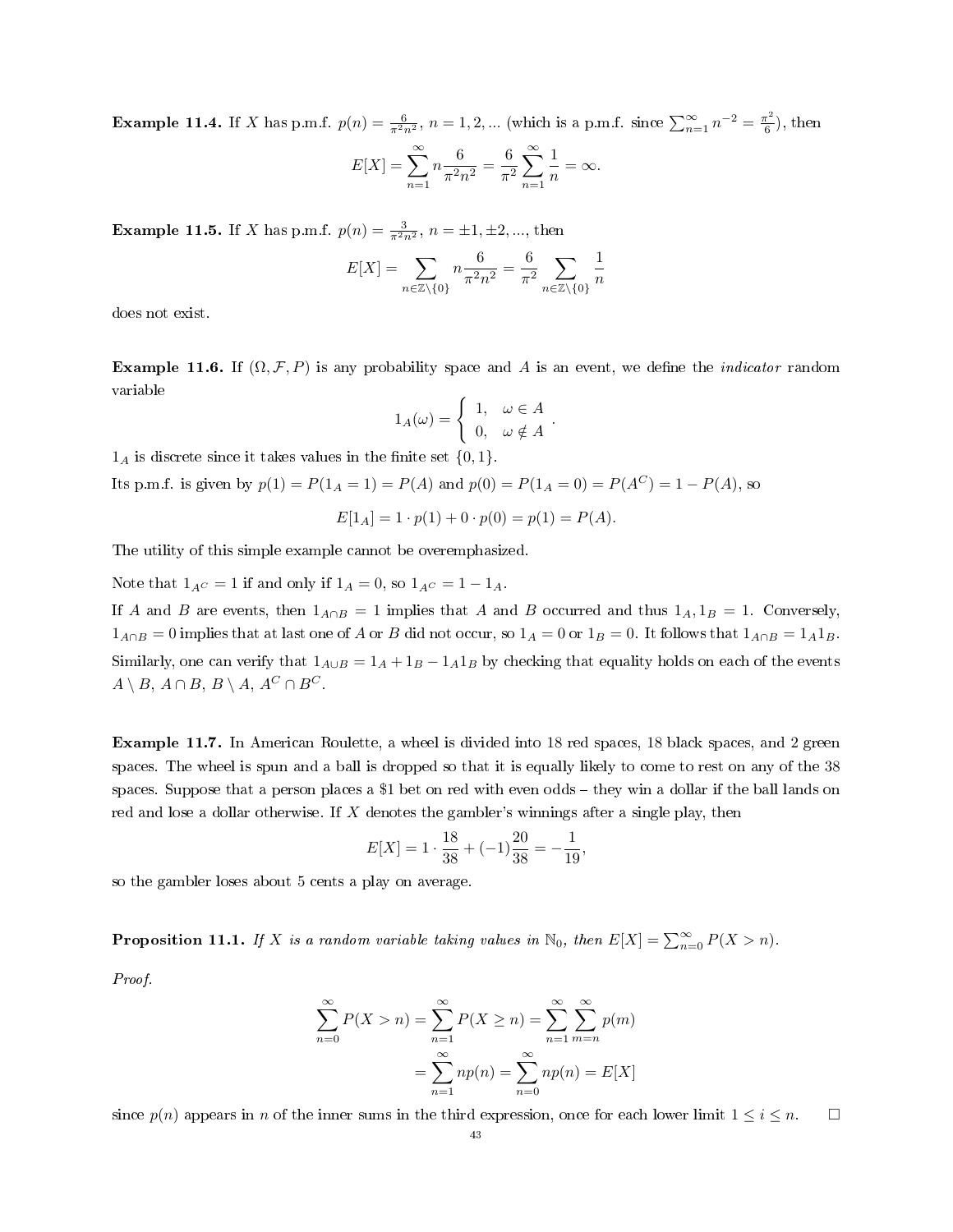**Example 11.4.** If $X$ has p.m.f. $p(n) = \frac{6}{\pi^2 n^2}$, $n = 1, 2, ...$ (which is a p.m.f. since $\sum_{n=1}^{\infty} n^{-2} = \frac{\pi^2}{6}$), then

$$E[X] = \sum_{n=1}^{\infty} n \frac{6}{\pi^2 n^2} = \frac{6}{\pi^2} \sum_{n=1}^{\infty} \frac{1}{n} = \infty.$$

**Example 11.5.** If $X$ has p.m.f. $p(n) = \frac{3}{\pi^2 n^2}$, $n = \pm 1, \pm 2, ...$, then

$$E[X] = \sum_{n \in \mathbb{Z} \setminus \{0\}} n \frac{6}{\pi^2 n^2} = \frac{6}{\pi^2} \sum_{n \in \mathbb{Z} \setminus \{0\}} \frac{1}{n}$$

does not exist.

**Example 11.6.** If $(\Omega, \mathcal{F}, P)$ is any probability space and $A$ is an event, we define the *indicator* random variable

$$1_A(\omega) = \begin{cases} 1, & \omega \in A \\ 0, & \omega \notin A \end{cases}.$$

$1_A$ is discrete since it takes values in the finite set $\{0, 1\}$.

Its p.m.f. is given by $p(1) = P(1_A = 1) = P(A)$ and $p(0) = P(1_A = 0) = P(A^C) = 1 - P(A)$, so

$$E[1_A] = 1 \cdot p(1) + 0 \cdot p(0) = p(1) = P(A).$$

The utility of this simple example cannot be overemphasized.

Note that $1_{A^C} = 1$ if and only if $1_A = 0$, so $1_{A^C} = 1 - 1_A$.

If $A$ and $B$ are events, then $1_{A \cap B} = 1$ implies that $A$ and $B$ occurred and thus $1_A, 1_B = 1$. Conversely, $1_{A \cap B} = 0$ implies that at last one of $A$ or $B$ did not occur, so $1_A = 0$ or $1_B = 0$. It follows that $1_{A \cap B} = 1_A 1_B$. Similarly, one can verify that $1_{A \cup B} = 1_A + 1_B - 1_A 1_B$ by checking that equality holds on each of the events $A \setminus B$, $A \cap B$, $B \setminus A$, $A^C \cap B^C$.

**Example 11.7.** In American Roulette, a wheel is divided into 18 red spaces, 18 black spaces, and 2 green spaces. The wheel is spun and a ball is dropped so that it is equally likely to come to rest on any of the 38 spaces. Suppose that a person places a \$1 bet on red with even odds – they win a dollar if the ball lands on red and lose a dollar otherwise. If $X$ denotes the gambler's winnings after a single play, then

$$E[X] = 1 \cdot \frac{18}{38} + (-1)\frac{20}{38} = -\frac{1}{19},$$

so the gambler loses about 5 cents a play on average.

**Proposition 11.1.** *If $X$ is a random variable taking values in $\mathbb{N}_0$, then $E[X] = \sum_{n=0}^{\infty} P(X > n)$.*

*Proof.*

$$\begin{aligned}
\sum_{n=0}^{\infty} P(X > n) &= \sum_{n=1}^{\infty} P(X \geq n) = \sum_{n=1}^{\infty} \sum_{m=n}^{\infty} p(m) \\
&= \sum_{n=1}^{\infty} np(n) = \sum_{n=0}^{\infty} np(n) = E[X]
\end{aligned}$$

since $p(n)$ appears in $n$ of the inner sums in the third expression, once for each lower limit $1 \leq i \leq n$. $\square$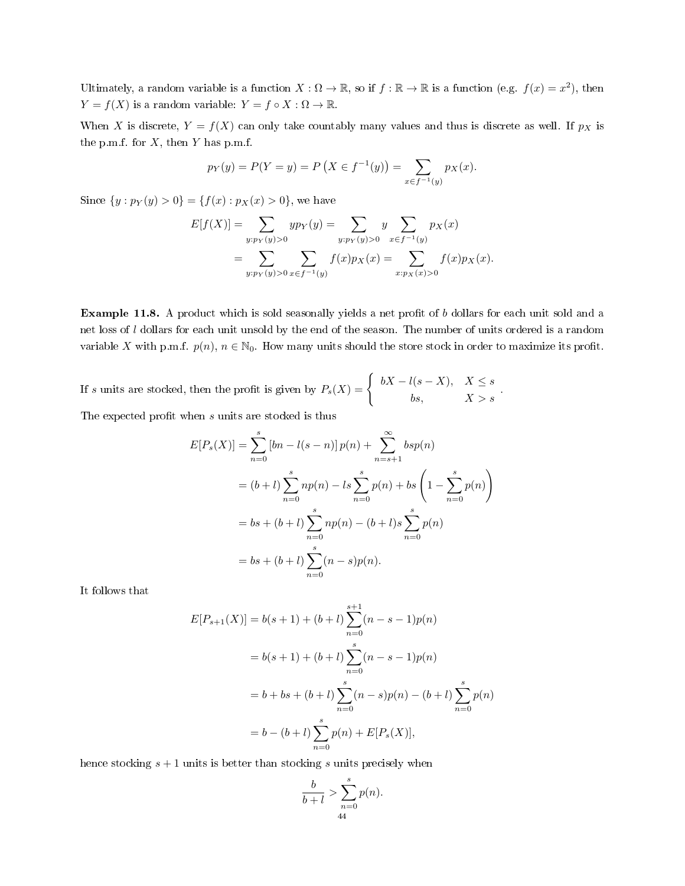Ultimately, a random variable is a function $X : \Omega \to \mathbb{R}$, so if $f : \mathbb{R} \to \mathbb{R}$ is a function (e.g. $f(x) = x^2$), then $Y = f(X)$ is a random variable: $Y = f \circ X : \Omega \to \mathbb{R}$.

When $X$ is discrete, $Y = f(X)$ can only take countably many values and thus is discrete as well. If $p_X$ is the p.m.f. for $X$, then $Y$ has p.m.f.

$$p_Y(y) = P(Y = y) = P\left(X \in f^{-1}(y)\right) = \sum_{x \in f^{-1}(y)} p_X(x).$$

Since $\{y : p_Y(y) > 0\} = \{f(x) : p_X(x) > 0\}$, we have

$$\begin{aligned}
E[f(X)] &= \sum_{y : p_Y(y) > 0} y p_Y(y) = \sum_{y : p_Y(y) > 0} y \sum_{x \in f^{-1}(y)} p_X(x) \\
&= \sum_{y : p_Y(y) > 0} \sum_{x \in f^{-1}(y)} f(x) p_X(x) = \sum_{x : p_X(x) > 0} f(x) p_X(x).
\end{aligned}$$

**Example 11.8.** A product which is sold seasonally yields a net profit of $b$ dollars for each unit sold and a net loss of $l$ dollars for each unit unsold by the end of the season. The number of units ordered is a random variable $X$ with p.m.f. $p(n)$, $n \in \mathbb{N}_0$. How many units should the store stock in order to maximize its profit.

If $s$ units are stocked, then the profit is given by $P_s(X) = \begin{cases} bX - l(s - X), & X \leq s \\ bs, & X > s \end{cases}$.

The expected profit when $s$ units are stocked is thus

$$\begin{aligned}
E[P_s(X)] &= \sum_{n=0}^{s} \left[bn - l(s - n)\right] p(n) + \sum_{n=s+1}^{\infty} bsp(n) \\
&= (b + l) \sum_{n=0}^{s} np(n) - ls \sum_{n=0}^{s} p(n) + bs\left(1 - \sum_{n=0}^{s} p(n)\right) \\
&= bs + (b + l) \sum_{n=0}^{s} np(n) - (b + l)s \sum_{n=0}^{s} p(n) \\
&= bs + (b + l) \sum_{n=0}^{s} (n - s)p(n).
\end{aligned}$$

It follows that

$$\begin{aligned}
E[P_{s+1}(X)] &= b(s + 1) + (b + l) \sum_{n=0}^{s+1} (n - s - 1)p(n) \\
&= b(s + 1) + (b + l) \sum_{n=0}^{s} (n - s - 1)p(n) \\
&= b + bs + (b + l) \sum_{n=0}^{s} (n - s)p(n) - (b + l) \sum_{n=0}^{s} p(n) \\
&= b - (b + l) \sum_{n=0}^{s} p(n) + E[P_s(X)],
\end{aligned}$$

hence stocking $s + 1$ units is better than stocking $s$ units precisely when

$$\frac{b}{b + l} > \sum_{n=0}^{s} p(n).$$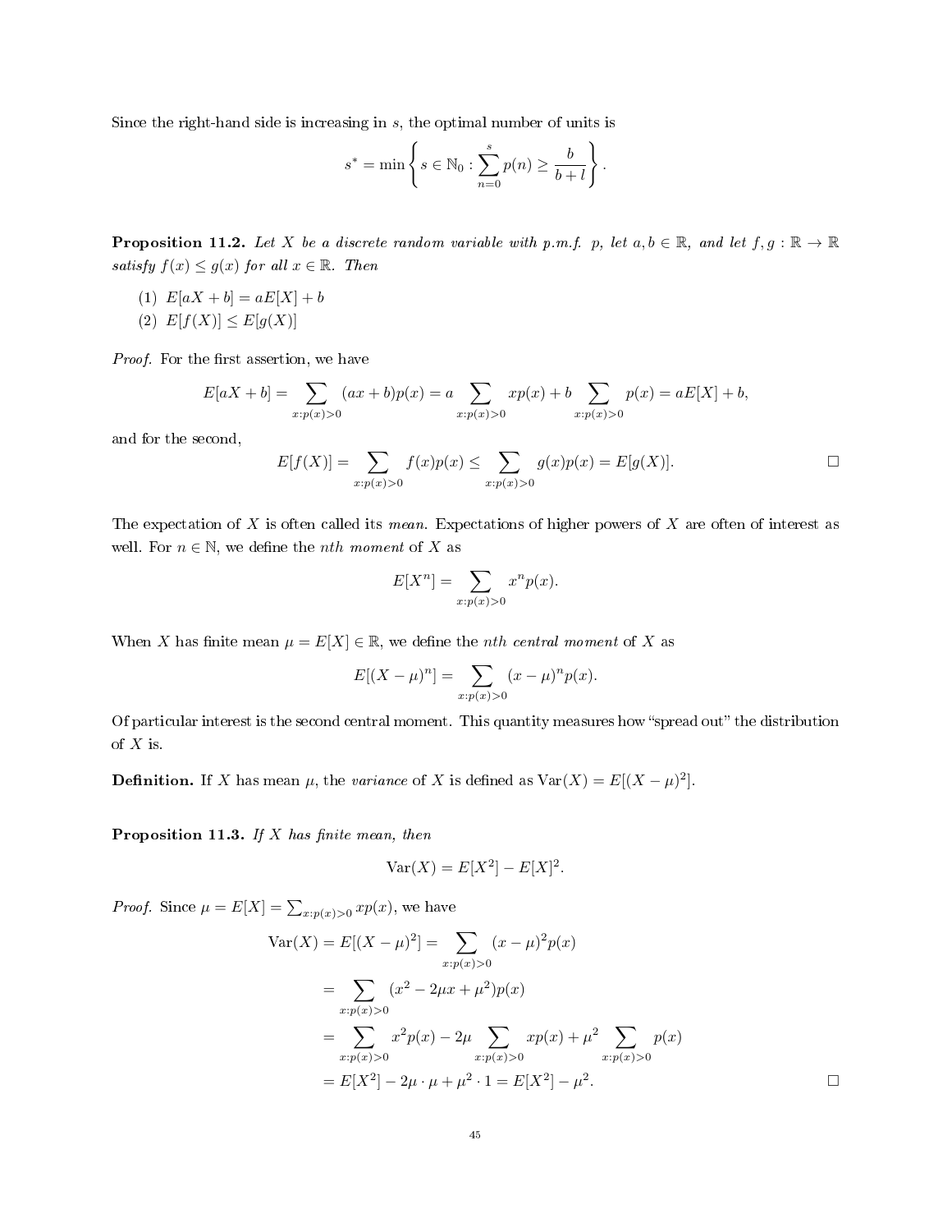Since the right-hand side is increasing in $s$, the optimal number of units is

$$s^* = \min\left\{ s \in \mathbb{N}_0 : \sum_{n=0}^{s} p(n) \geq \frac{b}{b+l} \right\}.$$

**Proposition 11.2.** *Let $X$ be a discrete random variable with p.m.f. $p$, let $a, b \in \mathbb{R}$, and let $f, g : \mathbb{R} \to \mathbb{R}$ satisfy $f(x) \leq g(x)$ for all $x \in \mathbb{R}$. Then*

1. $E[aX + b] = aE[X] + b$
2. $E[f(X)] \leq E[g(X)]$

*Proof.* For the first assertion, we have

$$E[aX+b] = \sum_{x:p(x)>0} (ax+b)p(x) = a \sum_{x:p(x)>0} xp(x) + b \sum_{x:p(x)>0} p(x) = aE[X] + b,$$

and for the second,

$$E[f(X)] = \sum_{x:p(x)>0} f(x)p(x) \leq \sum_{x:p(x)>0} g(x)p(x) = E[g(X)].$$

□

The expectation of $X$ is often called its *mean*. Expectations of higher powers of $X$ are often of interest as well. For $n \in \mathbb{N}$, we define the *nth moment* of $X$ as

$$E[X^n] = \sum_{x:p(x)>0} x^n p(x).$$

When $X$ has finite mean $\mu = E[X] \in \mathbb{R}$, we define the *nth central moment* of $X$ as

$$E[(X-\mu)^n] = \sum_{x:p(x)>0} (x-\mu)^n p(x).$$

Of particular interest is the second central moment. This quantity measures how "spread out" the distribution of $X$ is.

**Definition.** If $X$ has mean $\mu$, the *variance* of $X$ is defined as $\mathrm{Var}(X) = E[(X-\mu)^2]$.

**Proposition 11.3.** *If $X$ has finite mean, then*

$$\mathrm{Var}(X) = E[X^2] - E[X]^2.$$

*Proof.* Since $\mu = E[X] = \sum_{x:p(x)>0} xp(x)$, we have

$$\begin{aligned}
\mathrm{Var}(X) = E[(X-\mu)^2] &= \sum_{x:p(x)>0} (x-\mu)^2 p(x) \\
&= \sum_{x:p(x)>0} (x^2 - 2\mu x + \mu^2)p(x) \\
&= \sum_{x:p(x)>0} x^2 p(x) - 2\mu \sum_{x:p(x)>0} xp(x) + \mu^2 \sum_{x:p(x)>0} p(x) \\
&= E[X^2] - 2\mu \cdot \mu + \mu^2 \cdot 1 = E[X^2] - \mu^2.
\end{aligned}$$

□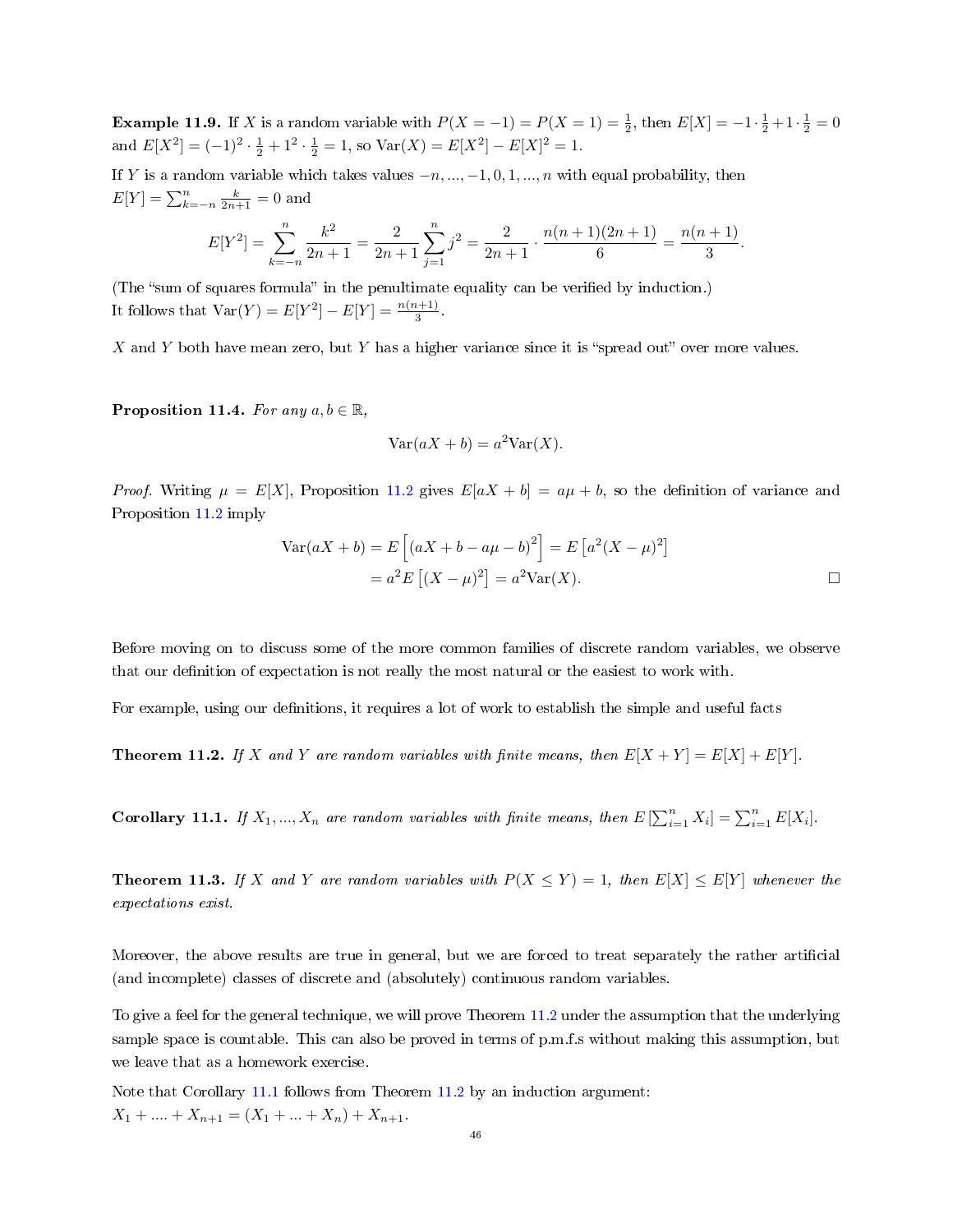**Example 11.9.** If $X$ is a random variable with $P(X=-1)=P(X=1)=\frac{1}{2}$, then $E[X]=-1\cdot\frac{1}{2}+1\cdot\frac{1}{2}=0$ and $E[X^2]=(-1)^2\cdot\frac{1}{2}+1^2\cdot\frac{1}{2}=1$, so $\mathrm{Var}(X)=E[X^2]-E[X]^2=1$.

If $Y$ is a random variable which takes values $-n,...,-1,0,1,...,n$ with equal probability, then $E[Y]=\sum_{k=-n}^{n}\frac{k}{2n+1}=0$ and

$$E[Y^2]=\sum_{k=-n}^{n}\frac{k^2}{2n+1}=\frac{2}{2n+1}\sum_{j=1}^{n}j^2=\frac{2}{2n+1}\cdot\frac{n(n+1)(2n+1)}{6}=\frac{n(n+1)}{3}.$$

(The "sum of squares formula" in the penultimate equality can be verified by induction.)
It follows that $\mathrm{Var}(Y)=E[Y^2]-E[Y]=\frac{n(n+1)}{3}$.

$X$ and $Y$ both have mean zero, but $Y$ has a higher variance since it is "spread out" over more values.

**Proposition 11.4.** *For any $a,b\in\mathbb{R}$,*

$$\mathrm{Var}(aX+b)=a^2\mathrm{Var}(X).$$

*Proof.* Writing $\mu=E[X]$, Proposition 11.2 gives $E[aX+b]=a\mu+b$, so the definition of variance and Proposition 11.2 imply

$$\begin{aligned}\mathrm{Var}(aX+b)&=E\left[(aX+b-a\mu-b)^2\right]=E\left[a^2(X-\mu)^2\right]\\&=a^2E\left[(X-\mu)^2\right]=a^2\mathrm{Var}(X).\end{aligned}$$

□

Before moving on to discuss some of the more common families of discrete random variables, we observe that our definition of expectation is not really the most natural or the easiest to work with.

For example, using our definitions, it requires a lot of work to establish the simple and useful facts

**Theorem 11.2.** *If $X$ and $Y$ are random variables with finite means, then $E[X+Y]=E[X]+E[Y]$.*

**Corollary 11.1.** *If $X_1,...,X_n$ are random variables with finite means, then $E\left[\sum_{i=1}^{n}X_i\right]=\sum_{i=1}^{n}E[X_i]$.*

**Theorem 11.3.** *If $X$ and $Y$ are random variables with $P(X\leq Y)=1$, then $E[X]\leq E[Y]$ whenever the expectations exist.*

Moreover, the above results are true in general, but we are forced to treat separately the rather artificial (and incomplete) classes of discrete and (absolutely) continuous random variables.

To give a feel for the general technique, we will prove Theorem 11.2 under the assumption that the underlying sample space is countable. This can also be proved in terms of p.m.f.s without making this assumption, but we leave that as a homework exercise.

Note that Corollary 11.1 follows from Theorem 11.2 by an induction argument:
$X_1+....+X_{n+1}=(X_1+...+X_n)+X_{n+1}$.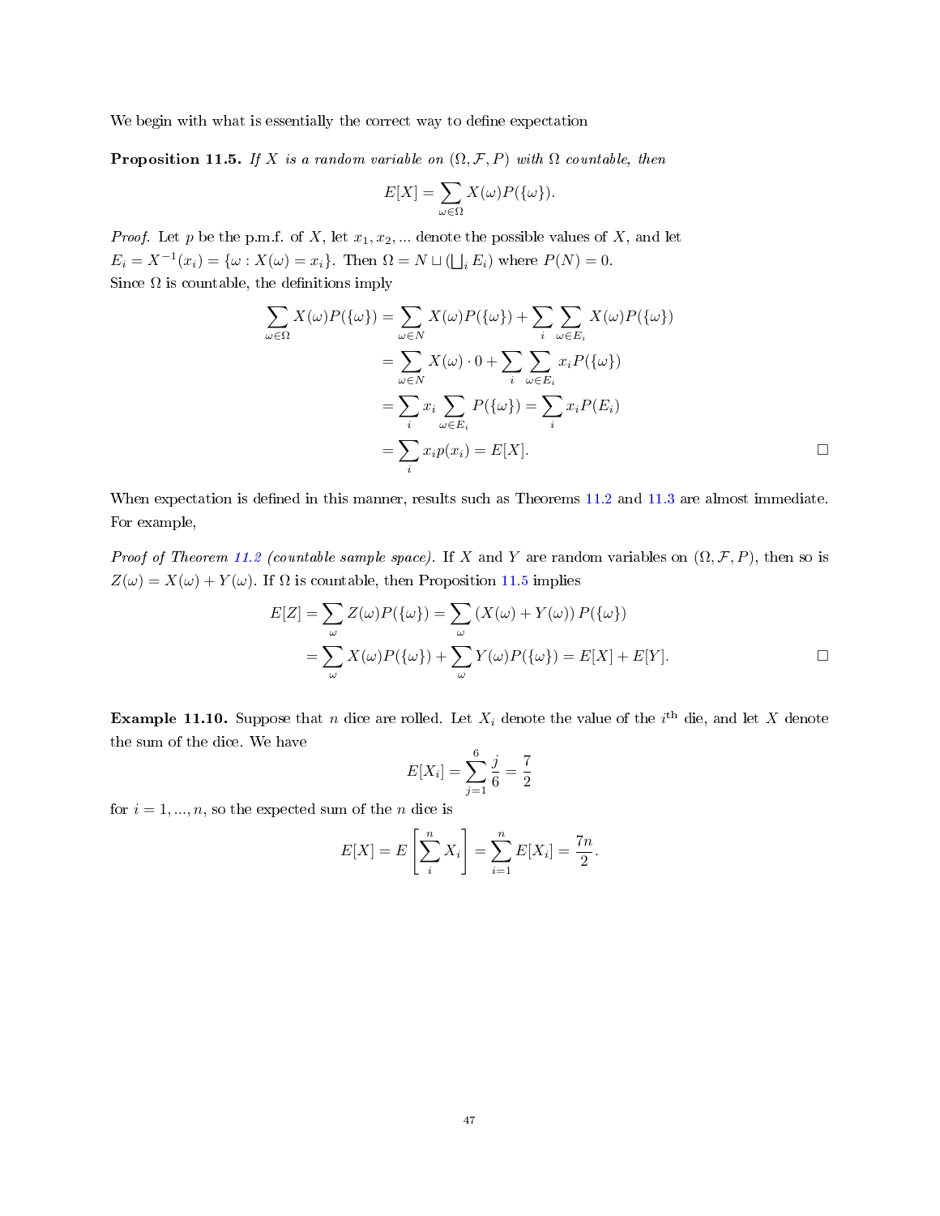We begin with what is essentially the correct way to define expectation

**Proposition 11.5.** *If $X$ is a random variable on $(\Omega, \mathcal{F}, P)$ with $\Omega$ countable, then*

$$E[X] = \sum_{\omega \in \Omega} X(\omega) P(\{\omega\}).$$

*Proof.* Let $p$ be the p.m.f. of $X$, let $x_1, x_2, \ldots$ denote the possible values of $X$, and let $E_i = X^{-1}(x_i) = \{\omega : X(\omega) = x_i\}$. Then $\Omega = N \sqcup (\bigsqcup_i E_i)$ where $P(N) = 0$.
Since $\Omega$ is countable, the definitions imply

$$\begin{aligned}
\sum_{\omega \in \Omega} X(\omega) P(\{\omega\}) &= \sum_{\omega \in N} X(\omega) P(\{\omega\}) + \sum_i \sum_{\omega \in E_i} X(\omega) P(\{\omega\}) \\
&= \sum_{\omega \in N} X(\omega) \cdot 0 + \sum_i \sum_{\omega \in E_i} x_i P(\{\omega\}) \\
&= \sum_i x_i \sum_{\omega \in E_i} P(\{\omega\}) = \sum_i x_i P(E_i) \\
&= \sum_i x_i p(x_i) = E[X].
\end{aligned}$$

□

When expectation is defined in this manner, results such as Theorems 11.2 and 11.3 are almost immediate. For example,

*Proof of Theorem 11.2 (countable sample space).* If $X$ and $Y$ are random variables on $(\Omega, \mathcal{F}, P)$, then so is $Z(\omega) = X(\omega) + Y(\omega)$. If $\Omega$ is countable, then Proposition 11.5 implies

$$\begin{aligned}
E[Z] &= \sum_\omega Z(\omega) P(\{\omega\}) = \sum_\omega \left( X(\omega) + Y(\omega) \right) P(\{\omega\}) \\
&= \sum_\omega X(\omega) P(\{\omega\}) + \sum_\omega Y(\omega) P(\{\omega\}) = E[X] + E[Y].
\end{aligned}$$

□

**Example 11.10.** Suppose that $n$ dice are rolled. Let $X_i$ denote the value of the $i^{\text{th}}$ die, and let $X$ denote the sum of the dice. We have

$$E[X_i] = \sum_{j=1}^{6} \frac{j}{6} = \frac{7}{2}$$

for $i = 1, \ldots, n$, so the expected sum of the $n$ dice is

$$E[X] = E\left[ \sum_i^n X_i \right] = \sum_{i=1}^{n} E[X_i] = \frac{7n}{2}.$$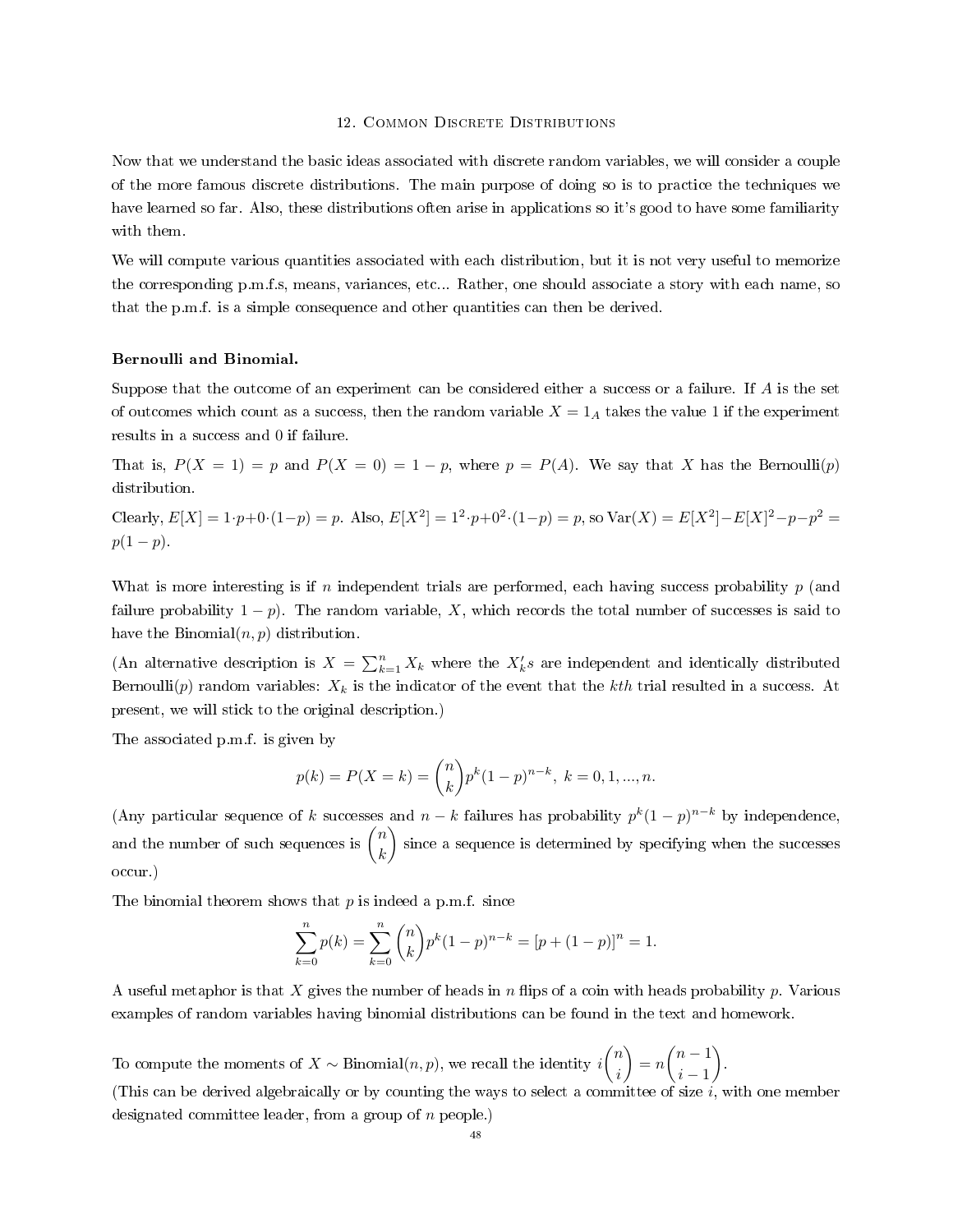## 12. Common Discrete Distributions

Now that we understand the basic ideas associated with discrete random variables, we will consider a couple of the more famous discrete distributions. The main purpose of doing so is to practice the techniques we have learned so far. Also, these distributions often arise in applications so it's good to have some familiarity with them.

We will compute various quantities associated with each distribution, but it is not very useful to memorize the corresponding p.m.f.s, means, variances, etc... Rather, one should associate a story with each name, so that the p.m.f. is a simple consequence and other quantities can then be derived.

**Bernoulli and Binomial.**

Suppose that the outcome of an experiment can be considered either a success or a failure. If $A$ is the set of outcomes which count as a success, then the random variable $X = 1_A$ takes the value 1 if the experiment results in a success and 0 if failure.

That is, $P(X = 1) = p$ and $P(X = 0) = 1 - p$, where $p = P(A)$. We say that $X$ has the Bernoulli($p$) distribution.

Clearly, $E[X] = 1 \cdot p + 0 \cdot (1-p) = p$. Also, $E[X^2] = 1^2 \cdot p + 0^2 \cdot (1-p) = p$, so $\text{Var}(X) = E[X^2] - E[X]^2 - p - p^2 = p(1-p)$.

What is more interesting is if $n$ independent trials are performed, each having success probability $p$ (and failure probability $1-p$). The random variable, $X$, which records the total number of successes is said to have the Binomial($n, p$) distribution.

(An alternative description is $X = \sum_{k=1}^{n} X_k$ where the $X_k's$ are independent and identically distributed Bernoulli($p$) random variables: $X_k$ is the indicator of the event that the $kth$ trial resulted in a success. At present, we will stick to the original description.)

The associated p.m.f. is given by

$$p(k) = P(X = k) = \binom{n}{k} p^k (1-p)^{n-k}, \; k = 0, 1, ..., n.$$

(Any particular sequence of $k$ successes and $n-k$ failures has probability $p^k(1-p)^{n-k}$ by independence, and the number of such sequences is $\binom{n}{k}$ since a sequence is determined by specifying when the successes occur.)

The binomial theorem shows that $p$ is indeed a p.m.f. since

$$\sum_{k=0}^{n} p(k) = \sum_{k=0}^{n} \binom{n}{k} p^k (1-p)^{n-k} = [p + (1-p)]^n = 1.$$

A useful metaphor is that $X$ gives the number of heads in $n$ flips of a coin with heads probability $p$. Various examples of random variables having binomial distributions can be found in the text and homework.

To compute the moments of $X \sim \text{Binomial}(n, p)$, we recall the identity $i\binom{n}{i} = n\binom{n-1}{i-1}$.
(This can be derived algebraically or by counting the ways to select a committee of size $i$, with one member designated committee leader, from a group of $n$ people.)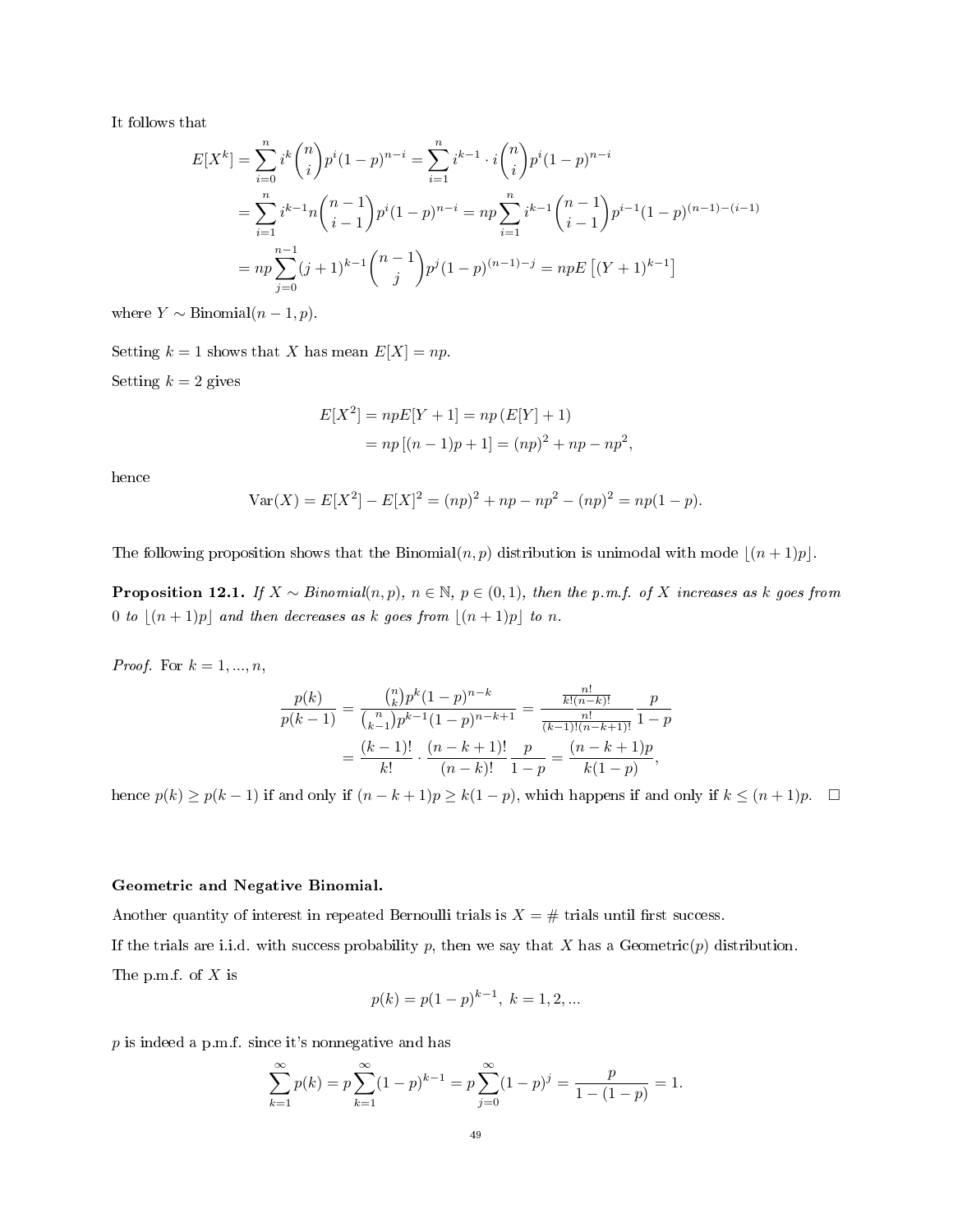It follows that

$$
\begin{aligned}
E[X^k] &= \sum_{i=0}^{n} i^k \binom{n}{i} p^i (1-p)^{n-i} = \sum_{i=1}^{n} i^{k-1} \cdot i \binom{n}{i} p^i (1-p)^{n-i} \\
&= \sum_{i=1}^{n} i^{k-1} n \binom{n-1}{i-1} p^i (1-p)^{n-i} = np \sum_{i=1}^{n} i^{k-1} \binom{n-1}{i-1} p^{i-1} (1-p)^{(n-1)-(i-1)} \\
&= np \sum_{j=0}^{n-1} (j+1)^{k-1} \binom{n-1}{j} p^j (1-p)^{(n-1)-j} = npE\left[(Y+1)^{k-1}\right]
\end{aligned}
$$

where $Y \sim \text{Binomial}(n-1, p)$.

Setting $k = 1$ shows that $X$ has mean $E[X] = np$.

Setting $k = 2$ gives

$$
\begin{aligned}
E[X^2] &= npE[Y+1] = np\left(E[Y] + 1\right) \\
&= np\left[(n-1)p + 1\right] = (np)^2 + np - np^2,
\end{aligned}
$$

hence

$$
\text{Var}(X) = E[X^2] - E[X]^2 = (np)^2 + np - np^2 - (np)^2 = np(1-p).
$$

The following proposition shows that the Binomial$(n, p)$ distribution is unimodal with mode $\lfloor (n+1)p \rfloor$.

**Proposition 12.1.** *If $X \sim$ Binomial$(n, p)$, $n \in \mathbb{N}$, $p \in (0, 1)$, then the p.m.f. of $X$ increases as $k$ goes from $0$ to $\lfloor (n+1)p \rfloor$ and then decreases as $k$ goes from $\lfloor (n+1)p \rfloor$ to $n$.*

*Proof.* For $k = 1, ..., n$,

$$
\begin{aligned}
\frac{p(k)}{p(k-1)} &= \frac{\binom{n}{k} p^k (1-p)^{n-k}}{\binom{n}{k-1} p^{k-1} (1-p)^{n-k+1}} = \frac{\frac{n!}{k!(n-k)!}}{\frac{n!}{(k-1)!(n-k+1)!}} \frac{p}{1-p} \\
&= \frac{(k-1)!}{k!} \cdot \frac{(n-k+1)!}{(n-k)!} \frac{p}{1-p} = \frac{(n-k+1)p}{k(1-p)},
\end{aligned}
$$

hence $p(k) \geq p(k-1)$ if and only if $(n-k+1)p \geq k(1-p)$, which happens if and only if $k \leq (n+1)p$. $\square$

**Geometric and Negative Binomial.**

Another quantity of interest in repeated Bernoulli trials is $X = \#$ trials until first success.

If the trials are i.i.d. with success probability $p$, then we say that $X$ has a Geometric$(p)$ distribution.

The p.m.f. of $X$ is

$$
p(k) = p(1-p)^{k-1}, \ k = 1, 2, ...
$$

$p$ is indeed a p.m.f. since it's nonnegative and has

$$
\sum_{k=1}^{\infty} p(k) = p \sum_{k=1}^{\infty} (1-p)^{k-1} = p \sum_{j=0}^{\infty} (1-p)^j = \frac{p}{1-(1-p)} = 1.
$$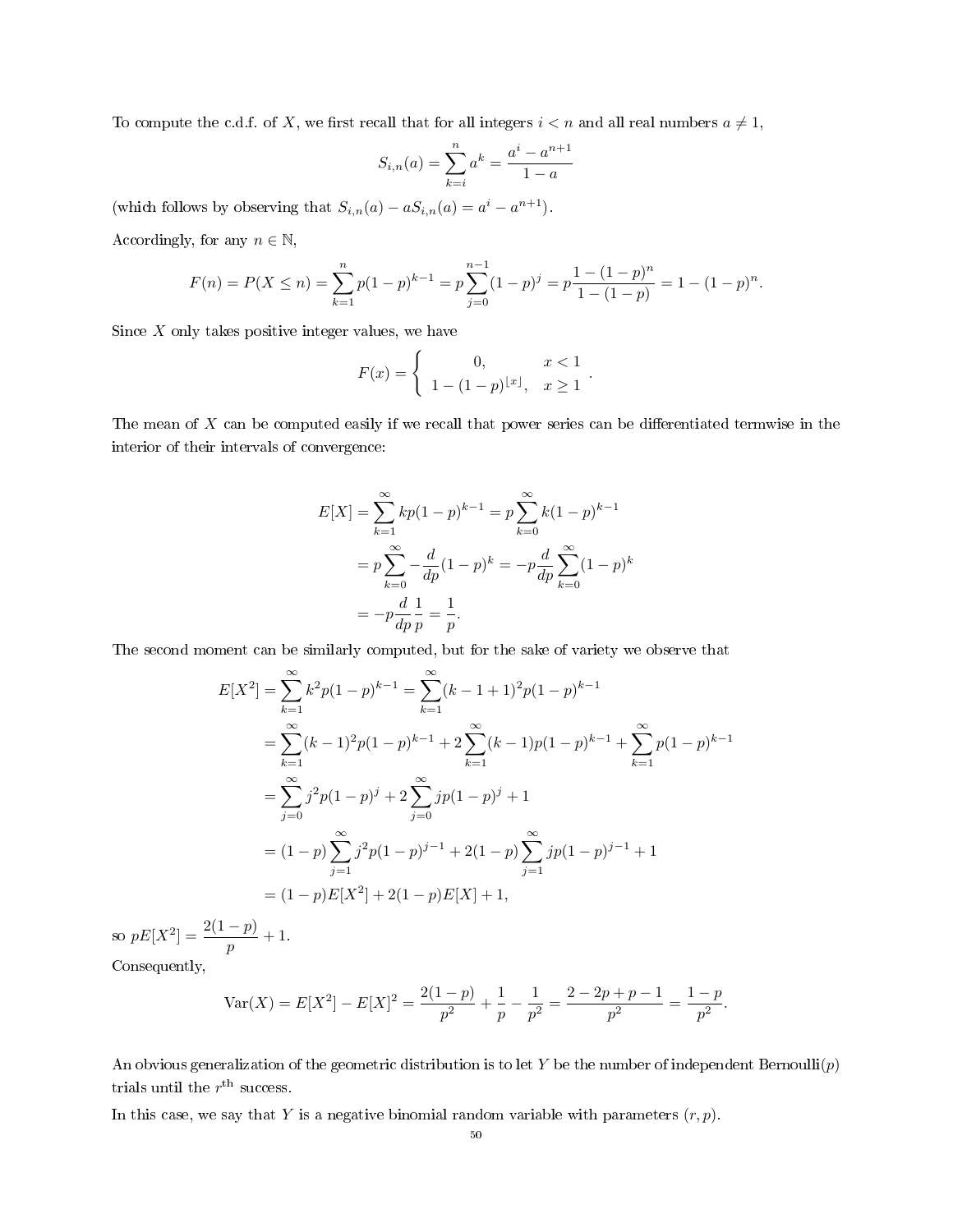To compute the c.d.f. of $X$, we first recall that for all integers $i < n$ and all real numbers $a \neq 1$,

$$S_{i,n}(a) = \sum_{k=i}^{n} a^k = \frac{a^i - a^{n+1}}{1-a}$$

(which follows by observing that $S_{i,n}(a) - aS_{i,n}(a) = a^i - a^{n+1}$).

Accordingly, for any $n \in \mathbb{N}$,

$$F(n) = P(X \leq n) = \sum_{k=1}^{n} p(1-p)^{k-1} = p\sum_{j=0}^{n-1}(1-p)^j = p\frac{1-(1-p)^n}{1-(1-p)} = 1-(1-p)^n.$$

Since $X$ only takes positive integer values, we have

$$F(x) = \begin{cases} 0, & x < 1 \\ 1-(1-p)^{\lfloor x \rfloor}, & x \geq 1 \end{cases}.$$

The mean of $X$ can be computed easily if we recall that power series can be differentiated termwise in the interior of their intervals of convergence:

$$\begin{aligned}
E[X] &= \sum_{k=1}^{\infty} kp(1-p)^{k-1} = p\sum_{k=0}^{\infty} k(1-p)^{k-1} \\
&= p\sum_{k=0}^{\infty} -\frac{d}{dp}(1-p)^k = -p\frac{d}{dp}\sum_{k=0}^{\infty}(1-p)^k \\
&= -p\frac{d}{dp}\frac{1}{p} = \frac{1}{p}.
\end{aligned}$$

The second moment can be similarly computed, but for the sake of variety we observe that

$$\begin{aligned}
E[X^2] &= \sum_{k=1}^{\infty} k^2 p(1-p)^{k-1} = \sum_{k=1}^{\infty}(k-1+1)^2 p(1-p)^{k-1} \\
&= \sum_{k=1}^{\infty}(k-1)^2 p(1-p)^{k-1} + 2\sum_{k=1}^{\infty}(k-1)p(1-p)^{k-1} + \sum_{k=1}^{\infty} p(1-p)^{k-1} \\
&= \sum_{j=0}^{\infty} j^2 p(1-p)^j + 2\sum_{j=0}^{\infty} jp(1-p)^j + 1 \\
&= (1-p)\sum_{j=1}^{\infty} j^2 p(1-p)^{j-1} + 2(1-p)\sum_{j=1}^{\infty} jp(1-p)^{j-1} + 1 \\
&= (1-p)E[X^2] + 2(1-p)E[X] + 1,
\end{aligned}$$

so $pE[X^2] = \dfrac{2(1-p)}{p} + 1$.

Consequently,

$$\text{Var}(X) = E[X^2] - E[X]^2 = \frac{2(1-p)}{p^2} + \frac{1}{p} - \frac{1}{p^2} = \frac{2-2p+p-1}{p^2} = \frac{1-p}{p^2}.$$

An obvious generalization of the geometric distribution is to let $Y$ be the number of independent Bernoulli($p$) trials until the $r^{\text{th}}$ success.

In this case, we say that $Y$ is a negative binomial random variable with parameters $(r, p)$.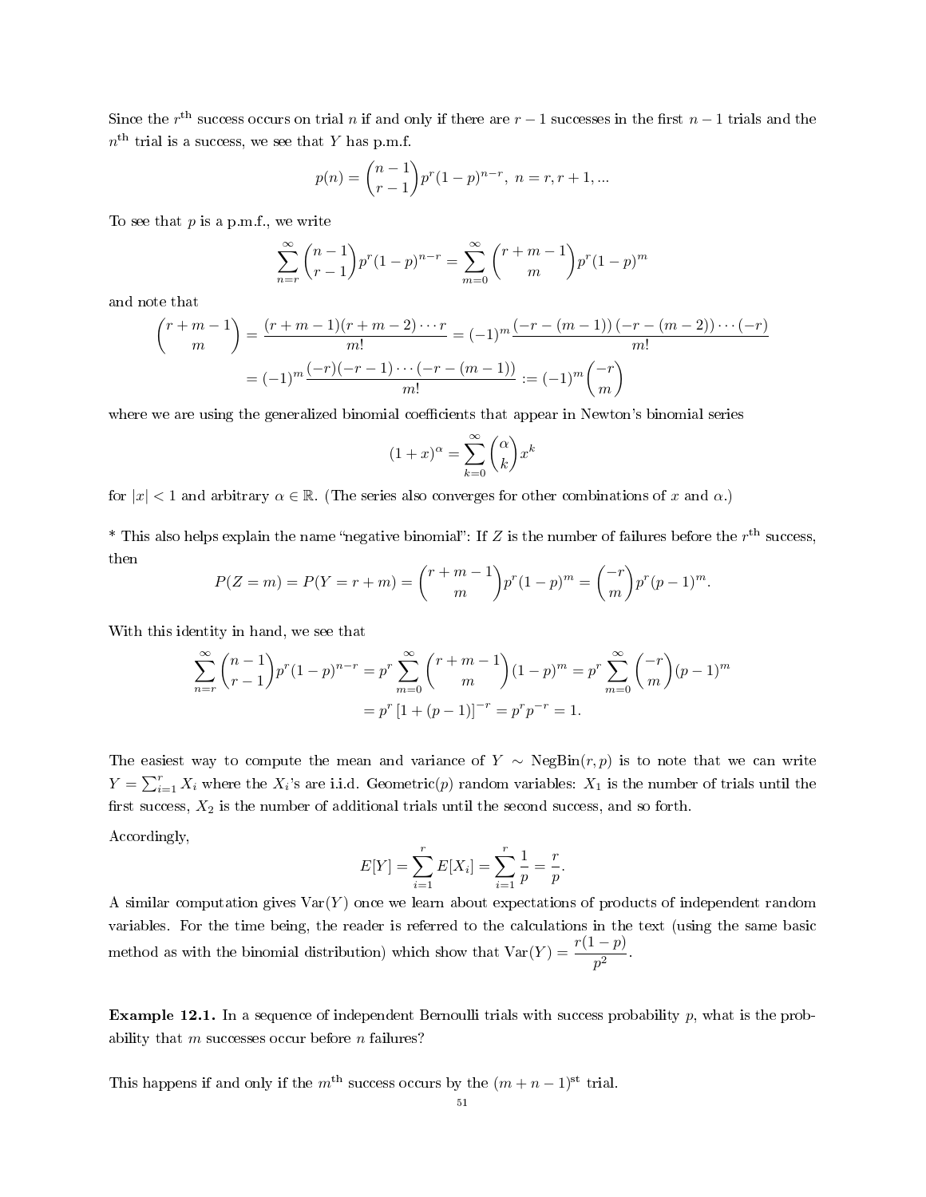Since the $r^{\text{th}}$ success occurs on trial $n$ if and only if there are $r-1$ successes in the first $n-1$ trials and the $n^{\text{th}}$ trial is a success, we see that $Y$ has p.m.f.

$$p(n) = \binom{n-1}{r-1} p^r (1-p)^{n-r}, \ n = r, r+1, \ldots$$

To see that $p$ is a p.m.f., we write

$$\sum_{n=r}^{\infty} \binom{n-1}{r-1} p^r (1-p)^{n-r} = \sum_{m=0}^{\infty} \binom{r+m-1}{m} p^r (1-p)^m$$

and note that

$$\begin{aligned}
\binom{r+m-1}{m} &= \frac{(r+m-1)(r+m-2)\cdots r}{m!} = (-1)^m \frac{(-r-(m-1))(-r-(m-2))\cdots(-r)}{m!} \\
&= (-1)^m \frac{(-r)(-r-1)\cdots(-r-(m-1))}{m!} := (-1)^m \binom{-r}{m}
\end{aligned}$$

where we are using the generalized binomial coefficients that appear in Newton's binomial series

$$(1+x)^{\alpha} = \sum_{k=0}^{\infty} \binom{\alpha}{k} x^k$$

for $|x| < 1$ and arbitrary $\alpha \in \mathbb{R}$. (The series also converges for other combinations of $x$ and $\alpha$.)

* This also helps explain the name "negative binomial": If $Z$ is the number of failures before the $r^{\text{th}}$ success, then

$$P(Z = m) = P(Y = r+m) = \binom{r+m-1}{m} p^r (1-p)^m = \binom{-r}{m} p^r (p-1)^m.$$

With this identity in hand, we see that

$$\begin{aligned}
\sum_{n=r}^{\infty} \binom{n-1}{r-1} p^r (1-p)^{n-r} &= p^r \sum_{m=0}^{\infty} \binom{r+m-1}{m} (1-p)^m = p^r \sum_{m=0}^{\infty} \binom{-r}{m} (p-1)^m \\
&= p^r \left[1 + (p-1)\right]^{-r} = p^r p^{-r} = 1.
\end{aligned}$$

The easiest way to compute the mean and variance of $Y \sim \text{NegBin}(r,p)$ is to note that we can write $Y = \sum_{i=1}^{r} X_i$ where the $X_i$'s are i.i.d. Geometric($p$) random variables: $X_1$ is the number of trials until the first success, $X_2$ is the number of additional trials until the second success, and so forth.

Accordingly,

$$E[Y] = \sum_{i=1}^{r} E[X_i] = \sum_{i=1}^{r} \frac{1}{p} = \frac{r}{p}.$$

A similar computation gives $\text{Var}(Y)$ once we learn about expectations of products of independent random variables. For the time being, the reader is referred to the calculations in the text (using the same basic method as with the binomial distribution) which show that $\text{Var}(Y) = \dfrac{r(1-p)}{p^2}$.

**Example 12.1.** In a sequence of independent Bernoulli trials with success probability $p$, what is the probability that $m$ successes occur before $n$ failures?

This happens if and only if the $m^{\text{th}}$ success occurs by the $(m+n-1)^{\text{st}}$ trial.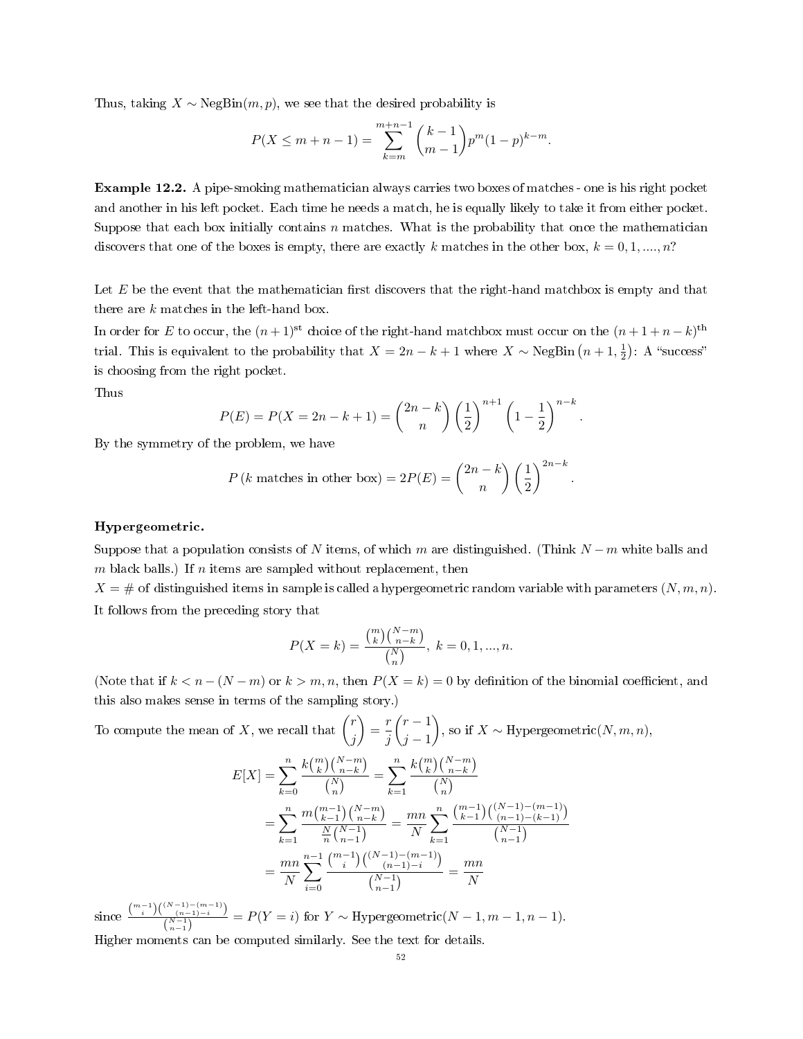Thus, taking $X \sim \text{NegBin}(m, p)$, we see that the desired probability is

$$P(X \leq m + n - 1) = \sum_{k=m}^{m+n-1} \binom{k-1}{m-1} p^m (1-p)^{k-m}.$$

**Example 12.2.** A pipe-smoking mathematician always carries two boxes of matches - one is his right pocket and another in his left pocket. Each time he needs a match, he is equally likely to take it from either pocket. Suppose that each box initially contains $n$ matches. What is the probability that once the mathematician discovers that one of the boxes is empty, there are exactly $k$ matches in the other box, $k = 0, 1, ...., n$?

Let $E$ be the event that the mathematician first discovers that the right-hand matchbox is empty and that there are $k$ matches in the left-hand box.

In order for $E$ to occur, the $(n+1)^{\text{st}}$ choice of the right-hand matchbox must occur on the $(n+1+n-k)^{\text{th}}$ trial. This is equivalent to the probability that $X = 2n - k + 1$ where $X \sim \text{NegBin}\left(n+1, \frac{1}{2}\right)$: A "success" is choosing from the right pocket.

Thus

$$P(E) = P(X = 2n - k + 1) = \binom{2n-k}{n} \left(\frac{1}{2}\right)^{n+1} \left(1 - \frac{1}{2}\right)^{n-k}.$$

By the symmetry of the problem, we have

$$P\left(k \text{ matches in other box}\right) = 2P(E) = \binom{2n-k}{n} \left(\frac{1}{2}\right)^{2n-k}.$$

**Hypergeometric.**

Suppose that a population consists of $N$ items, of which $m$ are distinguished. (Think $N - m$ white balls and $m$ black balls.) If $n$ items are sampled without replacement, then

$X = \#$ of distinguished items in sample is called a hypergeometric random variable with parameters $(N, m, n)$.

It follows from the preceding story that

$$P(X = k) = \frac{\binom{m}{k}\binom{N-m}{n-k}}{\binom{N}{n}}, \ k = 0, 1, ..., n.$$

(Note that if $k < n - (N - m)$ or $k > m, n$, then $P(X = k) = 0$ by definition of the binomial coefficient, and this also makes sense in terms of the sampling story.)

To compute the mean of $X$, we recall that $\binom{r}{j} = \frac{r}{j}\binom{r-1}{j-1}$, so if $X \sim \text{Hypergeometric}(N, m, n)$,

$$\begin{aligned}
E[X] &= \sum_{k=0}^{n} \frac{k\binom{m}{k}\binom{N-m}{n-k}}{\binom{N}{n}} = \sum_{k=1}^{n} \frac{k\binom{m}{k}\binom{N-m}{n-k}}{\binom{N}{n}} \\
&= \sum_{k=1}^{n} \frac{m\binom{m-1}{k-1}\binom{N-m}{n-k}}{\frac{N}{n}\binom{N-1}{n-1}} = \frac{mn}{N} \sum_{k=1}^{n} \frac{\binom{m-1}{k-1}\binom{(N-1)-(m-1)}{(n-1)-(k-1)}}{\binom{N-1}{n-1}} \\
&= \frac{mn}{N} \sum_{i=0}^{n-1} \frac{\binom{m-1}{i}\binom{(N-1)-(m-1)}{(n-1)-i}}{\binom{N-1}{n-1}} = \frac{mn}{N}
\end{aligned}$$

since $\frac{\binom{m-1}{i}\binom{(N-1)-(m-1)}{(n-1)-i}}{\binom{N-1}{n-1}} = P(Y = i)$ for $Y \sim \text{Hypergeometric}(N-1, m-1, n-1)$.

Higher moments can be computed similarly. See the text for details.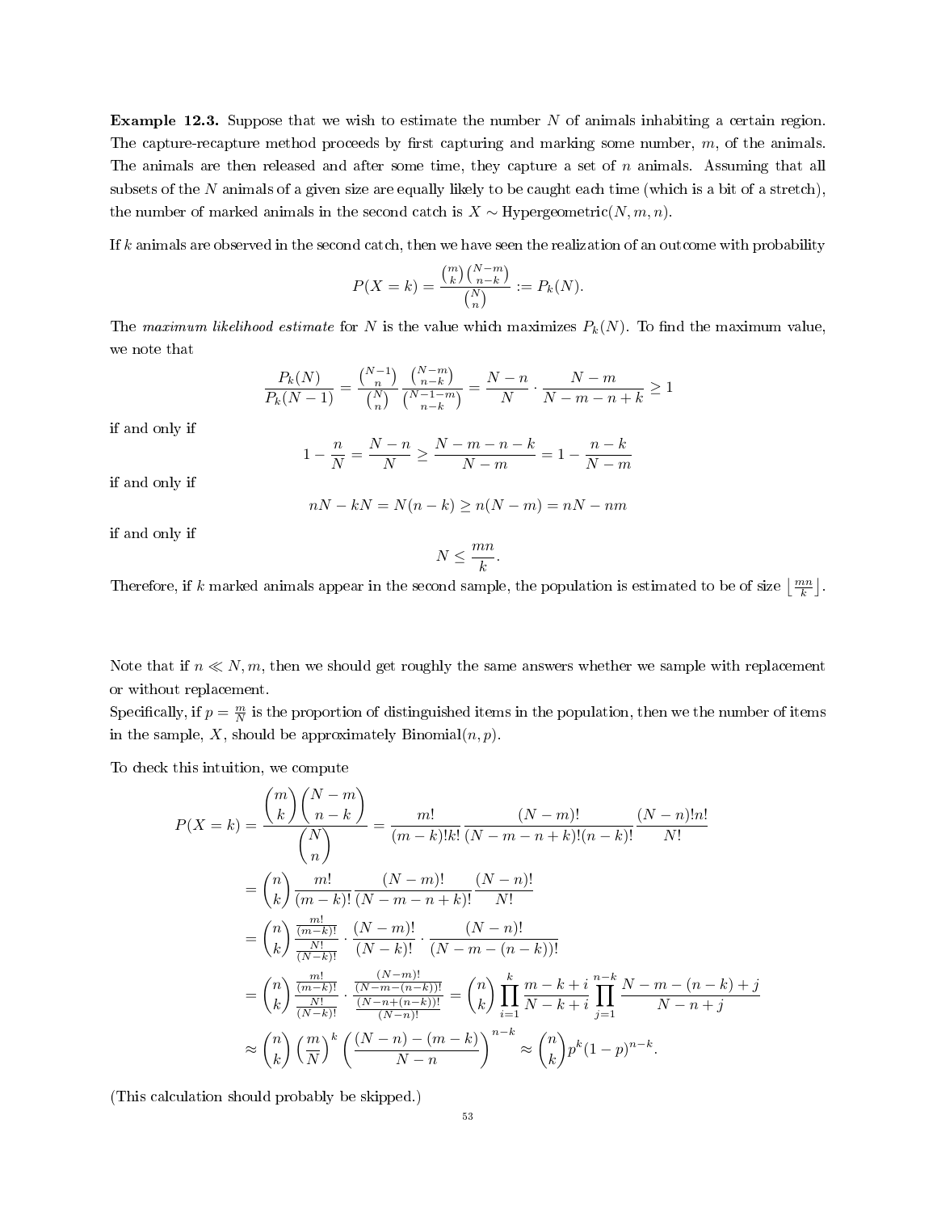**Example 12.3.** Suppose that we wish to estimate the number $N$ of animals inhabiting a certain region. The capture-recapture method proceeds by first capturing and marking some number, $m$, of the animals. The animals are then released and after some time, they capture a set of $n$ animals. Assuming that all subsets of the $N$ animals of a given size are equally likely to be caught each time (which is a bit of a stretch), the number of marked animals in the second catch is $X \sim \text{Hypergeometric}(N, m, n)$.

If $k$ animals are observed in the second catch, then we have seen the realization of an outcome with probability

$$P(X = k) = \frac{\binom{m}{k}\binom{N-m}{n-k}}{\binom{N}{n}} := P_k(N).$$

The *maximum likelihood estimate* for $N$ is the value which maximizes $P_k(N)$. To find the maximum value, we note that

$$\frac{P_k(N)}{P_k(N-1)} = \frac{\binom{N-1}{n}}{\binom{N}{n}} \frac{\binom{N-m}{n-k}}{\binom{N-1-m}{n-k}} = \frac{N-n}{N} \cdot \frac{N-m}{N-m-n+k} \geq 1$$

if and only if

$$1 - \frac{n}{N} = \frac{N-n}{N} \geq \frac{N-m-n-k}{N-m} = 1 - \frac{n-k}{N-m}$$

if and only if

$$nN - kN = N(n-k) \geq n(N-m) = nN - nm$$

if and only if

$$N \leq \frac{mn}{k}.$$

Therefore, if $k$ marked animals appear in the second sample, the population is estimated to be of size $\lfloor \frac{mn}{k} \rfloor$.

Note that if $n \ll N, m$, then we should get roughly the same answers whether we sample with replacement or without replacement.

Specifically, if $p = \frac{m}{N}$ is the proportion of distinguished items in the population, then we the number of items in the sample, $X$, should be approximately Binomial$(n, p)$.

To check this intuition, we compute

$$\begin{aligned}
P(X = k) &= \frac{\dbinom{m}{k}\dbinom{N-m}{n-k}}{\dbinom{N}{n}} = \frac{m!}{(m-k)!k!} \frac{(N-m)!}{(N-m-n+k)!(n-k)!} \frac{(N-n)!n!}{N!} \\
&= \binom{n}{k} \frac{m!}{(m-k)!} \frac{(N-m)!}{(N-m-n+k)!} \frac{(N-n)!}{N!} \\
&= \binom{n}{k} \frac{\frac{m!}{(m-k)!}}{\frac{N!}{(N-k)!}} \cdot \frac{(N-m)!}{(N-k)!} \cdot \frac{(N-n)!}{(N-m-(n-k))!} \\
&= \binom{n}{k} \frac{\frac{m!}{(m-k)!}}{\frac{N!}{(N-k)!}} \cdot \frac{\frac{(N-m)!}{(N-m-(n-k))!}}{\frac{(N-n+(n-k))!}{(N-n)!}} = \binom{n}{k} \prod_{i=1}^{k} \frac{m-k+i}{N-k+i} \prod_{j=1}^{n-k} \frac{N-m-(n-k)+j}{N-n+j} \\
&\approx \binom{n}{k} \left(\frac{m}{N}\right)^k \left(\frac{(N-n)-(m-k)}{N-n}\right)^{n-k} \approx \binom{n}{k} p^k (1-p)^{n-k}.
\end{aligned}$$

(This calculation should probably be skipped.)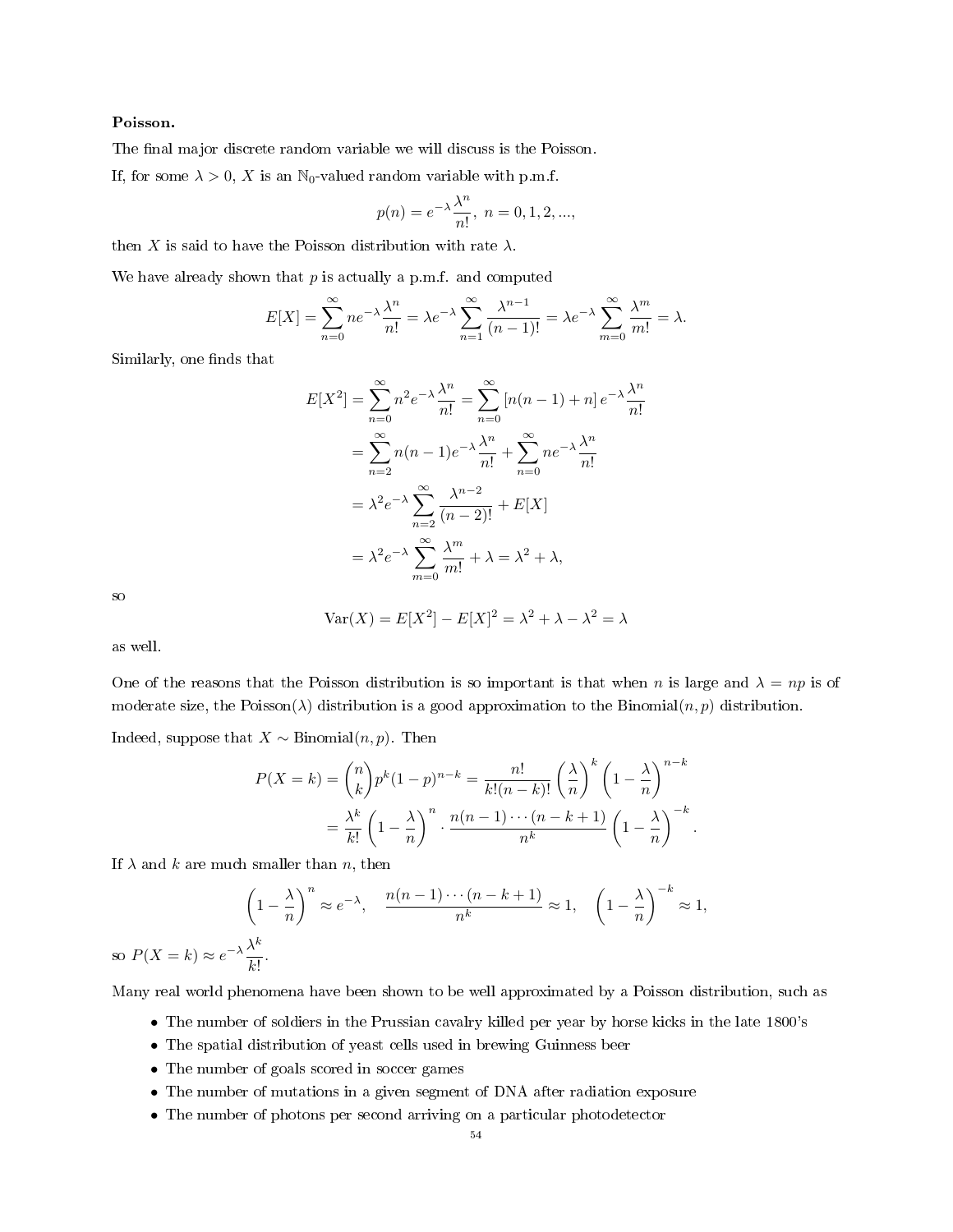**Poisson.**

The final major discrete random variable we will discuss is the Poisson.

If, for some $\lambda > 0$, $X$ is an $\mathbb{N}_0$-valued random variable with p.m.f.

$$p(n) = e^{-\lambda}\frac{\lambda^n}{n!},\ n = 0, 1, 2, ...,$$

then $X$ is said to have the Poisson distribution with rate $\lambda$.

We have already shown that $p$ is actually a p.m.f. and computed

$$E[X] = \sum_{n=0}^{\infty} n e^{-\lambda}\frac{\lambda^n}{n!} = \lambda e^{-\lambda}\sum_{n=1}^{\infty}\frac{\lambda^{n-1}}{(n-1)!} = \lambda e^{-\lambda}\sum_{m=0}^{\infty}\frac{\lambda^m}{m!} = \lambda.$$

Similarly, one finds that

$$\begin{aligned}
E[X^2] &= \sum_{n=0}^{\infty} n^2 e^{-\lambda}\frac{\lambda^n}{n!} = \sum_{n=0}^{\infty}\left[n(n-1)+n\right]e^{-\lambda}\frac{\lambda^n}{n!} \\
&= \sum_{n=2}^{\infty} n(n-1)e^{-\lambda}\frac{\lambda^n}{n!} + \sum_{n=0}^{\infty} n e^{-\lambda}\frac{\lambda^n}{n!} \\
&= \lambda^2 e^{-\lambda}\sum_{n=2}^{\infty}\frac{\lambda^{n-2}}{(n-2)!} + E[X] \\
&= \lambda^2 e^{-\lambda}\sum_{m=0}^{\infty}\frac{\lambda^m}{m!} + \lambda = \lambda^2 + \lambda,
\end{aligned}$$

so

$$\text{Var}(X) = E[X^2] - E[X]^2 = \lambda^2 + \lambda - \lambda^2 = \lambda$$

as well.

One of the reasons that the Poisson distribution is so important is that when $n$ is large and $\lambda = np$ is of moderate size, the Poisson($\lambda$) distribution is a good approximation to the Binomial($n, p$) distribution.

Indeed, suppose that $X \sim \text{Binomial}(n, p)$. Then

$$\begin{aligned}
P(X = k) &= \binom{n}{k}p^k(1-p)^{n-k} = \frac{n!}{k!(n-k)!}\left(\frac{\lambda}{n}\right)^k\left(1-\frac{\lambda}{n}\right)^{n-k} \\
&= \frac{\lambda^k}{k!}\left(1-\frac{\lambda}{n}\right)^n \cdot \frac{n(n-1)\cdots(n-k+1)}{n^k}\left(1-\frac{\lambda}{n}\right)^{-k}.
\end{aligned}$$

If $\lambda$ and $k$ are much smaller than $n$, then

$$\left(1-\frac{\lambda}{n}\right)^n \approx e^{-\lambda}, \quad \frac{n(n-1)\cdots(n-k+1)}{n^k} \approx 1, \quad \left(1-\frac{\lambda}{n}\right)^{-k} \approx 1,$$

so $P(X = k) \approx e^{-\lambda}\frac{\lambda^k}{k!}$.

Many real world phenomena have been shown to be well approximated by a Poisson distribution, such as

- The number of soldiers in the Prussian cavalry killed per year by horse kicks in the late 1800's
- The spatial distribution of yeast cells used in brewing Guinness beer
- The number of goals scored in soccer games
- The number of mutations in a given segment of DNA after radiation exposure
- The number of photons per second arriving on a particular photodetector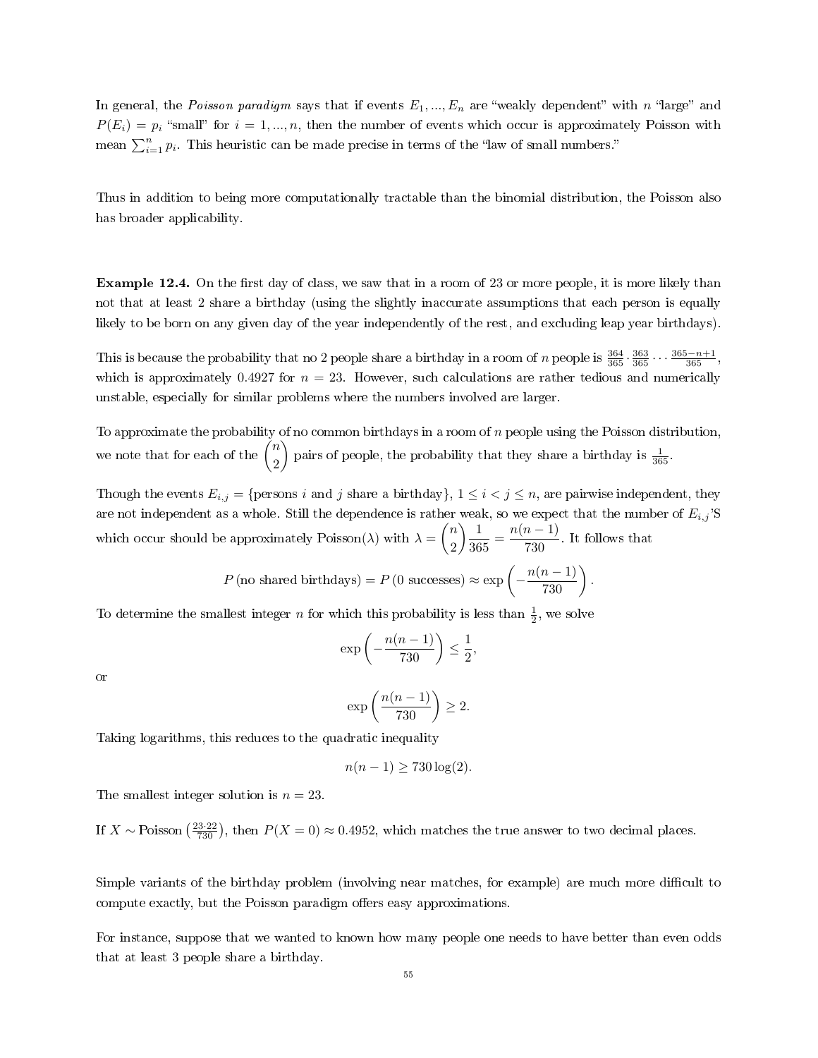In general, the *Poisson paradigm* says that if events $E_1, ..., E_n$ are "weakly dependent" with $n$ "large" and $P(E_i) = p_i$ "small" for $i = 1, ..., n$, then the number of events which occur is approximately Poisson with mean $\sum_{i=1}^{n} p_i$. This heuristic can be made precise in terms of the "law of small numbers."

Thus in addition to being more computationally tractable than the binomial distribution, the Poisson also has broader applicability.

**Example 12.4.** On the first day of class, we saw that in a room of 23 or more people, it is more likely than not that at least 2 share a birthday (using the slightly inaccurate assumptions that each person is equally likely to be born on any given day of the year independently of the rest, and excluding leap year birthdays).

This is because the probability that no 2 people share a birthday in a room of $n$ people is $\frac{364}{365} \cdot \frac{363}{365} \cdots \frac{365-n+1}{365}$, which is approximately 0.4927 for $n = 23$. However, such calculations are rather tedious and numerically unstable, especially for similar problems where the numbers involved are larger.

To approximate the probability of no common birthdays in a room of $n$ people using the Poisson distribution, we note that for each of the $\binom{n}{2}$ pairs of people, the probability that they share a birthday is $\frac{1}{365}$.

Though the events $E_{i,j} = \{\text{persons } i \text{ and } j \text{ share a birthday}\}$, $1 \leq i < j \leq n$, are pairwise independent, they are not independent as a whole. Still the dependence is rather weak, so we expect that the number of $E_{i,j}$'S which occur should be approximately Poisson($\lambda$) with $\lambda = \binom{n}{2}\frac{1}{365} = \frac{n(n-1)}{730}$. It follows that

$$P\left(\text{no shared birthdays}\right) = P\left(0 \text{ successes}\right) \approx \exp\left(-\frac{n(n-1)}{730}\right).$$

To determine the smallest integer $n$ for which this probability is less than $\frac{1}{2}$, we solve

$$\exp\left(-\frac{n(n-1)}{730}\right) \leq \frac{1}{2},$$

or

$$\exp\left(\frac{n(n-1)}{730}\right) \geq 2.$$

Taking logarithms, this reduces to the quadratic inequality

$$n(n-1) \geq 730 \log(2).$$

The smallest integer solution is $n = 23$.

If $X \sim \text{Poisson}\left(\frac{23 \cdot 22}{730}\right)$, then $P(X = 0) \approx 0.4952$, which matches the true answer to two decimal places.

Simple variants of the birthday problem (involving near matches, for example) are much more difficult to compute exactly, but the Poisson paradigm offers easy approximations.

For instance, suppose that we wanted to known how many people one needs to have better than even odds that at least 3 people share a birthday.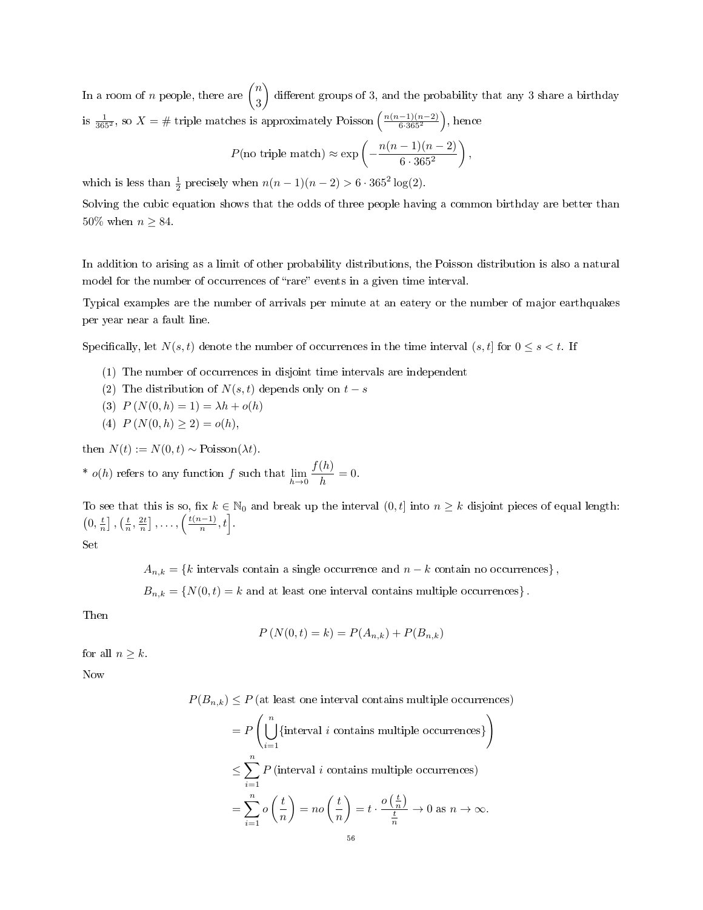In a room of $n$ people, there are $\binom{n}{3}$ different groups of 3, and the probability that any 3 share a birthday is $\frac{1}{365^2}$, so $X = \#$ triple matches is approximately Poisson $\left(\frac{n(n-1)(n-2)}{6\cdot 365^2}\right)$, hence

$$P(\text{no triple match}) \approx \exp\left(-\frac{n(n-1)(n-2)}{6\cdot 365^2}\right),$$

which is less than $\frac{1}{2}$ precisely when $n(n-1)(n-2) > 6\cdot 365^2 \log(2)$.

Solving the cubic equation shows that the odds of three people having a common birthday are better than 50% when $n \geq 84$.

In addition to arising as a limit of other probability distributions, the Poisson distribution is also a natural model for the number of occurrences of "rare" events in a given time interval.

Typical examples are the number of arrivals per minute at an eatery or the number of major earthquakes per year near a fault line.

Specifically, let $N(s,t)$ denote the number of occurrences in the time interval $(s,t]$ for $0 \leq s < t$. If

(1) The number of occurrences in disjoint time intervals are independent
(2) The distribution of $N(s,t)$ depends only on $t-s$
(3) $P\left(N(0,h) = 1\right) = \lambda h + o(h)$
(4) $P\left(N(0,h) \geq 2\right) = o(h)$,

then $N(t) := N(0,t) \sim \text{Poisson}(\lambda t)$.

* $o(h)$ refers to any function $f$ such that $\lim\limits_{h\to 0} \dfrac{f(h)}{h} = 0$.

To see that this is so, fix $k \in \mathbb{N}_0$ and break up the interval $(0,t]$ into $n \geq k$ disjoint pieces of equal length: $\left(0,\frac{t}{n}\right], \left(\frac{t}{n},\frac{2t}{n}\right], \ldots, \left(\frac{t(n-1)}{n}, t\right]$.

Set

$$A_{n,k} = \{k \text{ intervals contain a single occurrence and } n-k \text{ contain no occurrences}\},$$
$$B_{n,k} = \{N(0,t) = k \text{ and at least one interval contains multiple occurrences}\}.$$

Then

$$P\left(N(0,t) = k\right) = P(A_{n,k}) + P(B_{n,k})$$

for all $n \geq k$.

Now

$$\begin{aligned}
P(B_{n,k}) &\leq P\left(\text{at least one interval contains multiple occurrences}\right) \\
&= P\left(\bigcup_{i=1}^{n}\{\text{interval } i \text{ contains multiple occurrences}\}\right) \\
&\leq \sum_{i=1}^{n} P\left(\text{interval } i \text{ contains multiple occurrences}\right) \\
&= \sum_{i=1}^{n} o\left(\frac{t}{n}\right) = no\left(\frac{t}{n}\right) = t\cdot\frac{o\left(\frac{t}{n}\right)}{\frac{t}{n}} \to 0 \text{ as } n\to\infty.
\end{aligned}$$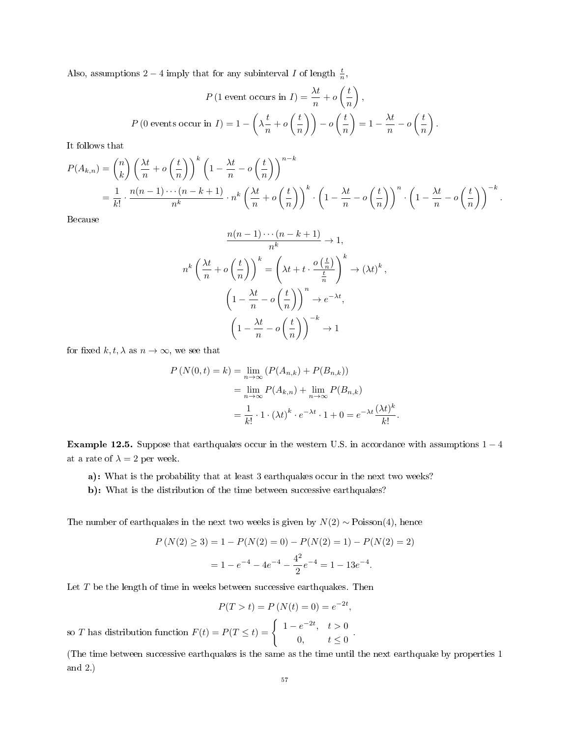Also, assumptions $2-4$ imply that for any subinterval $I$ of length $\frac{t}{n}$,

$$P\left(1 \text{ event occurs in } I\right) = \frac{\lambda t}{n} + o\left(\frac{t}{n}\right),$$

$$P\left(0 \text{ events occur in } I\right) = 1 - \left(\lambda \frac{t}{n} + o\left(\frac{t}{n}\right)\right) - o\left(\frac{t}{n}\right) = 1 - \frac{\lambda t}{n} - o\left(\frac{t}{n}\right).$$

It follows that

$$\begin{aligned}
P(A_{k,n}) &= \binom{n}{k}\left(\frac{\lambda t}{n} + o\left(\frac{t}{n}\right)\right)^k \left(1 - \frac{\lambda t}{n} - o\left(\frac{t}{n}\right)\right)^{n-k} \\
&= \frac{1}{k!} \cdot \frac{n(n-1)\cdots(n-k+1)}{n^k} \cdot n^k \left(\frac{\lambda t}{n} + o\left(\frac{t}{n}\right)\right)^k \cdot \left(1 - \frac{\lambda t}{n} - o\left(\frac{t}{n}\right)\right)^n \cdot \left(1 - \frac{\lambda t}{n} - o\left(\frac{t}{n}\right)\right)^{-k}.
\end{aligned}$$

Because

$$\frac{n(n-1)\cdots(n-k+1)}{n^k} \to 1,$$

$$n^k\left(\frac{\lambda t}{n} + o\left(\frac{t}{n}\right)\right)^k = \left(\lambda t + t \cdot \frac{o\left(\frac{t}{n}\right)}{\frac{t}{n}}\right)^k \to (\lambda t)^k,$$

$$\left(1 - \frac{\lambda t}{n} - o\left(\frac{t}{n}\right)\right)^n \to e^{-\lambda t},$$

$$\left(1 - \frac{\lambda t}{n} - o\left(\frac{t}{n}\right)\right)^{-k} \to 1$$

for fixed $k, t, \lambda$ as $n \to \infty$, we see that

$$\begin{aligned}
P\left(N(0,t) = k\right) &= \lim_{n\to\infty}\left(P(A_{n,k}) + P(B_{n,k})\right) \\
&= \lim_{n\to\infty} P(A_{k,n}) + \lim_{n\to\infty} P(B_{n,k}) \\
&= \frac{1}{k!} \cdot 1 \cdot (\lambda t)^k \cdot e^{-\lambda t} \cdot 1 + 0 = e^{-\lambda t}\frac{(\lambda t)^k}{k!}.
\end{aligned}$$

**Example 12.5.** Suppose that earthquakes occur in the western U.S. in accordance with assumptions $1-4$ at a rate of $\lambda = 2$ per week.

**a):** What is the probability that at least 3 earthquakes occur in the next two weeks?

**b):** What is the distribution of the time between successive earthquakes?

The number of earthquakes in the next two weeks is given by $N(2) \sim \text{Poisson}(4)$, hence

$$\begin{aligned}
P\left(N(2) \geq 3\right) &= 1 - P(N(2) = 0) - P(N(2) = 1) - P(N(2) = 2) \\
&= 1 - e^{-4} - 4e^{-4} - \frac{4^2}{2}e^{-4} = 1 - 13e^{-4}.
\end{aligned}$$

Let $T$ be the length of time in weeks between successive earthquakes. Then

$$P(T > t) = P\left(N(t) = 0\right) = e^{-2t},$$

so $T$ has distribution function $F(t) = P(T \leq t) = \begin{cases} 1 - e^{-2t}, & t > 0 \\ 0, & t \leq 0 \end{cases}$.

(The time between successive earthquakes is the same as the time until the next earthquake by properties 1 and 2.)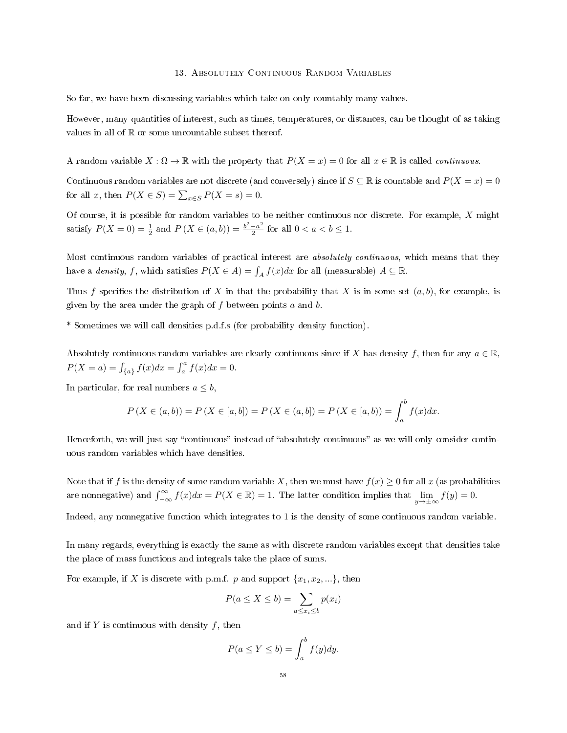## 13. Absolutely Continuous Random Variables

So far, we have been discussing variables which take on only countably many values.

However, many quantities of interest, such as times, temperatures, or distances, can be thought of as taking values in all of $\mathbb{R}$ or some uncountable subset thereof.

A random variable $X : \Omega \to \mathbb{R}$ with the property that $P(X = x) = 0$ for all $x \in \mathbb{R}$ is called *continuous*.

Continuous random variables are not discrete (and conversely) since if $S \subseteq \mathbb{R}$ is countable and $P(X = x) = 0$ for all $x$, then $P(X \in S) = \sum_{x \in S} P(X = s) = 0$.

Of course, it is possible for random variables to be neither continuous nor discrete. For example, $X$ might satisfy $P(X = 0) = \frac{1}{2}$ and $P(X \in (a, b)) = \frac{b^2 - a^2}{2}$ for all $0 < a < b \leq 1$.

Most continuous random variables of practical interest are *absolutely continuous*, which means that they have a *density*, $f$, which satisfies $P(X \in A) = \int_A f(x)dx$ for all (measurable) $A \subseteq \mathbb{R}$.

Thus $f$ specifies the distribution of $X$ in that the probability that $X$ is in some set $(a, b)$, for example, is given by the area under the graph of $f$ between points $a$ and $b$.

* Sometimes we will call densities p.d.f.s (for probability density function).

Absolutely continuous random variables are clearly continuous since if $X$ has density $f$, then for any $a \in \mathbb{R}$, $P(X = a) = \int_{\{a\}} f(x)dx = \int_a^a f(x)dx = 0$.

In particular, for real numbers $a \leq b$,

$$P(X \in (a, b)) = P(X \in [a, b]) = P(X \in (a, b]) = P(X \in [a, b)) = \int_a^b f(x)dx.$$

Henceforth, we will just say "continuous" instead of "absolutely continuous" as we will only consider continuous random variables which have densities.

Note that if $f$ is the density of some random variable $X$, then we must have $f(x) \geq 0$ for all $x$ (as probabilities are nonnegative) and $\int_{-\infty}^{\infty} f(x)dx = P(X \in \mathbb{R}) = 1$. The latter condition implies that $\lim_{y \to \pm\infty} f(y) = 0$.

Indeed, any nonnegative function which integrates to 1 is the density of some continuous random variable.

In many regards, everything is exactly the same as with discrete random variables except that densities take the place of mass functions and integrals take the place of sums.

For example, if $X$ is discrete with p.m.f. $p$ and support $\{x_1, x_2, ...\}$, then

$$P(a \leq X \leq b) = \sum_{a \leq x_i \leq b} p(x_i)$$

and if $Y$ is continuous with density $f$, then

$$P(a \leq Y \leq b) = \int_a^b f(y)dy.$$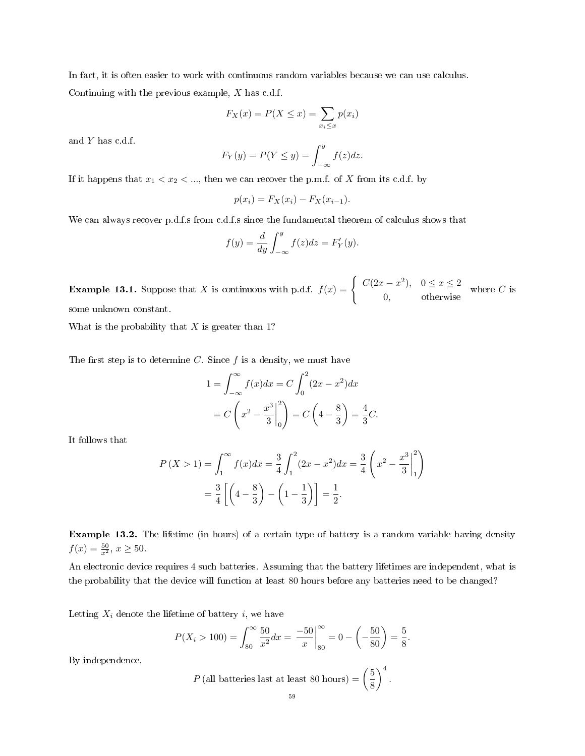In fact, it is often easier to work with continuous random variables because we can use calculus.

Continuing with the previous example, $X$ has c.d.f.

$$F_X(x) = P(X \leq x) = \sum_{x_i \leq x} p(x_i)$$

and $Y$ has c.d.f.

$$F_Y(y) = P(Y \leq y) = \int_{-\infty}^{y} f(z)dz.$$

If it happens that $x_1 < x_2 < ...$, then we can recover the p.m.f. of $X$ from its c.d.f. by

$$p(x_i) = F_X(x_i) - F_X(x_{i-1}).$$

We can always recover p.d.f.s from c.d.f.s since the fundamental theorem of calculus shows that

$$f(y) = \frac{d}{dy}\int_{-\infty}^{y} f(z)dz = F_Y'(y).$$

**Example 13.1.** Suppose that $X$ is continuous with p.d.f. $f(x) = \begin{cases} C(2x - x^2), & 0 \leq x \leq 2 \\ 0, & \text{otherwise} \end{cases}$ where $C$ is some unknown constant.

What is the probability that $X$ is greater than 1?

The first step is to determine $C$. Since $f$ is a density, we must have

$$\begin{aligned} 1 &= \int_{-\infty}^{\infty} f(x)dx = C\int_0^2 (2x - x^2)dx \\ &= C\left( x^2 - \frac{x^3}{3}\bigg|_0^2 \right) = C\left(4 - \frac{8}{3}\right) = \frac{4}{3}C. \end{aligned}$$

It follows that

$$\begin{aligned} P(X > 1) &= \int_1^{\infty} f(x)dx = \frac{3}{4}\int_1^2 (2x - x^2)dx = \frac{3}{4}\left( x^2 - \frac{x^3}{3}\bigg|_1^2 \right) \\ &= \frac{3}{4}\left[ \left(4 - \frac{8}{3}\right) - \left(1 - \frac{1}{3}\right) \right] = \frac{1}{2}. \end{aligned}$$

**Example 13.2.** The lifetime (in hours) of a certain type of battery is a random variable having density $f(x) = \frac{50}{x^2}$, $x \geq 50$.

An electronic device requires 4 such batteries. Assuming that the battery lifetimes are independent, what is the probability that the device will function at least 80 hours before any batteries need to be changed?

Letting $X_i$ denote the lifetime of battery $i$, we have

$$P(X_i > 100) = \int_{80}^{\infty} \frac{50}{x^2}dx = \frac{-50}{x}\bigg|_{80}^{\infty} = 0 - \left(-\frac{50}{80}\right) = \frac{5}{8}.$$

By independence,

$$P(\text{all batteries last at least 80 hours}) = \left(\frac{5}{8}\right)^4.$$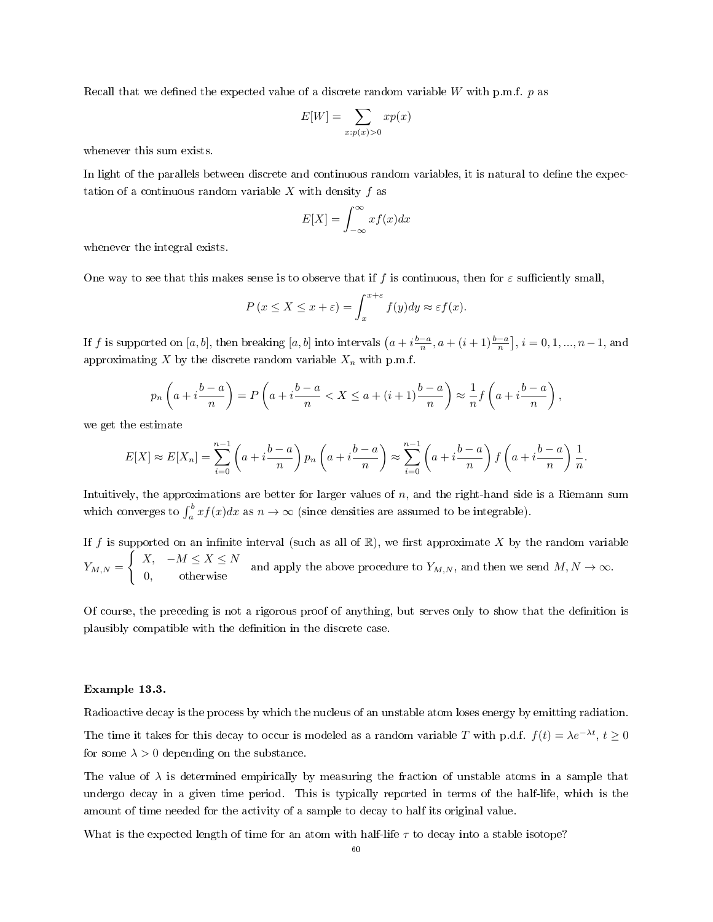Recall that we defined the expected value of a discrete random variable $W$ with p.m.f. $p$ as

$$E[W] = \sum_{x:p(x)>0} xp(x)$$

whenever this sum exists.

In light of the parallels between discrete and continuous random variables, it is natural to define the expectation of a continuous random variable $X$ with density $f$ as

$$E[X] = \int_{-\infty}^{\infty} xf(x)dx$$

whenever the integral exists.

One way to see that this makes sense is to observe that if $f$ is continuous, then for $\varepsilon$ sufficiently small,

$$P(x \leq X \leq x + \varepsilon) = \int_{x}^{x+\varepsilon} f(y)dy \approx \varepsilon f(x).$$

If $f$ is supported on $[a, b]$, then breaking $[a, b]$ into intervals $\left(a + i\frac{b-a}{n}, a + (i+1)\frac{b-a}{n}\right]$, $i = 0, 1, ..., n-1$, and approximating $X$ by the discrete random variable $X_n$ with p.m.f.

$$p_n\left(a + i\frac{b-a}{n}\right) = P\left(a + i\frac{b-a}{n} < X \leq a + (i+1)\frac{b-a}{n}\right) \approx \frac{1}{n}f\left(a + i\frac{b-a}{n}\right),$$

we get the estimate

$$E[X] \approx E[X_n] = \sum_{i=0}^{n-1}\left(a + i\frac{b-a}{n}\right)p_n\left(a + i\frac{b-a}{n}\right) \approx \sum_{i=0}^{n-1}\left(a + i\frac{b-a}{n}\right)f\left(a + i\frac{b-a}{n}\right)\frac{1}{n}.$$

Intuitively, the approximations are better for larger values of $n$, and the right-hand side is a Riemann sum which converges to $\int_a^b xf(x)dx$ as $n \to \infty$ (since densities are assumed to be integrable).

If $f$ is supported on an infinite interval (such as all of $\mathbb{R}$), we first approximate $X$ by the random variable $Y_{M,N} = \begin{cases} X, & -M \leq X \leq N \\ 0, & \text{otherwise} \end{cases}$ and apply the above procedure to $Y_{M,N}$, and then we send $M, N \to \infty$.

Of course, the preceding is not a rigorous proof of anything, but serves only to show that the definition is plausibly compatible with the definition in the discrete case.

**Example 13.3.**

Radioactive decay is the process by which the nucleus of an unstable atom loses energy by emitting radiation.

The time it takes for this decay to occur is modeled as a random variable $T$ with p.d.f. $f(t) = \lambda e^{-\lambda t}$, $t \geq 0$ for some $\lambda > 0$ depending on the substance.

The value of $\lambda$ is determined empirically by measuring the fraction of unstable atoms in a sample that undergo decay in a given time period. This is typically reported in terms of the half-life, which is the amount of time needed for the activity of a sample to decay to half its original value.

What is the expected length of time for an atom with half-life $\tau$ to decay into a stable isotope?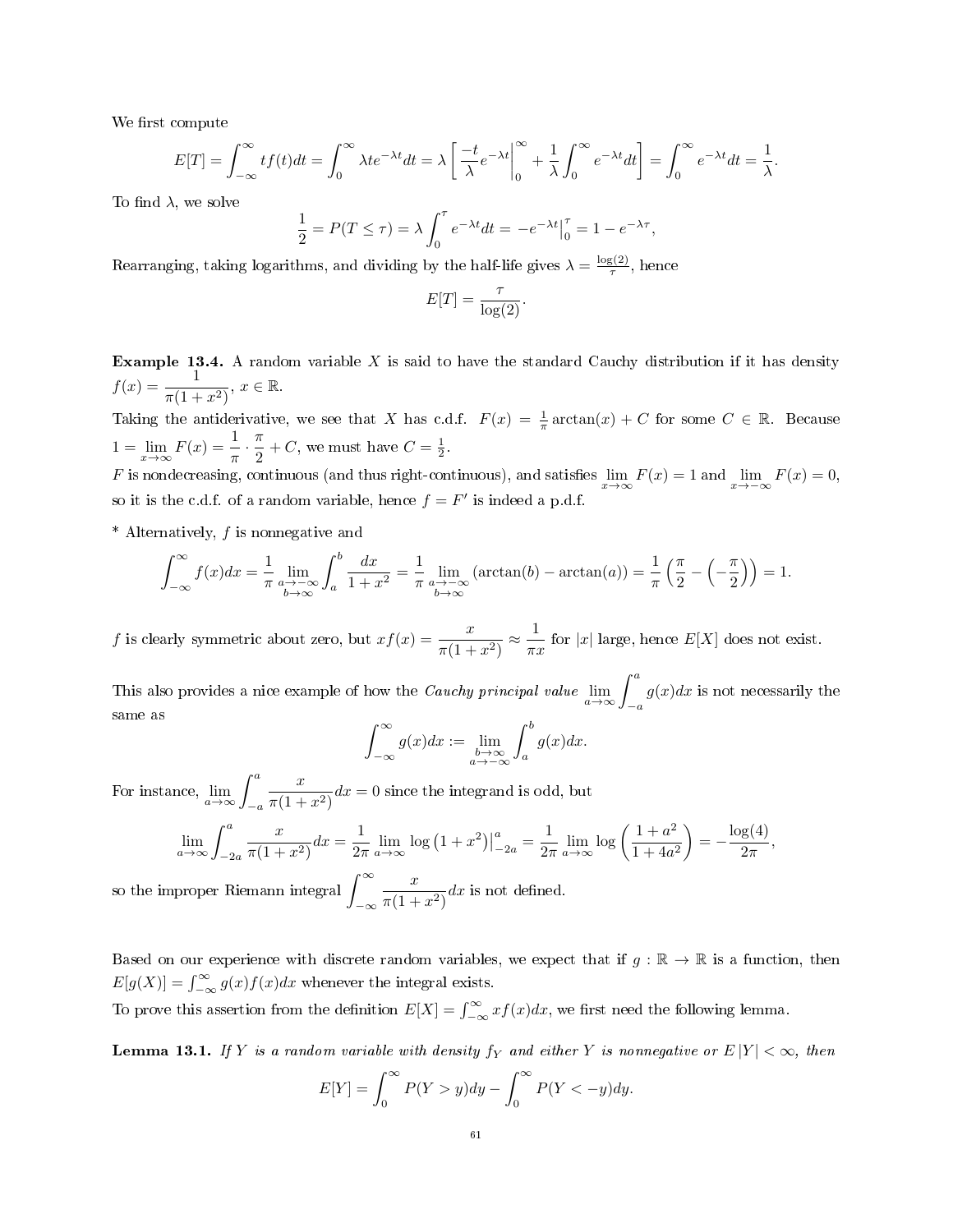We first compute

$$E[T] = \int_{-\infty}^{\infty} tf(t)dt = \int_0^{\infty} \lambda t e^{-\lambda t} dt = \lambda \left[ \frac{-t}{\lambda} e^{-\lambda t} \Big|_0^{\infty} + \frac{1}{\lambda} \int_0^{\infty} e^{-\lambda t} dt \right] = \int_0^{\infty} e^{-\lambda t} dt = \frac{1}{\lambda}.$$

To find $\lambda$, we solve

$$\frac{1}{2} = P(T \le \tau) = \lambda \int_0^{\tau} e^{-\lambda t} dt = -e^{-\lambda t}\Big|_0^{\tau} = 1 - e^{-\lambda \tau},$$

Rearranging, taking logarithms, and dividing by the half-life gives $\lambda = \frac{\log(2)}{\tau}$, hence

$$E[T] = \frac{\tau}{\log(2)}.$$

**Example 13.4.** A random variable $X$ is said to have the standard Cauchy distribution if it has density $f(x) = \dfrac{1}{\pi(1+x^2)}$, $x \in \mathbb{R}$.

Taking the antiderivative, we see that $X$ has c.d.f. $F(x) = \frac{1}{\pi}\arctan(x) + C$ for some $C \in \mathbb{R}$. Because $1 = \lim_{x\to\infty} F(x) = \dfrac{1}{\pi} \cdot \dfrac{\pi}{2} + C$, we must have $C = \frac{1}{2}$.

$F$ is nondecreasing, continuous (and thus right-continuous), and satisfies $\lim_{x\to\infty} F(x) = 1$ and $\lim_{x\to-\infty} F(x) = 0$, so it is the c.d.f. of a random variable, hence $f = F'$ is indeed a p.d.f.

* Alternatively, $f$ is nonnegative and

$$\int_{-\infty}^{\infty} f(x)dx = \frac{1}{\pi} \lim_{\substack{a\to-\infty \\ b\to\infty}} \int_a^b \frac{dx}{1+x^2} = \frac{1}{\pi} \lim_{\substack{a\to-\infty \\ b\to\infty}} (\arctan(b) - \arctan(a)) = \frac{1}{\pi}\left(\frac{\pi}{2} - \left(-\frac{\pi}{2}\right)\right) = 1.$$

$f$ is clearly symmetric about zero, but $xf(x) = \dfrac{x}{\pi(1+x^2)} \approx \dfrac{1}{\pi x}$ for $|x|$ large, hence $E[X]$ does not exist.

This also provides a nice example of how the *Cauchy principal value* $\displaystyle\lim_{a\to\infty} \int_{-a}^{a} g(x)dx$ is not necessarily the same as

$$\int_{-\infty}^{\infty} g(x)dx := \lim_{\substack{b\to\infty \\ a\to-\infty}} \int_a^b g(x)dx.$$

For instance, $\displaystyle\lim_{a\to\infty} \int_{-a}^{a} \frac{x}{\pi(1+x^2)}dx = 0$ since the integrand is odd, but

$$\lim_{a\to\infty} \int_{-2a}^{a} \frac{x}{\pi(1+x^2)}dx = \frac{1}{2\pi} \lim_{a\to\infty} \log\left(1+x^2\right)\Big|_{-2a}^{a} = \frac{1}{2\pi} \lim_{a\to\infty} \log\left(\frac{1+a^2}{1+4a^2}\right) = -\frac{\log(4)}{2\pi},$$

so the improper Riemann integral $\displaystyle\int_{-\infty}^{\infty} \frac{x}{\pi(1+x^2)}dx$ is not defined.

Based on our experience with discrete random variables, we expect that if $g : \mathbb{R} \to \mathbb{R}$ is a function, then $E[g(X)] = \int_{-\infty}^{\infty} g(x)f(x)dx$ whenever the integral exists.

To prove this assertion from the definition $E[X] = \int_{-\infty}^{\infty} xf(x)dx$, we first need the following lemma.

**Lemma 13.1.** *If $Y$ is a random variable with density $f_Y$ and either $Y$ is nonnegative or $E|Y| < \infty$, then*

$$E[Y] = \int_0^{\infty} P(Y > y)dy - \int_0^{\infty} P(Y < -y)dy.$$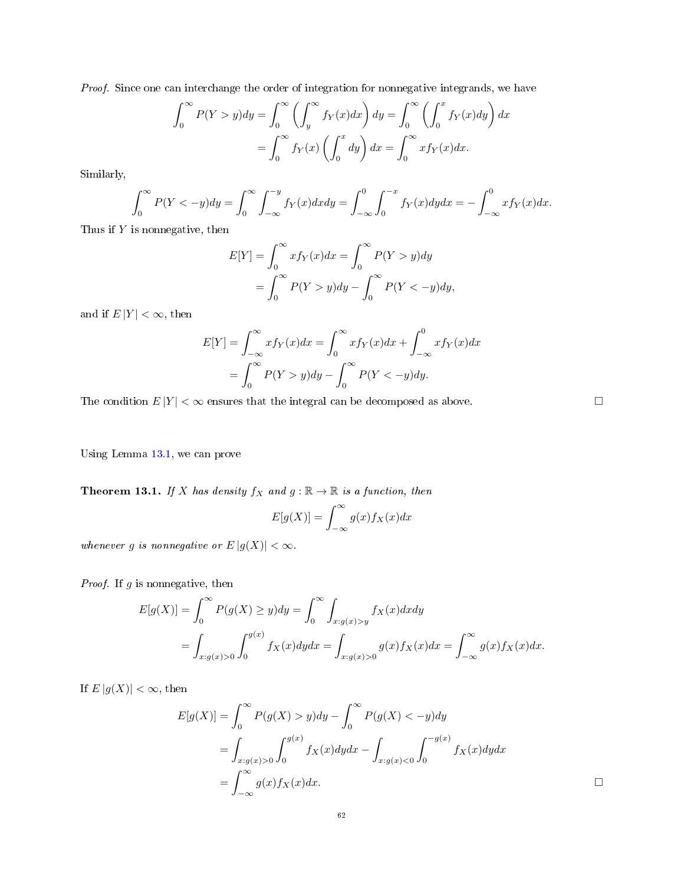*Proof.* Since one can interchange the order of integration for nonnegative integrands, we have

$$\int_0^\infty P(Y > y)dy = \int_0^\infty \left( \int_y^\infty f_Y(x)dx \right) dy = \int_0^\infty \left( \int_0^x f_Y(x)dy \right) dx$$
$$= \int_0^\infty f_Y(x) \left( \int_0^x dy \right) dx = \int_0^\infty x f_Y(x)dx.$$

Similarly,

$$\int_0^\infty P(Y < -y)dy = \int_0^\infty \int_{-\infty}^{-y} f_Y(x)dxdy = \int_{-\infty}^0 \int_0^{-x} f_Y(x)dydx = -\int_{-\infty}^0 x f_Y(x)dx.$$

Thus if $Y$ is nonnegative, then

$$E[Y] = \int_0^\infty x f_Y(x)dx = \int_0^\infty P(Y > y)dy$$
$$= \int_0^\infty P(Y > y)dy - \int_0^\infty P(Y < -y)dy,$$

and if $E|Y| < \infty$, then

$$E[Y] = \int_{-\infty}^\infty x f_Y(x)dx = \int_0^\infty x f_Y(x)dx + \int_{-\infty}^0 x f_Y(x)dx$$
$$= \int_0^\infty P(Y > y)dy - \int_0^\infty P(Y < -y)dy.$$

The condition $E|Y| < \infty$ ensures that the integral can be decomposed as above. □

Using Lemma 13.1, we can prove

**Theorem 13.1.** *If $X$ has density $f_X$ and $g : \mathbb{R} \to \mathbb{R}$ is a function, then*

$$E[g(X)] = \int_{-\infty}^\infty g(x) f_X(x)dx$$

*whenever $g$ is nonnegative or $E|g(X)| < \infty$.*

*Proof.* If $g$ is nonnegative, then

$$E[g(X)] = \int_0^\infty P(g(X) \geq y)dy = \int_0^\infty \int_{x:g(x)>y} f_X(x)dxdy$$
$$= \int_{x:g(x)>0} \int_0^{g(x)} f_X(x)dydx = \int_{x:g(x)>0} g(x) f_X(x)dx = \int_{-\infty}^\infty g(x) f_X(x)dx.$$

If $E|g(X)| < \infty$, then

$$E[g(X)] = \int_0^\infty P(g(X) > y)dy - \int_0^\infty P(g(X) < -y)dy$$
$$= \int_{x:g(x)>0} \int_0^{g(x)} f_X(x)dydx - \int_{x:g(x)<0} \int_0^{-g(x)} f_X(x)dydx$$
$$= \int_{-\infty}^\infty g(x) f_X(x)dx.$$

□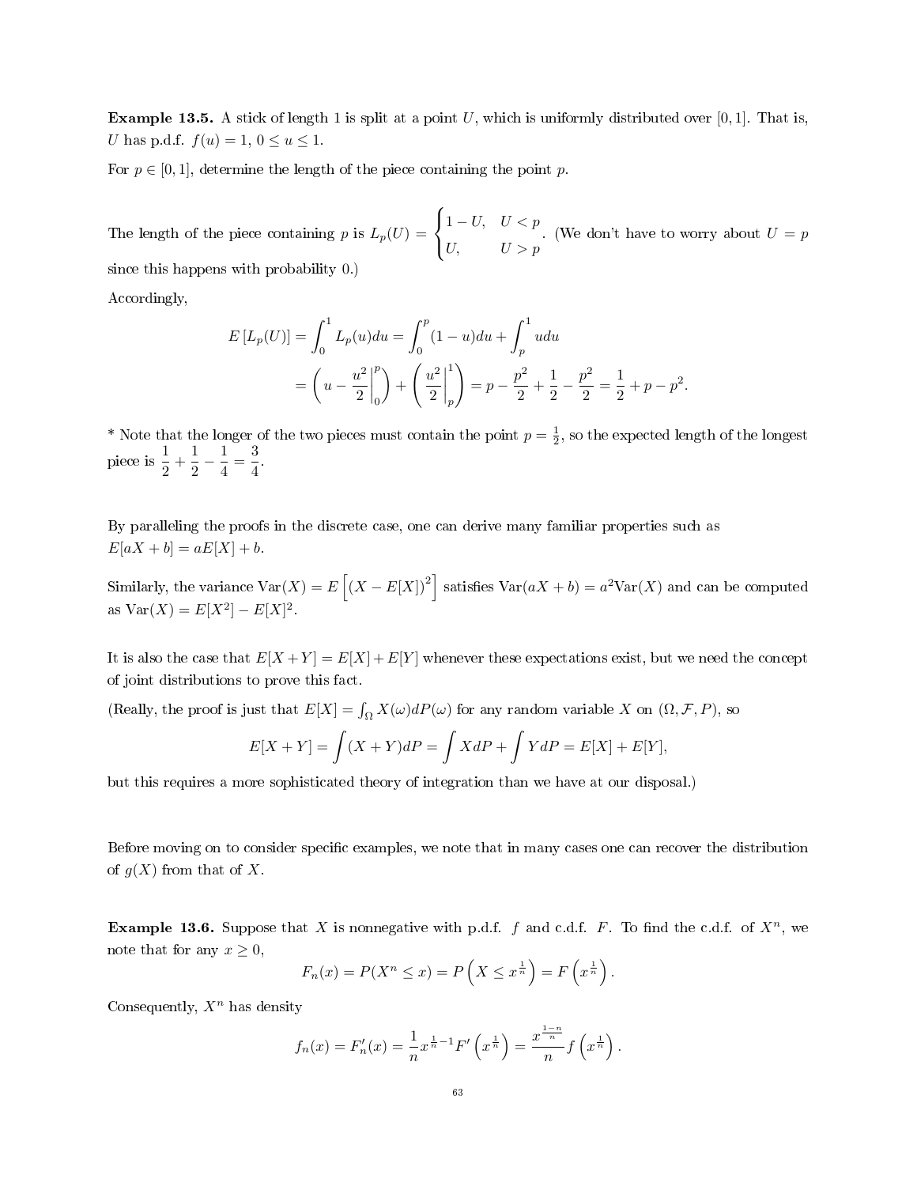**Example 13.5.** A stick of length 1 is split at a point $U$, which is uniformly distributed over $[0, 1]$. That is, $U$ has p.d.f. $f(u) = 1$, $0 \le u \le 1$.

For $p \in [0, 1]$, determine the length of the piece containing the point $p$.

The length of the piece containing $p$ is $L_p(U) = \begin{cases} 1 - U, & U < p \\ U, & U > p \end{cases}$. (We don't have to worry about $U = p$ since this happens with probability 0.)

Accordingly,

$$E[L_p(U)] = \int_0^1 L_p(u)du = \int_0^p (1-u)du + \int_p^1 udu$$
$$= \left( u - \frac{u^2}{2}\bigg|_0^p \right) + \left( \frac{u^2}{2}\bigg|_p^1 \right) = p - \frac{p^2}{2} + \frac{1}{2} - \frac{p^2}{2} = \frac{1}{2} + p - p^2.$$

* Note that the longer of the two pieces must contain the point $p = \frac{1}{2}$, so the expected length of the longest piece is $\dfrac{1}{2} + \dfrac{1}{2} - \dfrac{1}{4} = \dfrac{3}{4}$.

By paralleling the proofs in the discrete case, one can derive many familiar properties such as $E[aX + b] = aE[X] + b$.

Similarly, the variance $\mathrm{Var}(X) = E\left[(X - E[X])^2\right]$ satisfies $\mathrm{Var}(aX + b) = a^2\mathrm{Var}(X)$ and can be computed as $\mathrm{Var}(X) = E[X^2] - E[X]^2$.

It is also the case that $E[X + Y] = E[X] + E[Y]$ whenever these expectations exist, but we need the concept of joint distributions to prove this fact.

(Really, the proof is just that $E[X] = \int_\Omega X(\omega)dP(\omega)$ for any random variable $X$ on $(\Omega, \mathcal{F}, P)$, so

$$E[X + Y] = \int (X + Y)dP = \int XdP + \int YdP = E[X] + E[Y],$$

but this requires a more sophisticated theory of integration than we have at our disposal.)

Before moving on to consider specific examples, we note that in many cases one can recover the distribution of $g(X)$ from that of $X$.

**Example 13.6.** Suppose that $X$ is nonnegative with p.d.f. $f$ and c.d.f. $F$. To find the c.d.f. of $X^n$, we note that for any $x \ge 0$,

$$F_n(x) = P(X^n \le x) = P\left(X \le x^{\frac{1}{n}}\right) = F\left(x^{\frac{1}{n}}\right).$$

Consequently, $X^n$ has density

$$f_n(x) = F_n'(x) = \frac{1}{n}x^{\frac{1}{n}-1}F'\left(x^{\frac{1}{n}}\right) = \frac{x^{\frac{1-n}{n}}}{n}f\left(x^{\frac{1}{n}}\right).$$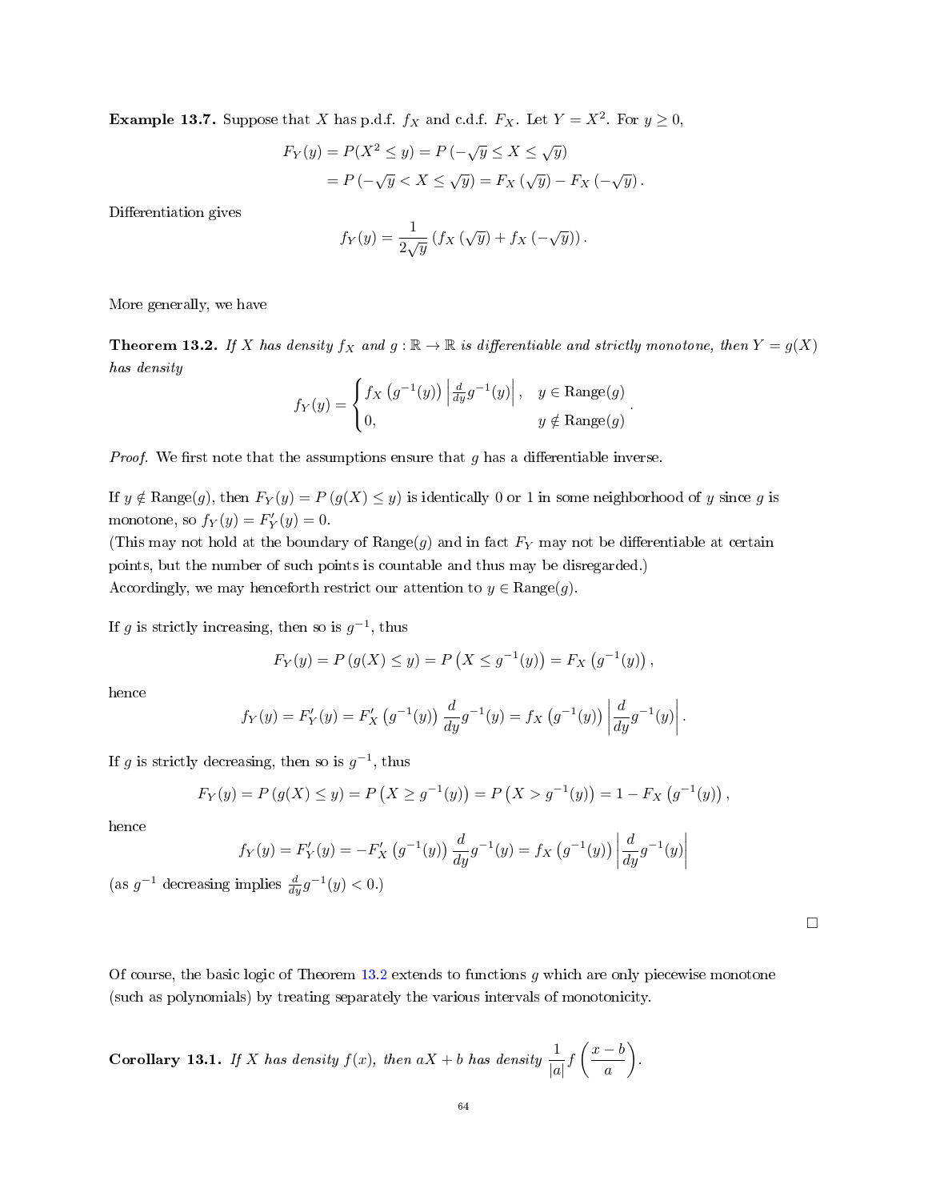**Example 13.7.** Suppose that $X$ has p.d.f. $f_X$ and c.d.f. $F_X$. Let $Y = X^2$. For $y \geq 0$,

$$
\begin{aligned}
F_Y(y) = P(X^2 \leq y) &= P\left(-\sqrt{y} \leq X \leq \sqrt{y}\right) \\
&= P\left(-\sqrt{y} < X \leq \sqrt{y}\right) = F_X\left(\sqrt{y}\right) - F_X\left(-\sqrt{y}\right).
\end{aligned}
$$

Differentiation gives

$$
f_Y(y) = \frac{1}{2\sqrt{y}}\left(f_X\left(\sqrt{y}\right) + f_X\left(-\sqrt{y}\right)\right).
$$

More generally, we have

**Theorem 13.2.** *If $X$ has density $f_X$ and $g : \mathbb{R} \to \mathbb{R}$ is differentiable and strictly monotone, then $Y = g(X)$ has density*

$$
f_Y(y) = \begin{cases} f_X\left(g^{-1}(y)\right)\left|\frac{d}{dy}g^{-1}(y)\right|, & y \in \text{Range}(g) \\ 0, & y \notin \text{Range}(g) \end{cases}.
$$

*Proof.* We first note that the assumptions ensure that $g$ has a differentiable inverse.

If $y \notin \text{Range}(g)$, then $F_Y(y) = P\left(g(X) \leq y\right)$ is identically 0 or 1 in some neighborhood of $y$ since $g$ is monotone, so $f_Y(y) = F_Y'(y) = 0$.
(This may not hold at the boundary of $\text{Range}(g)$ and in fact $F_Y$ may not be differentiable at certain points, but the number of such points is countable and thus may be disregarded.)
Accordingly, we may henceforth restrict our attention to $y \in \text{Range}(g)$.

If $g$ is strictly increasing, then so is $g^{-1}$, thus

$$
F_Y(y) = P\left(g(X) \leq y\right) = P\left(X \leq g^{-1}(y)\right) = F_X\left(g^{-1}(y)\right),
$$

hence

$$
f_Y(y) = F_Y'(y) = F_X'\left(g^{-1}(y)\right)\frac{d}{dy}g^{-1}(y) = f_X\left(g^{-1}(y)\right)\left|\frac{d}{dy}g^{-1}(y)\right|.
$$

If $g$ is strictly decreasing, then so is $g^{-1}$, thus

$$
F_Y(y) = P\left(g(X) \leq y\right) = P\left(X \geq g^{-1}(y)\right) = P\left(X > g^{-1}(y)\right) = 1 - F_X\left(g^{-1}(y)\right),
$$

hence

$$
f_Y(y) = F_Y'(y) = -F_X'\left(g^{-1}(y)\right)\frac{d}{dy}g^{-1}(y) = f_X\left(g^{-1}(y)\right)\left|\frac{d}{dy}g^{-1}(y)\right|
$$

(as $g^{-1}$ decreasing implies $\frac{d}{dy}g^{-1}(y) < 0$.)

□

Of course, the basic logic of Theorem 13.2 extends to functions $g$ which are only piecewise monotone (such as polynomials) by treating separately the various intervals of monotonicity.

**Corollary 13.1.** *If $X$ has density $f(x)$, then $aX + b$ has density $\dfrac{1}{|a|}f\left(\dfrac{x-b}{a}\right)$.*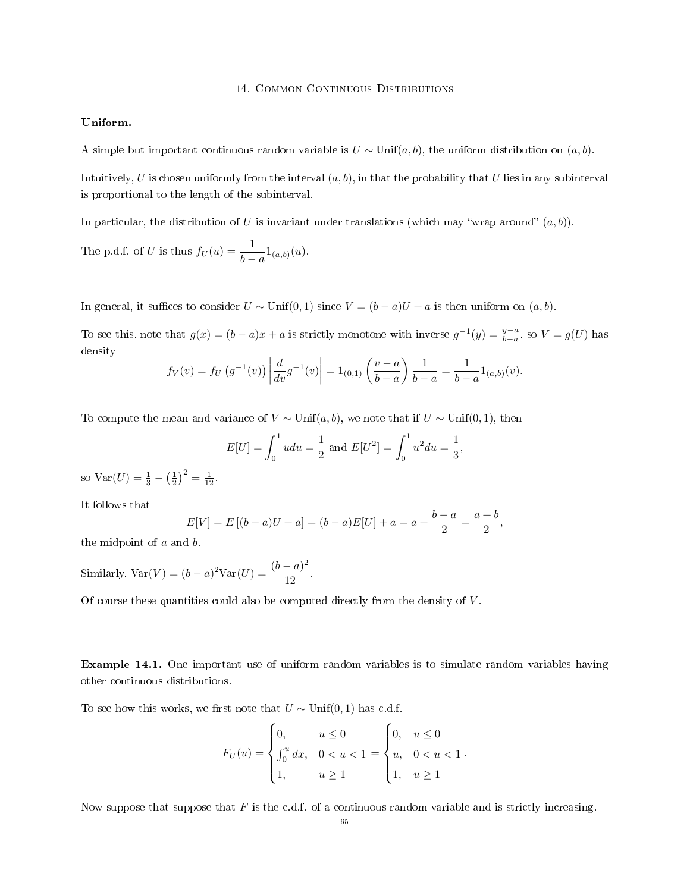## 14. Common Continuous Distributions

**Uniform.**

A simple but important continuous random variable is $U \sim \text{Unif}(a, b)$, the uniform distribution on $(a, b)$.

Intuitively, $U$ is chosen uniformly from the interval $(a, b)$, in that the probability that $U$ lies in any subinterval is proportional to the length of the subinterval.

In particular, the distribution of $U$ is invariant under translations (which may "wrap around" $(a, b)$).

The p.d.f. of $U$ is thus $f_U(u) = \dfrac{1}{b-a} 1_{(a,b)}(u)$.

In general, it suffices to consider $U \sim \text{Unif}(0, 1)$ since $V = (b - a)U + a$ is then uniform on $(a, b)$.

To see this, note that $g(x) = (b - a)x + a$ is strictly monotone with inverse $g^{-1}(y) = \frac{y-a}{b-a}$, so $V = g(U)$ has density

$$f_V(v) = f_U\left(g^{-1}(v)\right) \left|\frac{d}{dv} g^{-1}(v)\right| = 1_{(0,1)}\left(\frac{v-a}{b-a}\right) \frac{1}{b-a} = \frac{1}{b-a} 1_{(a,b)}(v).$$

To compute the mean and variance of $V \sim \text{Unif}(a, b)$, we note that if $U \sim \text{Unif}(0, 1)$, then

$$E[U] = \int_0^1 u du = \frac{1}{2} \text{ and } E[U^2] = \int_0^1 u^2 du = \frac{1}{3},$$

so $\text{Var}(U) = \frac{1}{3} - \left(\frac{1}{2}\right)^2 = \frac{1}{12}$.

It follows that

$$E[V] = E\left[(b - a)U + a\right] = (b - a)E[U] + a = a + \frac{b-a}{2} = \frac{a+b}{2},$$

the midpoint of $a$ and $b$.

Similarly, $\text{Var}(V) = (b - a)^2 \text{Var}(U) = \dfrac{(b-a)^2}{12}$.

Of course these quantities could also be computed directly from the density of $V$.

**Example 14.1.** One important use of uniform random variables is to simulate random variables having other continuous distributions.

To see how this works, we first note that $U \sim \text{Unif}(0, 1)$ has c.d.f.

$$F_U(u) = \begin{cases} 0, & u \leq 0 \\ \int_0^u dx, & 0 < u < 1 \\ 1, & u \geq 1 \end{cases} = \begin{cases} 0, & u \leq 0 \\ u, & 0 < u < 1 \\ 1, & u \geq 1 \end{cases}.$$

Now suppose that suppose that $F$ is the c.d.f. of a continuous random variable and is strictly increasing.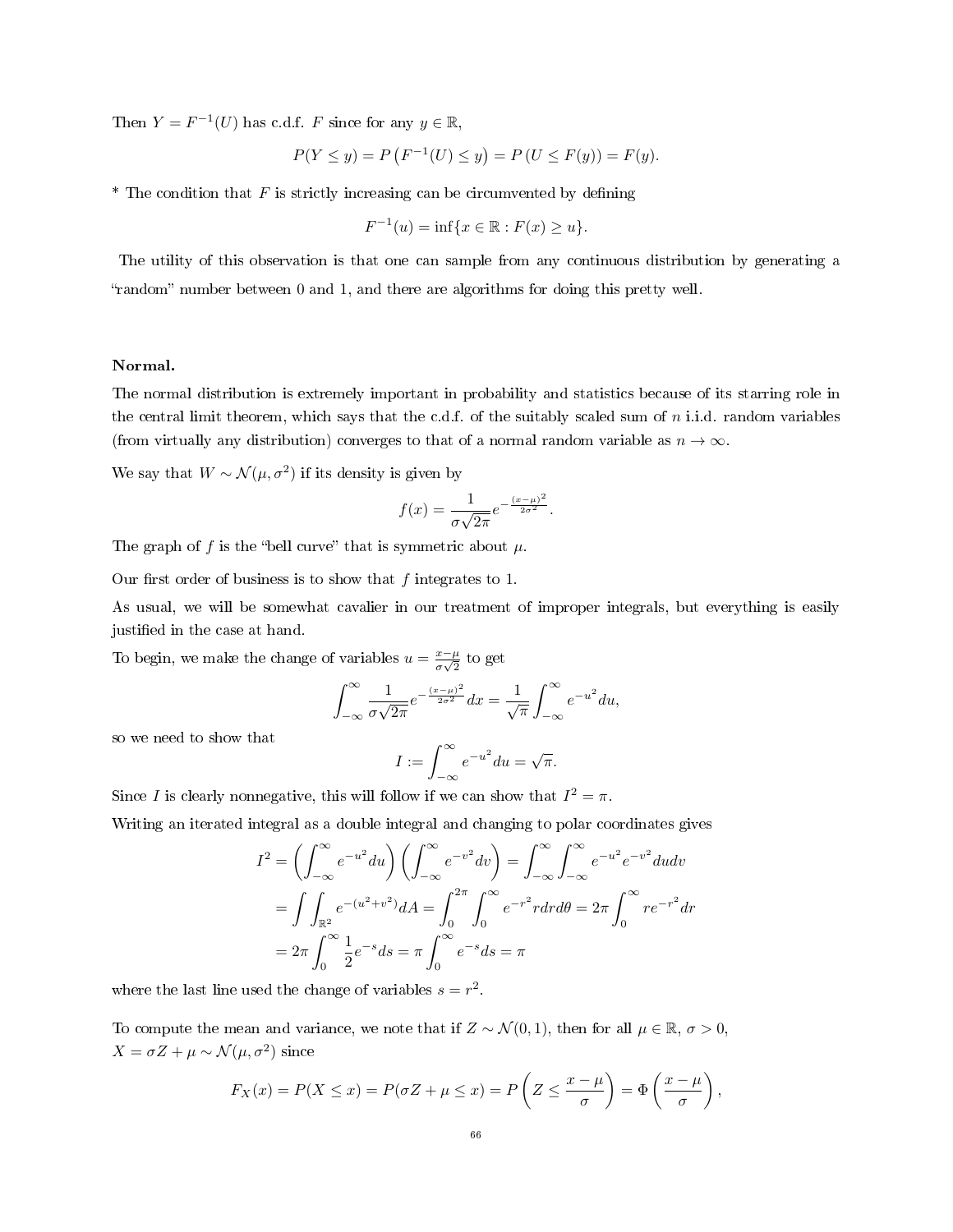Then $Y = F^{-1}(U)$ has c.d.f. $F$ since for any $y \in \mathbb{R}$,

$$P(Y \leq y) = P\left(F^{-1}(U) \leq y\right) = P\left(U \leq F(y)\right) = F(y).$$

* The condition that $F$ is strictly increasing can be circumvented by defining

$$F^{-1}(u) = \inf\{x \in \mathbb{R} : F(x) \geq u\}.$$

The utility of this observation is that one can sample from any continuous distribution by generating a "random" number between 0 and 1, and there are algorithms for doing this pretty well.

**Normal.**

The normal distribution is extremely important in probability and statistics because of its starring role in the central limit theorem, which says that the c.d.f. of the suitably scaled sum of $n$ i.i.d. random variables (from virtually any distribution) converges to that of a normal random variable as $n \to \infty$.

We say that $W \sim \mathcal{N}(\mu, \sigma^2)$ if its density is given by

$$f(x) = \frac{1}{\sigma\sqrt{2\pi}} e^{-\frac{(x-\mu)^2}{2\sigma^2}}.$$

The graph of $f$ is the "bell curve" that is symmetric about $\mu$.

Our first order of business is to show that $f$ integrates to 1.

As usual, we will be somewhat cavalier in our treatment of improper integrals, but everything is easily justified in the case at hand.

To begin, we make the change of variables $u = \frac{x-\mu}{\sigma\sqrt{2}}$ to get

$$\int_{-\infty}^{\infty} \frac{1}{\sigma\sqrt{2\pi}} e^{-\frac{(x-\mu)^2}{2\sigma^2}} dx = \frac{1}{\sqrt{\pi}} \int_{-\infty}^{\infty} e^{-u^2} du,$$

so we need to show that

$$I := \int_{-\infty}^{\infty} e^{-u^2} du = \sqrt{\pi}.$$

Since $I$ is clearly nonnegative, this will follow if we can show that $I^2 = \pi$.

Writing an iterated integral as a double integral and changing to polar coordinates gives

$$\begin{aligned}
I^2 &= \left(\int_{-\infty}^{\infty} e^{-u^2} du\right)\left(\int_{-\infty}^{\infty} e^{-v^2} dv\right) = \int_{-\infty}^{\infty}\int_{-\infty}^{\infty} e^{-u^2} e^{-v^2} du dv \\
&= \int\int_{\mathbb{R}^2} e^{-(u^2+v^2)} dA = \int_0^{2\pi}\int_0^{\infty} e^{-r^2} r dr d\theta = 2\pi \int_0^{\infty} r e^{-r^2} dr \\
&= 2\pi \int_0^{\infty} \frac{1}{2} e^{-s} ds = \pi \int_0^{\infty} e^{-s} ds = \pi
\end{aligned}$$

where the last line used the change of variables $s = r^2$.

To compute the mean and variance, we note that if $Z \sim \mathcal{N}(0,1)$, then for all $\mu \in \mathbb{R}$, $\sigma > 0$, $X = \sigma Z + \mu \sim \mathcal{N}(\mu, \sigma^2)$ since

$$F_X(x) = P(X \leq x) = P(\sigma Z + \mu \leq x) = P\left(Z \leq \frac{x-\mu}{\sigma}\right) = \Phi\left(\frac{x-\mu}{\sigma}\right),$$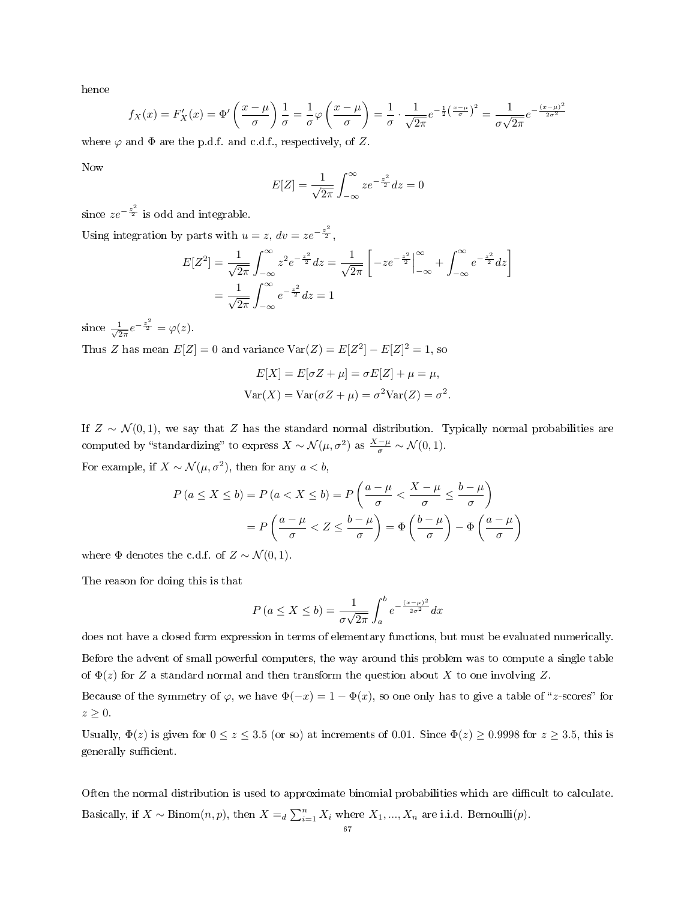hence

$$f_X(x) = F_X'(x) = \Phi'\left(\frac{x-\mu}{\sigma}\right)\frac{1}{\sigma} = \frac{1}{\sigma}\varphi\left(\frac{x-\mu}{\sigma}\right) = \frac{1}{\sigma}\cdot\frac{1}{\sqrt{2\pi}}e^{-\frac{1}{2}\left(\frac{x-\mu}{\sigma}\right)^2} = \frac{1}{\sigma\sqrt{2\pi}}e^{-\frac{(x-\mu)^2}{2\sigma^2}}$$

where $\varphi$ and $\Phi$ are the p.d.f. and c.d.f., respectively, of $Z$.

Now

$$E[Z] = \frac{1}{\sqrt{2\pi}}\int_{-\infty}^{\infty} ze^{-\frac{z^2}{2}}dz = 0$$

since $ze^{-\frac{z^2}{2}}$ is odd and integrable.

Using integration by parts with $u = z$, $dv = ze^{-\frac{z^2}{2}}$,

$$\begin{aligned}
E[Z^2] &= \frac{1}{\sqrt{2\pi}}\int_{-\infty}^{\infty} z^2 e^{-\frac{z^2}{2}}dz = \frac{1}{\sqrt{2\pi}}\left[-ze^{-\frac{z^2}{2}}\Big|_{-\infty}^{\infty} + \int_{-\infty}^{\infty} e^{-\frac{z^2}{2}}dz\right] \\
&= \frac{1}{\sqrt{2\pi}}\int_{-\infty}^{\infty} e^{-\frac{z^2}{2}}dz = 1
\end{aligned}$$

since $\frac{1}{\sqrt{2\pi}}e^{-\frac{z^2}{2}} = \varphi(z)$.

Thus $Z$ has mean $E[Z] = 0$ and variance $\text{Var}(Z) = E[Z^2] - E[Z]^2 = 1$, so

$$\begin{aligned}
E[X] &= E[\sigma Z + \mu] = \sigma E[Z] + \mu = \mu, \\
\text{Var}(X) &= \text{Var}(\sigma Z + \mu) = \sigma^2\text{Var}(Z) = \sigma^2.
\end{aligned}$$

If $Z \sim \mathcal{N}(0,1)$, we say that $Z$ has the standard normal distribution. Typically normal probabilities are computed by "standardizing" to express $X \sim \mathcal{N}(\mu, \sigma^2)$ as $\frac{X-\mu}{\sigma} \sim \mathcal{N}(0,1)$.

For example, if $X \sim \mathcal{N}(\mu, \sigma^2)$, then for any $a < b$,

$$\begin{aligned}
P(a \leq X \leq b) &= P(a < X \leq b) = P\left(\frac{a-\mu}{\sigma} < \frac{X-\mu}{\sigma} \leq \frac{b-\mu}{\sigma}\right) \\
&= P\left(\frac{a-\mu}{\sigma} < Z \leq \frac{b-\mu}{\sigma}\right) = \Phi\left(\frac{b-\mu}{\sigma}\right) - \Phi\left(\frac{a-\mu}{\sigma}\right)
\end{aligned}$$

where $\Phi$ denotes the c.d.f. of $Z \sim \mathcal{N}(0,1)$.

The reason for doing this is that

$$P(a \leq X \leq b) = \frac{1}{\sigma\sqrt{2\pi}}\int_a^b e^{-\frac{(x-\mu)^2}{2\sigma^2}}dx$$

does not have a closed form expression in terms of elementary functions, but must be evaluated numerically.

Before the advent of small powerful computers, the way around this problem was to compute a single table of $\Phi(z)$ for $Z$ a standard normal and then transform the question about $X$ to one involving $Z$.

Because of the symmetry of $\varphi$, we have $\Phi(-x) = 1 - \Phi(x)$, so one only has to give a table of "$z$-scores" for $z \geq 0$.

Usually, $\Phi(z)$ is given for $0 \leq z \leq 3.5$ (or so) at increments of 0.01. Since $\Phi(z) \geq 0.9998$ for $z \geq 3.5$, this is generally sufficient.

Often the normal distribution is used to approximate binomial probabilities which are difficult to calculate. Basically, if $X \sim \text{Binom}(n,p)$, then $X =_d \sum_{i=1}^n X_i$ where $X_1, ..., X_n$ are i.i.d. Bernoulli$(p)$.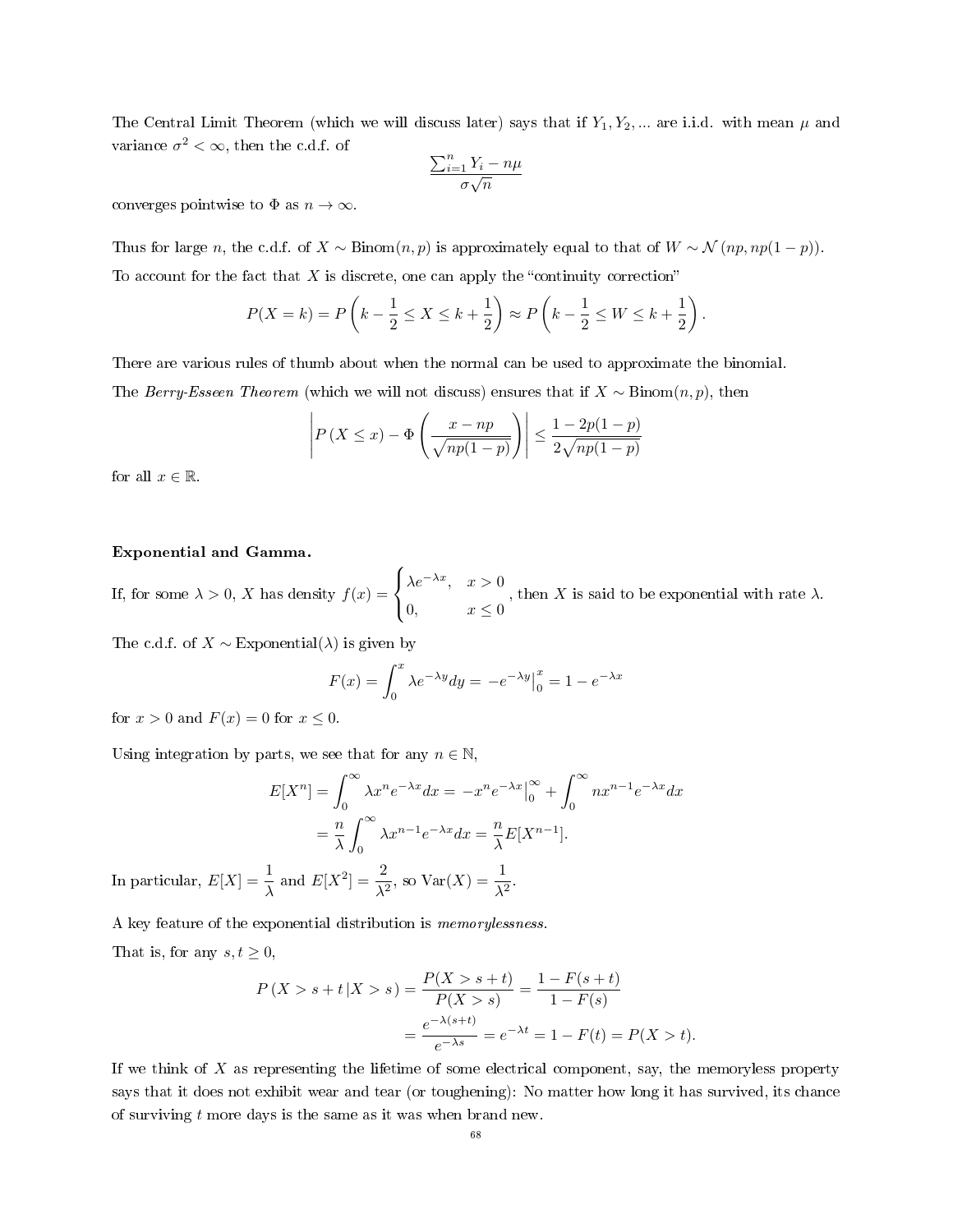The Central Limit Theorem (which we will discuss later) says that if $Y_1, Y_2, \ldots$ are i.i.d. with mean $\mu$ and variance $\sigma^2 < \infty$, then the c.d.f. of

$$\frac{\sum_{i=1}^{n} Y_i - n\mu}{\sigma\sqrt{n}}$$

converges pointwise to $\Phi$ as $n \to \infty$.

Thus for large $n$, the c.d.f. of $X \sim \text{Binom}(n, p)$ is approximately equal to that of $W \sim \mathcal{N}(np, np(1-p))$.

To account for the fact that $X$ is discrete, one can apply the "continuity correction"

$$P(X = k) = P\left(k - \frac{1}{2} \leq X \leq k + \frac{1}{2}\right) \approx P\left(k - \frac{1}{2} \leq W \leq k + \frac{1}{2}\right).$$

There are various rules of thumb about when the normal can be used to approximate the binomial.

The *Berry-Esseen Theorem* (which we will not discuss) ensures that if $X \sim \text{Binom}(n, p)$, then

$$\left| P(X \leq x) - \Phi\left(\frac{x - np}{\sqrt{np(1-p)}}\right) \right| \leq \frac{1 - 2p(1-p)}{2\sqrt{np(1-p)}}$$

for all $x \in \mathbb{R}$.

**Exponential and Gamma.**

If, for some $\lambda > 0$, $X$ has density $f(x) = \begin{cases} \lambda e^{-\lambda x}, & x > 0 \\ 0, & x \leq 0 \end{cases}$, then $X$ is said to be exponential with rate $\lambda$.

The c.d.f. of $X \sim \text{Exponential}(\lambda)$ is given by

$$F(x) = \int_0^x \lambda e^{-\lambda y} dy = -e^{-\lambda y}\Big|_0^x = 1 - e^{-\lambda x}$$

for $x > 0$ and $F(x) = 0$ for $x \leq 0$.

Using integration by parts, we see that for any $n \in \mathbb{N}$,

$$\begin{aligned} E[X^n] &= \int_0^\infty \lambda x^n e^{-\lambda x} dx = -x^n e^{-\lambda x}\Big|_0^\infty + \int_0^\infty n x^{n-1} e^{-\lambda x} dx \\ &= \frac{n}{\lambda} \int_0^\infty \lambda x^{n-1} e^{-\lambda x} dx = \frac{n}{\lambda} E[X^{n-1}]. \end{aligned}$$

In particular, $E[X] = \frac{1}{\lambda}$ and $E[X^2] = \frac{2}{\lambda^2}$, so $\text{Var}(X) = \frac{1}{\lambda^2}$.

A key feature of the exponential distribution is *memorylessness*.

That is, for any $s, t \geq 0$,

$$\begin{aligned} P(X > s + t \,|\, X > s) &= \frac{P(X > s + t)}{P(X > s)} = \frac{1 - F(s + t)}{1 - F(s)} \\ &= \frac{e^{-\lambda(s+t)}}{e^{-\lambda s}} = e^{-\lambda t} = 1 - F(t) = P(X > t). \end{aligned}$$

If we think of $X$ as representing the lifetime of some electrical component, say, the memoryless property says that it does not exhibit wear and tear (or toughening): No matter how long it has survived, its chance of surviving $t$ more days is the same as it was when brand new.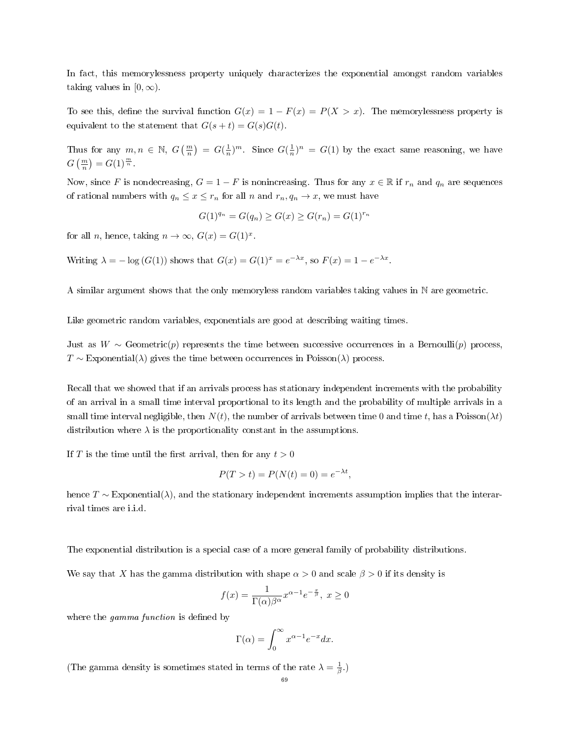In fact, this memorylessness property uniquely characterizes the exponential amongst random variables taking values in $[0, \infty)$.

To see this, define the survival function $G(x) = 1 - F(x) = P(X > x)$. The memorylessness property is equivalent to the statement that $G(s + t) = G(s)G(t)$.

Thus for any $m, n \in \mathbb{N}$, $G\left(\frac{m}{n}\right) = G(\frac{1}{n})^m$. Since $G(\frac{1}{n})^n = G(1)$ by the exact same reasoning, we have $G\left(\frac{m}{n}\right) = G(1)^{\frac{m}{n}}$.

Now, since $F$ is nondecreasing, $G = 1 - F$ is nonincreasing. Thus for any $x \in \mathbb{R}$ if $r_n$ and $q_n$ are sequences of rational numbers with $q_n \leq x \leq r_n$ for all $n$ and $r_n, q_n \to x$, we must have

$$G(1)^{q_n} = G(q_n) \geq G(x) \geq G(r_n) = G(1)^{r_n}$$

for all $n$, hence, taking $n \to \infty$, $G(x) = G(1)^x$.

Writing $\lambda = -\log(G(1))$ shows that $G(x) = G(1)^x = e^{-\lambda x}$, so $F(x) = 1 - e^{-\lambda x}$.

A similar argument shows that the only memoryless random variables taking values in $\mathbb{N}$ are geometric.

Like geometric random variables, exponentials are good at describing waiting times.

Just as $W \sim \text{Geometric}(p)$ represents the time between successive occurrences in a Bernoulli$(p)$ process, $T \sim \text{Exponential}(\lambda)$ gives the time between occurrences in Poisson$(\lambda)$ process.

Recall that we showed that if an arrivals process has stationary independent increments with the probability of an arrival in a small time interval proportional to its length and the probability of multiple arrivals in a small time interval negligible, then $N(t)$, the number of arrivals between time 0 and time $t$, has a Poisson$(\lambda t)$ distribution where $\lambda$ is the proportionality constant in the assumptions.

If $T$ is the time until the first arrival, then for any $t > 0$

$$P(T > t) = P(N(t) = 0) = e^{-\lambda t},$$

hence $T \sim \text{Exponential}(\lambda)$, and the stationary independent increments assumption implies that the interarrival times are i.i.d.

The exponential distribution is a special case of a more general family of probability distributions.

We say that $X$ has the gamma distribution with shape $\alpha > 0$ and scale $\beta > 0$ if its density is

$$f(x) = \frac{1}{\Gamma(\alpha)\beta^\alpha} x^{\alpha-1} e^{-\frac{x}{\beta}}, \; x \geq 0$$

where the *gamma function* is defined by

$$\Gamma(\alpha) = \int_0^\infty x^{\alpha-1} e^{-x} dx.$$

(The gamma density is sometimes stated in terms of the rate $\lambda = \frac{1}{\beta}$.)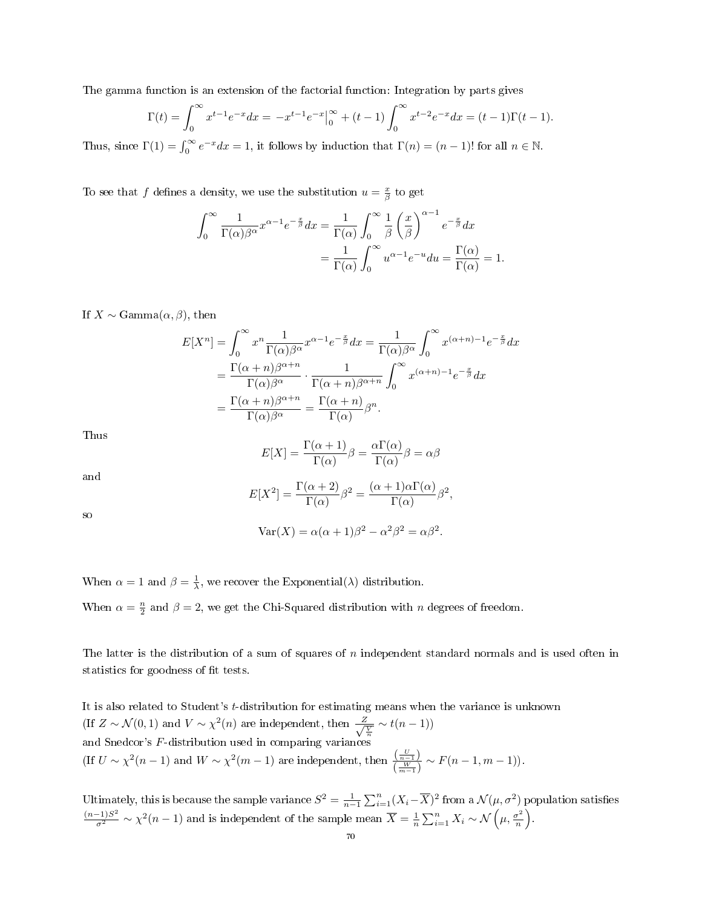The gamma function is an extension of the factorial function: Integration by parts gives

$$\Gamma(t) = \int_0^\infty x^{t-1}e^{-x}dx = -x^{t-1}e^{-x}\Big|_0^\infty + (t-1)\int_0^\infty x^{t-2}e^{-x}dx = (t-1)\Gamma(t-1).$$

Thus, since $\Gamma(1) = \int_0^\infty e^{-x}dx = 1$, it follows by induction that $\Gamma(n) = (n-1)!$ for all $n \in \mathbb{N}$.

To see that $f$ defines a density, we use the substitution $u = \frac{x}{\beta}$ to get

$$\begin{aligned}\int_0^\infty \frac{1}{\Gamma(\alpha)\beta^\alpha}x^{\alpha-1}e^{-\frac{x}{\beta}}dx &= \frac{1}{\Gamma(\alpha)}\int_0^\infty \frac{1}{\beta}\left(\frac{x}{\beta}\right)^{\alpha-1}e^{-\frac{x}{\beta}}dx \\ &= \frac{1}{\Gamma(\alpha)}\int_0^\infty u^{\alpha-1}e^{-u}du = \frac{\Gamma(\alpha)}{\Gamma(\alpha)} = 1.\end{aligned}$$

If $X \sim \text{Gamma}(\alpha, \beta)$, then

$$\begin{aligned}E[X^n] &= \int_0^\infty x^n \frac{1}{\Gamma(\alpha)\beta^\alpha}x^{\alpha-1}e^{-\frac{x}{\beta}}dx = \frac{1}{\Gamma(\alpha)\beta^\alpha}\int_0^\infty x^{(\alpha+n)-1}e^{-\frac{x}{\beta}}dx \\ &= \frac{\Gamma(\alpha+n)\beta^{\alpha+n}}{\Gamma(\alpha)\beta^\alpha} \cdot \frac{1}{\Gamma(\alpha+n)\beta^{\alpha+n}}\int_0^\infty x^{(\alpha+n)-1}e^{-\frac{x}{\beta}}dx \\ &= \frac{\Gamma(\alpha+n)\beta^{\alpha+n}}{\Gamma(\alpha)\beta^\alpha} = \frac{\Gamma(\alpha+n)}{\Gamma(\alpha)}\beta^n.\end{aligned}$$

Thus

$$E[X] = \frac{\Gamma(\alpha+1)}{\Gamma(\alpha)}\beta = \frac{\alpha\Gamma(\alpha)}{\Gamma(\alpha)}\beta = \alpha\beta$$

and

$$E[X^2] = \frac{\Gamma(\alpha+2)}{\Gamma(\alpha)}\beta^2 = \frac{(\alpha+1)\alpha\Gamma(\alpha)}{\Gamma(\alpha)}\beta^2,$$

so

$$\text{Var}(X) = \alpha(\alpha+1)\beta^2 - \alpha^2\beta^2 = \alpha\beta^2.$$

When $\alpha = 1$ and $\beta = \frac{1}{\lambda}$, we recover the Exponential($\lambda$) distribution.

When $\alpha = \frac{n}{2}$ and $\beta = 2$, we get the Chi-Squared distribution with $n$ degrees of freedom.

The latter is the distribution of a sum of squares of $n$ independent standard normals and is used often in statistics for goodness of fit tests.

It is also related to Student's $t$-distribution for estimating means when the variance is unknown
(If $Z \sim \mathcal{N}(0,1)$ and $V \sim \chi^2(n)$ are independent, then $\frac{Z}{\sqrt{\frac{V}{n}}} \sim t(n-1)$)
and Snedcor's $F$-distribution used in comparing variances
(If $U \sim \chi^2(n-1)$ and $W \sim \chi^2(m-1)$ are independent, then $\frac{\left(\frac{U}{n-1}\right)}{\left(\frac{W}{m-1}\right)} \sim F(n-1, m-1)$).

Ultimately, this is because the sample variance $S^2 = \frac{1}{n-1}\sum_{i=1}^n (X_i - \overline{X})^2$ from a $\mathcal{N}(\mu, \sigma^2)$ population satisfies $\frac{(n-1)S^2}{\sigma^2} \sim \chi^2(n-1)$ and is independent of the sample mean $\overline{X} = \frac{1}{n}\sum_{i=1}^n X_i \sim \mathcal{N}\left(\mu, \frac{\sigma^2}{n}\right)$.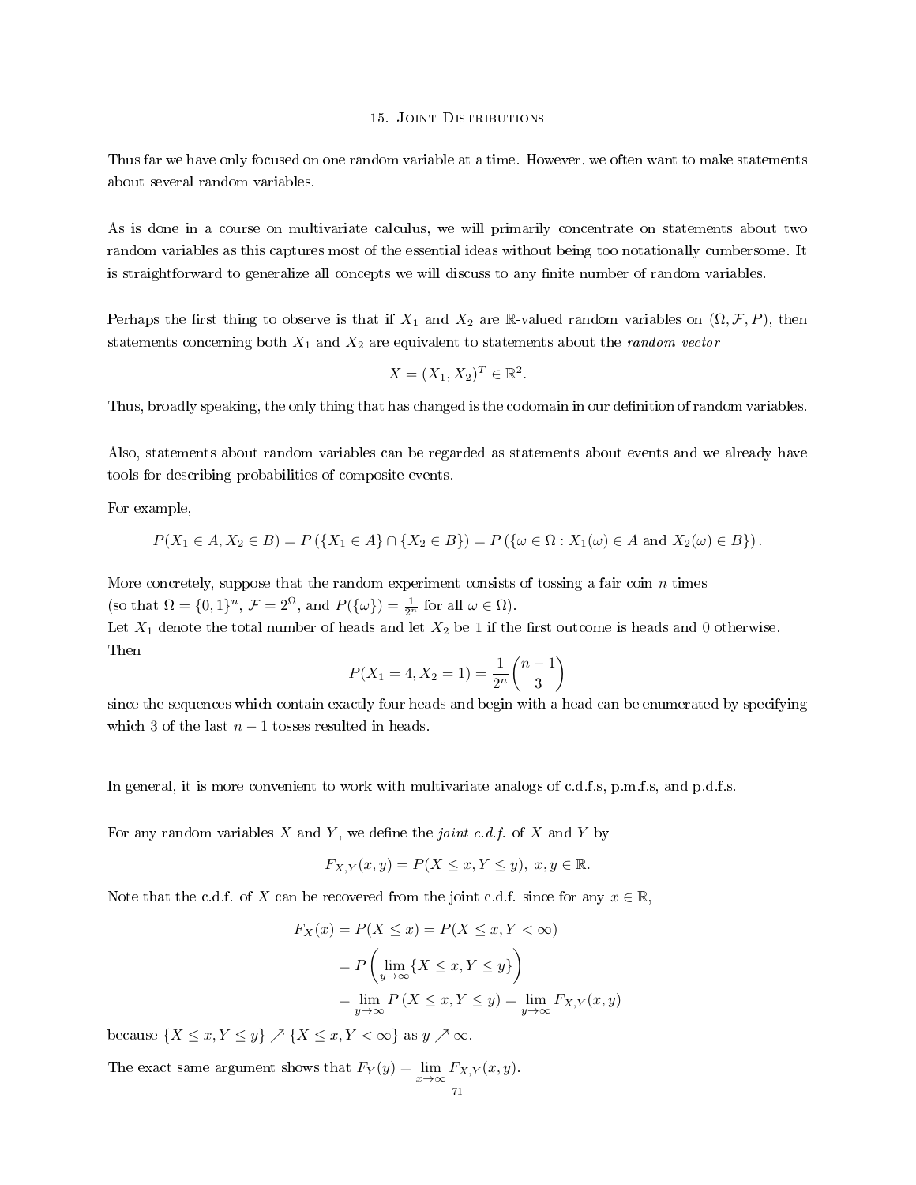## 15. Joint Distributions

Thus far we have only focused on one random variable at a time. However, we often want to make statements about several random variables.

As is done in a course on multivariate calculus, we will primarily concentrate on statements about two random variables as this captures most of the essential ideas without being too notationally cumbersome. It is straightforward to generalize all concepts we will discuss to any finite number of random variables.

Perhaps the first thing to observe is that if $X_1$ and $X_2$ are $\mathbb{R}$-valued random variables on $(\Omega, \mathcal{F}, P)$, then statements concerning both $X_1$ and $X_2$ are equivalent to statements about the *random vector*

$$X = (X_1, X_2)^T \in \mathbb{R}^2.$$

Thus, broadly speaking, the only thing that has changed is the codomain in our definition of random variables.

Also, statements about random variables can be regarded as statements about events and we already have tools for describing probabilities of composite events.

For example,

$$P(X_1 \in A, X_2 \in B) = P\left(\{X_1 \in A\} \cap \{X_2 \in B\}\right) = P\left(\{\omega \in \Omega : X_1(\omega) \in A \text{ and } X_2(\omega) \in B\}\right).$$

More concretely, suppose that the random experiment consists of tossing a fair coin $n$ times (so that $\Omega = \{0,1\}^n$, $\mathcal{F} = 2^{\Omega}$, and $P(\{\omega\}) = \frac{1}{2^n}$ for all $\omega \in \Omega$).
Let $X_1$ denote the total number of heads and let $X_2$ be 1 if the first outcome is heads and 0 otherwise. Then

$$P(X_1 = 4, X_2 = 1) = \frac{1}{2^n}\binom{n-1}{3}$$

since the sequences which contain exactly four heads and begin with a head can be enumerated by specifying which 3 of the last $n-1$ tosses resulted in heads.

In general, it is more convenient to work with multivariate analogs of c.d.f.s, p.m.f.s, and p.d.f.s.

For any random variables $X$ and $Y$, we define the *joint c.d.f.* of $X$ and $Y$ by

$$F_{X,Y}(x,y) = P(X \leq x, Y \leq y), \; x, y \in \mathbb{R}.$$

Note that the c.d.f. of $X$ can be recovered from the joint c.d.f. since for any $x \in \mathbb{R}$,

$$\begin{aligned}
F_X(x) = P(X \leq x) &= P(X \leq x, Y < \infty) \\
&= P\left(\lim_{y \to \infty} \{X \leq x, Y \leq y\}\right) \\
&= \lim_{y \to \infty} P\left(X \leq x, Y \leq y\right) = \lim_{y \to \infty} F_{X,Y}(x,y)
\end{aligned}$$

because $\{X \leq x, Y \leq y\} \nearrow \{X \leq x, Y < \infty\}$ as $y \nearrow \infty$.

The exact same argument shows that $F_Y(y) = \lim\limits_{x \to \infty} F_{X,Y}(x,y)$.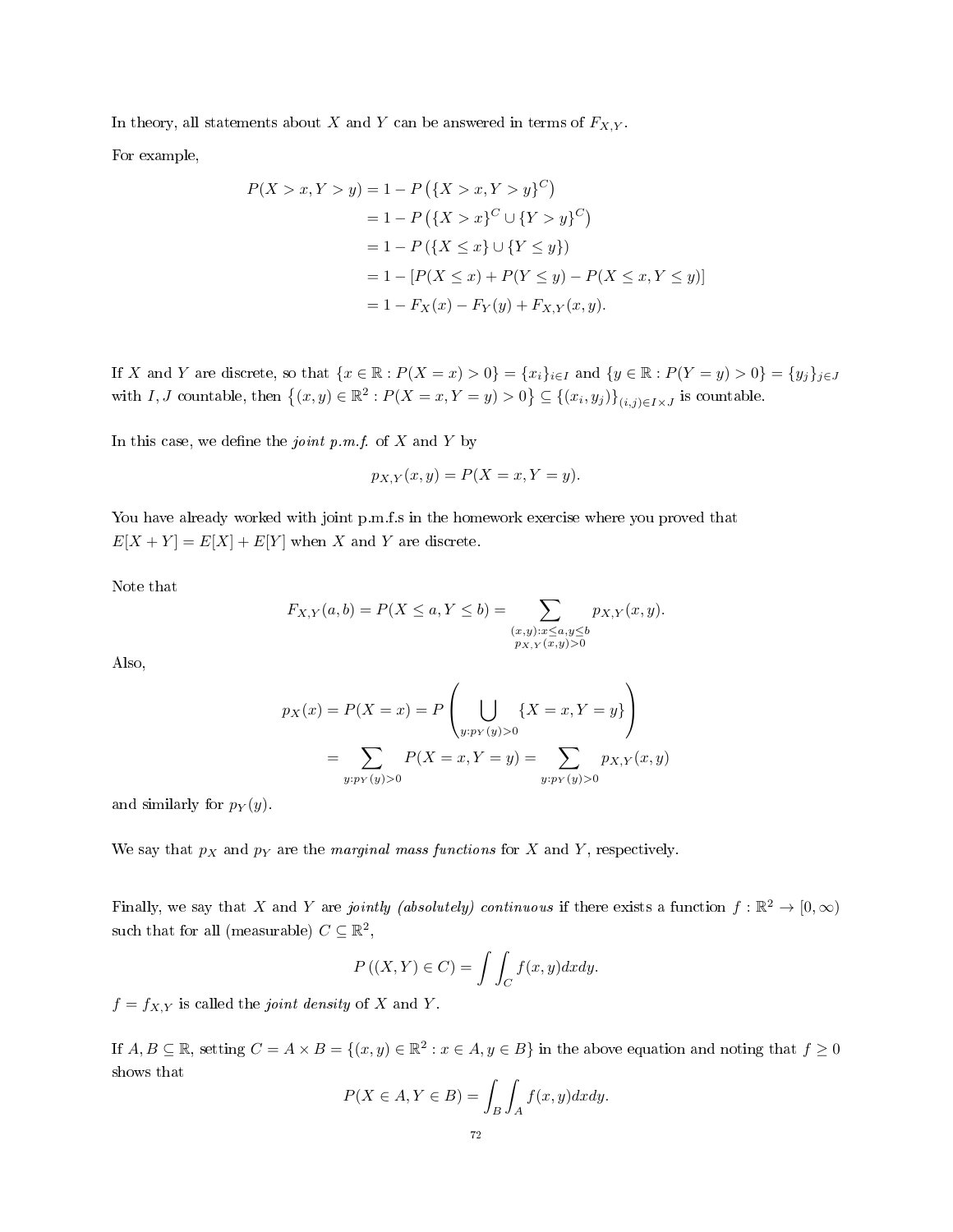In theory, all statements about $X$ and $Y$ can be answered in terms of $F_{X,Y}$.

For example,

$$
\begin{aligned}
P(X > x, Y > y) &= 1 - P\left(\{X > x, Y > y\}^C\right) \\
&= 1 - P\left(\{X > x\}^C \cup \{Y > y\}^C\right) \\
&= 1 - P\left(\{X \leq x\} \cup \{Y \leq y\}\right) \\
&= 1 - \left[P(X \leq x) + P(Y \leq y) - P(X \leq x, Y \leq y)\right] \\
&= 1 - F_X(x) - F_Y(y) + F_{X,Y}(x,y).
\end{aligned}
$$

If $X$ and $Y$ are discrete, so that $\{x \in \mathbb{R} : P(X = x) > 0\} = \{x_i\}_{i \in I}$ and $\{y \in \mathbb{R} : P(Y = y) > 0\} = \{y_j\}_{j \in J}$ with $I, J$ countable, then $\left\{(x,y) \in \mathbb{R}^2 : P(X = x, Y = y) > 0\right\} \subseteq \{(x_i, y_j)\}_{(i,j) \in I \times J}$ is countable.

In this case, we define the *joint p.m.f.* of $X$ and $Y$ by

$$
p_{X,Y}(x,y) = P(X = x, Y = y).
$$

You have already worked with joint p.m.f.s in the homework exercise where you proved that $E[X + Y] = E[X] + E[Y]$ when $X$ and $Y$ are discrete.

Note that

$$
F_{X,Y}(a,b) = P(X \leq a, Y \leq b) = \sum_{\substack{(x,y): x \leq a, y \leq b \\ p_{X,Y}(x,y) > 0}} p_{X,Y}(x,y).
$$

Also,

$$
\begin{aligned}
p_X(x) = P(X = x) &= P\left(\bigcup_{y : p_Y(y) > 0} \{X = x, Y = y\}\right) \\
&= \sum_{y : p_Y(y) > 0} P(X = x, Y = y) = \sum_{y : p_Y(y) > 0} p_{X,Y}(x,y)
\end{aligned}
$$

and similarly for $p_Y(y)$.

We say that $p_X$ and $p_Y$ are the *marginal mass functions* for $X$ and $Y$, respectively.

Finally, we say that $X$ and $Y$ are *jointly (absolutely) continuous* if there exists a function $f : \mathbb{R}^2 \to [0, \infty)$ such that for all (measurable) $C \subseteq \mathbb{R}^2$,

$$
P\left((X,Y) \in C\right) = \int \int_C f(x,y)\,dx\,dy.
$$

$f = f_{X,Y}$ is called the *joint density* of $X$ and $Y$.

If $A, B \subseteq \mathbb{R}$, setting $C = A \times B = \{(x,y) \in \mathbb{R}^2 : x \in A, y \in B\}$ in the above equation and noting that $f \geq 0$ shows that

$$
P(X \in A, Y \in B) = \int_B \int_A f(x,y)\,dx\,dy.
$$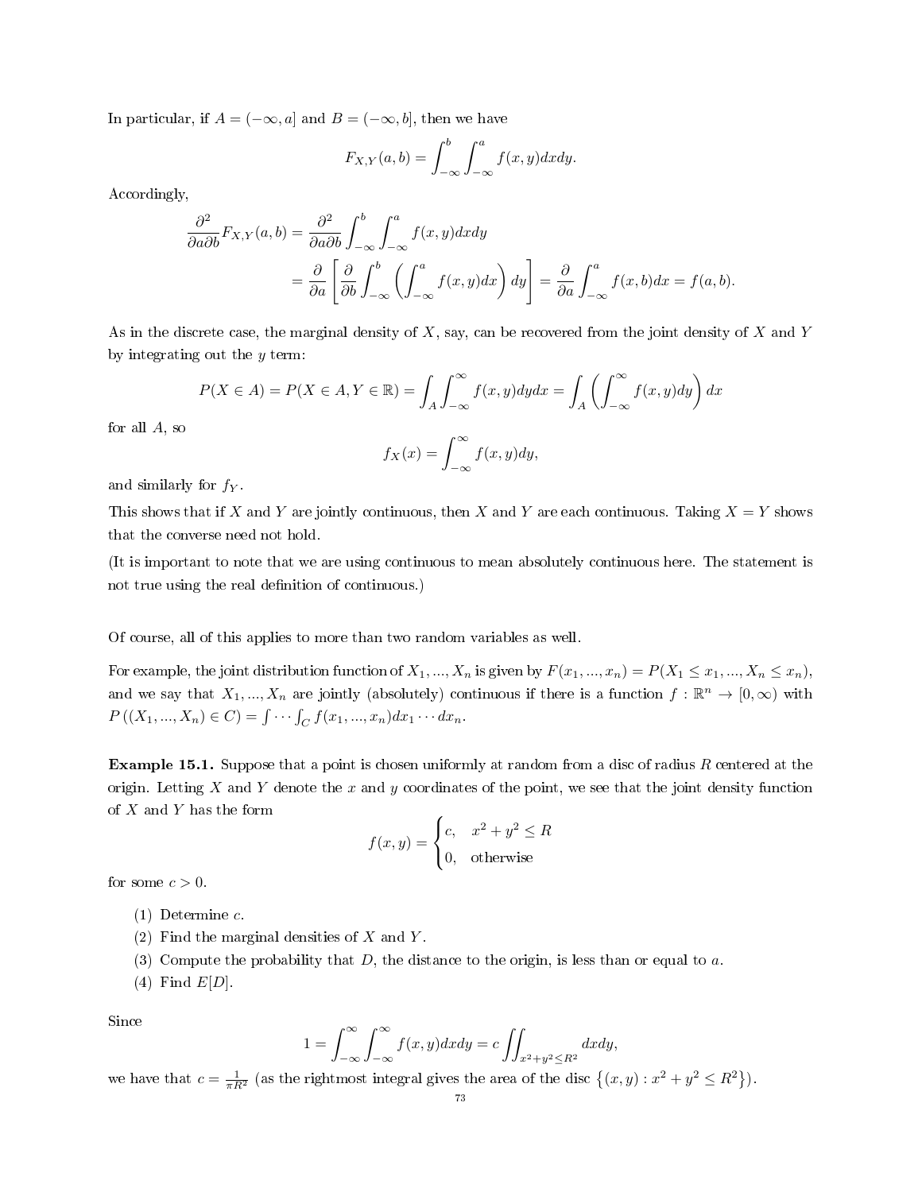In particular, if $A = (-\infty, a]$ and $B = (-\infty, b]$, then we have

$$F_{X,Y}(a,b) = \int_{-\infty}^{b} \int_{-\infty}^{a} f(x,y)dxdy.$$

Accordingly,

$$\begin{aligned}
\frac{\partial^2}{\partial a \partial b} F_{X,Y}(a,b) &= \frac{\partial^2}{\partial a \partial b} \int_{-\infty}^{b} \int_{-\infty}^{a} f(x,y)dxdy \\
&= \frac{\partial}{\partial a}\left[\frac{\partial}{\partial b}\int_{-\infty}^{b}\left(\int_{-\infty}^{a} f(x,y)dx\right)dy\right] = \frac{\partial}{\partial a}\int_{-\infty}^{a} f(x,b)dx = f(a,b).
\end{aligned}$$

As in the discrete case, the marginal density of $X$, say, can be recovered from the joint density of $X$ and $Y$ by integrating out the $y$ term:

$$P(X \in A) = P(X \in A, Y \in \mathbb{R}) = \int_{A}\int_{-\infty}^{\infty} f(x,y)dydx = \int_{A}\left(\int_{-\infty}^{\infty} f(x,y)dy\right)dx$$

for all $A$, so

$$f_X(x) = \int_{-\infty}^{\infty} f(x,y)dy,$$

and similarly for $f_Y$.

This shows that if $X$ and $Y$ are jointly continuous, then $X$ and $Y$ are each continuous. Taking $X = Y$ shows that the converse need not hold.

(It is important to note that we are using continuous to mean absolutely continuous here. The statement is not true using the real definition of continuous.)

Of course, all of this applies to more than two random variables as well.

For example, the joint distribution function of $X_1, ..., X_n$ is given by $F(x_1, ..., x_n) = P(X_1 \leq x_1, ..., X_n \leq x_n)$, and we say that $X_1, ..., X_n$ are jointly (absolutely) continuous if there is a function $f : \mathbb{R}^n \to [0, \infty)$ with $P((X_1, ..., X_n) \in C) = \int \cdots \int_C f(x_1, ..., x_n)dx_1 \cdots dx_n$.

**Example 15.1.** Suppose that a point is chosen uniformly at random from a disc of radius $R$ centered at the origin. Letting $X$ and $Y$ denote the $x$ and $y$ coordinates of the point, we see that the joint density function of $X$ and $Y$ has the form

$$f(x,y) = \begin{cases} c, & x^2 + y^2 \leq R \\ 0, & \text{otherwise} \end{cases}$$

for some $c > 0$.

(1) Determine $c$.
(2) Find the marginal densities of $X$ and $Y$.
(3) Compute the probability that $D$, the distance to the origin, is less than or equal to $a$.
(4) Find $E[D]$.

Since

$$1 = \int_{-\infty}^{\infty}\int_{-\infty}^{\infty} f(x,y)dxdy = c\iint_{x^2+y^2 \leq R^2} dxdy,$$

we have that $c = \frac{1}{\pi R^2}$ (as the rightmost integral gives the area of the disc $\{(x,y) : x^2 + y^2 \leq R^2\}$).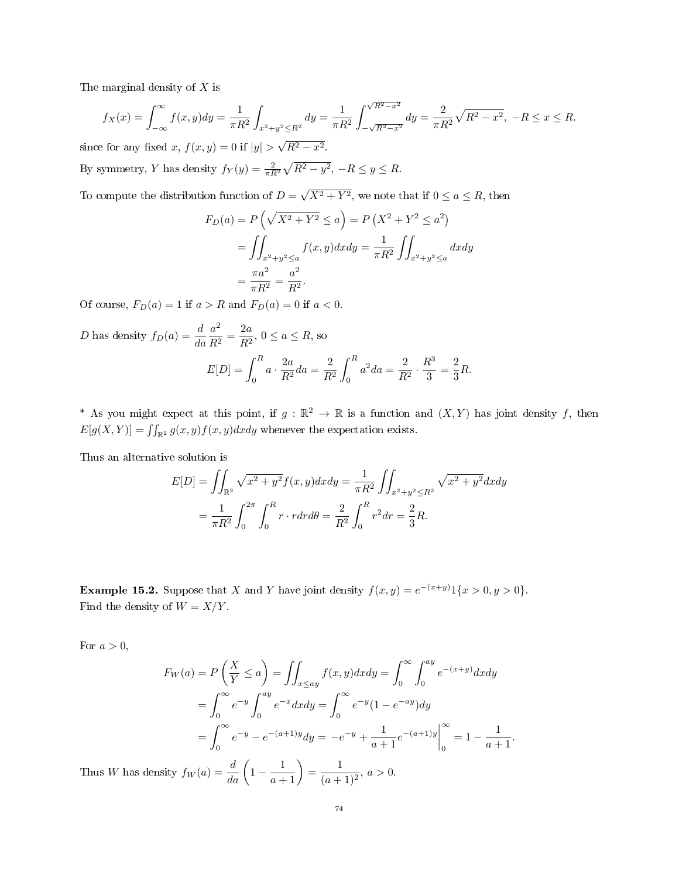The marginal density of $X$ is

$$f_X(x) = \int_{-\infty}^{\infty} f(x,y)dy = \frac{1}{\pi R^2}\int_{x^2+y^2\le R^2} dy = \frac{1}{\pi R^2}\int_{-\sqrt{R^2-x^2}}^{\sqrt{R^2-x^2}} dy = \frac{2}{\pi R^2}\sqrt{R^2-x^2},\ -R \le x \le R.$$

since for any fixed $x$, $f(x,y) = 0$ if $|y| > \sqrt{R^2-x^2}$.

By symmetry, $Y$ has density $f_Y(y) = \frac{2}{\pi R^2}\sqrt{R^2-y^2}$, $-R \le y \le R$.

To compute the distribution function of $D = \sqrt{X^2+Y^2}$, we note that if $0 \le a \le R$, then

$$\begin{aligned}
F_D(a) &= P\left(\sqrt{X^2+Y^2} \le a\right) = P\left(X^2+Y^2 \le a^2\right) \\
&= \iint_{x^2+y^2\le a} f(x,y)dxdy = \frac{1}{\pi R^2}\iint_{x^2+y^2\le a} dxdy \\
&= \frac{\pi a^2}{\pi R^2} = \frac{a^2}{R^2}.
\end{aligned}$$

Of course, $F_D(a) = 1$ if $a > R$ and $F_D(a) = 0$ if $a < 0$.

$D$ has density $f_D(a) = \dfrac{d}{da}\dfrac{a^2}{R^2} = \dfrac{2a}{R^2}$, $0 \le a \le R$, so

$$E[D] = \int_0^R a \cdot \frac{2a}{R^2}da = \frac{2}{R^2}\int_0^R a^2 da = \frac{2}{R^2}\cdot\frac{R^3}{3} = \frac{2}{3}R.$$

* As you might expect at this point, if $g : \mathbb{R}^2 \to \mathbb{R}$ is a function and $(X,Y)$ has joint density $f$, then $E[g(X,Y)] = \iint_{\mathbb{R}^2} g(x,y)f(x,y)dxdy$ whenever the expectation exists.

Thus an alternative solution is

$$\begin{aligned}
E[D] &= \iint_{\mathbb{R}^2} \sqrt{x^2+y^2}f(x,y)dxdy = \frac{1}{\pi R^2}\iint_{x^2+y^2\le R^2}\sqrt{x^2+y^2}dxdy \\
&= \frac{1}{\pi R^2}\int_0^{2\pi}\int_0^R r\cdot r dr d\theta = \frac{2}{R^2}\int_0^R r^2 dr = \frac{2}{3}R.
\end{aligned}$$

**Example 15.2.** Suppose that $X$ and $Y$ have joint density $f(x,y) = e^{-(x+y)}1\{x>0, y>0\}$. Find the density of $W = X/Y$.

For $a > 0$,

$$\begin{aligned}
F_W(a) &= P\left(\frac{X}{Y} \le a\right) = \iint_{x\le ay} f(x,y)dxdy = \int_0^{\infty}\int_0^{ay} e^{-(x+y)}dxdy \\
&= \int_0^{\infty} e^{-y}\int_0^{ay} e^{-x}dxdy = \int_0^{\infty} e^{-y}(1-e^{-ay})dy \\
&= \int_0^{\infty} e^{-y} - e^{-(a+1)y}dy = -e^{-y} + \frac{1}{a+1}e^{-(a+1)y}\Big|_0^{\infty} = 1 - \frac{1}{a+1}.
\end{aligned}$$

Thus $W$ has density $f_W(a) = \dfrac{d}{da}\left(1 - \dfrac{1}{a+1}\right) = \dfrac{1}{(a+1)^2}$, $a > 0$.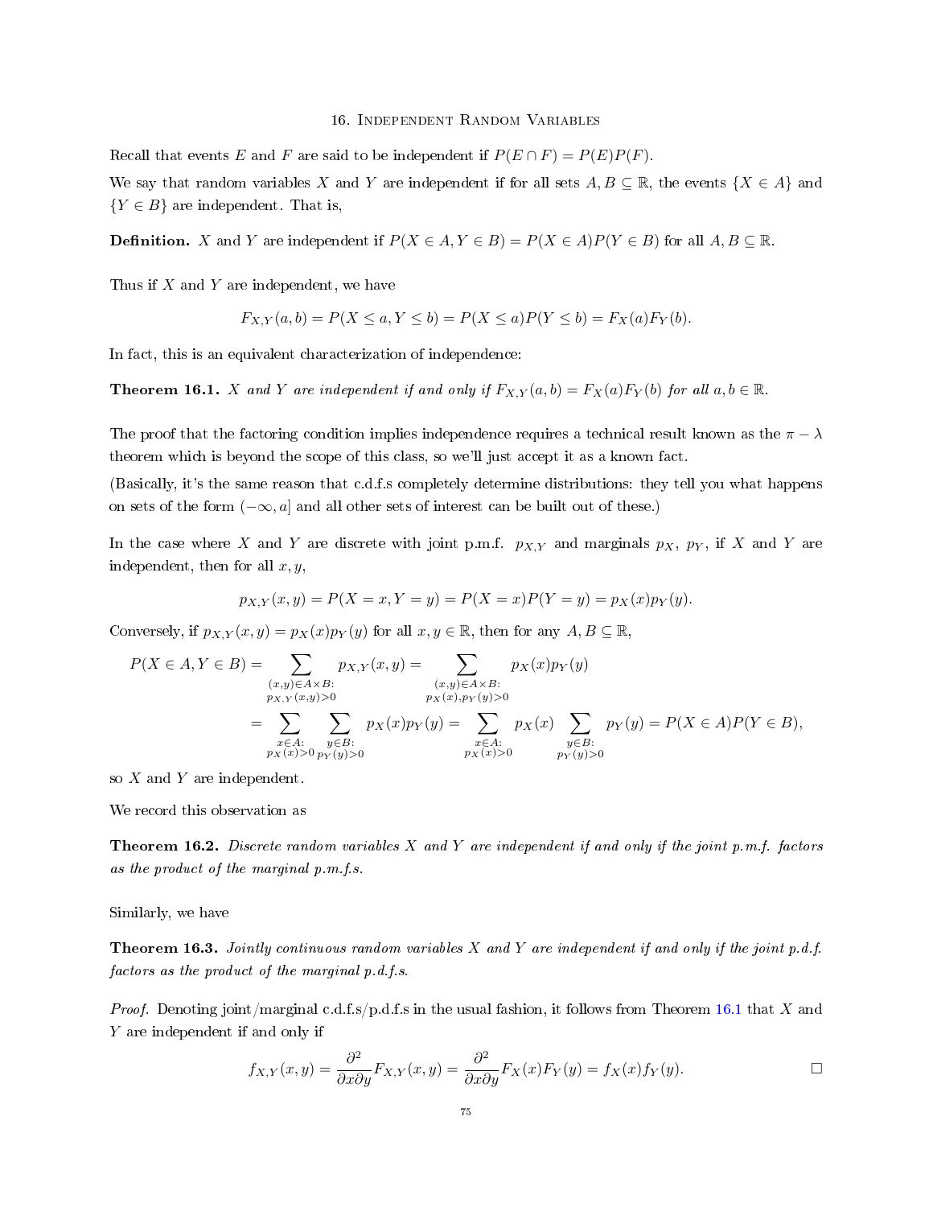# 16. Independent Random Variables

Recall that events $E$ and $F$ are said to be independent if $P(E \cap F) = P(E)P(F)$.

We say that random variables $X$ and $Y$ are independent if for all sets $A, B \subseteq \mathbb{R}$, the events $\{X \in A\}$ and $\{Y \in B\}$ are independent. That is,

**Definition.** $X$ and $Y$ are independent if $P(X \in A, Y \in B) = P(X \in A)P(Y \in B)$ for all $A, B \subseteq \mathbb{R}$.

Thus if $X$ and $Y$ are independent, we have

$$F_{X,Y}(a, b) = P(X \leq a, Y \leq b) = P(X \leq a)P(Y \leq b) = F_X(a)F_Y(b).$$

In fact, this is an equivalent characterization of independence:

**Theorem 16.1.** *$X$ and $Y$ are independent if and only if $F_{X,Y}(a, b) = F_X(a)F_Y(b)$ for all $a, b \in \mathbb{R}$.*

The proof that the factoring condition implies independence requires a technical result known as the $\pi - \lambda$ theorem which is beyond the scope of this class, so we'll just accept it as a known fact.

(Basically, it's the same reason that c.d.f.s completely determine distributions: they tell you what happens on sets of the form $(-\infty, a]$ and all other sets of interest can be built out of these.)

In the case where $X$ and $Y$ are discrete with joint p.m.f. $p_{X,Y}$ and marginals $p_X$, $p_Y$, if $X$ and $Y$ are independent, then for all $x, y$,

$$p_{X,Y}(x, y) = P(X = x, Y = y) = P(X = x)P(Y = y) = p_X(x)p_Y(y).$$

Conversely, if $p_{X,Y}(x, y) = p_X(x)p_Y(y)$ for all $x, y \in \mathbb{R}$, then for any $A, B \subseteq \mathbb{R}$,

$$\begin{aligned}
P(X \in A, Y \in B) &= \sum_{\substack{(x,y) \in A \times B: \\ p_{X,Y}(x,y) > 0}} p_{X,Y}(x, y) = \sum_{\substack{(x,y) \in A \times B: \\ p_X(x), p_Y(y) > 0}} p_X(x)p_Y(y) \\
&= \sum_{\substack{x \in A: \\ p_X(x) > 0}} \sum_{\substack{y \in B: \\ p_Y(y) > 0}} p_X(x)p_Y(y) = \sum_{\substack{x \in A: \\ p_X(x) > 0}} p_X(x) \sum_{\substack{y \in B: \\ p_Y(y) > 0}} p_Y(y) = P(X \in A)P(Y \in B),
\end{aligned}$$

so $X$ and $Y$ are independent.

We record this observation as

**Theorem 16.2.** *Discrete random variables $X$ and $Y$ are independent if and only if the joint p.m.f. factors as the product of the marginal p.m.f.s.*

Similarly, we have

**Theorem 16.3.** *Jointly continuous random variables $X$ and $Y$ are independent if and only if the joint p.d.f. factors as the product of the marginal p.d.f.s.*

*Proof.* Denoting joint/marginal c.d.f.s/p.d.f.s in the usual fashion, it follows from Theorem 16.1 that $X$ and $Y$ are independent if and only if

$$f_{X,Y}(x, y) = \frac{\partial^2}{\partial x \partial y} F_{X,Y}(x, y) = \frac{\partial^2}{\partial x \partial y} F_X(x)F_Y(y) = f_X(x)f_Y(y).$$

□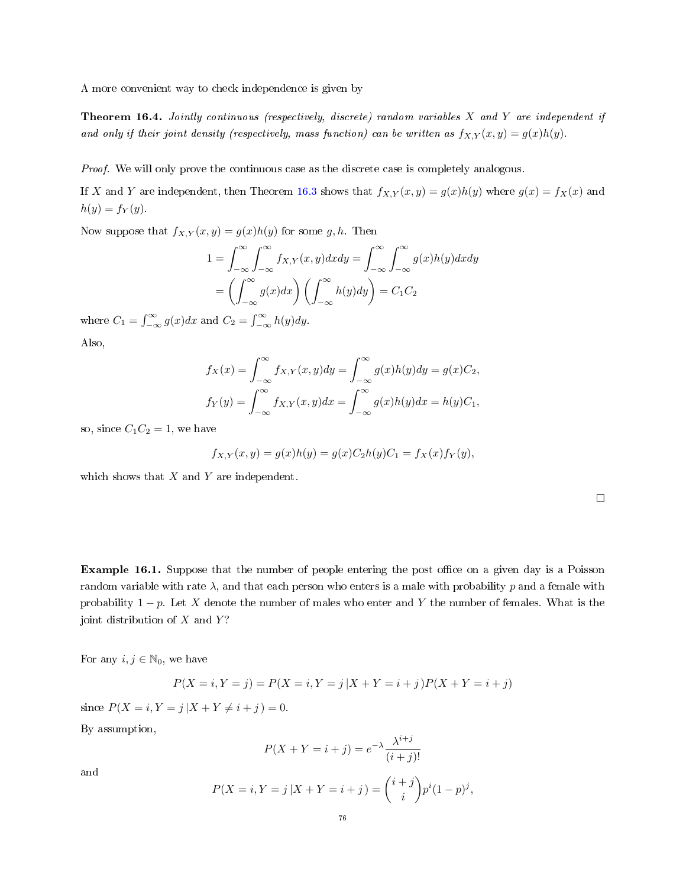A more convenient way to check independence is given by

**Theorem 16.4.** *Jointly continuous (respectively, discrete) random variables $X$ and $Y$ are independent if and only if their joint density (respectively, mass function) can be written as $f_{X,Y}(x, y) = g(x)h(y)$.*

*Proof.* We will only prove the continuous case as the discrete case is completely analogous.

If $X$ and $Y$ are independent, then Theorem 16.3 shows that $f_{X,Y}(x, y) = g(x)h(y)$ where $g(x) = f_X(x)$ and $h(y) = f_Y(y)$.

Now suppose that $f_{X,Y}(x, y) = g(x)h(y)$ for some $g, h$. Then

$$
\begin{aligned}
1 &= \int_{-\infty}^{\infty}\int_{-\infty}^{\infty} f_{X,Y}(x, y)dxdy = \int_{-\infty}^{\infty}\int_{-\infty}^{\infty} g(x)h(y)dxdy \\
&= \left(\int_{-\infty}^{\infty} g(x)dx\right)\left(\int_{-\infty}^{\infty} h(y)dy\right) = C_1C_2
\end{aligned}
$$

where $C_1 = \int_{-\infty}^{\infty} g(x)dx$ and $C_2 = \int_{-\infty}^{\infty} h(y)dy$.

Also,

$$
\begin{aligned}
f_X(x) &= \int_{-\infty}^{\infty} f_{X,Y}(x, y)dy = \int_{-\infty}^{\infty} g(x)h(y)dy = g(x)C_2, \\
f_Y(y) &= \int_{-\infty}^{\infty} f_{X,Y}(x, y)dx = \int_{-\infty}^{\infty} g(x)h(y)dx = h(y)C_1,
\end{aligned}
$$

so, since $C_1C_2 = 1$, we have

$$
f_{X,Y}(x, y) = g(x)h(y) = g(x)C_2h(y)C_1 = f_X(x)f_Y(y),
$$

which shows that $X$ and $Y$ are independent.

□

**Example 16.1.** Suppose that the number of people entering the post office on a given day is a Poisson random variable with rate $\lambda$, and that each person who enters is a male with probability $p$ and a female with probability $1 - p$. Let $X$ denote the number of males who enter and $Y$ the number of females. What is the joint distribution of $X$ and $Y$?

For any $i, j \in \mathbb{N}_0$, we have

$$
P(X = i, Y = j) = P(X = i, Y = j \,|\, X + Y = i + j\,)P(X + Y = i + j)
$$

since $P(X = i, Y = j \,|\, X + Y \neq i + j\,) = 0$.

By assumption,

$$
P(X + Y = i + j) = e^{-\lambda}\frac{\lambda^{i+j}}{(i + j)!}
$$

and

$$
P(X = i, Y = j \,|\, X + Y = i + j\,) = \binom{i + j}{i}p^i(1 - p)^j,
$$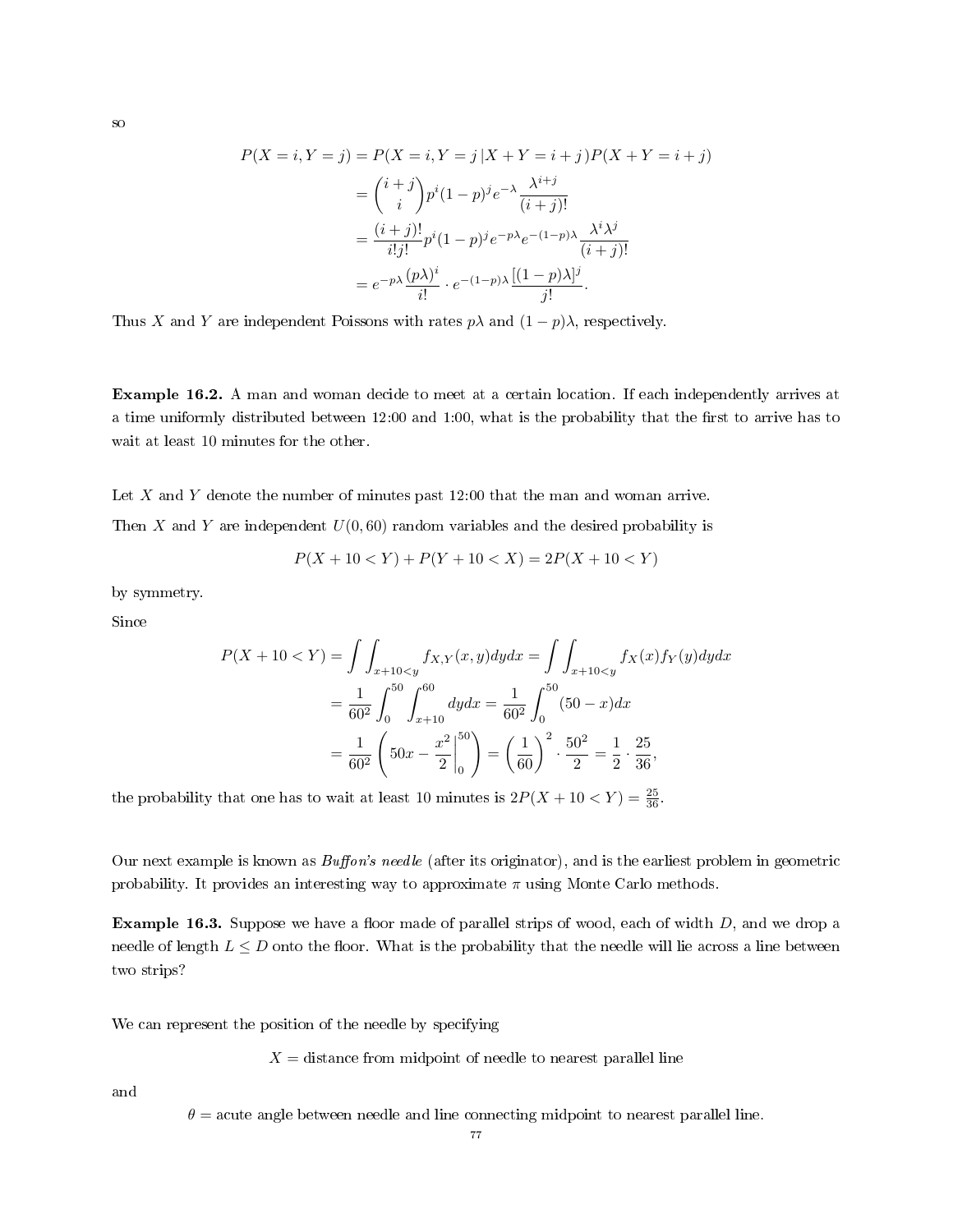so

$$
\begin{aligned}
P(X=i, Y=j) &= P(X=i, Y=j \,|\, X+Y=i+j\,) P(X+Y=i+j) \\
&= \binom{i+j}{i} p^i (1-p)^j e^{-\lambda} \frac{\lambda^{i+j}}{(i+j)!} \\
&= \frac{(i+j)!}{i!j!} p^i (1-p)^j e^{-p\lambda} e^{-(1-p)\lambda} \frac{\lambda^i \lambda^j}{(i+j)!} \\
&= e^{-p\lambda} \frac{(p\lambda)^i}{i!} \cdot e^{-(1-p)\lambda} \frac{[(1-p)\lambda]^j}{j!}.
\end{aligned}
$$

Thus $X$ and $Y$ are independent Poissons with rates $p\lambda$ and $(1-p)\lambda$, respectively.

**Example 16.2.** A man and woman decide to meet at a certain location. If each independently arrives at a time uniformly distributed between 12:00 and 1:00, what is the probability that the first to arrive has to wait at least 10 minutes for the other.

Let $X$ and $Y$ denote the number of minutes past 12:00 that the man and woman arrive.

Then $X$ and $Y$ are independent $U(0, 60)$ random variables and the desired probability is

$$
P(X+10<Y) + P(Y+10<X) = 2P(X+10<Y)
$$

by symmetry.

Since

$$
\begin{aligned}
P(X+10<Y) &= \int\int_{x+10<y} f_{X,Y}(x,y)dydx = \int\int_{x+10<y} f_X(x) f_Y(y) dydx \\
&= \frac{1}{60^2} \int_0^{50} \int_{x+10}^{60} dydx = \frac{1}{60^2} \int_0^{50} (50-x)dx \\
&= \frac{1}{60^2} \left( 50x - \frac{x^2}{2} \Big|_0^{50} \right) = \left( \frac{1}{60} \right)^2 \cdot \frac{50^2}{2} = \frac{1}{2} \cdot \frac{25}{36},
\end{aligned}
$$

the probability that one has to wait at least 10 minutes is $2P(X+10<Y) = \frac{25}{36}$.

Our next example is known as *Buffon's needle* (after its originator), and is the earliest problem in geometric probability. It provides an interesting way to approximate $\pi$ using Monte Carlo methods.

**Example 16.3.** Suppose we have a floor made of parallel strips of wood, each of width $D$, and we drop a needle of length $L \leq D$ onto the floor. What is the probability that the needle will lie across a line between two strips?

We can represent the position of the needle by specifying

$$
X = \text{distance from midpoint of needle to nearest parallel line}
$$

and

$$
\theta = \text{acute angle between needle and line connecting midpoint to nearest parallel line.}
$$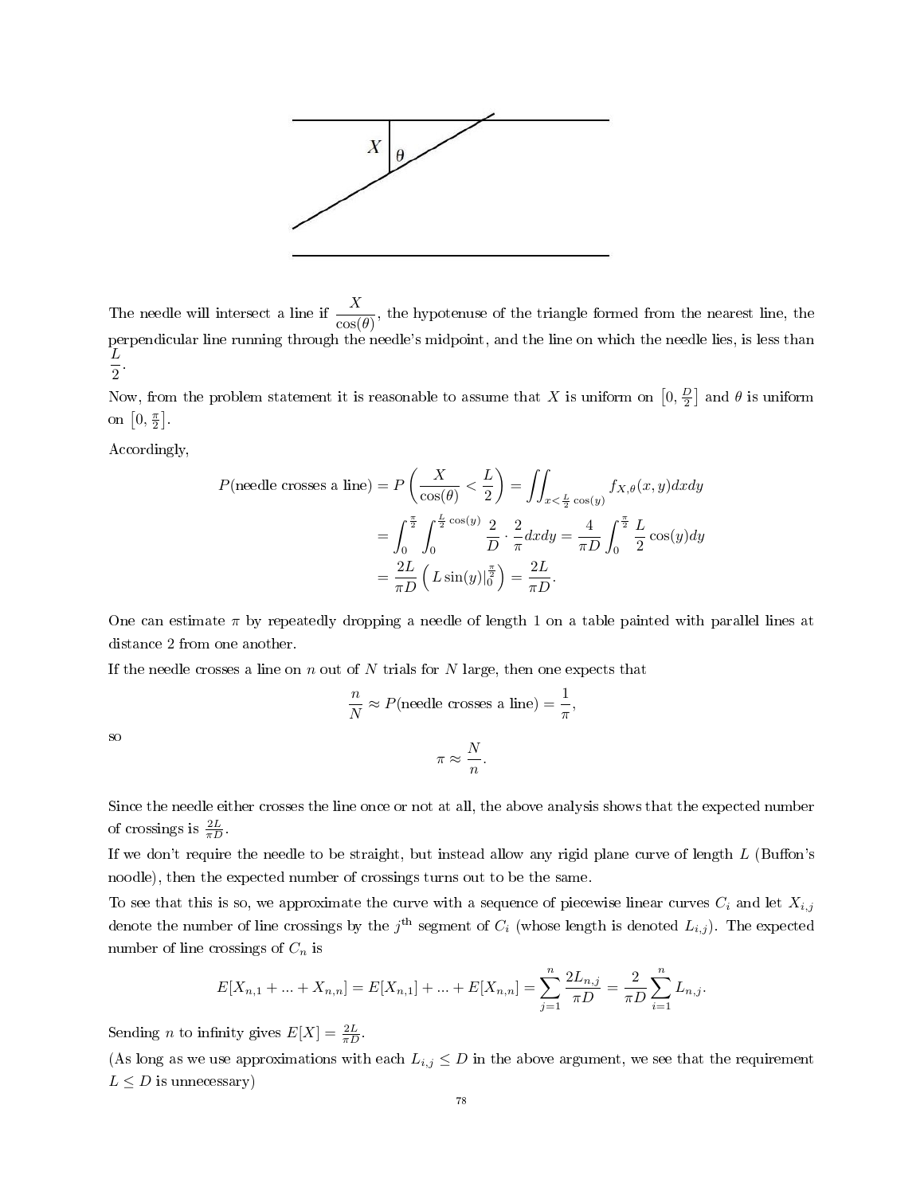X θ

The needle will intersect a line if $\frac{X}{\cos(\theta)}$, the hypotenuse of the triangle formed from the nearest line, the perpendicular line running through the needle's midpoint, and the line on which the needle lies, is less than $\frac{L}{2}$.

Now, from the problem statement it is reasonable to assume that $X$ is uniform on $\left[0, \frac{D}{2}\right]$ and $\theta$ is uniform on $\left[0, \frac{\pi}{2}\right]$.

Accordingly,

$$
\begin{aligned}
P(\text{needle crosses a line}) = P\left(\frac{X}{\cos(\theta)} < \frac{L}{2}\right) &= \iint_{x < \frac{L}{2}\cos(y)} f_{X,\theta}(x,y)\,dx\,dy \\
&= \int_0^{\frac{\pi}{2}} \int_0^{\frac{L}{2}\cos(y)} \frac{2}{D} \cdot \frac{2}{\pi}\,dx\,dy = \frac{4}{\pi D} \int_0^{\frac{\pi}{2}} \frac{L}{2}\cos(y)\,dy \\
&= \frac{2L}{\pi D}\left( L \sin(y)\Big|_0^{\frac{\pi}{2}} \right) = \frac{2L}{\pi D}.
\end{aligned}
$$

One can estimate $\pi$ by repeatedly dropping a needle of length 1 on a table painted with parallel lines at distance 2 from one another.

If the needle crosses a line on $n$ out of $N$ trials for $N$ large, then one expects that

$$
\frac{n}{N} \approx P(\text{needle crosses a line}) = \frac{1}{\pi},
$$

so

$$
\pi \approx \frac{N}{n}.
$$

Since the needle either crosses the line once or not at all, the above analysis shows that the expected number of crossings is $\frac{2L}{\pi D}$.

If we don't require the needle to be straight, but instead allow any rigid plane curve of length $L$ (Buffon's noodle), then the expected number of crossings turns out to be the same.

To see that this is so, we approximate the curve with a sequence of piecewise linear curves $C_i$ and let $X_{i,j}$ denote the number of line crossings by the $j^{\text{th}}$ segment of $C_i$ (whose length is denoted $L_{i,j}$). The expected number of line crossings of $C_n$ is

$$
E[X_{n,1} + \ldots + X_{n,n}] = E[X_{n,1}] + \ldots + E[X_{n,n}] = \sum_{j=1}^{n} \frac{2L_{n,j}}{\pi D} = \frac{2}{\pi D} \sum_{i=1}^{n} L_{n,j}.
$$

Sending $n$ to infinity gives $E[X] = \frac{2L}{\pi D}$.

(As long as we use approximations with each $L_{i,j} \leq D$ in the above argument, we see that the requirement $L \leq D$ is unnecessary)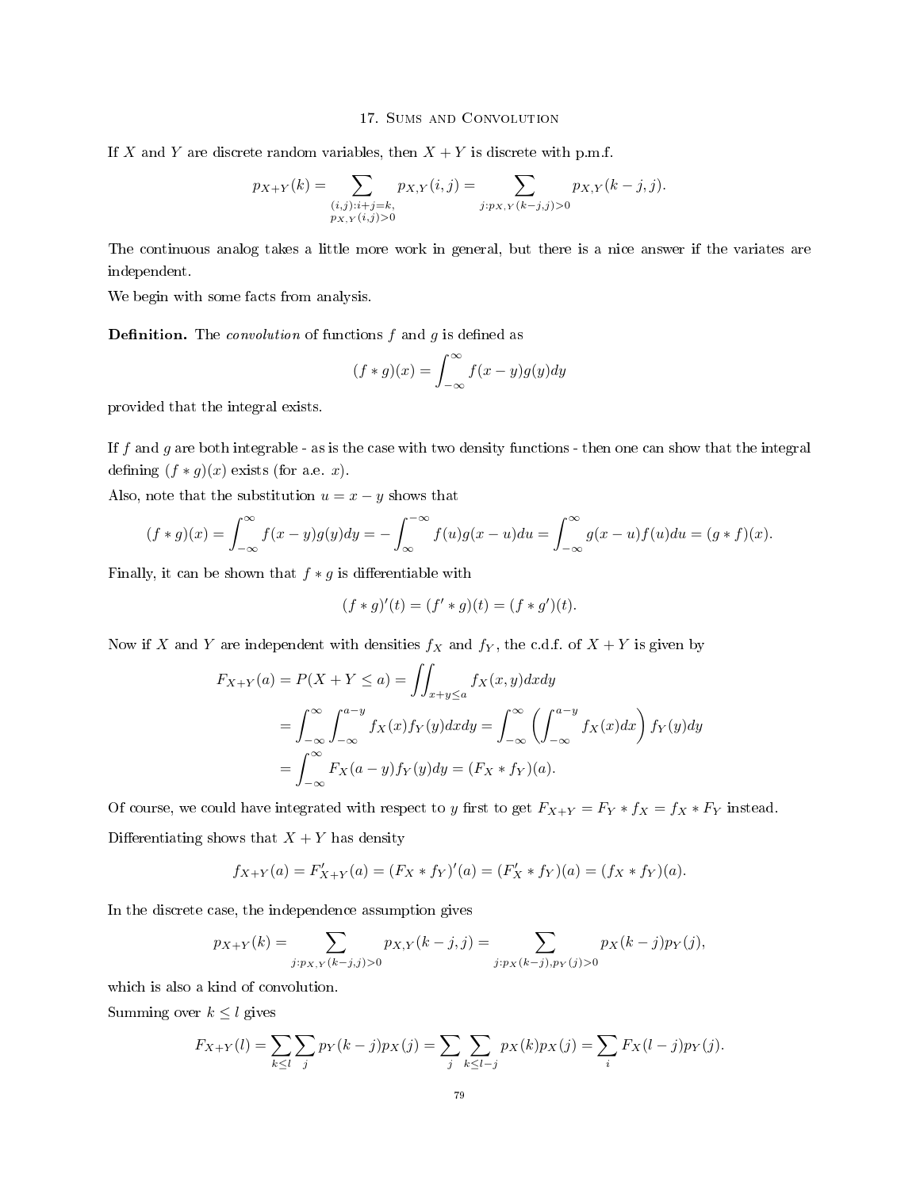# 17. Sums and Convolution

If $X$ and $Y$ are discrete random variables, then $X + Y$ is discrete with p.m.f.

$$p_{X+Y}(k) = \sum_{\substack{(i,j):i+j=k, \\ p_{X,Y}(i,j)>0}} p_{X,Y}(i,j) = \sum_{j:p_{X,Y}(k-j,j)>0} p_{X,Y}(k-j,j).$$

The continuous analog takes a little more work in general, but there is a nice answer if the variates are independent.

We begin with some facts from analysis.

**Definition.** The *convolution* of functions $f$ and $g$ is defined as

$$(f * g)(x) = \int_{-\infty}^{\infty} f(x-y)g(y)dy$$

provided that the integral exists.

If $f$ and $g$ are both integrable - as is the case with two density functions - then one can show that the integral defining $(f * g)(x)$ exists (for a.e. $x$).

Also, note that the substitution $u = x - y$ shows that

$$(f * g)(x) = \int_{-\infty}^{\infty} f(x-y)g(y)dy = -\int_{\infty}^{-\infty} f(u)g(x-u)du = \int_{-\infty}^{\infty} g(x-u)f(u)du = (g * f)(x).$$

Finally, it can be shown that $f * g$ is differentiable with

$$(f * g)'(t) = (f' * g)(t) = (f * g')(t).$$

Now if $X$ and $Y$ are independent with densities $f_X$ and $f_Y$, the c.d.f. of $X + Y$ is given by

$$\begin{aligned}
F_{X+Y}(a) = P(X + Y \leq a) &= \iint_{x+y\leq a} f_X(x,y)dxdy \\
&= \int_{-\infty}^{\infty} \int_{-\infty}^{a-y} f_X(x)f_Y(y)dxdy = \int_{-\infty}^{\infty} \left( \int_{-\infty}^{a-y} f_X(x)dx \right) f_Y(y)dy \\
&= \int_{-\infty}^{\infty} F_X(a-y)f_Y(y)dy = (F_X * f_Y)(a).
\end{aligned}$$

Of course, we could have integrated with respect to $y$ first to get $F_{X+Y} = F_Y * f_X = f_X * F_Y$ instead.

Differentiating shows that $X + Y$ has density

$$f_{X+Y}(a) = F'_{X+Y}(a) = (F_X * f_Y)'(a) = (F'_X * f_Y)(a) = (f_X * f_Y)(a).$$

In the discrete case, the independence assumption gives

$$p_{X+Y}(k) = \sum_{j:p_{X,Y}(k-j,j)>0} p_{X,Y}(k-j,j) = \sum_{j:p_X(k-j),p_Y(j)>0} p_X(k-j)p_Y(j),$$

which is also a kind of convolution.

Summing over $k \leq l$ gives

$$F_{X+Y}(l) = \sum_{k\leq l} \sum_{j} p_Y(k-j)p_X(j) = \sum_{j} \sum_{k\leq l-j} p_X(k)p_X(j) = \sum_{i} F_X(l-j)p_Y(j).$$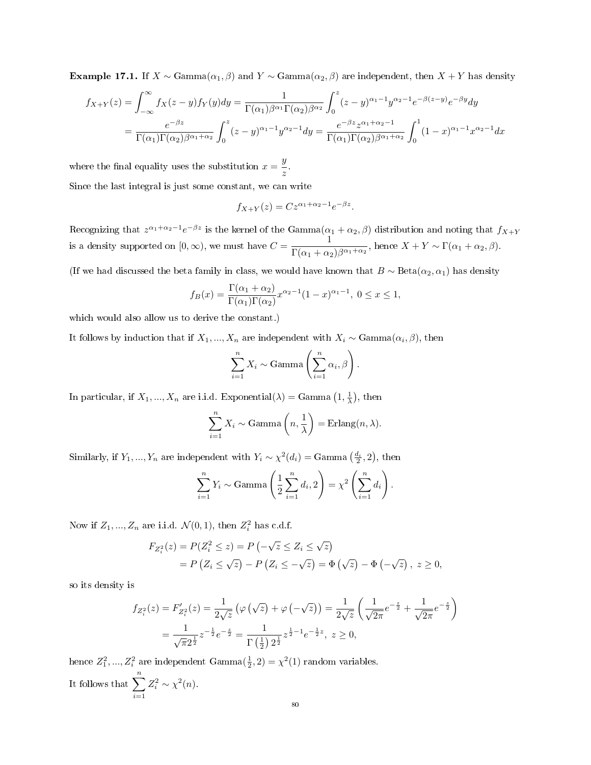**Example 17.1.** If $X \sim \text{Gamma}(\alpha_1, \beta)$ and $Y \sim \text{Gamma}(\alpha_2, \beta)$ are independent, then $X + Y$ has density

$$
\begin{aligned}
f_{X+Y}(z) &= \int_{-\infty}^{\infty} f_X(z-y) f_Y(y) dy = \frac{1}{\Gamma(\alpha_1)\beta^{\alpha_1}\Gamma(\alpha_2)\beta^{\alpha_2}} \int_0^z (z-y)^{\alpha_1 - 1} y^{\alpha_2 - 1} e^{-\beta(z-y)} e^{-\beta y} dy \\
&= \frac{e^{-\beta z}}{\Gamma(\alpha_1)\Gamma(\alpha_2)\beta^{\alpha_1+\alpha_2}} \int_0^z (z-y)^{\alpha_1-1} y^{\alpha_2 - 1} dy = \frac{e^{-\beta z} z^{\alpha_1 + \alpha_2 - 1}}{\Gamma(\alpha_1)\Gamma(\alpha_2)\beta^{\alpha_1+\alpha_2}} \int_0^1 (1-x)^{\alpha_1 - 1} x^{\alpha_2 - 1} dx
\end{aligned}
$$

where the final equality uses the substitution $x = \dfrac{y}{z}$.

Since the last integral is just some constant, we can write

$$
f_{X+Y}(z) = C z^{\alpha_1 + \alpha_2 - 1} e^{-\beta z}.
$$

Recognizing that $z^{\alpha_1+\alpha_2-1}e^{-\beta z}$ is the kernel of the $\text{Gamma}(\alpha_1 + \alpha_2, \beta)$ distribution and noting that $f_{X+Y}$ is a density supported on $[0, \infty)$, we must have $C = \dfrac{1}{\Gamma(\alpha_1 + \alpha_2)\beta^{\alpha_1+\alpha_2}}$, hence $X + Y \sim \Gamma(\alpha_1 + \alpha_2, \beta)$.

(If we had discussed the beta family in class, we would have known that $B \sim \text{Beta}(\alpha_2, \alpha_1)$ has density

$$
f_B(x) = \frac{\Gamma(\alpha_1 + \alpha_2)}{\Gamma(\alpha_1)\Gamma(\alpha_2)} x^{\alpha_2 - 1}(1-x)^{\alpha_1 - 1}, \ 0 \leq x \leq 1,
$$

which would also allow us to derive the constant.)

It follows by induction that if $X_1, ..., X_n$ are independent with $X_i \sim \text{Gamma}(\alpha_i, \beta)$, then

$$
\sum_{i=1}^n X_i \sim \text{Gamma}\left(\sum_{i=1}^n \alpha_i, \beta\right).
$$

In particular, if $X_1, ..., X_n$ are i.i.d. $\text{Exponential}(\lambda) = \text{Gamma}\left(1, \frac{1}{\lambda}\right)$, then

$$
\sum_{i=1}^n X_i \sim \text{Gamma}\left(n, \frac{1}{\lambda}\right) = \text{Erlang}(n, \lambda).
$$

Similarly, if $Y_1, ..., Y_n$ are independent with $Y_i \sim \chi^2(d_i) = \text{Gamma}\left(\frac{d_i}{2}, 2\right)$, then

$$
\sum_{i=1}^n Y_i \sim \text{Gamma}\left(\frac{1}{2}\sum_{i=1}^n d_i, 2\right) = \chi^2\left(\sum_{i=1}^n d_i\right).
$$

Now if $Z_1, ..., Z_n$ are i.i.d. $\mathcal{N}(0,1)$, then $Z_i^2$ has c.d.f.

$$
\begin{aligned}
F_{Z_i^2}(z) &= P(Z_i^2 \leq z) = P\left(-\sqrt{z} \leq Z_i \leq \sqrt{z}\right) \\
&= P\left(Z_i \leq \sqrt{z}\right) - P\left(Z_i \leq -\sqrt{z}\right) = \Phi\left(\sqrt{z}\right) - \Phi\left(-\sqrt{z}\right), \ z \geq 0,
\end{aligned}
$$

so its density is

$$
\begin{aligned}
f_{Z_i^2}(z) &= F'_{Z_i^2}(z) = \frac{1}{2\sqrt{z}}\left(\varphi\left(\sqrt{z}\right) + \varphi\left(-\sqrt{z}\right)\right) = \frac{1}{2\sqrt{z}}\left(\frac{1}{\sqrt{2\pi}}e^{-\frac{z}{2}} + \frac{1}{\sqrt{2\pi}}e^{-\frac{z}{2}}\right) \\
&= \frac{1}{\sqrt{\pi}2^{\frac{1}{2}}} z^{-\frac{1}{2}} e^{-\frac{z}{2}} = \frac{1}{\Gamma\left(\frac{1}{2}\right)2^{\frac{1}{2}}} z^{\frac{1}{2}-1} e^{-\frac{1}{2}z}, \ z \geq 0,
\end{aligned}
$$

hence $Z_1^2, ..., Z_i^2$ are independent $\text{Gamma}(\frac{1}{2}, 2) = \chi^2(1)$ random variables.

It follows that $\displaystyle\sum_{i=1}^n Z_i^2 \sim \chi^2(n)$.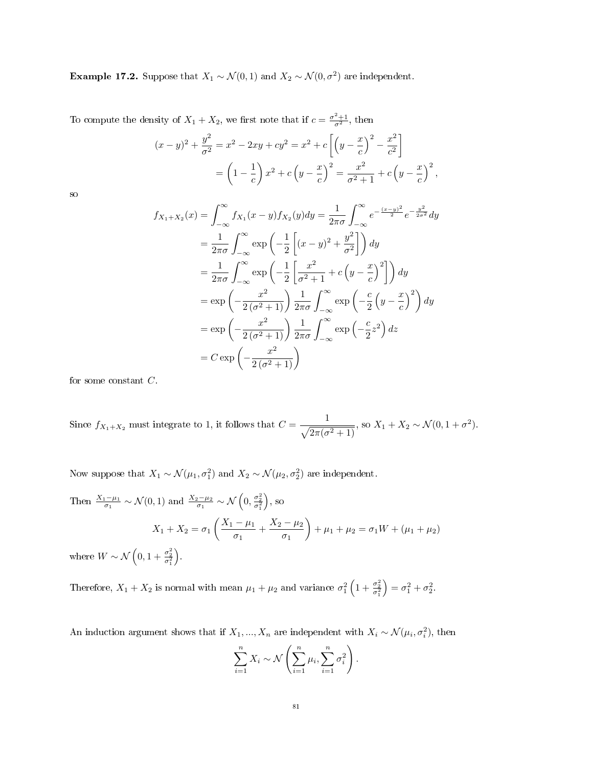**Example 17.2.** Suppose that $X_1 \sim \mathcal{N}(0,1)$ and $X_2 \sim \mathcal{N}(0,\sigma^2)$ are independent.

To compute the density of $X_1 + X_2$, we first note that if $c = \frac{\sigma^2+1}{\sigma^2}$, then

$$
\begin{aligned}
(x-y)^2 + \frac{y^2}{\sigma^2} &= x^2 - 2xy + cy^2 = x^2 + c\left[\left(y - \frac{x}{c}\right)^2 - \frac{x^2}{c^2}\right] \\
&= \left(1 - \frac{1}{c}\right)x^2 + c\left(y - \frac{x}{c}\right)^2 = \frac{x^2}{\sigma^2+1} + c\left(y - \frac{x}{c}\right)^2,
\end{aligned}
$$

so

$$
\begin{aligned}
f_{X_1+X_2}(x) &= \int_{-\infty}^{\infty} f_{X_1}(x-y) f_{X_2}(y)\,dy = \frac{1}{2\pi\sigma}\int_{-\infty}^{\infty} e^{-\frac{(x-y)^2}{2}} e^{-\frac{y^2}{2\sigma^2}}\,dy \\
&= \frac{1}{2\pi\sigma}\int_{-\infty}^{\infty} \exp\left(-\frac{1}{2}\left[(x-y)^2 + \frac{y^2}{\sigma^2}\right]\right) dy \\
&= \frac{1}{2\pi\sigma}\int_{-\infty}^{\infty} \exp\left(-\frac{1}{2}\left[\frac{x^2}{\sigma^2+1} + c\left(y - \frac{x}{c}\right)^2\right]\right) dy \\
&= \exp\left(-\frac{x^2}{2(\sigma^2+1)}\right)\frac{1}{2\pi\sigma}\int_{-\infty}^{\infty} \exp\left(-\frac{c}{2}\left(y - \frac{x}{c}\right)^2\right) dy \\
&= \exp\left(-\frac{x^2}{2(\sigma^2+1)}\right)\frac{1}{2\pi\sigma}\int_{-\infty}^{\infty} \exp\left(-\frac{c}{2}z^2\right) dz \\
&= C\exp\left(-\frac{x^2}{2(\sigma^2+1)}\right)
\end{aligned}
$$

for some constant $C$.

Since $f_{X_1+X_2}$ must integrate to 1, it follows that $C = \dfrac{1}{\sqrt{2\pi(\sigma^2+1)}}$, so $X_1 + X_2 \sim \mathcal{N}(0, 1+\sigma^2)$.

Now suppose that $X_1 \sim \mathcal{N}(\mu_1, \sigma_1^2)$ and $X_2 \sim \mathcal{N}(\mu_2, \sigma_2^2)$ are independent.

Then $\frac{X_1-\mu_1}{\sigma_1} \sim \mathcal{N}(0,1)$ and $\frac{X_2-\mu_2}{\sigma_1} \sim \mathcal{N}\left(0, \frac{\sigma_2^2}{\sigma_1^2}\right)$, so

$$
X_1 + X_2 = \sigma_1\left(\frac{X_1-\mu_1}{\sigma_1} + \frac{X_2-\mu_2}{\sigma_1}\right) + \mu_1 + \mu_2 = \sigma_1 W + (\mu_1+\mu_2)
$$

where $W \sim \mathcal{N}\left(0, 1 + \frac{\sigma_2^2}{\sigma_1^2}\right)$.

Therefore, $X_1 + X_2$ is normal with mean $\mu_1 + \mu_2$ and variance $\sigma_1^2\left(1 + \frac{\sigma_2^2}{\sigma_1^2}\right) = \sigma_1^2 + \sigma_2^2$.

An induction argument shows that if $X_1, ..., X_n$ are independent with $X_i \sim \mathcal{N}(\mu_i, \sigma_i^2)$, then

$$
\sum_{i=1}^{n} X_i \sim \mathcal{N}\left(\sum_{i=1}^{n}\mu_i, \sum_{i=1}^{n}\sigma_i^2\right).
$$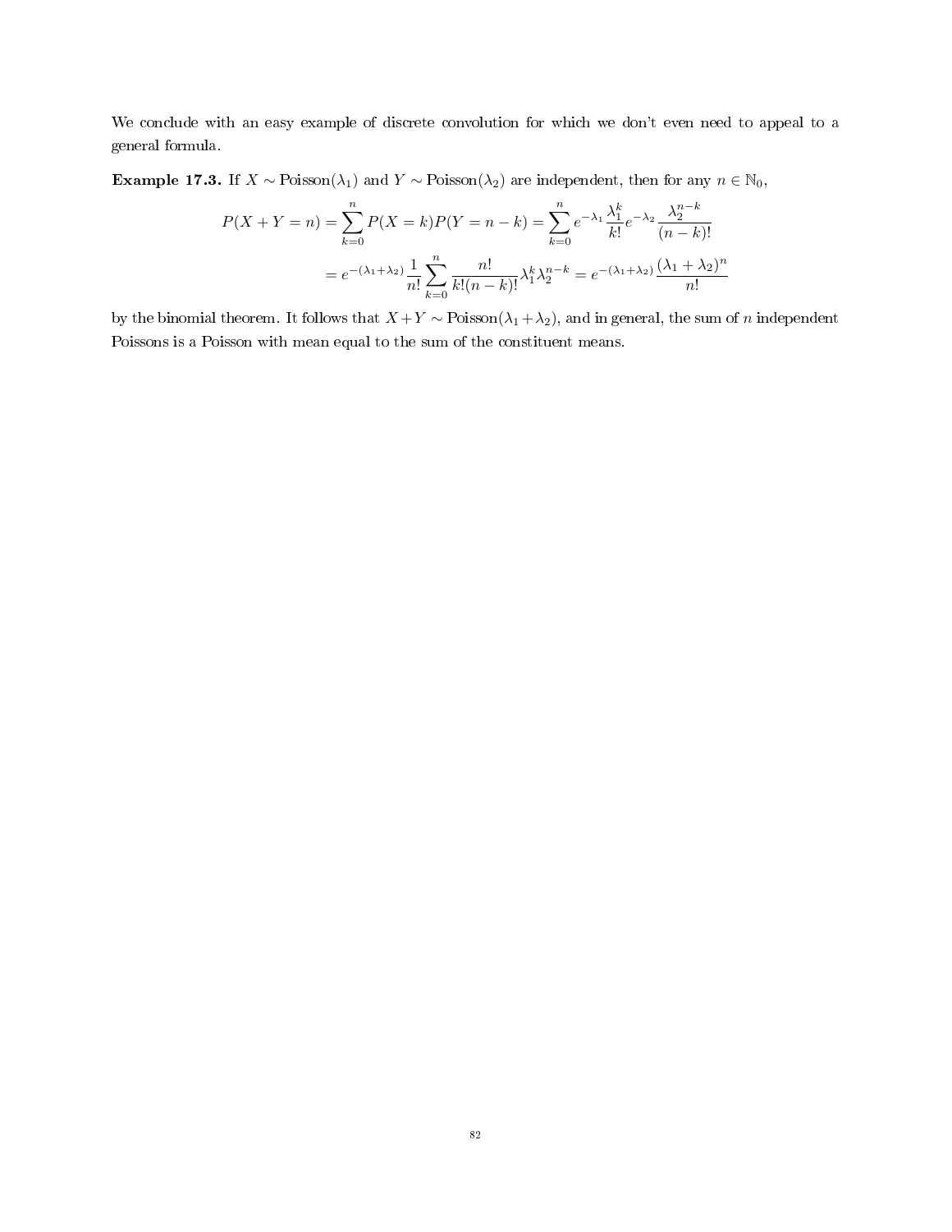We conclude with an easy example of discrete convolution for which we don't even need to appeal to a general formula.

**Example 17.3.** If $X \sim \text{Poisson}(\lambda_1)$ and $Y \sim \text{Poisson}(\lambda_2)$ are independent, then for any $n \in \mathbb{N}_0$,

$$
\begin{aligned}
P(X+Y=n) &= \sum_{k=0}^{n} P(X=k)P(Y=n-k) = \sum_{k=0}^{n} e^{-\lambda_1}\frac{\lambda_1^k}{k!}e^{-\lambda_2}\frac{\lambda_2^{n-k}}{(n-k)!} \\
&= e^{-(\lambda_1+\lambda_2)}\frac{1}{n!}\sum_{k=0}^{n}\frac{n!}{k!(n-k)!}\lambda_1^k\lambda_2^{n-k} = e^{-(\lambda_1+\lambda_2)}\frac{(\lambda_1+\lambda_2)^n}{n!}
\end{aligned}
$$

by the binomial theorem. It follows that $X+Y \sim \text{Poisson}(\lambda_1+\lambda_2)$, and in general, the sum of $n$ independent Poissons is a Poisson with mean equal to the sum of the constituent means.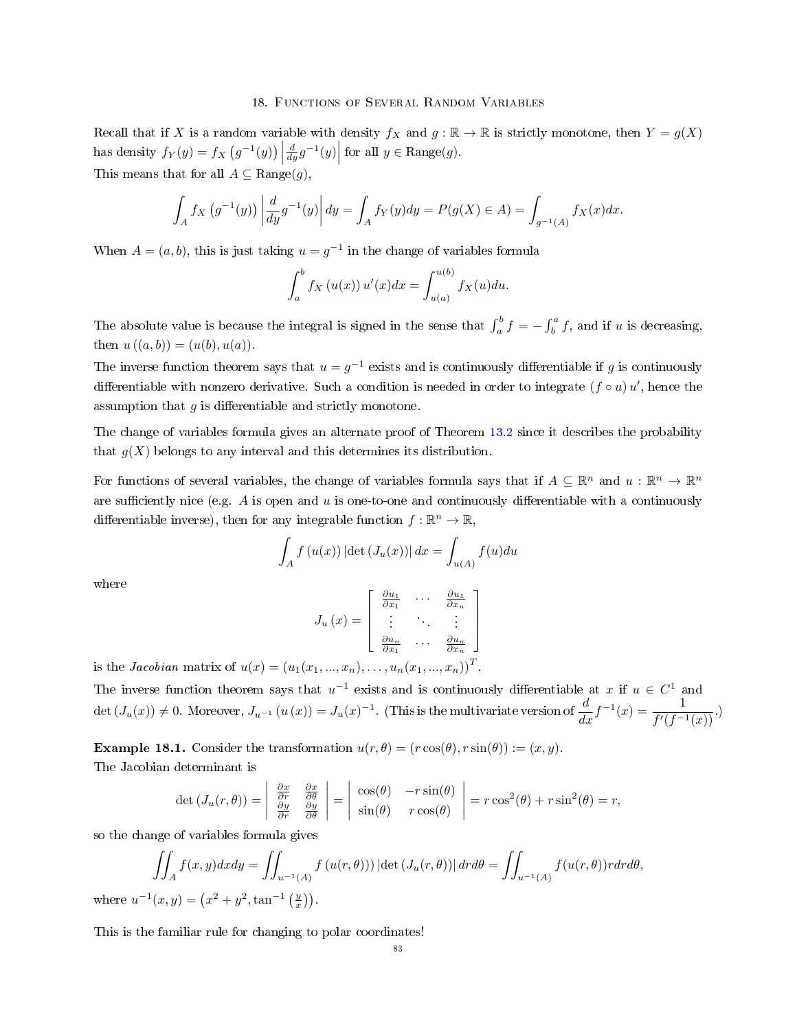# 18. Functions of Several Random Variables

Recall that if $X$ is a random variable with density $f_X$ and $g : \mathbb{R} \to \mathbb{R}$ is strictly monotone, then $Y = g(X)$ has density $f_Y(y) = f_X\left(g^{-1}(y)\right)\left|\frac{d}{dy}g^{-1}(y)\right|$ for all $y \in \text{Range}(g)$.

This means that for all $A \subseteq \text{Range}(g)$,

$$\int_A f_X\left(g^{-1}(y)\right)\left|\frac{d}{dy}g^{-1}(y)\right| dy = \int_A f_Y(y)dy = P(g(X) \in A) = \int_{g^{-1}(A)} f_X(x)dx.$$

When $A = (a, b)$, this is just taking $u = g^{-1}$ in the change of variables formula

$$\int_a^b f_X\left(u(x)\right) u'(x)dx = \int_{u(a)}^{u(b)} f_X(u)du.$$

The absolute value is because the integral is signed in the sense that $\int_a^b f = -\int_b^a f$, and if $u$ is decreasing, then $u\left((a, b)\right) = (u(b), u(a))$.

The inverse function theorem says that $u = g^{-1}$ exists and is continuously differentiable if $g$ is continuously differentiable with nonzero derivative. Such a condition is needed in order to integrate $(f \circ u)\, u'$, hence the assumption that $g$ is differentiable and strictly monotone.

The change of variables formula gives an alternate proof of Theorem 13.2 since it describes the probability that $g(X)$ belongs to any interval and this determines its distribution.

For functions of several variables, the change of variables formula says that if $A \subseteq \mathbb{R}^n$ and $u : \mathbb{R}^n \to \mathbb{R}^n$ are sufficiently nice (e.g. $A$ is open and $u$ is one-to-one and continuously differentiable with a continuously differentiable inverse), then for any integrable function $f : \mathbb{R}^n \to \mathbb{R}$,

$$\int_A f\left(u(x)\right)\left|\det\left(J_u(x)\right)\right| dx = \int_{u(A)} f(u)du$$

where

$$J_u\left(x\right) = \begin{bmatrix} \frac{\partial u_1}{\partial x_1} & \cdots & \frac{\partial u_1}{\partial x_n} \\ \vdots & \ddots & \vdots \\ \frac{\partial u_n}{\partial x_1} & \cdots & \frac{\partial u_n}{\partial x_n} \end{bmatrix}$$

is the *Jacobian* matrix of $u(x) = \left(u_1(x_1, ..., x_n), \ldots, u_n(x_1, ..., x_n)\right)^T$.

The inverse function theorem says that $u^{-1}$ exists and is continuously differentiable at $x$ if $u \in C^1$ and $\det\left(J_u(x)\right) \neq 0$. Moreover, $J_{u^{-1}}\left(u\left(x\right)\right) = J_u(x)^{-1}$. (This is the multivariate version of $\dfrac{d}{dx}f^{-1}(x) = \dfrac{1}{f'(f^{-1}(x))}$.)

**Example 18.1.** Consider the transformation $u(r, \theta) = (r\cos(\theta), r\sin(\theta)) := (x, y)$.
The Jacobian determinant is

$$\det\left(J_u(r, \theta)\right) = \begin{vmatrix} \frac{\partial x}{\partial r} & \frac{\partial x}{\partial \theta} \\ \frac{\partial y}{\partial r} & \frac{\partial y}{\partial \theta} \end{vmatrix} = \begin{vmatrix} \cos(\theta) & -r\sin(\theta) \\ \sin(\theta) & r\cos(\theta) \end{vmatrix} = r\cos^2(\theta) + r\sin^2(\theta) = r,$$

so the change of variables formula gives

$$\iint_A f(x, y)dxdy = \iint_{u^{-1}(A)} f\left(u(r, \theta)\right)\left|\det\left(J_u(r, \theta)\right)\right| drd\theta = \iint_{u^{-1}(A)} f(u(r, \theta))rdrd\theta,$$

where $u^{-1}(x, y) = \left(x^2 + y^2, \tan^{-1}\left(\frac{y}{x}\right)\right)$.

This is the familiar rule for changing to polar coordinates!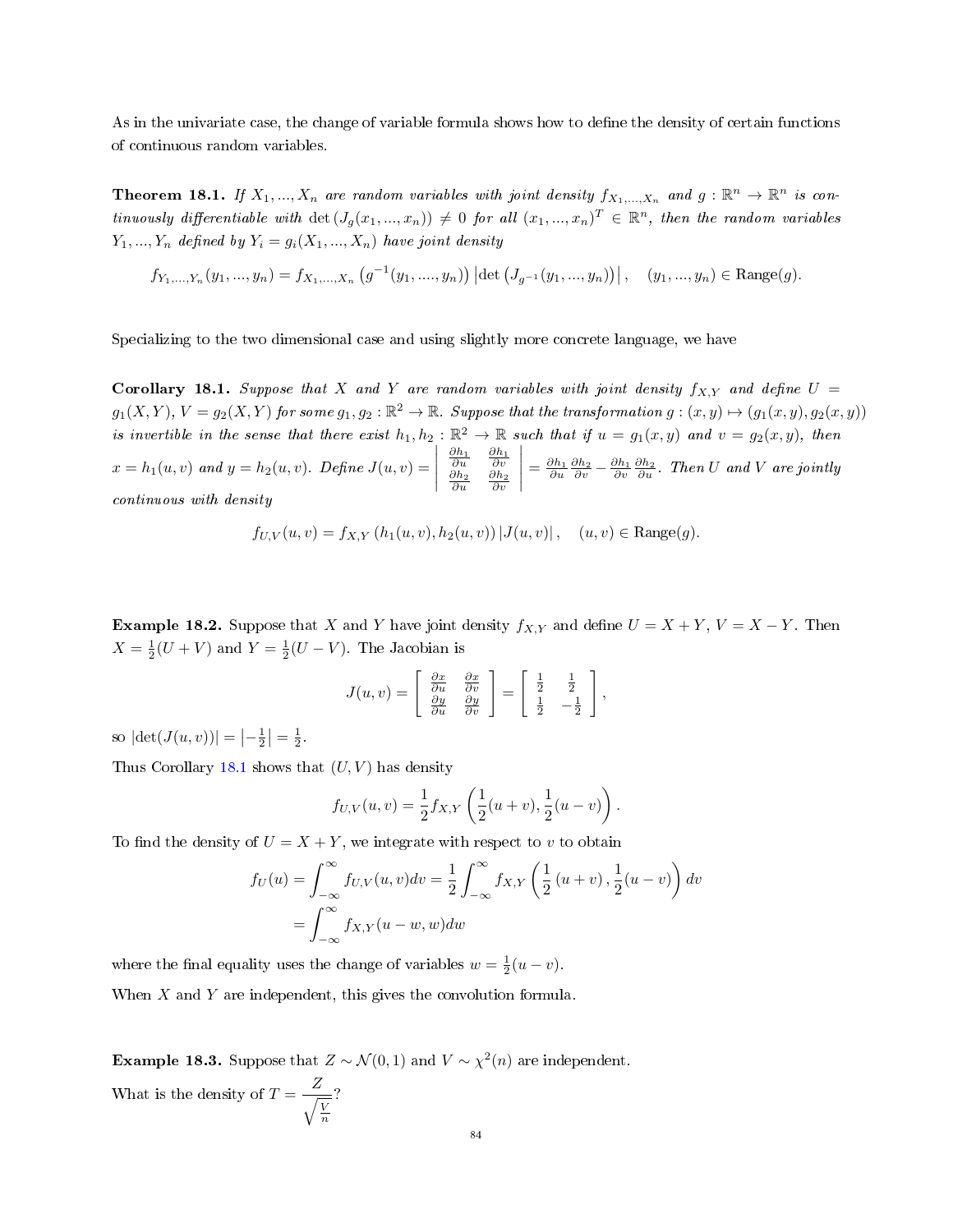As in the univariate case, the change of variable formula shows how to define the density of certain functions of continuous random variables.

**Theorem 18.1.** *If $X_1, ..., X_n$ are random variables with joint density $f_{X_1,...,X_n}$ and $g : \mathbb{R}^n \to \mathbb{R}^n$ is continuously differentiable with $\det(J_g(x_1, ..., x_n)) \neq 0$ for all $(x_1, ..., x_n)^T \in \mathbb{R}^n$, then the random variables $Y_1, ..., Y_n$ defined by $Y_i = g_i(X_1, ..., X_n)$ have joint density*

$$f_{Y_1,...,Y_n}(y_1, ..., y_n) = f_{X_1,...,X_n}\left(g^{-1}(y_1, ...., y_n)\right) \left|\det\left(J_{g^{-1}}(y_1, ..., y_n)\right)\right|, \quad (y_1, ..., y_n) \in \text{Range}(g).$$

Specializing to the two dimensional case and using slightly more concrete language, we have

**Corollary 18.1.** *Suppose that $X$ and $Y$ are random variables with joint density $f_{X,Y}$ and define $U = g_1(X, Y)$, $V = g_2(X, Y)$ for some $g_1, g_2 : \mathbb{R}^2 \to \mathbb{R}$. Suppose that the transformation $g : (x, y) \mapsto (g_1(x, y), g_2(x, y))$ is invertible in the sense that there exist $h_1, h_2 : \mathbb{R}^2 \to \mathbb{R}$ such that if $u = g_1(x, y)$ and $v = g_2(x, y)$, then $x = h_1(u, v)$ and $y = h_2(u, v)$. Define $J(u, v) = \begin{vmatrix} \frac{\partial h_1}{\partial u} & \frac{\partial h_1}{\partial v} \\ \frac{\partial h_2}{\partial u} & \frac{\partial h_2}{\partial v} \end{vmatrix} = \frac{\partial h_1}{\partial u}\frac{\partial h_2}{\partial v} - \frac{\partial h_1}{\partial v}\frac{\partial h_2}{\partial u}$. Then $U$ and $V$ are jointly continuous with density*

$$f_{U,V}(u, v) = f_{X,Y}\left(h_1(u, v), h_2(u, v)\right) |J(u, v)|, \quad (u, v) \in \text{Range}(g).$$

**Example 18.2.** Suppose that $X$ and $Y$ have joint density $f_{X,Y}$ and define $U = X + Y$, $V = X - Y$. Then $X = \frac{1}{2}(U + V)$ and $Y = \frac{1}{2}(U - V)$. The Jacobian is

$$J(u, v) = \begin{bmatrix} \frac{\partial x}{\partial u} & \frac{\partial x}{\partial v} \\ \frac{\partial y}{\partial u} & \frac{\partial y}{\partial v} \end{bmatrix} = \begin{bmatrix} \frac{1}{2} & \frac{1}{2} \\ \frac{1}{2} & -\frac{1}{2} \end{bmatrix},$$

so $|\det(J(u, v))| = \left|-\frac{1}{2}\right| = \frac{1}{2}$.

Thus Corollary 18.1 shows that $(U, V)$ has density

$$f_{U,V}(u, v) = \frac{1}{2} f_{X,Y}\left(\frac{1}{2}(u + v), \frac{1}{2}(u - v)\right).$$

To find the density of $U = X + Y$, we integrate with respect to $v$ to obtain

$$\begin{aligned} f_U(u) &= \int_{-\infty}^{\infty} f_{U,V}(u, v) dv = \frac{1}{2}\int_{-\infty}^{\infty} f_{X,Y}\left(\frac{1}{2}(u + v), \frac{1}{2}(u - v)\right) dv \\ &= \int_{-\infty}^{\infty} f_{X,Y}(u - w, w) dw \end{aligned}$$

where the final equality uses the change of variables $w = \frac{1}{2}(u - v)$.

When $X$ and $Y$ are independent, this gives the convolution formula.

**Example 18.3.** Suppose that $Z \sim \mathcal{N}(0, 1)$ and $V \sim \chi^2(n)$ are independent.

What is the density of $T = \dfrac{Z}{\sqrt{\frac{V}{n}}}$?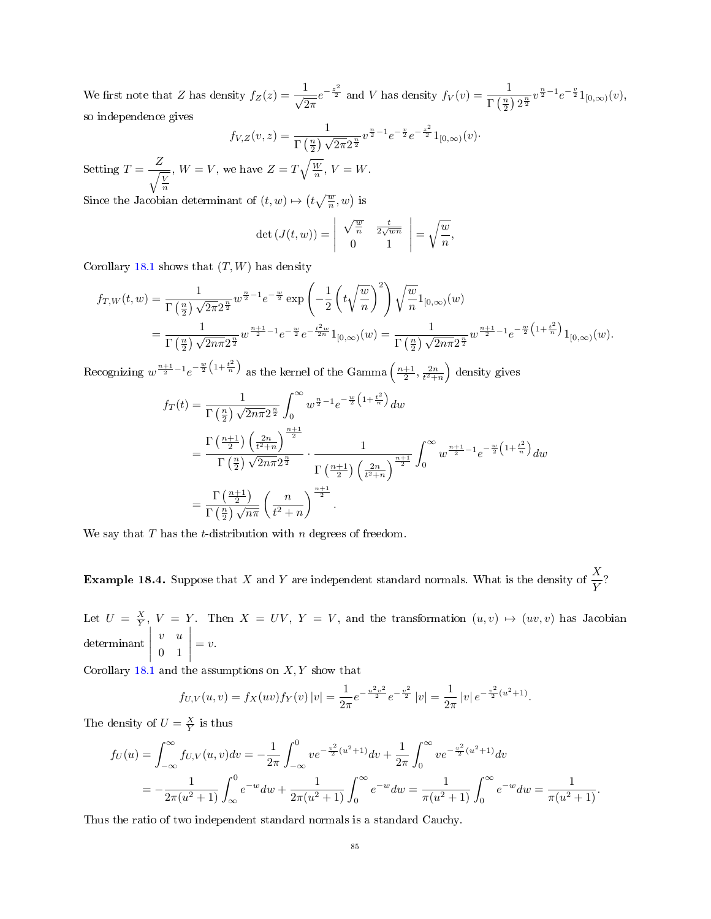We first note that $Z$ has density $f_Z(z) = \dfrac{1}{\sqrt{2\pi}} e^{-\frac{z^2}{2}}$ and $V$ has density $f_V(v) = \dfrac{1}{\Gamma\left(\frac{n}{2}\right) 2^{\frac{n}{2}}} v^{\frac{n}{2}-1} e^{-\frac{v}{2}} 1_{[0,\infty)}(v)$, so independence gives

$$f_{V,Z}(v,z) = \frac{1}{\Gamma\left(\frac{n}{2}\right)\sqrt{2\pi}2^{\frac{n}{2}}} v^{\frac{n}{2}-1} e^{-\frac{v}{2}} e^{-\frac{z^2}{2}} 1_{[0,\infty)}(v).$$

Setting $T = \dfrac{Z}{\sqrt{\frac{V}{n}}}$, $W = V$, we have $Z = T\sqrt{\frac{W}{n}}$, $V = W$.

Since the Jacobian determinant of $(t,w) \mapsto \left(t\sqrt{\frac{w}{n}}, w\right)$ is

$$\det\left(J(t,w)\right) = \begin{vmatrix} \sqrt{\frac{w}{n}} & \frac{t}{2\sqrt{wn}} \\ 0 & 1 \end{vmatrix} = \sqrt{\frac{w}{n}},$$

Corollary 18.1 shows that $(T,W)$ has density

$$\begin{aligned} f_{T,W}(t,w) &= \frac{1}{\Gamma\left(\frac{n}{2}\right)\sqrt{2\pi}2^{\frac{n}{2}}} w^{\frac{n}{2}-1} e^{-\frac{w}{2}} \exp\left(-\frac{1}{2}\left(t\sqrt{\frac{w}{n}}\right)^2\right)\sqrt{\frac{w}{n}} 1_{[0,\infty)}(w) \\ &= \frac{1}{\Gamma\left(\frac{n}{2}\right)\sqrt{2n\pi}2^{\frac{n}{2}}} w^{\frac{n+1}{2}-1} e^{-\frac{w}{2}} e^{-\frac{t^2 w}{2n}} 1_{[0,\infty)}(w) = \frac{1}{\Gamma\left(\frac{n}{2}\right)\sqrt{2n\pi}2^{\frac{n}{2}}} w^{\frac{n+1}{2}-1} e^{-\frac{w}{2}\left(1+\frac{t^2}{n}\right)} 1_{[0,\infty)}(w). \end{aligned}$$

Recognizing $w^{\frac{n+1}{2}-1} e^{-\frac{w}{2}\left(1+\frac{t^2}{n}\right)}$ as the kernel of the Gamma $\left(\frac{n+1}{2}, \frac{2n}{t^2+n}\right)$ density gives

$$\begin{aligned} f_T(t) &= \frac{1}{\Gamma\left(\frac{n}{2}\right)\sqrt{2n\pi}2^{\frac{n}{2}}} \int_0^\infty w^{\frac{n}{2}-1} e^{-\frac{w}{2}\left(1+\frac{t^2}{n}\right)} dw \\ &= \frac{\Gamma\left(\frac{n+1}{2}\right)\left(\frac{2n}{t^2+n}\right)^{\frac{n+1}{2}}}{\Gamma\left(\frac{n}{2}\right)\sqrt{2n\pi}2^{\frac{n}{2}}} \cdot \frac{1}{\Gamma\left(\frac{n+1}{2}\right)\left(\frac{2n}{t^2+n}\right)^{\frac{n+1}{2}}} \int_0^\infty w^{\frac{n+1}{2}-1} e^{-\frac{w}{2}\left(1+\frac{t^2}{n}\right)} dw \\ &= \frac{\Gamma\left(\frac{n+1}{2}\right)}{\Gamma\left(\frac{n}{2}\right)\sqrt{n\pi}} \left(\frac{n}{t^2+n}\right)^{\frac{n+1}{2}}. \end{aligned}$$

We say that $T$ has the $t$-distribution with $n$ degrees of freedom.

**Example 18.4.** Suppose that $X$ and $Y$ are independent standard normals. What is the density of $\dfrac{X}{Y}$?

Let $U = \frac{X}{Y}$, $V = Y$. Then $X = UV$, $Y = V$, and the transformation $(u,v) \mapsto (uv, v)$ has Jacobian determinant $\begin{vmatrix} v & u \\ 0 & 1 \end{vmatrix} = v$.

Corollary 18.1 and the assumptions on $X, Y$ show that

$$f_{U,V}(u,v) = f_X(uv) f_Y(v)\left|v\right| = \frac{1}{2\pi} e^{-\frac{u^2 v^2}{2}} e^{-\frac{v^2}{2}} \left|v\right| = \frac{1}{2\pi}\left|v\right| e^{-\frac{v^2}{2}(u^2+1)}.$$

The density of $U = \frac{X}{Y}$ is thus

$$\begin{aligned} f_U(u) &= \int_{-\infty}^{\infty} f_{U,V}(u,v) dv = -\frac{1}{2\pi}\int_{-\infty}^0 v e^{-\frac{v^2}{2}(u^2+1)} dv + \frac{1}{2\pi}\int_0^\infty v e^{-\frac{v^2}{2}(u^2+1)} dv \\ &= -\frac{1}{2\pi(u^2+1)}\int_\infty^0 e^{-w} dw + \frac{1}{2\pi(u^2+1)}\int_0^\infty e^{-w} dw = \frac{1}{\pi(u^2+1)}\int_0^\infty e^{-w} dw = \frac{1}{\pi(u^2+1)}. \end{aligned}$$

Thus the ratio of two independent standard normals is a standard Cauchy.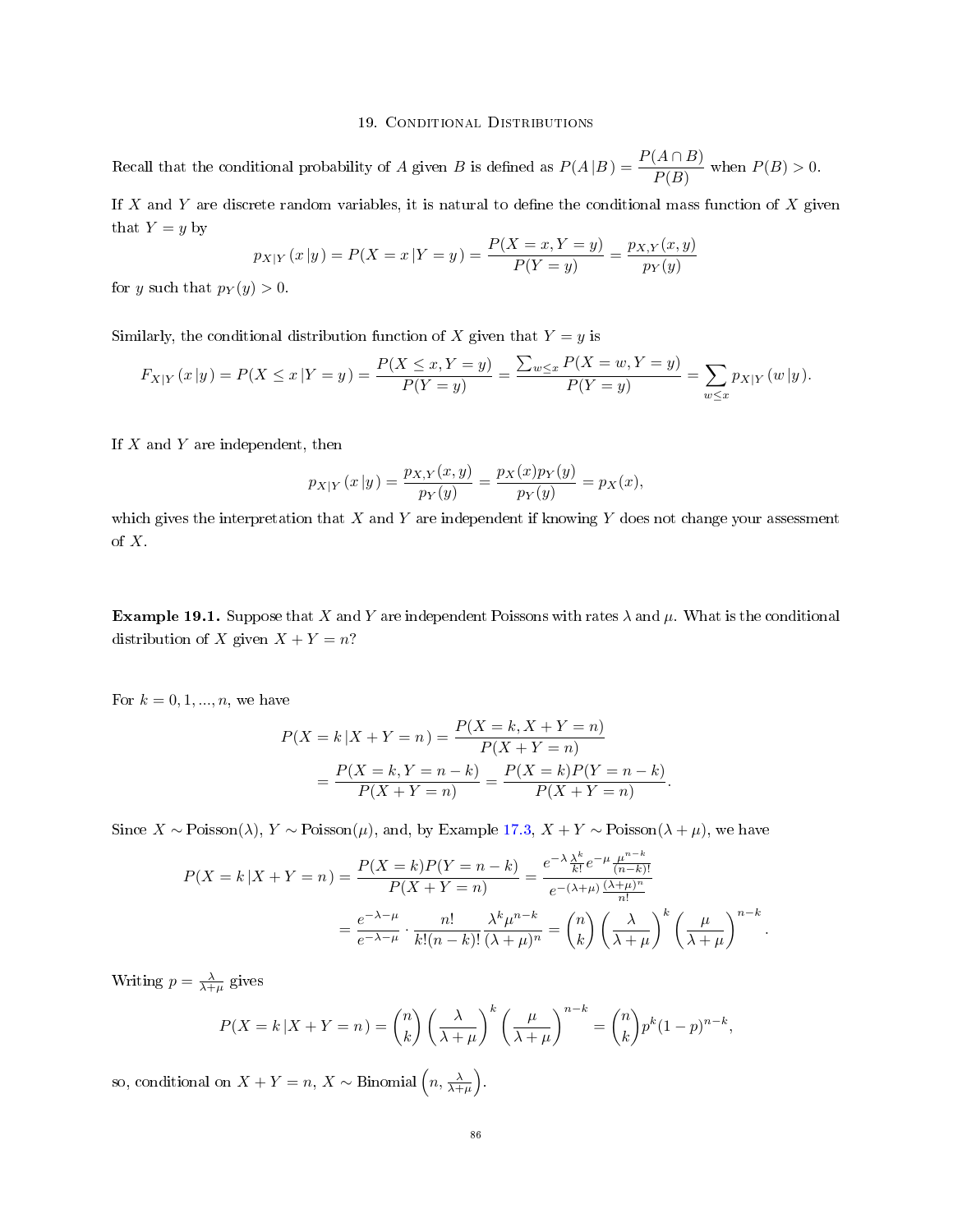## 19. Conditional Distributions

Recall that the conditional probability of $A$ given $B$ is defined as $P(A\,|\,B) = \dfrac{P(A \cap B)}{P(B)}$ when $P(B) > 0$.

If $X$ and $Y$ are discrete random variables, it is natural to define the conditional mass function of $X$ given that $Y = y$ by

$$p_{X|Y}(x\,|\,y) = P(X = x\,|\,Y = y) = \frac{P(X = x, Y = y)}{P(Y = y)} = \frac{p_{X,Y}(x, y)}{p_Y(y)}$$

for $y$ such that $p_Y(y) > 0$.

Similarly, the conditional distribution function of $X$ given that $Y = y$ is

$$F_{X|Y}(x\,|\,y) = P(X \leq x\,|\,Y = y) = \frac{P(X \leq x, Y = y)}{P(Y = y)} = \frac{\sum_{w \leq x} P(X = w, Y = y)}{P(Y = y)} = \sum_{w \leq x} p_{X|Y}(w\,|\,y).$$

If $X$ and $Y$ are independent, then

$$p_{X|Y}(x\,|\,y) = \frac{p_{X,Y}(x, y)}{p_Y(y)} = \frac{p_X(x)p_Y(y)}{p_Y(y)} = p_X(x),$$

which gives the interpretation that $X$ and $Y$ are independent if knowing $Y$ does not change your assessment of $X$.

**Example 19.1.** Suppose that $X$ and $Y$ are independent Poissons with rates $\lambda$ and $\mu$. What is the conditional distribution of $X$ given $X + Y = n$?

For $k = 0, 1, ..., n$, we have

$$\begin{aligned} P(X = k\,|\,X + Y = n) &= \frac{P(X = k, X + Y = n)}{P(X + Y = n)} \\ &= \frac{P(X = k, Y = n - k)}{P(X + Y = n)} = \frac{P(X = k)P(Y = n - k)}{P(X + Y = n)}. \end{aligned}$$

Since $X \sim \text{Poisson}(\lambda)$, $Y \sim \text{Poisson}(\mu)$, and, by Example 17.3, $X + Y \sim \text{Poisson}(\lambda + \mu)$, we have

$$\begin{aligned} P(X = k\,|\,X + Y = n) &= \frac{P(X = k)P(Y = n - k)}{P(X + Y = n)} = \frac{e^{-\lambda}\frac{\lambda^k}{k!}e^{-\mu}\frac{\mu^{n-k}}{(n-k)!}}{e^{-(\lambda+\mu)}\frac{(\lambda+\mu)^n}{n!}} \\ &= \frac{e^{-\lambda-\mu}}{e^{-\lambda-\mu}} \cdot \frac{n!}{k!(n-k)!}\frac{\lambda^k \mu^{n-k}}{(\lambda+\mu)^n} = \binom{n}{k}\left(\frac{\lambda}{\lambda+\mu}\right)^k \left(\frac{\mu}{\lambda+\mu}\right)^{n-k}. \end{aligned}$$

Writing $p = \frac{\lambda}{\lambda+\mu}$ gives

$$P(X = k\,|\,X + Y = n) = \binom{n}{k}\left(\frac{\lambda}{\lambda+\mu}\right)^k \left(\frac{\mu}{\lambda+\mu}\right)^{n-k} = \binom{n}{k}p^k(1-p)^{n-k},$$

so, conditional on $X + Y = n$, $X \sim \text{Binomial}\left(n, \frac{\lambda}{\lambda+\mu}\right)$.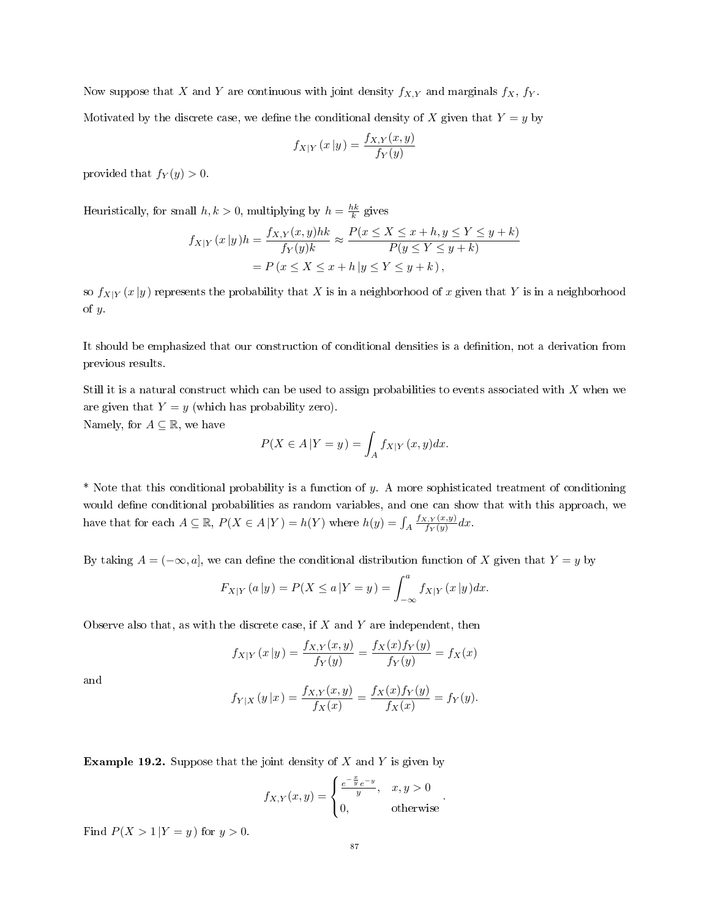Now suppose that $X$ and $Y$ are continuous with joint density $f_{X,Y}$ and marginals $f_X$, $f_Y$.

Motivated by the discrete case, we define the conditional density of $X$ given that $Y = y$ by

$$f_{X|Y}(x\,|y) = \frac{f_{X,Y}(x,y)}{f_Y(y)}$$

provided that $f_Y(y) > 0$.

Heuristically, for small $h, k > 0$, multiplying by $h = \frac{hk}{k}$ gives

$$\begin{aligned} f_{X|Y}(x\,|y)h = \frac{f_{X,Y}(x,y)hk}{f_Y(y)k} &\approx \frac{P(x \le X \le x+h, y \le Y \le y+k)}{P(y \le Y \le y+k)} \\ &= P(x \le X \le x+h\,|y \le Y \le y+k), \end{aligned}$$

so $f_{X|Y}(x\,|y)$ represents the probability that $X$ is in a neighborhood of $x$ given that $Y$ is in a neighborhood of $y$.

It should be emphasized that our construction of conditional densities is a definition, not a derivation from previous results.

Still it is a natural construct which can be used to assign probabilities to events associated with $X$ when we are given that $Y = y$ (which has probability zero).

Namely, for $A \subseteq \mathbb{R}$, we have

$$P(X \in A\,|Y = y) = \int_A f_{X|Y}(x,y)dx.$$

* Note that this conditional probability is a function of $y$. A more sophisticated treatment of conditioning would define conditional probabilities as random variables, and one can show that with this approach, we have that for each $A \subseteq \mathbb{R}$, $P(X \in A\,|Y) = h(Y)$ where $h(y) = \int_A \frac{f_{X,Y}(x,y)}{f_Y(y)}dx$.

By taking $A = (-\infty, a]$, we can define the conditional distribution function of $X$ given that $Y = y$ by

$$F_{X|Y}(a\,|y) = P(X \le a\,|Y = y) = \int_{-\infty}^{a} f_{X|Y}(x\,|y)dx.$$

Observe also that, as with the discrete case, if $X$ and $Y$ are independent, then

$$f_{X|Y}(x\,|y) = \frac{f_{X,Y}(x,y)}{f_Y(y)} = \frac{f_X(x)f_Y(y)}{f_Y(y)} = f_X(x)$$

and

$$f_{Y|X}(y\,|x) = \frac{f_{X,Y}(x,y)}{f_X(x)} = \frac{f_X(x)f_Y(y)}{f_X(x)} = f_Y(y).$$

**Example 19.2.** Suppose that the joint density of $X$ and $Y$ is given by

$$f_{X,Y}(x,y) = \begin{cases} \frac{e^{-\frac{x}{y}}e^{-y}}{y}, & x, y > 0 \\ 0, & \text{otherwise} \end{cases}.$$

Find $P(X > 1\,|Y = y)$ for $y > 0$.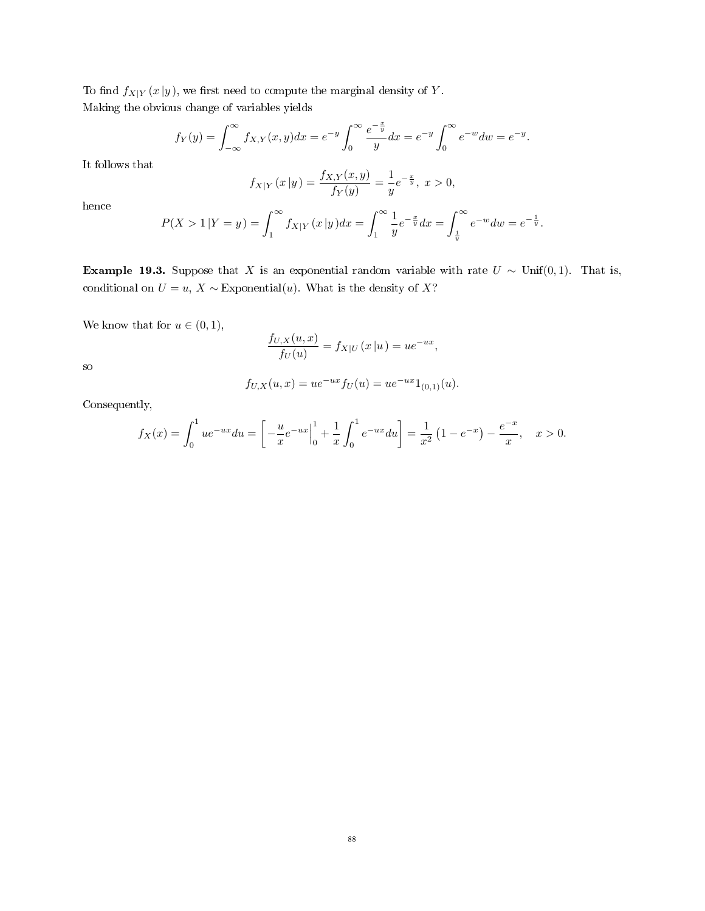To find $f_{X|Y}(x\,|y)$, we first need to compute the marginal density of $Y$.
Making the obvious change of variables yields

$$f_Y(y) = \int_{-\infty}^{\infty} f_{X,Y}(x,y)dx = e^{-y}\int_0^{\infty} \frac{e^{-\frac{x}{y}}}{y}dx = e^{-y}\int_0^{\infty} e^{-w}dw = e^{-y}.$$

It follows that

$$f_{X|Y}(x\,|y) = \frac{f_{X,Y}(x,y)}{f_Y(y)} = \frac{1}{y}e^{-\frac{x}{y}},\ x > 0,$$

hence

$$P(X > 1\,|Y = y) = \int_1^{\infty} f_{X|Y}(x\,|y)dx = \int_1^{\infty} \frac{1}{y}e^{-\frac{x}{y}}dx = \int_{\frac{1}{y}}^{\infty} e^{-w}dw = e^{-\frac{1}{y}}.$$

**Example 19.3.** Suppose that $X$ is an exponential random variable with rate $U \sim \text{Unif}(0,1)$. That is, conditional on $U = u$, $X \sim \text{Exponential}(u)$. What is the density of $X$?

We know that for $u \in (0,1)$,

$$\frac{f_{U,X}(u,x)}{f_U(u)} = f_{X|U}(x\,|u) = ue^{-ux},$$

so

$$f_{U,X}(u,x) = ue^{-ux}f_U(u) = ue^{-ux}1_{(0,1)}(u).$$

Consequently,

$$f_X(x) = \int_0^1 ue^{-ux}du = \left[-\frac{u}{x}e^{-ux}\Big|_0^1 + \frac{1}{x}\int_0^1 e^{-ux}du\right] = \frac{1}{x^2}\left(1 - e^{-x}\right) - \frac{e^{-x}}{x}, \quad x > 0.$$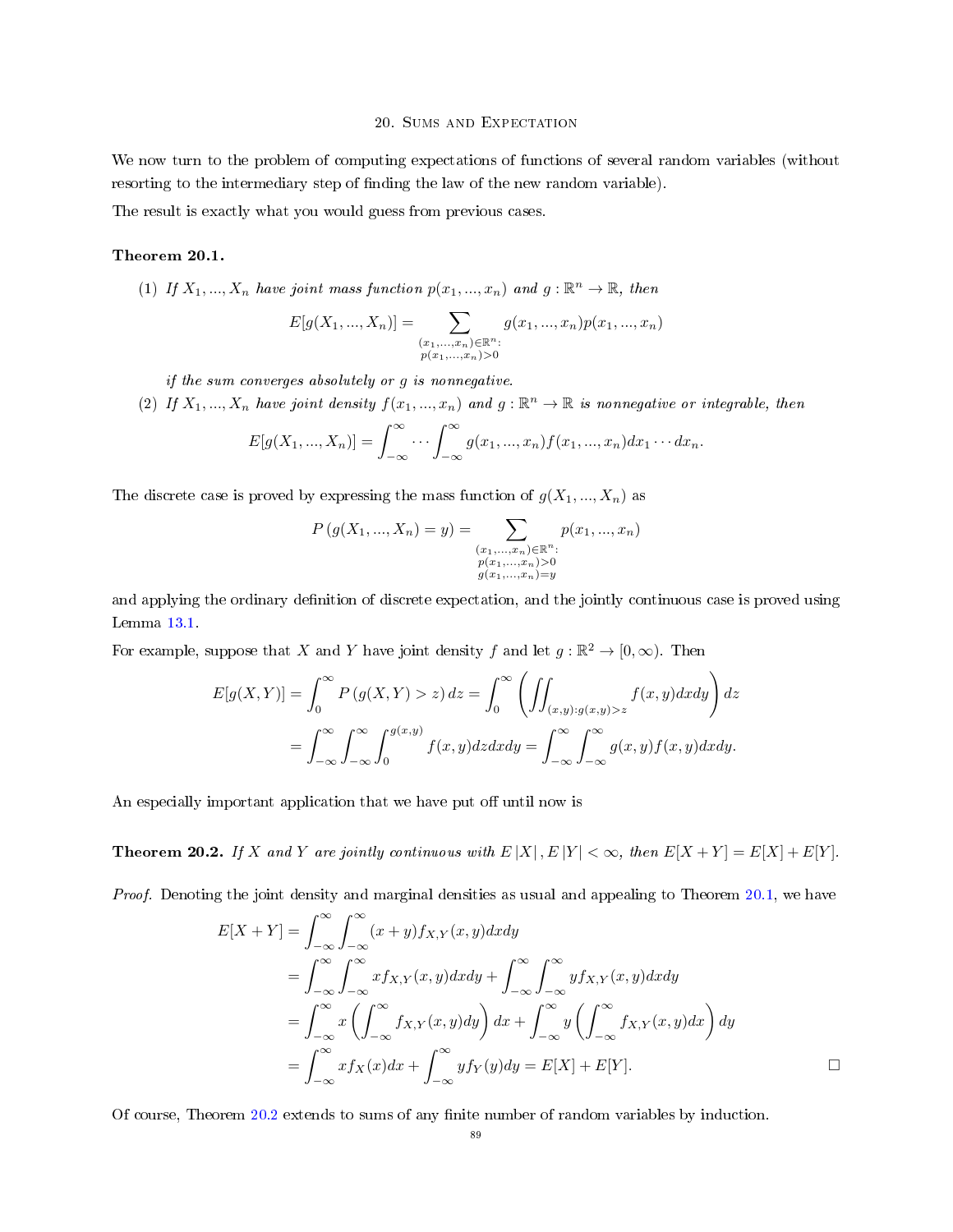## 20. Sums and Expectation

We now turn to the problem of computing expectations of functions of several random variables (without resorting to the intermediary step of finding the law of the new random variable).

The result is exactly what you would guess from previous cases.

**Theorem 20.1.**

(1) *If $X_1, ..., X_n$ have joint mass function $p(x_1, ..., x_n)$ and $g : \mathbb{R}^n \to \mathbb{R}$, then*

$$E[g(X_1, ..., X_n)] = \sum_{\substack{(x_1,...,x_n)\in\mathbb{R}^n:\\ p(x_1,...,x_n)>0}} g(x_1, ..., x_n)p(x_1, ..., x_n)$$

*if the sum converges absolutely or $g$ is nonnegative.*

(2) *If $X_1, ..., X_n$ have joint density $f(x_1, ..., x_n)$ and $g : \mathbb{R}^n \to \mathbb{R}$ is nonnegative or integrable, then*

$$E[g(X_1, ..., X_n)] = \int_{-\infty}^{\infty} \cdots \int_{-\infty}^{\infty} g(x_1, ..., x_n)f(x_1, ..., x_n)dx_1 \cdots dx_n.$$

The discrete case is proved by expressing the mass function of $g(X_1, ..., X_n)$ as

$$P\left(g(X_1, ..., X_n) = y\right) = \sum_{\substack{(x_1,...,x_n)\in\mathbb{R}^n:\\ p(x_1,...,x_n)>0\\ g(x_1,...,x_n)=y}} p(x_1, ..., x_n)$$

and applying the ordinary definition of discrete expectation, and the jointly continuous case is proved using Lemma 13.1.

For example, suppose that $X$ and $Y$ have joint density $f$ and let $g : \mathbb{R}^2 \to [0, \infty)$. Then

$$\begin{aligned}
E[g(X, Y)] &= \int_0^{\infty} P\left(g(X, Y) > z\right) dz = \int_0^{\infty} \left( \iint_{(x,y):g(x,y)>z} f(x, y)dxdy \right) dz \\
&= \int_{-\infty}^{\infty} \int_{-\infty}^{\infty} \int_0^{g(x,y)} f(x, y)dzdxdy = \int_{-\infty}^{\infty} \int_{-\infty}^{\infty} g(x, y)f(x, y)dxdy.
\end{aligned}$$

An especially important application that we have put off until now is

**Theorem 20.2.** *If $X$ and $Y$ are jointly continuous with $E\,|X|\,, E\,|Y| < \infty$, then $E[X + Y] = E[X] + E[Y]$.*

*Proof.* Denoting the joint density and marginal densities as usual and appealing to Theorem 20.1, we have

$$\begin{aligned}
E[X + Y] &= \int_{-\infty}^{\infty} \int_{-\infty}^{\infty} (x + y)f_{X,Y}(x, y)dxdy \\
&= \int_{-\infty}^{\infty} \int_{-\infty}^{\infty} xf_{X,Y}(x, y)dxdy + \int_{-\infty}^{\infty} \int_{-\infty}^{\infty} yf_{X,Y}(x, y)dxdy \\
&= \int_{-\infty}^{\infty} x \left( \int_{-\infty}^{\infty} f_{X,Y}(x, y)dy \right) dx + \int_{-\infty}^{\infty} y \left( \int_{-\infty}^{\infty} f_{X,Y}(x, y)dx \right) dy \\
&= \int_{-\infty}^{\infty} xf_X(x)dx + \int_{-\infty}^{\infty} yf_Y(y)dy = E[X] + E[Y].
\end{aligned}$$

□

Of course, Theorem 20.2 extends to sums of any finite number of random variables by induction.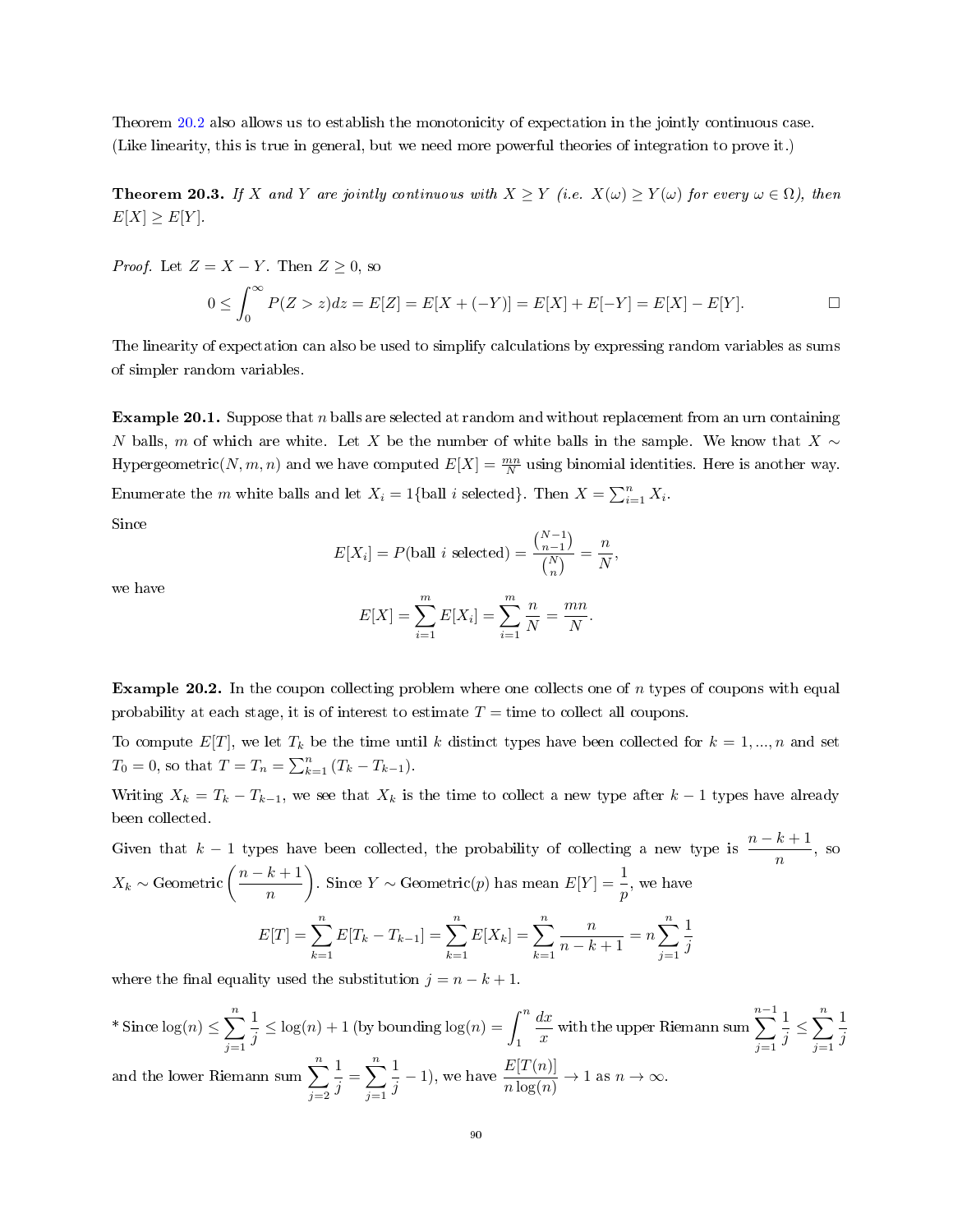Theorem 20.2 also allows us to establish the monotonicity of expectation in the jointly continuous case. (Like linearity, this is true in general, but we need more powerful theories of integration to prove it.)

**Theorem 20.3.** *If $X$ and $Y$ are jointly continuous with $X \geq Y$ (i.e. $X(\omega) \geq Y(\omega)$ for every $\omega \in \Omega$), then $E[X] \geq E[Y]$.*

*Proof.* Let $Z = X - Y$. Then $Z \geq 0$, so

$$0 \leq \int_0^\infty P(Z > z)dz = E[Z] = E[X + (-Y)] = E[X] + E[-Y] = E[X] - E[Y]. \qquad \square$$

The linearity of expectation can also be used to simplify calculations by expressing random variables as sums of simpler random variables.

**Example 20.1.** Suppose that $n$ balls are selected at random and without replacement from an urn containing $N$ balls, $m$ of which are white. Let $X$ be the number of white balls in the sample. We know that $X \sim \text{Hypergeometric}(N, m, n)$ and we have computed $E[X] = \frac{mn}{N}$ using binomial identities. Here is another way. Enumerate the $m$ white balls and let $X_i = 1\{\text{ball } i \text{ selected}\}$. Then $X = \sum_{i=1}^n X_i$.

Since

$$E[X_i] = P(\text{ball } i \text{ selected}) = \frac{\binom{N-1}{n-1}}{\binom{N}{n}} = \frac{n}{N},$$

we have

$$E[X] = \sum_{i=1}^m E[X_i] = \sum_{i=1}^m \frac{n}{N} = \frac{mn}{N}.$$

**Example 20.2.** In the coupon collecting problem where one collects one of $n$ types of coupons with equal probability at each stage, it is of interest to estimate $T$ = time to collect all coupons.

To compute $E[T]$, we let $T_k$ be the time until $k$ distinct types have been collected for $k = 1, ..., n$ and set $T_0 = 0$, so that $T = T_n = \sum_{k=1}^n (T_k - T_{k-1})$.

Writing $X_k = T_k - T_{k-1}$, we see that $X_k$ is the time to collect a new type after $k-1$ types have already been collected.

Given that $k-1$ types have been collected, the probability of collecting a new type is $\dfrac{n-k+1}{n}$, so $X_k \sim \text{Geometric}\left(\dfrac{n-k+1}{n}\right)$. Since $Y \sim \text{Geometric}(p)$ has mean $E[Y] = \dfrac{1}{p}$, we have

$$E[T] = \sum_{k=1}^n E[T_k - T_{k-1}] = \sum_{k=1}^n E[X_k] = \sum_{k=1}^n \frac{n}{n-k+1} = n\sum_{j=1}^n \frac{1}{j}$$

where the final equality used the substitution $j = n - k + 1$.

\* Since $\log(n) \leq \displaystyle\sum_{j=1}^n \frac{1}{j} \leq \log(n) + 1$ (by bounding $\log(n) = \displaystyle\int_1^n \frac{dx}{x}$ with the upper Riemann sum $\displaystyle\sum_{j=1}^{n-1} \frac{1}{j} \leq \sum_{j=1}^n \frac{1}{j}$ and the lower Riemann sum $\displaystyle\sum_{j=2}^n \frac{1}{j} = \sum_{j=1}^n \frac{1}{j} - 1$), we have $\dfrac{E[T(n)]}{n\log(n)} \to 1$ as $n \to \infty$.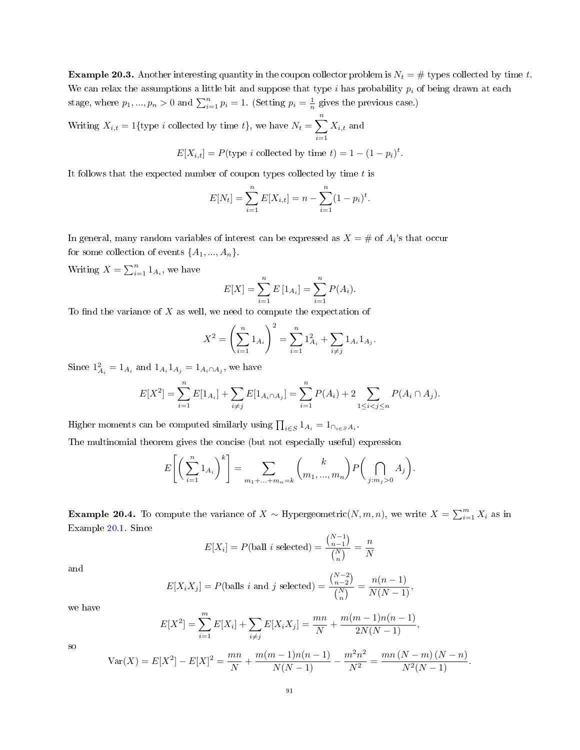**Example 20.3.** Another interesting quantity in the coupon collector problem is $N_t = \#$ types collected by time $t$. We can relax the assumptions a little bit and suppose that type $i$ has probability $p_i$ of being drawn at each stage, where $p_1, ..., p_n > 0$ and $\sum_{i=1}^n p_i = 1$. (Setting $p_i = \frac{1}{n}$ gives the previous case.)

Writing $X_{i,t} = 1\{\text{type } i \text{ collected by time } t\}$, we have $N_t = \displaystyle\sum_{i=1}^n X_{i,t}$ and

$$E[X_{i,t}] = P(\text{type } i \text{ collected by time } t) = 1 - (1 - p_i)^t.$$

It follows that the expected number of coupon types collected by time $t$ is

$$E[N_t] = \sum_{i=1}^n E[X_{i,t}] = n - \sum_{i=1}^n (1 - p_i)^t.$$

In general, many random variables of interest can be expressed as $X = \#$ of $A_i$'s that occur for some collection of events $\{A_1, ..., A_n\}$.

Writing $X = \sum_{i=1}^n 1_{A_i}$, we have

$$E[X] = \sum_{i=1}^n E\left[1_{A_i}\right] = \sum_{i=1}^n P(A_i).$$

To find the variance of $X$ as well, we need to compute the expectation of

$$X^2 = \left(\sum_{i=1}^n 1_{A_i}\right)^2 = \sum_{i=1}^n 1_{A_i}^2 + \sum_{i \neq j} 1_{A_i} 1_{A_j}.$$

Since $1_{A_i}^2 = 1_{A_i}$ and $1_{A_i} 1_{A_j} = 1_{A_i \cap A_j}$, we have

$$E[X^2] = \sum_{i=1}^n E[1_{A_i}] + \sum_{i \neq j} E[1_{A_i \cap A_j}] = \sum_{i=1}^n P(A_i) + 2 \sum_{1 \leq i < j \leq n} P(A_i \cap A_j).$$

Higher moments can be computed similarly using $\prod_{i \in S} 1_{A_i} = 1_{\cap_{i \in S} A_i}$.

The multinomial theorem gives the concise (but not especially useful) expression

$$E\left[\left(\sum_{i=1}^n 1_{A_i}\right)^k\right] = \sum_{m_1 + ... + m_n = k} \binom{k}{m_1, ..., m_n} P\left(\bigcap_{j : m_j > 0} A_j\right).$$

**Example 20.4.** To compute the variance of $X \sim \text{Hypergeometric}(N, m, n)$, we write $X = \sum_{i=1}^m X_i$ as in Example 20.1. Since

$$E[X_i] = P(\text{ball } i \text{ selected}) = \frac{\binom{N-1}{n-1}}{\binom{N}{n}} = \frac{n}{N}$$

and

$$E[X_i X_j] = P(\text{balls } i \text{ and } j \text{ selected}) = \frac{\binom{N-2}{n-2}}{\binom{N}{n}} = \frac{n(n-1)}{N(N-1)},$$

we have

$$E[X^2] = \sum_{i=1}^m E[X_i] + \sum_{i \neq j} E[X_i X_j] = \frac{mn}{N} + \frac{m(m-1)n(n-1)}{2N(N-1)},$$

so

$$\text{Var}(X) = E[X^2] - E[X]^2 = \frac{mn}{N} + \frac{m(m-1)n(n-1)}{N(N-1)} - \frac{m^2 n^2}{N^2} = \frac{mn\,(N-m)\,(N-n)}{N^2(N-1)}.$$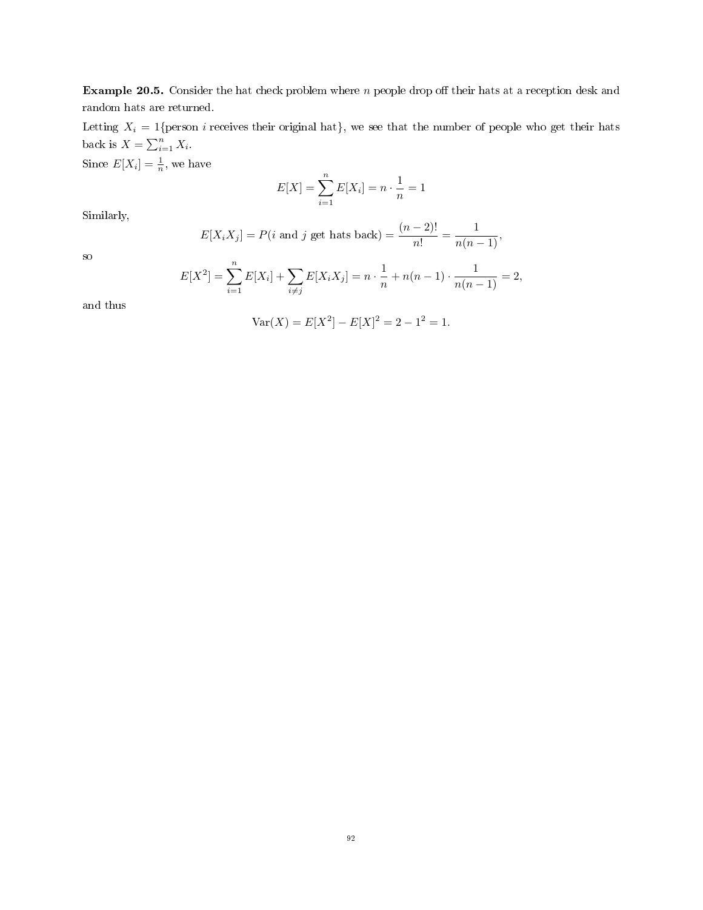**Example 20.5.** Consider the hat check problem where $n$ people drop off their hats at a reception desk and random hats are returned.

Letting $X_i = 1\{\text{person } i \text{ receives their original hat}\}$, we see that the number of people who get their hats back is $X = \sum_{i=1}^{n} X_i$.

Since $E[X_i] = \frac{1}{n}$, we have

$$E[X] = \sum_{i=1}^{n} E[X_i] = n \cdot \frac{1}{n} = 1$$

Similarly,

$$E[X_i X_j] = P(i \text{ and } j \text{ get hats back}) = \frac{(n-2)!}{n!} = \frac{1}{n(n-1)},$$

so

$$E[X^2] = \sum_{i=1}^{n} E[X_i] + \sum_{i \neq j} E[X_i X_j] = n \cdot \frac{1}{n} + n(n-1) \cdot \frac{1}{n(n-1)} = 2,$$

and thus

$$\text{Var}(X) = E[X^2] - E[X]^2 = 2 - 1^2 = 1.$$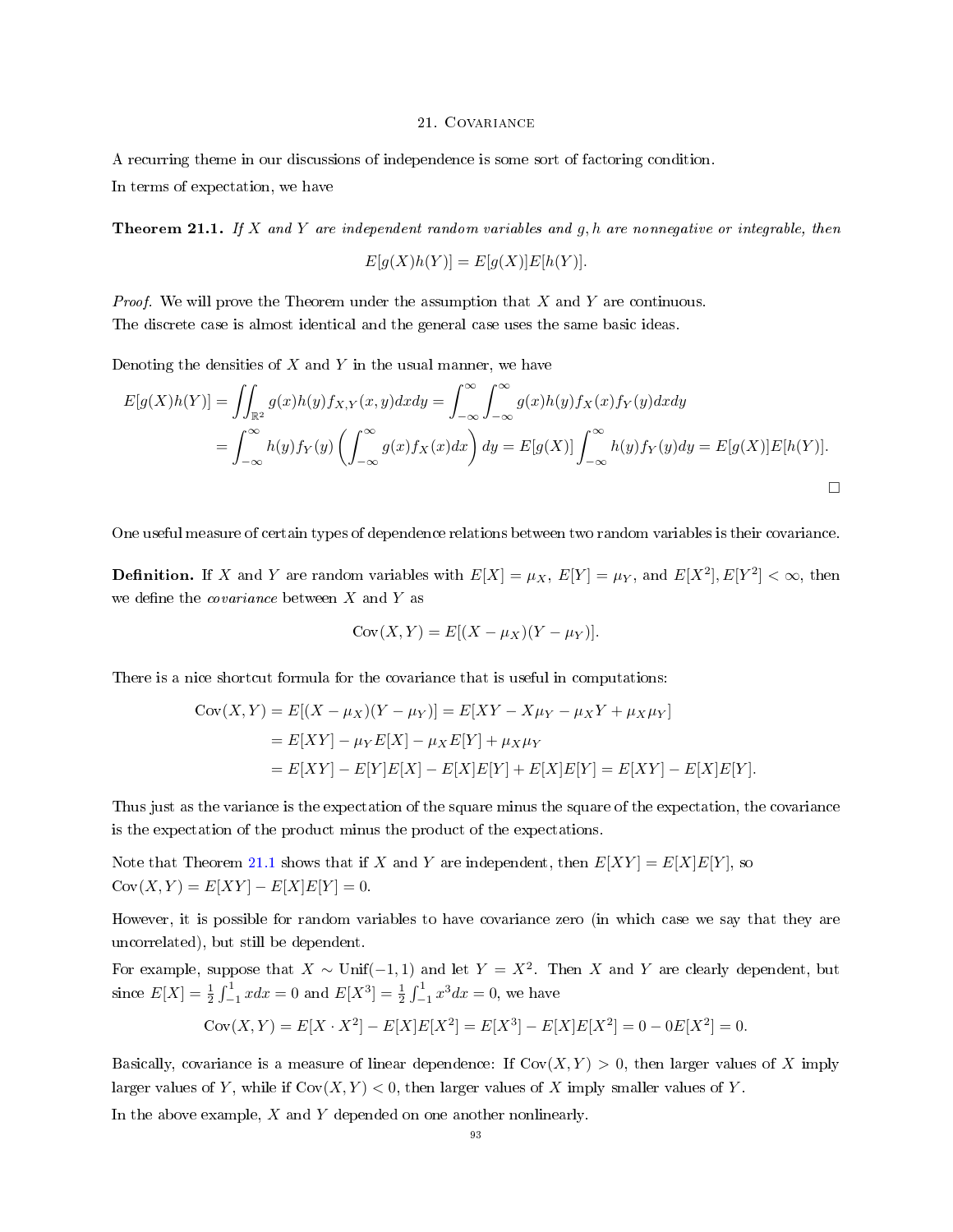# 21. Covariance

A recurring theme in our discussions of independence is some sort of factoring condition.

In terms of expectation, we have

**Theorem 21.1.** *If $X$ and $Y$ are independent random variables and $g, h$ are nonnegative or integrable, then*

$$E[g(X)h(Y)] = E[g(X)]E[h(Y)].$$

*Proof.* We will prove the Theorem under the assumption that $X$ and $Y$ are continuous.
The discrete case is almost identical and the general case uses the same basic ideas.

Denoting the densities of $X$ and $Y$ in the usual manner, we have

$$\begin{aligned}
E[g(X)h(Y)] &= \iint_{\mathbb{R}^2} g(x)h(y)f_{X,Y}(x,y)dxdy = \int_{-\infty}^{\infty}\int_{-\infty}^{\infty} g(x)h(y)f_X(x)f_Y(y)dxdy \\
&= \int_{-\infty}^{\infty} h(y)f_Y(y)\left(\int_{-\infty}^{\infty} g(x)f_X(x)dx\right)dy = E[g(X)]\int_{-\infty}^{\infty} h(y)f_Y(y)dy = E[g(X)]E[h(Y)].
\end{aligned}$$

□

One useful measure of certain types of dependence relations between two random variables is their covariance.

**Definition.** If $X$ and $Y$ are random variables with $E[X] = \mu_X$, $E[Y] = \mu_Y$, and $E[X^2], E[Y^2] < \infty$, then we define the *covariance* between $X$ and $Y$ as

$$\text{Cov}(X,Y) = E[(X-\mu_X)(Y-\mu_Y)].$$

There is a nice shortcut formula for the covariance that is useful in computations:

$$\begin{aligned}
\text{Cov}(X,Y) &= E[(X-\mu_X)(Y-\mu_Y)] = E[XY - X\mu_Y - \mu_X Y + \mu_X\mu_Y] \\
&= E[XY] - \mu_Y E[X] - \mu_X E[Y] + \mu_X\mu_Y \\
&= E[XY] - E[Y]E[X] - E[X]E[Y] + E[X]E[Y] = E[XY] - E[X]E[Y].
\end{aligned}$$

Thus just as the variance is the expectation of the square minus the square of the expectation, the covariance is the expectation of the product minus the product of the expectations.

Note that Theorem 21.1 shows that if $X$ and $Y$ are independent, then $E[XY] = E[X]E[Y]$, so $\text{Cov}(X,Y) = E[XY] - E[X]E[Y] = 0$.

However, it is possible for random variables to have covariance zero (in which case we say that they are uncorrelated), but still be dependent.

For example, suppose that $X \sim \text{Unif}(-1,1)$ and let $Y = X^2$. Then $X$ and $Y$ are clearly dependent, but since $E[X] = \frac{1}{2}\int_{-1}^{1} x dx = 0$ and $E[X^3] = \frac{1}{2}\int_{-1}^{1} x^3 dx = 0$, we have

$$\text{Cov}(X,Y) = E[X \cdot X^2] - E[X]E[X^2] = E[X^3] - E[X]E[X^2] = 0 - 0E[X^2] = 0.$$

Basically, covariance is a measure of linear dependence: If $\text{Cov}(X,Y) > 0$, then larger values of $X$ imply larger values of $Y$, while if $\text{Cov}(X,Y) < 0$, then larger values of $X$ imply smaller values of $Y$.

In the above example, $X$ and $Y$ depended on one another nonlinearly.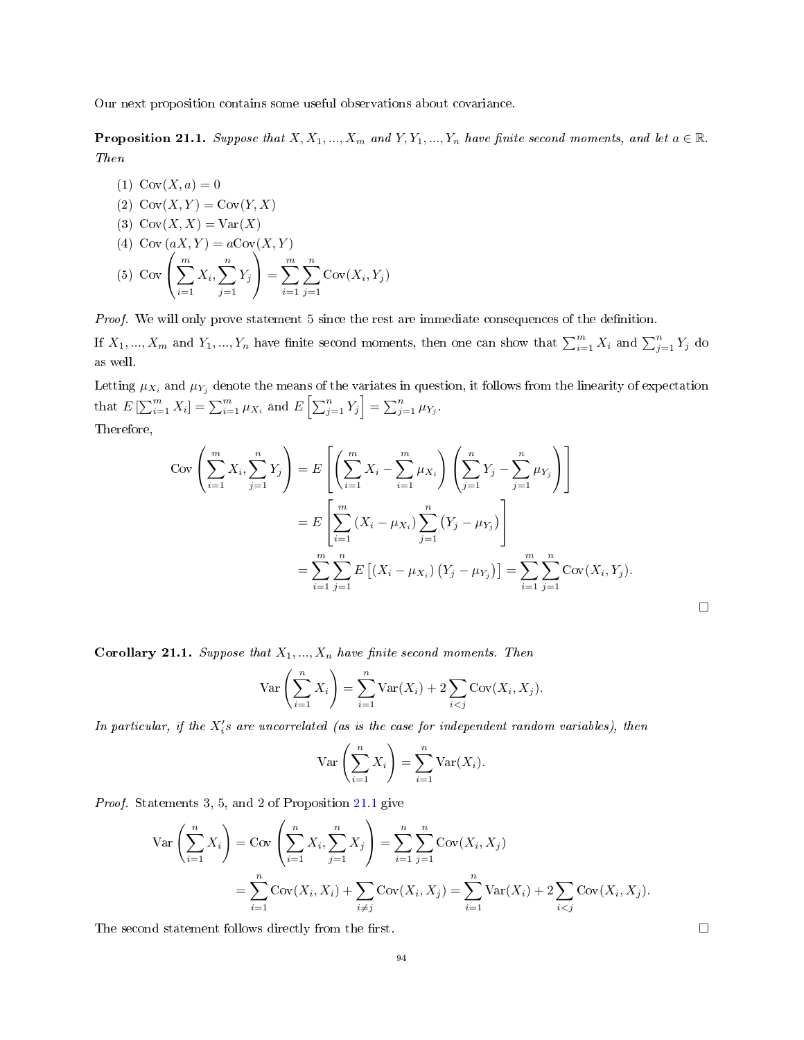Our next proposition contains some useful observations about covariance.

**Proposition 21.1.** *Suppose that $X, X_1, ..., X_m$ and $Y, Y_1, ..., Y_n$ have finite second moments, and let $a \in \mathbb{R}$. Then*

(1) $\mathrm{Cov}(X, a) = 0$
(2) $\mathrm{Cov}(X, Y) = \mathrm{Cov}(Y, X)$
(3) $\mathrm{Cov}(X, X) = \mathrm{Var}(X)$
(4) $\mathrm{Cov}\,(aX, Y) = a\mathrm{Cov}(X, Y)$
(5) $\mathrm{Cov}\left(\sum_{i=1}^{m} X_i, \sum_{j=1}^{n} Y_j\right) = \sum_{i=1}^{m}\sum_{j=1}^{n} \mathrm{Cov}(X_i, Y_j)$

*Proof.* We will only prove statement 5 since the rest are immediate consequences of the definition.

If $X_1, ..., X_m$ and $Y_1, ..., Y_n$ have finite second moments, then one can show that $\sum_{i=1}^{m} X_i$ and $\sum_{j=1}^{n} Y_j$ do as well.

Letting $\mu_{X_i}$ and $\mu_{Y_j}$ denote the means of the variates in question, it follows from the linearity of expectation that $E\left[\sum_{i=1}^{m} X_i\right] = \sum_{i=1}^{m} \mu_{X_i}$ and $E\left[\sum_{j=1}^{n} Y_j\right] = \sum_{j=1}^{n} \mu_{Y_j}$.

Therefore,

$$\begin{aligned}
\mathrm{Cov}\left(\sum_{i=1}^{m} X_i, \sum_{j=1}^{n} Y_j\right) &= E\left[\left(\sum_{i=1}^{m} X_i - \sum_{i=1}^{m} \mu_{X_i}\right)\left(\sum_{j=1}^{n} Y_j - \sum_{j=1}^{n} \mu_{Y_j}\right)\right] \\
&= E\left[\sum_{i=1}^{m} \left(X_i - \mu_{X_i}\right) \sum_{j=1}^{n} \left(Y_j - \mu_{Y_j}\right)\right] \\
&= \sum_{i=1}^{m}\sum_{j=1}^{n} E\left[\left(X_i - \mu_{X_i}\right)\left(Y_j - \mu_{Y_j}\right)\right] = \sum_{i=1}^{m}\sum_{j=1}^{n} \mathrm{Cov}(X_i, Y_j).
\end{aligned}$$

□

**Corollary 21.1.** *Suppose that $X_1, ..., X_n$ have finite second moments. Then*

$$\mathrm{Var}\left(\sum_{i=1}^{n} X_i\right) = \sum_{i=1}^{n} \mathrm{Var}(X_i) + 2\sum_{i<j} \mathrm{Cov}(X_i, X_j).$$

*In particular, if the $X_i'$s are uncorrelated (as is the case for independent random variables), then*

$$\mathrm{Var}\left(\sum_{i=1}^{n} X_i\right) = \sum_{i=1}^{n} \mathrm{Var}(X_i).$$

*Proof.* Statements 3, 5, and 2 of Proposition 21.1 give

$$\begin{aligned}
\mathrm{Var}\left(\sum_{i=1}^{n} X_i\right) &= \mathrm{Cov}\left(\sum_{i=1}^{n} X_i, \sum_{j=1}^{n} X_j\right) = \sum_{i=1}^{n}\sum_{j=1}^{n} \mathrm{Cov}(X_i, X_j) \\
&= \sum_{i=1}^{n} \mathrm{Cov}(X_i, X_i) + \sum_{i \neq j} \mathrm{Cov}(X_i, X_j) = \sum_{i=1}^{n} \mathrm{Var}(X_i) + 2\sum_{i<j} \mathrm{Cov}(X_i, X_j).
\end{aligned}$$

The second statement follows directly from the first. □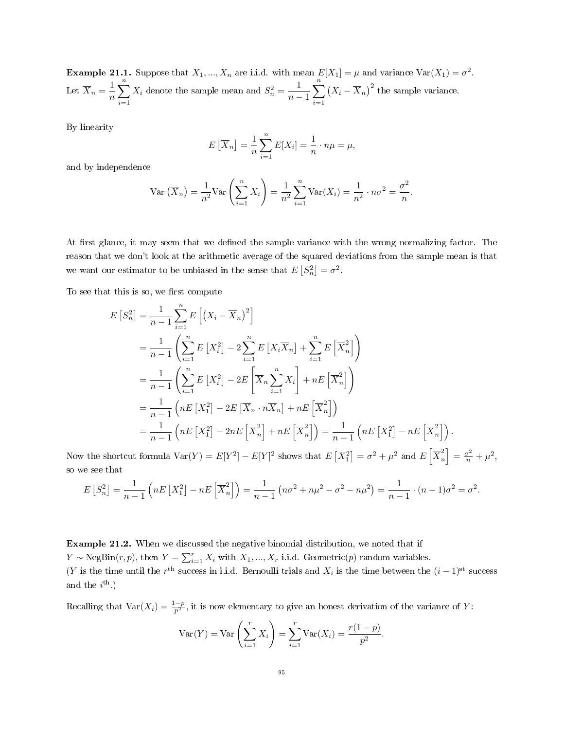**Example 21.1.** Suppose that $X_1, ..., X_n$ are i.i.d. with mean $E[X_1] = \mu$ and variance $\mathrm{Var}(X_1) = \sigma^2$. Let $\overline{X}_n = \frac{1}{n}\sum_{i=1}^{n} X_i$ denote the sample mean and $S_n^2 = \frac{1}{n-1}\sum_{i=1}^{n}\left(X_i - \overline{X}_n\right)^2$ the sample variance.

By linearity

$$E\left[\overline{X}_n\right] = \frac{1}{n}\sum_{i=1}^{n} E[X_i] = \frac{1}{n}\cdot n\mu = \mu,$$

and by independence

$$\mathrm{Var}\left(\overline{X}_n\right) = \frac{1}{n^2}\mathrm{Var}\left(\sum_{i=1}^{n} X_i\right) = \frac{1}{n^2}\sum_{i=1}^{n}\mathrm{Var}(X_i) = \frac{1}{n^2}\cdot n\sigma^2 = \frac{\sigma^2}{n}.$$

At first glance, it may seem that we defined the sample variance with the wrong normalizing factor. The reason that we don't look at the arithmetic average of the squared deviations from the sample mean is that we want our estimator to be unbiased in the sense that $E\left[S_n^2\right] = \sigma^2$.

To see that this is so, we first compute

$$\begin{aligned}
E\left[S_n^2\right] &= \frac{1}{n-1}\sum_{i=1}^{n} E\left[\left(X_i - \overline{X}_n\right)^2\right] \\
&= \frac{1}{n-1}\left(\sum_{i=1}^{n} E\left[X_i^2\right] - 2\sum_{i=1}^{n} E\left[X_i\overline{X}_n\right] + \sum_{i=1}^{n} E\left[\overline{X}_n^2\right]\right) \\
&= \frac{1}{n-1}\left(\sum_{i=1}^{n} E\left[X_i^2\right] - 2E\left[\overline{X}_n\sum_{i=1}^{n} X_i\right] + nE\left[\overline{X}_n^2\right]\right) \\
&= \frac{1}{n-1}\left(nE\left[X_1^2\right] - 2E\left[\overline{X}_n\cdot n\overline{X}_n\right] + nE\left[\overline{X}_n^2\right]\right) \\
&= \frac{1}{n-1}\left(nE\left[X_1^2\right] - 2nE\left[\overline{X}_n^2\right] + nE\left[\overline{X}_n^2\right]\right) = \frac{1}{n-1}\left(nE\left[X_1^2\right] - nE\left[\overline{X}_n^2\right]\right).
\end{aligned}$$

Now the shortcut formula $\mathrm{Var}(Y) = E[Y^2] - E[Y]^2$ shows that $E\left[X_1^2\right] = \sigma^2 + \mu^2$ and $E\left[\overline{X}_n^2\right] = \frac{\sigma^2}{n} + \mu^2$, so we see that

$$E\left[S_n^2\right] = \frac{1}{n-1}\left(nE\left[X_1^2\right] - nE\left[\overline{X}_n^2\right]\right) = \frac{1}{n-1}\left(n\sigma^2 + n\mu^2 - \sigma^2 - n\mu^2\right) = \frac{1}{n-1}\cdot(n-1)\sigma^2 = \sigma^2.$$

**Example 21.2.** When we discussed the negative binomial distribution, we noted that if $Y \sim \mathrm{NegBin}(r,p)$, then $Y = \sum_{i=1}^{r} X_i$ with $X_1, ..., X_r$ i.i.d. Geometric$(p)$ random variables. ($Y$ is the time until the $r^{\text{th}}$ success in i.i.d. Bernoulli trials and $X_i$ is the time between the $(i-1)^{\text{st}}$ success and the $i^{\text{th}}$.)

Recalling that $\mathrm{Var}(X_i) = \frac{1-p}{p^2}$, it is now elementary to give an honest derivation of the variance of $Y$:

$$\mathrm{Var}(Y) = \mathrm{Var}\left(\sum_{i=1}^{r} X_i\right) = \sum_{i=1}^{r}\mathrm{Var}(X_i) = \frac{r(1-p)}{p^2}.$$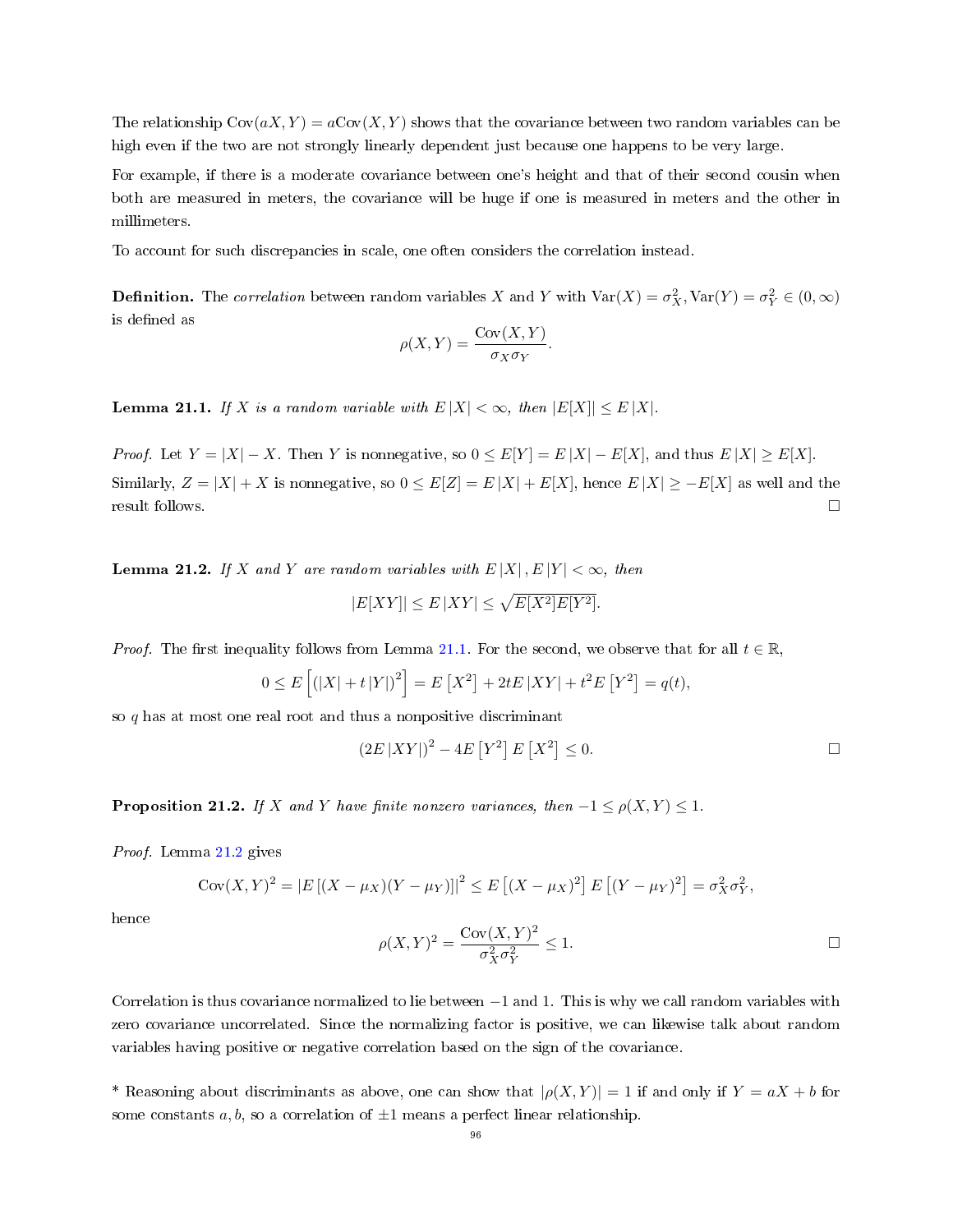The relationship $\text{Cov}(aX, Y) = a\text{Cov}(X, Y)$ shows that the covariance between two random variables can be high even if the two are not strongly linearly dependent just because one happens to be very large.

For example, if there is a moderate covariance between one's height and that of their second cousin when both are measured in meters, the covariance will be huge if one is measured in meters and the other in millimeters.

To account for such discrepancies in scale, one often considers the correlation instead.

**Definition.** The *correlation* between random variables $X$ and $Y$ with $\text{Var}(X) = \sigma_X^2, \text{Var}(Y) = \sigma_Y^2 \in (0, \infty)$ is defined as

$$\rho(X, Y) = \frac{\text{Cov}(X, Y)}{\sigma_X \sigma_Y}.$$

**Lemma 21.1.** *If $X$ is a random variable with $E|X| < \infty$, then $|E[X]| \leq E|X|$.*

*Proof.* Let $Y = |X| - X$. Then $Y$ is nonnegative, so $0 \leq E[Y] = E|X| - E[X]$, and thus $E|X| \geq E[X]$. Similarly, $Z = |X| + X$ is nonnegative, so $0 \leq E[Z] = E|X| + E[X]$, hence $E|X| \geq -E[X]$ as well and the result follows. □

**Lemma 21.2.** *If $X$ and $Y$ are random variables with $E|X|, E|Y| < \infty$, then*

$$|E[XY]| \leq E|XY| \leq \sqrt{E[X^2]E[Y^2]}.$$

*Proof.* The first inequality follows from Lemma 21.1. For the second, we observe that for all $t \in \mathbb{R}$,

$$0 \leq E\left[(|X| + t|Y|)^2\right] = E\left[X^2\right] + 2tE|XY| + t^2 E\left[Y^2\right] = q(t),$$

so $q$ has at most one real root and thus a nonpositive discriminant

$$(2E|XY|)^2 - 4E\left[Y^2\right]E\left[X^2\right] \leq 0.$$

□

**Proposition 21.2.** *If $X$ and $Y$ have finite nonzero variances, then $-1 \leq \rho(X, Y) \leq 1$.*

*Proof.* Lemma 21.2 gives

$$\text{Cov}(X, Y)^2 = |E[(X - \mu_X)(Y - \mu_Y)]|^2 \leq E\left[(X - \mu_X)^2\right]E\left[(Y - \mu_Y)^2\right] = \sigma_X^2 \sigma_Y^2,$$

hence

$$\rho(X, Y)^2 = \frac{\text{Cov}(X, Y)^2}{\sigma_X^2 \sigma_Y^2} \leq 1.$$

□

Correlation is thus covariance normalized to lie between $-1$ and $1$. This is why we call random variables with zero covariance uncorrelated. Since the normalizing factor is positive, we can likewise talk about random variables having positive or negative correlation based on the sign of the covariance.

* Reasoning about discriminants as above, one can show that $|\rho(X, Y)| = 1$ if and only if $Y = aX + b$ for some constants $a, b$, so a correlation of $\pm 1$ means a perfect linear relationship.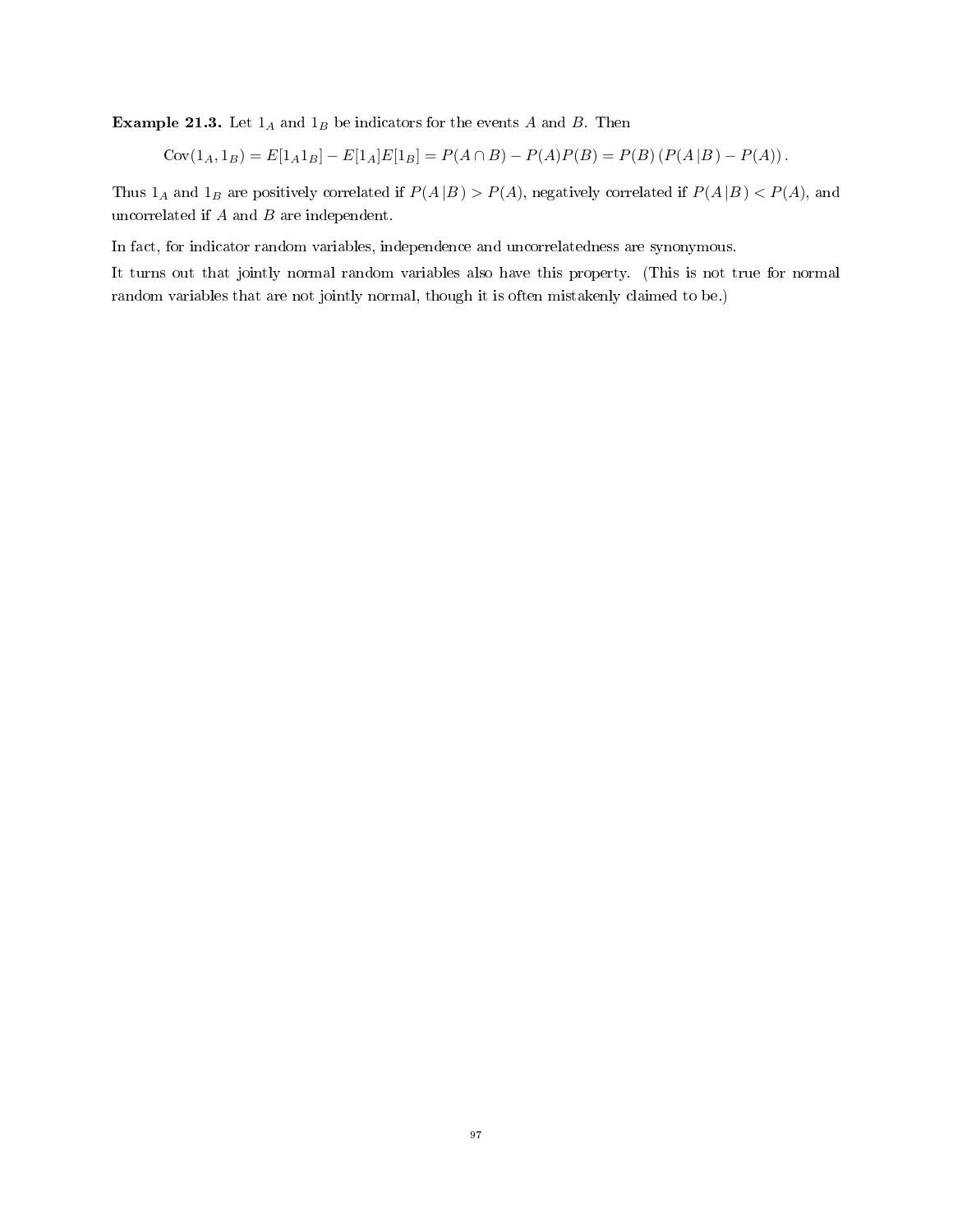**Example 21.3.** Let $1_A$ and $1_B$ be indicators for the events $A$ and $B$. Then

$$\operatorname{Cov}(1_A, 1_B) = E[1_A 1_B] - E[1_A]E[1_B] = P(A \cap B) - P(A)P(B) = P(B)\left(P(A \mid B) - P(A)\right).$$

Thus $1_A$ and $1_B$ are positively correlated if $P(A \mid B) > P(A)$, negatively correlated if $P(A \mid B) < P(A)$, and uncorrelated if $A$ and $B$ are independent.

In fact, for indicator random variables, independence and uncorrelatedness are synonymous.

It turns out that jointly normal random variables also have this property. (This is not true for normal random variables that are not jointly normal, though it is often mistakenly claimed to be.)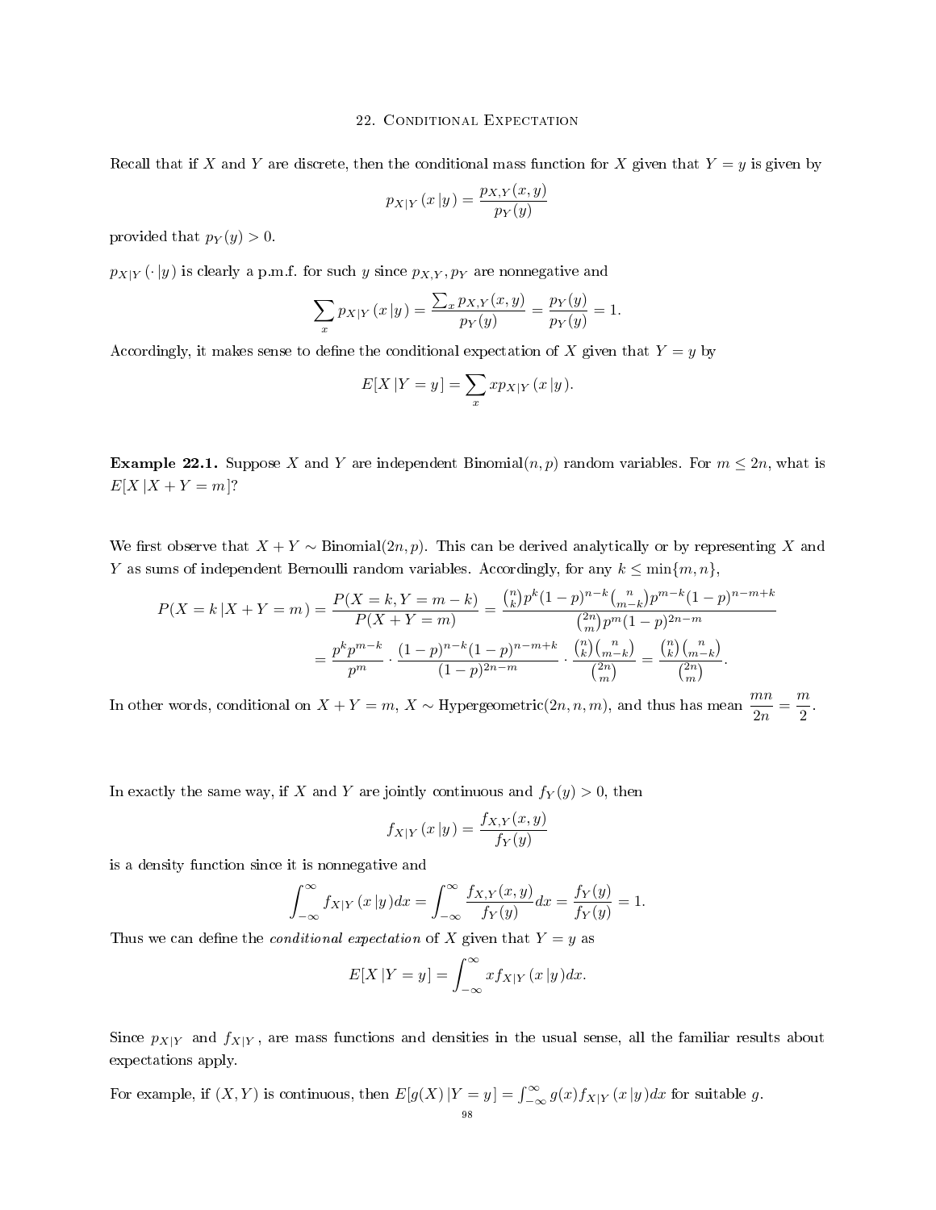# 22. Conditional Expectation

Recall that if $X$ and $Y$ are discrete, then the conditional mass function for $X$ given that $Y = y$ is given by

$$p_{X|Y}(x\,|y) = \frac{p_{X,Y}(x,y)}{p_Y(y)}$$

provided that $p_Y(y) > 0$.

$p_{X|Y}(\cdot\,|y)$ is clearly a p.m.f. for such $y$ since $p_{X,Y}, p_Y$ are nonnegative and

$$\sum_x p_{X|Y}(x\,|y) = \frac{\sum_x p_{X,Y}(x,y)}{p_Y(y)} = \frac{p_Y(y)}{p_Y(y)} = 1.$$

Accordingly, it makes sense to define the conditional expectation of $X$ given that $Y = y$ by

$$E[X\,|Y = y] = \sum_x x p_{X|Y}(x\,|y).$$

**Example 22.1.** Suppose $X$ and $Y$ are independent Binomial$(n, p)$ random variables. For $m \leq 2n$, what is $E[X\,|X + Y = m]$?

We first observe that $X + Y \sim$ Binomial$(2n, p)$. This can be derived analytically or by representing $X$ and $Y$ as sums of independent Bernoulli random variables. Accordingly, for any $k \leq \min\{m, n\}$,

$$\begin{aligned}
P(X = k\,|X + Y = m) &= \frac{P(X = k, Y = m - k)}{P(X + Y = m)} = \frac{\binom{n}{k}p^k(1-p)^{n-k}\binom{n}{m-k}p^{m-k}(1-p)^{n-m+k}}{\binom{2n}{m}p^m(1-p)^{2n-m}} \\
&= \frac{p^k p^{m-k}}{p^m} \cdot \frac{(1-p)^{n-k}(1-p)^{n-m+k}}{(1-p)^{2n-m}} \cdot \frac{\binom{n}{k}\binom{n}{m-k}}{\binom{2n}{m}} = \frac{\binom{n}{k}\binom{n}{m-k}}{\binom{2n}{m}}.
\end{aligned}$$

In other words, conditional on $X + Y = m$, $X \sim$ Hypergeometric$(2n, n, m)$, and thus has mean $\dfrac{mn}{2n} = \dfrac{m}{2}$.

In exactly the same way, if $X$ and $Y$ are jointly continuous and $f_Y(y) > 0$, then

$$f_{X|Y}(x\,|y) = \frac{f_{X,Y}(x,y)}{f_Y(y)}$$

is a density function since it is nonnegative and

$$\int_{-\infty}^{\infty} f_{X|Y}(x\,|y)dx = \int_{-\infty}^{\infty} \frac{f_{X,Y}(x,y)}{f_Y(y)}dx = \frac{f_Y(y)}{f_Y(y)} = 1.$$

Thus we can define the *conditional expectation* of $X$ given that $Y = y$ as

$$E[X\,|Y = y] = \int_{-\infty}^{\infty} x f_{X|Y}(x\,|y)dx.$$

Since $p_{X|Y}$ and $f_{X|Y}$, are mass functions and densities in the usual sense, all the familiar results about expectations apply.

For example, if $(X, Y)$ is continuous, then $E[g(X)\,|Y = y] = \int_{-\infty}^{\infty} g(x) f_{X|Y}(x\,|y)dx$ for suitable $g$.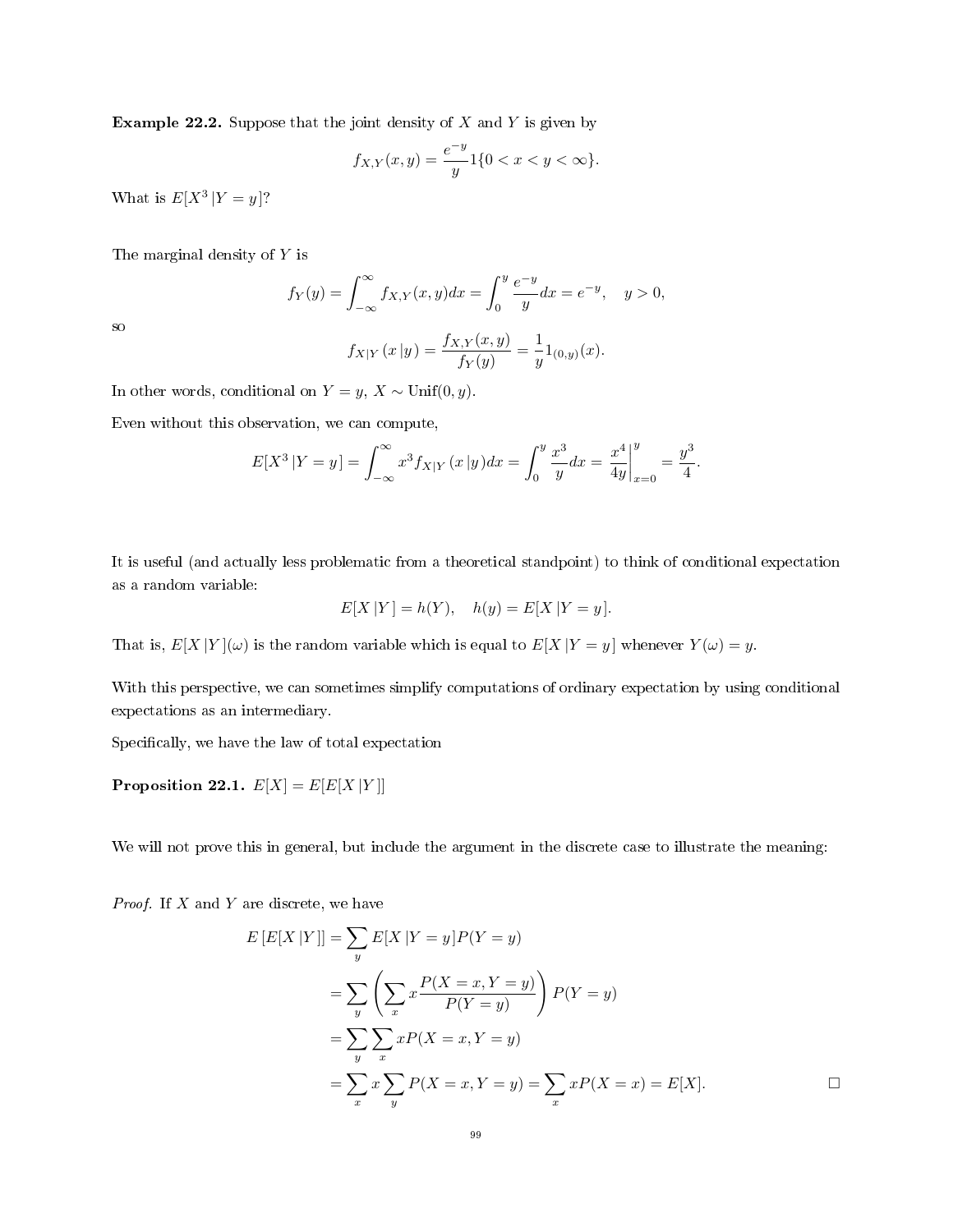**Example 22.2.** Suppose that the joint density of $X$ and $Y$ is given by

$$f_{X,Y}(x,y) = \frac{e^{-y}}{y} 1\{0 < x < y < \infty\}.$$

What is $E[X^3 \,|Y = y]$?

The marginal density of $Y$ is

$$f_Y(y) = \int_{-\infty}^{\infty} f_{X,Y}(x,y)dx = \int_0^y \frac{e^{-y}}{y} dx = e^{-y}, \quad y > 0,$$

so

$$f_{X|Y}(x\,|y) = \frac{f_{X,Y}(x,y)}{f_Y(y)} = \frac{1}{y} 1_{(0,y)}(x).$$

In other words, conditional on $Y = y$, $X \sim \text{Unif}(0, y)$.

Even without this observation, we can compute,

$$E[X^3 \,|Y = y] = \int_{-\infty}^{\infty} x^3 f_{X|Y}(x\,|y)dx = \int_0^y \frac{x^3}{y} dx = \left. \frac{x^4}{4y} \right|_{x=0}^{y} = \frac{y^3}{4}.$$

It is useful (and actually less problematic from a theoretical standpoint) to think of conditional expectation as a random variable:

$$E[X\,|Y] = h(Y), \quad h(y) = E[X\,|Y = y].$$

That is, $E[X\,|Y](\omega)$ is the random variable which is equal to $E[X\,|Y = y]$ whenever $Y(\omega) = y$.

With this perspective, we can sometimes simplify computations of ordinary expectation by using conditional expectations as an intermediary.

Specifically, we have the law of total expectation

**Proposition 22.1.** $E[X] = E[E[X\,|Y]]$

We will not prove this in general, but include the argument in the discrete case to illustrate the meaning:

*Proof.* If $X$ and $Y$ are discrete, we have

$$\begin{aligned}
E\left[E[X\,|Y]\right] &= \sum_y E[X\,|Y = y]P(Y = y) \\
&= \sum_y \left( \sum_x x \frac{P(X = x, Y = y)}{P(Y = y)} \right) P(Y = y) \\
&= \sum_y \sum_x x P(X = x, Y = y) \\
&= \sum_x x \sum_y P(X = x, Y = y) = \sum_x x P(X = x) = E[X].
\end{aligned}$$

$\square$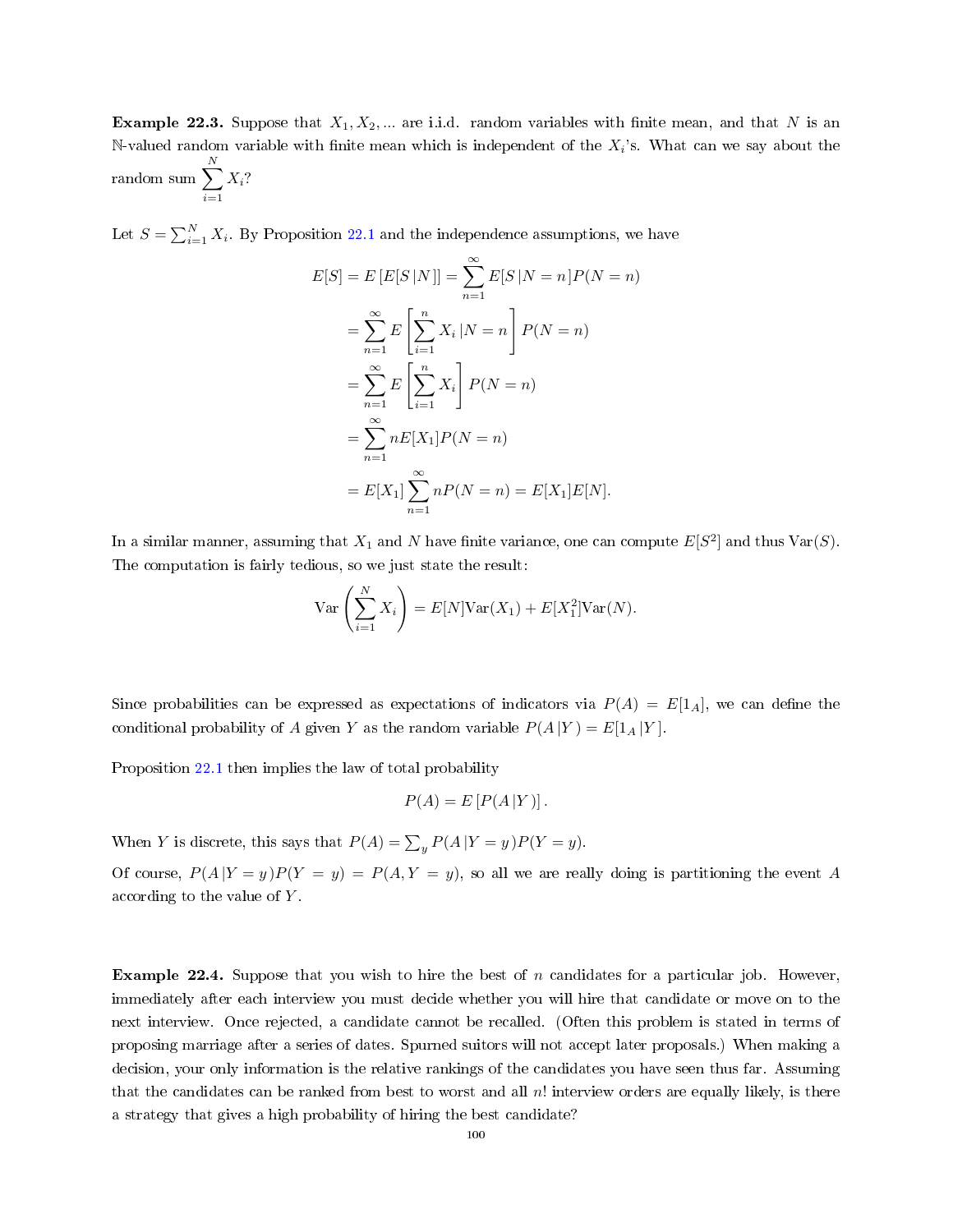**Example 22.3.** Suppose that $X_1, X_2, ...$ are i.i.d. random variables with finite mean, and that $N$ is an $\mathbb{N}$-valued random variable with finite mean which is independent of the $X_i$'s. What can we say about the random sum $\sum_{i=1}^{N} X_i$?

Let $S = \sum_{i=1}^{N} X_i$. By Proposition 22.1 and the independence assumptions, we have

$$
\begin{aligned}
E[S] = E\left[E[S\,|N]\right] &= \sum_{n=1}^{\infty} E[S\,|N = n]P(N = n) \\
&= \sum_{n=1}^{\infty} E\left[\sum_{i=1}^{n} X_i\,|N = n\right] P(N = n) \\
&= \sum_{n=1}^{\infty} E\left[\sum_{i=1}^{n} X_i\right] P(N = n) \\
&= \sum_{n=1}^{\infty} nE[X_1]P(N = n) \\
&= E[X_1]\sum_{n=1}^{\infty} nP(N = n) = E[X_1]E[N].
\end{aligned}
$$

In a similar manner, assuming that $X_1$ and $N$ have finite variance, one can compute $E[S^2]$ and thus $\text{Var}(S)$. The computation is fairly tedious, so we just state the result:

$$
\text{Var}\left(\sum_{i=1}^{N} X_i\right) = E[N]\text{Var}(X_1) + E[X_1^2]\text{Var}(N).
$$

Since probabilities can be expressed as expectations of indicators via $P(A) = E[1_A]$, we can define the conditional probability of $A$ given $Y$ as the random variable $P(A\,|Y) = E[1_A\,|Y]$.

Proposition 22.1 then implies the law of total probability

$$
P(A) = E\left[P(A\,|Y)\right].
$$

When $Y$ is discrete, this says that $P(A) = \sum_y P(A\,|Y = y)P(Y = y)$.

Of course, $P(A\,|Y = y)P(Y = y) = P(A, Y = y)$, so all we are really doing is partitioning the event $A$ according to the value of $Y$.

**Example 22.4.** Suppose that you wish to hire the best of $n$ candidates for a particular job. However, immediately after each interview you must decide whether you will hire that candidate or move on to the next interview. Once rejected, a candidate cannot be recalled. (Often this problem is stated in terms of proposing marriage after a series of dates. Spurned suitors will not accept later proposals.) When making a decision, your only information is the relative rankings of the candidates you have seen thus far. Assuming that the candidates can be ranked from best to worst and all $n!$ interview orders are equally likely, is there a strategy that gives a high probability of hiring the best candidate?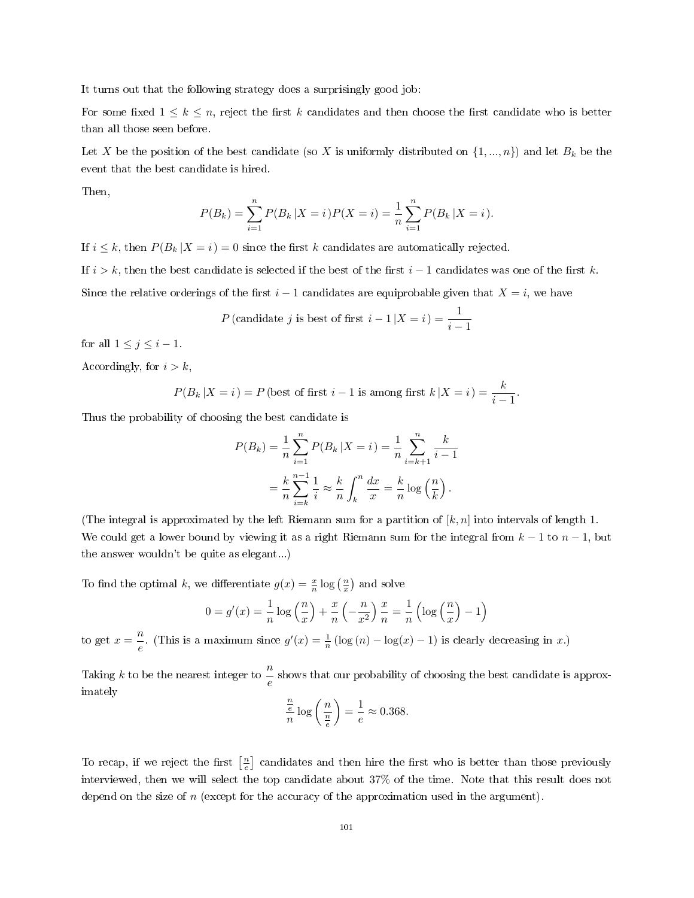It turns out that the following strategy does a surprisingly good job:

For some fixed $1 \leq k \leq n$, reject the first $k$ candidates and then choose the first candidate who is better than all those seen before.

Let $X$ be the position of the best candidate (so $X$ is uniformly distributed on $\{1, ..., n\}$) and let $B_k$ be the event that the best candidate is hired.

Then,

$$P(B_k) = \sum_{i=1}^{n} P(B_k \,|X = i\,)P(X = i) = \frac{1}{n}\sum_{i=1}^{n} P(B_k \,|X = i\,).$$

If $i \leq k$, then $P(B_k \,|X = i\,) = 0$ since the first $k$ candidates are automatically rejected.

If $i > k$, then the best candidate is selected if the best of the first $i - 1$ candidates was one of the first $k$.

Since the relative orderings of the first $i - 1$ candidates are equiprobable given that $X = i$, we have

$$P\left(\text{candidate } j \text{ is best of first } i - 1 \,|X = i\,\right) = \frac{1}{i-1}$$

for all $1 \leq j \leq i - 1$.

Accordingly, for $i > k$,

$$P(B_k \,|X = i\,) = P\left(\text{best of first } i - 1 \text{ is among first } k \,|X = i\,\right) = \frac{k}{i-1}.$$

Thus the probability of choosing the best candidate is

$$\begin{aligned} P(B_k) &= \frac{1}{n}\sum_{i=1}^{n} P(B_k \,|X = i\,) = \frac{1}{n}\sum_{i=k+1}^{n} \frac{k}{i-1} \\ &= \frac{k}{n}\sum_{i=k}^{n-1} \frac{1}{i} \approx \frac{k}{n}\int_k^n \frac{dx}{x} = \frac{k}{n}\log\left(\frac{n}{k}\right). \end{aligned}$$

(The integral is approximated by the left Riemann sum for a partition of $[k, n]$ into intervals of length 1. We could get a lower bound by viewing it as a right Riemann sum for the integral from $k - 1$ to $n - 1$, but the answer wouldn't be quite as elegant...)

To find the optimal $k$, we differentiate $g(x) = \frac{x}{n}\log\left(\frac{n}{x}\right)$ and solve

$$0 = g'(x) = \frac{1}{n}\log\left(\frac{n}{x}\right) + \frac{x}{n}\left(-\frac{n}{x^2}\right)\frac{x}{n} = \frac{1}{n}\left(\log\left(\frac{n}{x}\right) - 1\right)$$

to get $x = \dfrac{n}{e}$. (This is a maximum since $g'(x) = \frac{1}{n}\left(\log\left(n\right) - \log(x) - 1\right)$ is clearly decreasing in $x$.)

Taking $k$ to be the nearest integer to $\dfrac{n}{e}$ shows that our probability of choosing the best candidate is approximately

$$\frac{\frac{n}{e}}{n}\log\left(\frac{n}{\frac{n}{e}}\right) = \frac{1}{e} \approx 0.368.$$

To recap, if we reject the first $\left[\frac{n}{e}\right]$ candidates and then hire the first who is better than those previously interviewed, then we will select the top candidate about 37% of the time. Note that this result does not depend on the size of $n$ (except for the accuracy of the approximation used in the argument).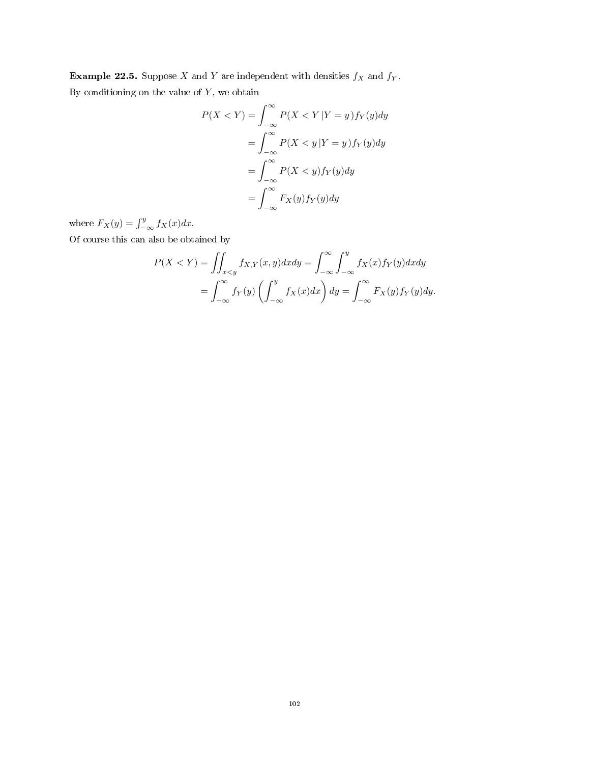**Example 22.5.** Suppose $X$ and $Y$ are independent with densities $f_X$ and $f_Y$.

By conditioning on the value of $Y$, we obtain

$$
\begin{aligned}
P(X < Y) &= \int_{-\infty}^{\infty} P(X < Y \,|Y = y\,) f_Y(y) dy \\
&= \int_{-\infty}^{\infty} P(X < y \,|Y = y\,) f_Y(y) dy \\
&= \int_{-\infty}^{\infty} P(X < y) f_Y(y) dy \\
&= \int_{-\infty}^{\infty} F_X(y) f_Y(y) dy
\end{aligned}
$$

where $F_X(y) = \int_{-\infty}^{y} f_X(x) dx$.

Of course this can also be obtained by

$$
\begin{aligned}
P(X < Y) &= \iint_{x<y} f_{X,Y}(x,y) dx dy = \int_{-\infty}^{\infty} \int_{-\infty}^{y} f_X(x) f_Y(y) dx dy \\
&= \int_{-\infty}^{\infty} f_Y(y) \left( \int_{-\infty}^{y} f_X(x) dx \right) dy = \int_{-\infty}^{\infty} F_X(y) f_Y(y) dy.
\end{aligned}
$$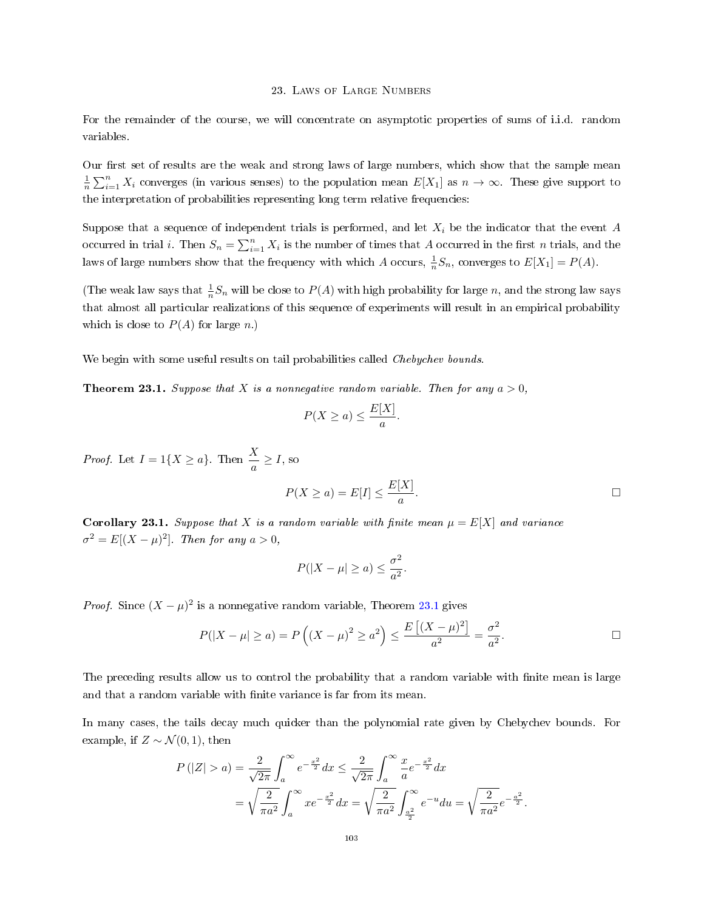# 23. Laws of Large Numbers

For the remainder of the course, we will concentrate on asymptotic properties of sums of i.i.d. random variables.

Our first set of results are the weak and strong laws of large numbers, which show that the sample mean $\frac{1}{n}\sum_{i=1}^{n} X_i$ converges (in various senses) to the population mean $E[X_1]$ as $n \to \infty$. These give support to the interpretation of probabilities representing long term relative frequencies:

Suppose that a sequence of independent trials is performed, and let $X_i$ be the indicator that the event $A$ occurred in trial $i$. Then $S_n = \sum_{i=1}^{n} X_i$ is the number of times that $A$ occurred in the first $n$ trials, and the laws of large numbers show that the frequency with which $A$ occurs, $\frac{1}{n}S_n$, converges to $E[X_1] = P(A)$.

(The weak law says that $\frac{1}{n}S_n$ will be close to $P(A)$ with high probability for large $n$, and the strong law says that almost all particular realizations of this sequence of experiments will result in an empirical probability which is close to $P(A)$ for large $n$.)

We begin with some useful results on tail probabilities called *Chebychev bounds*.

**Theorem 23.1.** *Suppose that $X$ is a nonnegative random variable. Then for any $a > 0$,*

$$P(X \geq a) \leq \frac{E[X]}{a}.$$

*Proof.* Let $I = 1\{X \geq a\}$. Then $\dfrac{X}{a} \geq I$, so

$$P(X \geq a) = E[I] \leq \frac{E[X]}{a}.$$

□

**Corollary 23.1.** *Suppose that $X$ is a random variable with finite mean $\mu = E[X]$ and variance $\sigma^2 = E[(X-\mu)^2]$. Then for any $a > 0$,*

$$P(|X - \mu| \geq a) \leq \frac{\sigma^2}{a^2}.$$

*Proof.* Since $(X-\mu)^2$ is a nonnegative random variable, Theorem 23.1 gives

$$P(|X - \mu| \geq a) = P\left((X-\mu)^2 \geq a^2\right) \leq \frac{E\left[(X-\mu)^2\right]}{a^2} = \frac{\sigma^2}{a^2}.$$

□

The preceding results allow us to control the probability that a random variable with finite mean is large and that a random variable with finite variance is far from its mean.

In many cases, the tails decay much quicker than the polynomial rate given by Chebychev bounds. For example, if $Z \sim \mathcal{N}(0,1)$, then

$$\begin{aligned}
P\left(|Z| > a\right) &= \frac{2}{\sqrt{2\pi}}\int_a^\infty e^{-\frac{x^2}{2}}dx \leq \frac{2}{\sqrt{2\pi}}\int_a^\infty \frac{x}{a}e^{-\frac{x^2}{2}}dx \\
&= \sqrt{\frac{2}{\pi a^2}}\int_a^\infty x e^{-\frac{x^2}{2}}dx = \sqrt{\frac{2}{\pi a^2}}\int_{\frac{a^2}{2}}^\infty e^{-u}du = \sqrt{\frac{2}{\pi a^2}}e^{-\frac{a^2}{2}}.
\end{aligned}$$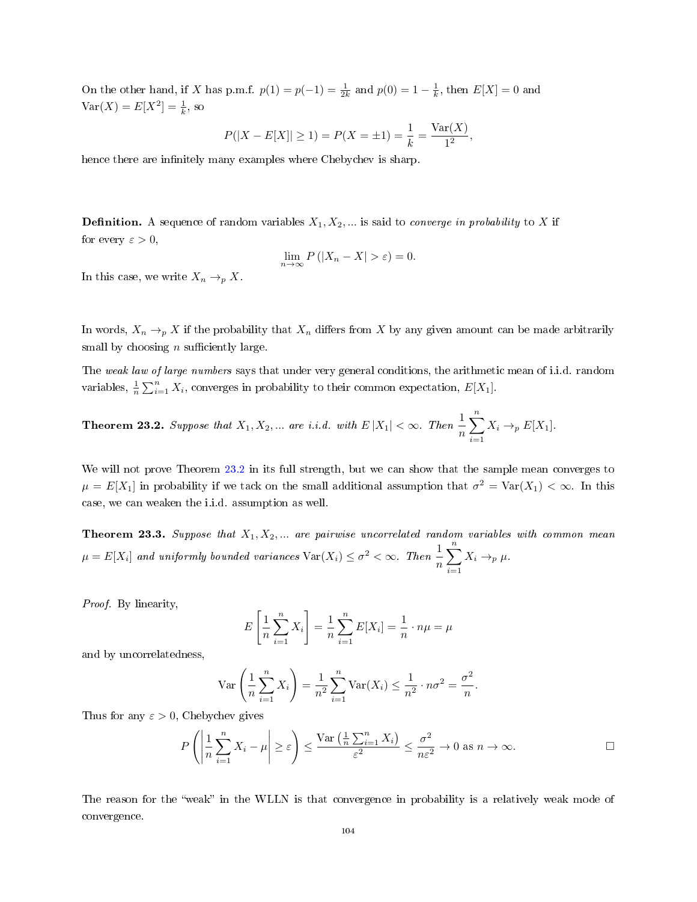On the other hand, if $X$ has p.m.f. $p(1) = p(-1) = \frac{1}{2k}$ and $p(0) = 1 - \frac{1}{k}$, then $E[X] = 0$ and $\text{Var}(X) = E[X^2] = \frac{1}{k}$, so

$$P(|X - E[X]| \geq 1) = P(X = \pm 1) = \frac{1}{k} = \frac{\text{Var}(X)}{1^2},$$

hence there are infinitely many examples where Chebychev is sharp.

**Definition.** A sequence of random variables $X_1, X_2, \ldots$ is said to *converge in probability* to $X$ if for every $\varepsilon > 0$,

$$\lim_{n \to \infty} P\left(|X_n - X| > \varepsilon\right) = 0.$$

In this case, we write $X_n \to_p X$.

In words, $X_n \to_p X$ if the probability that $X_n$ differs from $X$ by any given amount can be made arbitrarily small by choosing $n$ sufficiently large.

The *weak law of large numbers* says that under very general conditions, the arithmetic mean of i.i.d. random variables, $\frac{1}{n}\sum_{i=1}^{n} X_i$, converges in probability to their common expectation, $E[X_1]$.

**Theorem 23.2.** *Suppose that $X_1, X_2, \ldots$ are i.i.d. with $E|X_1| < \infty$. Then $\frac{1}{n}\sum_{i=1}^{n} X_i \to_p E[X_1]$.*

We will not prove Theorem 23.2 in its full strength, but we can show that the sample mean converges to $\mu = E[X_1]$ in probability if we tack on the small additional assumption that $\sigma^2 = \text{Var}(X_1) < \infty$. In this case, we can weaken the i.i.d. assumption as well.

**Theorem 23.3.** *Suppose that $X_1, X_2, \ldots$ are pairwise uncorrelated random variables with common mean $\mu = E[X_i]$ and uniformly bounded variances $\text{Var}(X_i) \leq \sigma^2 < \infty$. Then $\frac{1}{n}\sum_{i=1}^{n} X_i \to_p \mu$.*

*Proof.* By linearity,

$$E\left[\frac{1}{n}\sum_{i=1}^{n} X_i\right] = \frac{1}{n}\sum_{i=1}^{n} E[X_i] = \frac{1}{n} \cdot n\mu = \mu$$

and by uncorrelatedness,

$$\text{Var}\left(\frac{1}{n}\sum_{i=1}^{n} X_i\right) = \frac{1}{n^2}\sum_{i=1}^{n} \text{Var}(X_i) \leq \frac{1}{n^2} \cdot n\sigma^2 = \frac{\sigma^2}{n}.$$

Thus for any $\varepsilon > 0$, Chebychev gives

$$P\left(\left|\frac{1}{n}\sum_{i=1}^{n} X_i - \mu\right| \geq \varepsilon\right) \leq \frac{\text{Var}\left(\frac{1}{n}\sum_{i=1}^{n} X_i\right)}{\varepsilon^2} \leq \frac{\sigma^2}{n\varepsilon^2} \to 0 \text{ as } n \to \infty. \qquad \square$$

The reason for the "weak" in the WLLN is that convergence in probability is a relatively weak mode of convergence.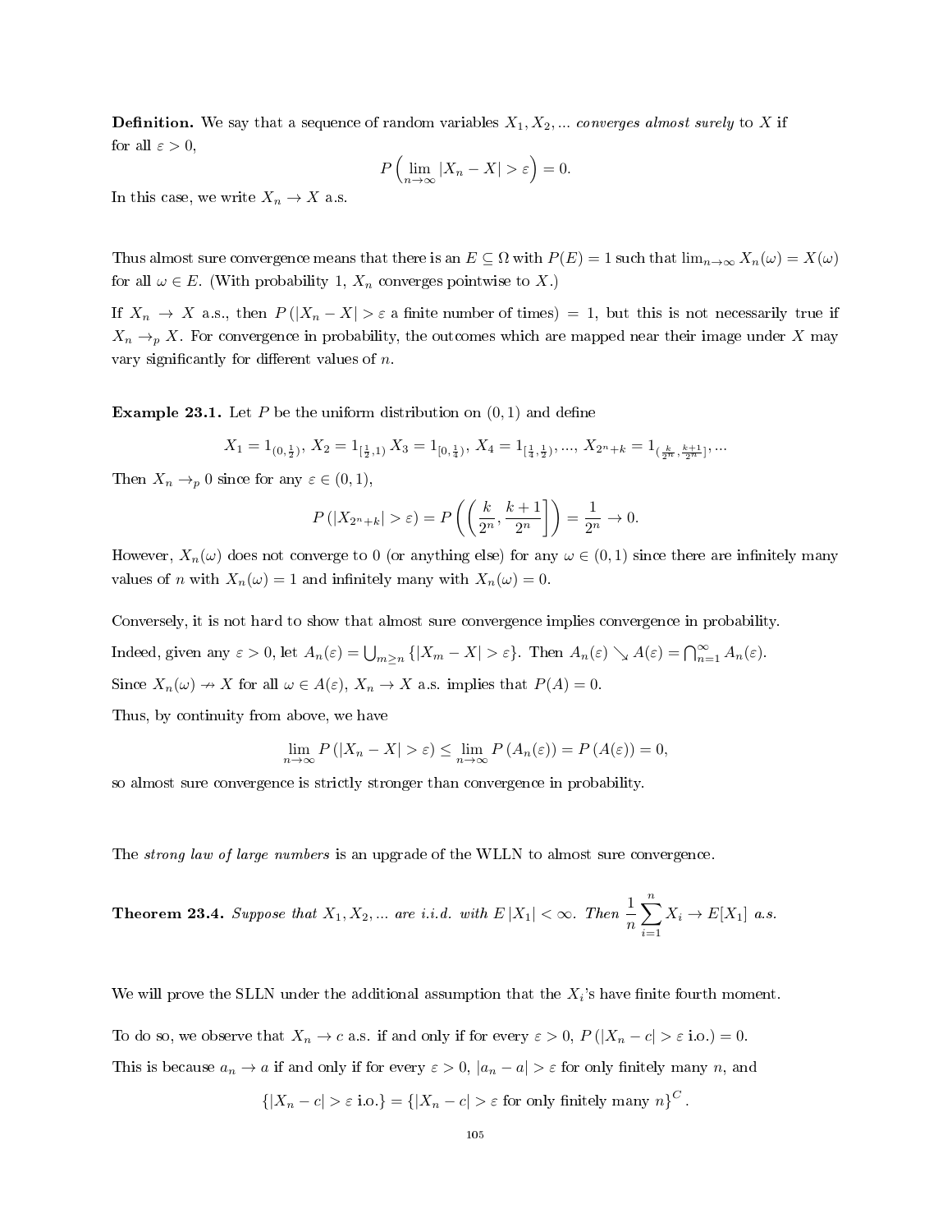**Definition.** We say that a sequence of random variables $X_1, X_2, \ldots$ *converges almost surely* to $X$ if for all $\varepsilon > 0$,

$$P\left(\lim_{n\to\infty} |X_n - X| > \varepsilon\right) = 0.$$

In this case, we write $X_n \to X$ a.s.

Thus almost sure convergence means that there is an $E \subseteq \Omega$ with $P(E) = 1$ such that $\lim_{n\to\infty} X_n(\omega) = X(\omega)$ for all $\omega \in E$. (With probability 1, $X_n$ converges pointwise to $X$.)

If $X_n \to X$ a.s., then $P(|X_n - X| > \varepsilon \text{ a finite number of times}) = 1$, but this is not necessarily true if $X_n \to_p X$. For convergence in probability, the outcomes which are mapped near their image under $X$ may vary significantly for different values of $n$.

**Example 23.1.** Let $P$ be the uniform distribution on $(0,1)$ and define

$$X_1 = 1_{(0,\frac{1}{2})},\ X_2 = 1_{[\frac{1}{2},1)}\ X_3 = 1_{[0,\frac{1}{4})},\ X_4 = 1_{[\frac{1}{4},\frac{1}{2})}, \ldots,\ X_{2^n+k} = 1_{(\frac{k}{2^n},\frac{k+1}{2^n}]}, \ldots$$

Then $X_n \to_p 0$ since for any $\varepsilon \in (0,1)$,

$$P\left(|X_{2^n+k}| > \varepsilon\right) = P\left(\left(\frac{k}{2^n}, \frac{k+1}{2^n}\right]\right) = \frac{1}{2^n} \to 0.$$

However, $X_n(\omega)$ does not converge to 0 (or anything else) for any $\omega \in (0,1)$ since there are infinitely many values of $n$ with $X_n(\omega) = 1$ and infinitely many with $X_n(\omega) = 0$.

Conversely, it is not hard to show that almost sure convergence implies convergence in probability.

Indeed, given any $\varepsilon > 0$, let $A_n(\varepsilon) = \bigcup_{m\geq n} \{|X_m - X| > \varepsilon\}$. Then $A_n(\varepsilon) \searrow A(\varepsilon) = \bigcap_{n=1}^{\infty} A_n(\varepsilon)$.

Since $X_n(\omega) \nrightarrow X$ for all $\omega \in A(\varepsilon)$, $X_n \to X$ a.s. implies that $P(A) = 0$.

Thus, by continuity from above, we have

$$\lim_{n\to\infty} P\left(|X_n - X| > \varepsilon\right) \leq \lim_{n\to\infty} P\left(A_n(\varepsilon)\right) = P\left(A(\varepsilon)\right) = 0,$$

so almost sure convergence is strictly stronger than convergence in probability.

The *strong law of large numbers* is an upgrade of the WLLN to almost sure convergence.

**Theorem 23.4.** *Suppose that $X_1, X_2, \ldots$ are i.i.d. with $E|X_1| < \infty$. Then $\frac{1}{n}\sum_{i=1}^{n} X_i \to E[X_1]$ a.s.*

We will prove the SLLN under the additional assumption that the $X_i$'s have finite fourth moment.

To do so, we observe that $X_n \to c$ a.s. if and only if for every $\varepsilon > 0$, $P(|X_n - c| > \varepsilon \text{ i.o.}) = 0$.

This is because $a_n \to a$ if and only if for every $\varepsilon > 0$, $|a_n - a| > \varepsilon$ for only finitely many $n$, and

$$\{|X_n - c| > \varepsilon \text{ i.o.}\} = \{|X_n - c| > \varepsilon \text{ for only finitely many } n\}^C.$$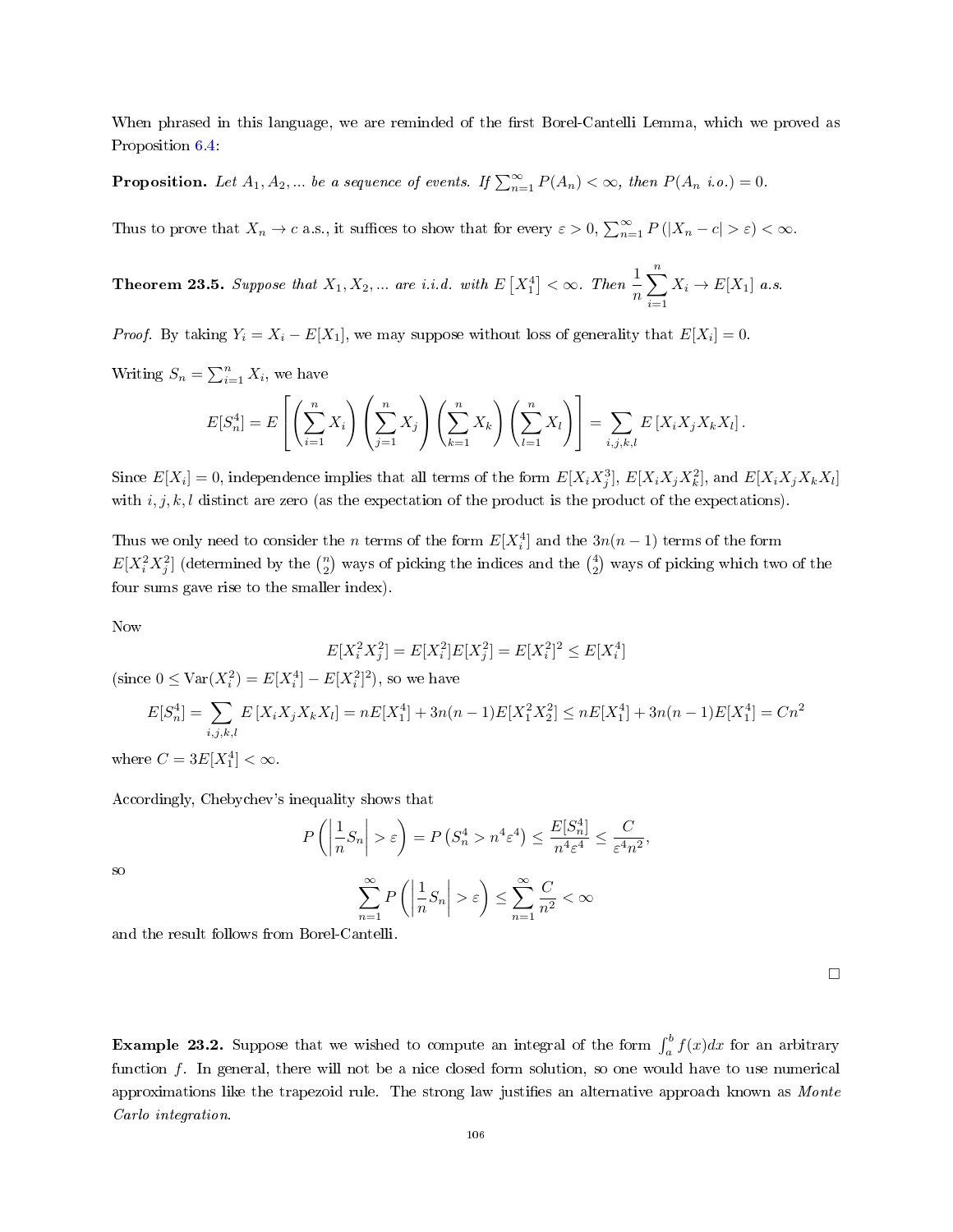When phrased in this language, we are reminded of the first Borel-Cantelli Lemma, which we proved as Proposition 6.4:

**Proposition.** *Let $A_1, A_2, \ldots$ be a sequence of events. If $\sum_{n=1}^{\infty} P(A_n) < \infty$, then $P(A_n \text{ i.o.}) = 0$.*

Thus to prove that $X_n \to c$ a.s., it suffices to show that for every $\varepsilon > 0$, $\sum_{n=1}^{\infty} P(|X_n - c| > \varepsilon) < \infty$.

**Theorem 23.5.** *Suppose that $X_1, X_2, \ldots$ are i.i.d. with $E\left[X_1^4\right] < \infty$. Then $\dfrac{1}{n}\sum_{i=1}^{n} X_i \to E[X_1]$ a.s.*

*Proof.* By taking $Y_i = X_i - E[X_1]$, we may suppose without loss of generality that $E[X_i] = 0$.

Writing $S_n = \sum_{i=1}^{n} X_i$, we have

$$E[S_n^4] = E\left[\left(\sum_{i=1}^{n} X_i\right)\left(\sum_{j=1}^{n} X_j\right)\left(\sum_{k=1}^{n} X_k\right)\left(\sum_{l=1}^{n} X_l\right)\right] = \sum_{i,j,k,l} E\left[X_i X_j X_k X_l\right].$$

Since $E[X_i] = 0$, independence implies that all terms of the form $E[X_i X_j^3]$, $E[X_i X_j X_k^2]$, and $E[X_i X_j X_k X_l]$ with $i, j, k, l$ distinct are zero (as the expectation of the product is the product of the expectations).

Thus we only need to consider the $n$ terms of the form $E[X_i^4]$ and the $3n(n-1)$ terms of the form $E[X_i^2 X_j^2]$ (determined by the $\binom{n}{2}$ ways of picking the indices and the $\binom{4}{2}$ ways of picking which two of the four sums gave rise to the smaller index).

Now

$$E[X_i^2 X_j^2] = E[X_i^2]E[X_j^2] = E[X_i^2]^2 \leq E[X_i^4]$$

(since $0 \leq \mathrm{Var}(X_i^2) = E[X_i^4] - E[X_i^2]^2$), so we have

$$E[S_n^4] = \sum_{i,j,k,l} E\left[X_i X_j X_k X_l\right] = nE[X_1^4] + 3n(n-1)E[X_1^2 X_2^2] \leq nE[X_1^4] + 3n(n-1)E[X_1^4] = Cn^2$$

where $C = 3E[X_1^4] < \infty$.

Accordingly, Chebychev's inequality shows that

$$P\left(\left|\frac{1}{n}S_n\right| > \varepsilon\right) = P\left(S_n^4 > n^4\varepsilon^4\right) \leq \frac{E[S_n^4]}{n^4\varepsilon^4} \leq \frac{C}{\varepsilon^4 n^2},$$

so

$$\sum_{n=1}^{\infty} P\left(\left|\frac{1}{n}S_n\right| > \varepsilon\right) \leq \sum_{n=1}^{\infty} \frac{C}{n^2} < \infty$$

and the result follows from Borel-Cantelli.

∎

**Example 23.2.** Suppose that we wished to compute an integral of the form $\int_a^b f(x)dx$ for an arbitrary function $f$. In general, there will not be a nice closed form solution, so one would have to use numerical approximations like the trapezoid rule. The strong law justifies an alternative approach known as *Monte Carlo integration*.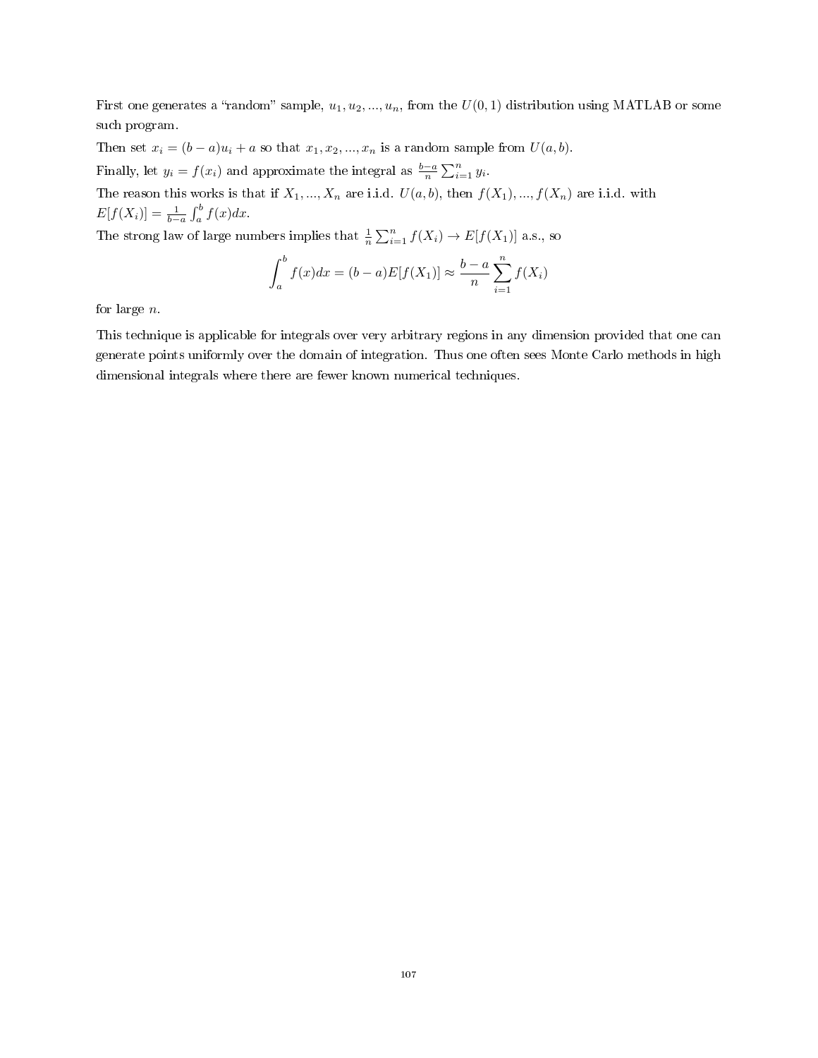First one generates a "random" sample, $u_1, u_2, ..., u_n$, from the $U(0,1)$ distribution using MATLAB or some such program.

Then set $x_i = (b-a)u_i + a$ so that $x_1, x_2, ..., x_n$ is a random sample from $U(a,b)$.

Finally, let $y_i = f(x_i)$ and approximate the integral as $\frac{b-a}{n}\sum_{i=1}^{n} y_i$.

The reason this works is that if $X_1, ..., X_n$ are i.i.d. $U(a,b)$, then $f(X_1), ..., f(X_n)$ are i.i.d. with $E[f(X_i)] = \frac{1}{b-a}\int_a^b f(x)dx$.

The strong law of large numbers implies that $\frac{1}{n}\sum_{i=1}^{n} f(X_i) \to E[f(X_1)]$ a.s., so

$$\int_a^b f(x)dx = (b-a)E[f(X_1)] \approx \frac{b-a}{n}\sum_{i=1}^{n} f(X_i)$$

for large $n$.

This technique is applicable for integrals over very arbitrary regions in any dimension provided that one can generate points uniformly over the domain of integration. Thus one often sees Monte Carlo methods in high dimensional integrals where there are fewer known numerical techniques.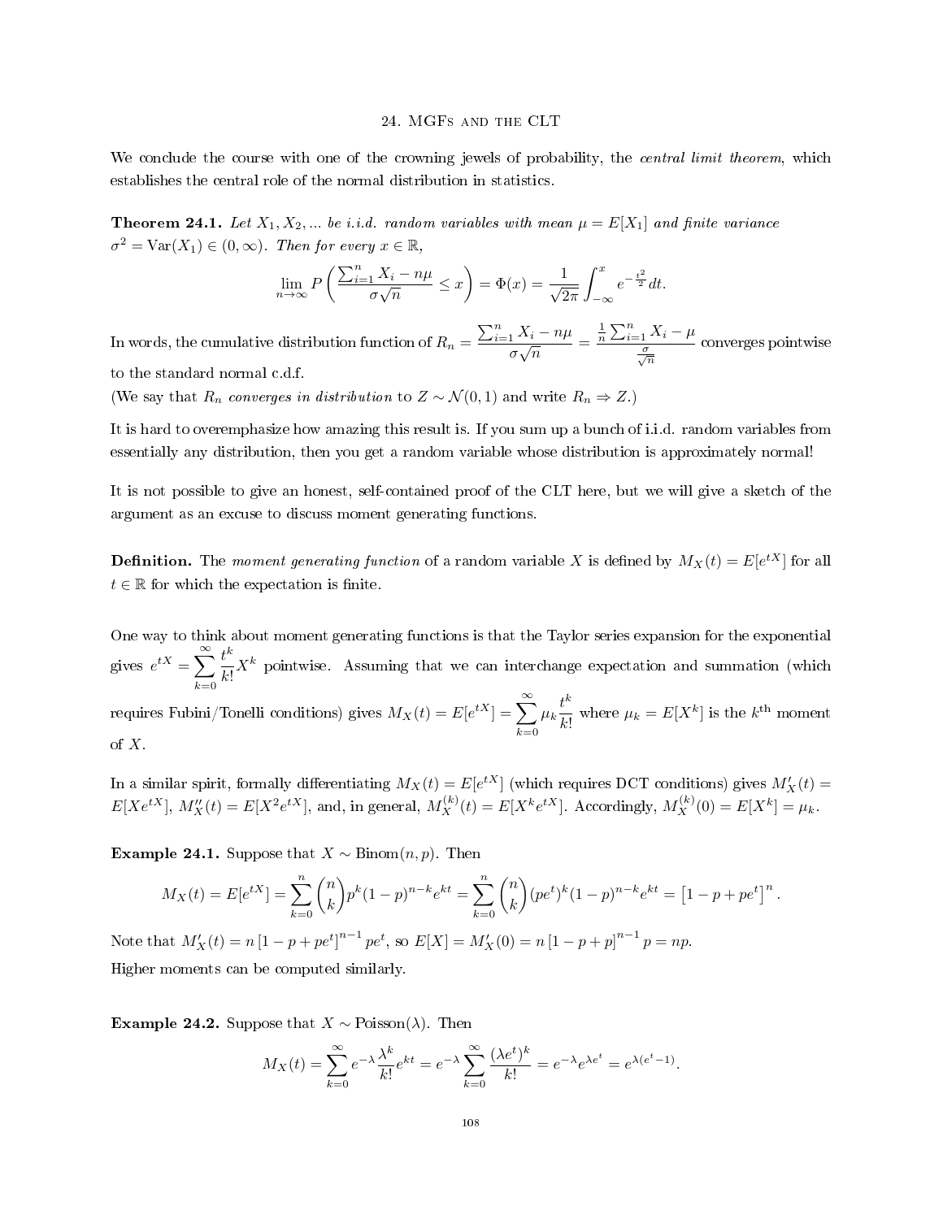## 24. MGFs and the CLT

We conclude the course with one of the crowning jewels of probability, the *central limit theorem*, which establishes the central role of the normal distribution in statistics.

**Theorem 24.1.** *Let $X_1, X_2, \ldots$ be i.i.d. random variables with mean $\mu = E[X_1]$ and finite variance $\sigma^2 = \mathrm{Var}(X_1) \in (0, \infty)$. Then for every $x \in \mathbb{R}$,*

$$\lim_{n\to\infty} P\left(\frac{\sum_{i=1}^n X_i - n\mu}{\sigma\sqrt{n}} \le x\right) = \Phi(x) = \frac{1}{\sqrt{2\pi}}\int_{-\infty}^{x} e^{-\frac{t^2}{2}}dt.$$

In words, the cumulative distribution function of $R_n = \dfrac{\sum_{i=1}^n X_i - n\mu}{\sigma\sqrt{n}} = \dfrac{\frac{1}{n}\sum_{i=1}^n X_i - \mu}{\frac{\sigma}{\sqrt{n}}}$ converges pointwise to the standard normal c.d.f.

(We say that $R_n$ *converges in distribution* to $Z \sim \mathcal{N}(0,1)$ and write $R_n \Rightarrow Z$.)

It is hard to overemphasize how amazing this result is. If you sum up a bunch of i.i.d. random variables from essentially any distribution, then you get a random variable whose distribution is approximately normal!

It is not possible to give an honest, self-contained proof of the CLT here, but we will give a sketch of the argument as an excuse to discuss moment generating functions.

**Definition.** The *moment generating function* of a random variable $X$ is defined by $M_X(t) = E[e^{tX}]$ for all $t \in \mathbb{R}$ for which the expectation is finite.

One way to think about moment generating functions is that the Taylor series expansion for the exponential gives $e^{tX} = \sum_{k=0}^{\infty} \frac{t^k}{k!}X^k$ pointwise. Assuming that we can interchange expectation and summation (which requires Fubini/Tonelli conditions) gives $M_X(t) = E[e^{tX}] = \sum_{k=0}^{\infty} \mu_k \frac{t^k}{k!}$ where $\mu_k = E[X^k]$ is the $k^{\text{th}}$ moment of $X$.

In a similar spirit, formally differentiating $M_X(t) = E[e^{tX}]$ (which requires DCT conditions) gives $M_X'(t) = E[Xe^{tX}]$, $M_X''(t) = E[X^2 e^{tX}]$, and, in general, $M_X^{(k)}(t) = E[X^k e^{tX}]$. Accordingly, $M_X^{(k)}(0) = E[X^k] = \mu_k$.

**Example 24.1.** Suppose that $X \sim \mathrm{Binom}(n,p)$. Then

$$M_X(t) = E[e^{tX}] = \sum_{k=0}^{n}\binom{n}{k}p^k(1-p)^{n-k}e^{kt} = \sum_{k=0}^{n}\binom{n}{k}(pe^t)^k(1-p)^{n-k}e^{kt} = \left[1-p+pe^t\right]^n.$$

Note that $M_X'(t) = n\left[1-p+pe^t\right]^{n-1}pe^t$, so $E[X] = M_X'(0) = n\left[1-p+p\right]^{n-1}p = np$.

Higher moments can be computed similarly.

**Example 24.2.** Suppose that $X \sim \mathrm{Poisson}(\lambda)$. Then

$$M_X(t) = \sum_{k=0}^{\infty} e^{-\lambda}\frac{\lambda^k}{k!}e^{kt} = e^{-\lambda}\sum_{k=0}^{\infty}\frac{(\lambda e^t)^k}{k!} = e^{-\lambda}e^{\lambda e^t} = e^{\lambda(e^t-1)}.$$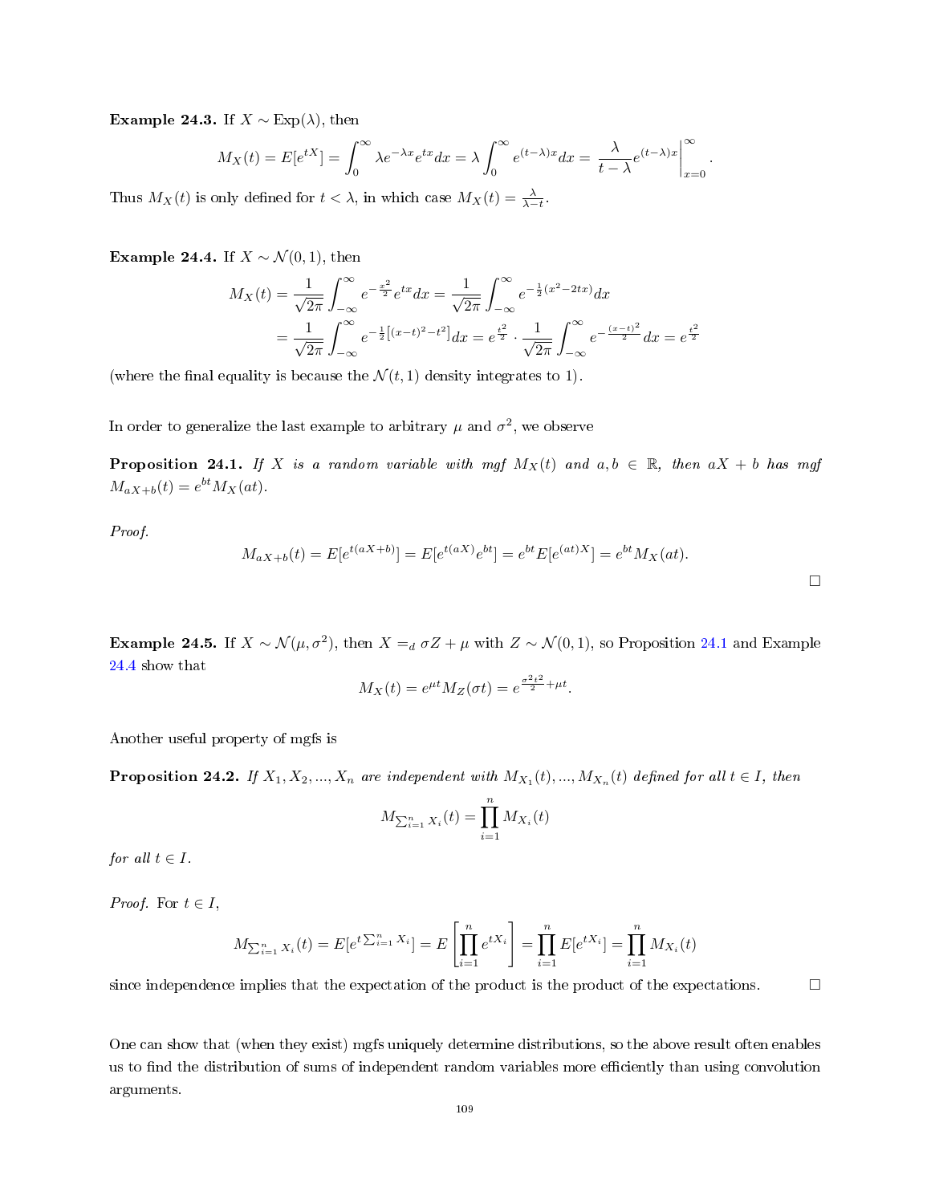**Example 24.3.** If $X \sim \text{Exp}(\lambda)$, then

$$M_X(t) = E[e^{tX}] = \int_0^\infty \lambda e^{-\lambda x} e^{tx} dx = \lambda \int_0^\infty e^{(t-\lambda)x} dx = \frac{\lambda}{t-\lambda} e^{(t-\lambda)x} \bigg|_{x=0}^{\infty}.$$

Thus $M_X(t)$ is only defined for $t < \lambda$, in which case $M_X(t) = \frac{\lambda}{\lambda - t}$.

**Example 24.4.** If $X \sim \mathcal{N}(0,1)$, then

$$\begin{aligned} M_X(t) &= \frac{1}{\sqrt{2\pi}} \int_{-\infty}^{\infty} e^{-\frac{x^2}{2}} e^{tx} dx = \frac{1}{\sqrt{2\pi}} \int_{-\infty}^{\infty} e^{-\frac{1}{2}(x^2 - 2tx)} dx \\ &= \frac{1}{\sqrt{2\pi}} \int_{-\infty}^{\infty} e^{-\frac{1}{2}\left[(x-t)^2 - t^2\right]} dx = e^{\frac{t^2}{2}} \cdot \frac{1}{\sqrt{2\pi}} \int_{-\infty}^{\infty} e^{-\frac{(x-t)^2}{2}} dx = e^{\frac{t^2}{2}} \end{aligned}$$

(where the final equality is because the $\mathcal{N}(t,1)$ density integrates to 1).

In order to generalize the last example to arbitrary $\mu$ and $\sigma^2$, we observe

**Proposition 24.1.** *If $X$ is a random variable with mgf $M_X(t)$ and $a, b \in \mathbb{R}$, then $aX + b$ has mgf $M_{aX+b}(t) = e^{bt} M_X(at)$.*

*Proof.*

$$M_{aX+b}(t) = E[e^{t(aX+b)}] = E[e^{t(aX)} e^{bt}] = e^{bt} E[e^{(at)X}] = e^{bt} M_X(at).$$

□

**Example 24.5.** If $X \sim \mathcal{N}(\mu, \sigma^2)$, then $X =_d \sigma Z + \mu$ with $Z \sim \mathcal{N}(0,1)$, so Proposition 24.1 and Example 24.4 show that

$$M_X(t) = e^{\mu t} M_Z(\sigma t) = e^{\frac{\sigma^2 t^2}{2} + \mu t}.$$

Another useful property of mgfs is

**Proposition 24.2.** *If $X_1, X_2, ..., X_n$ are independent with $M_{X_1}(t), ..., M_{X_n}(t)$ defined for all $t \in I$, then*

$$M_{\sum_{i=1}^n X_i}(t) = \prod_{i=1}^n M_{X_i}(t)$$

*for all $t \in I$.*

*Proof.* For $t \in I$,

$$M_{\sum_{i=1}^n X_i}(t) = E[e^{t \sum_{i=1}^n X_i}] = E\left[\prod_{i=1}^n e^{tX_i}\right] = \prod_{i=1}^n E[e^{tX_i}] = \prod_{i=1}^n M_{X_i}(t)$$

since independence implies that the expectation of the product is the product of the expectations. □

One can show that (when they exist) mgfs uniquely determine distributions, so the above result often enables us to find the distribution of sums of independent random variables more efficiently than using convolution arguments.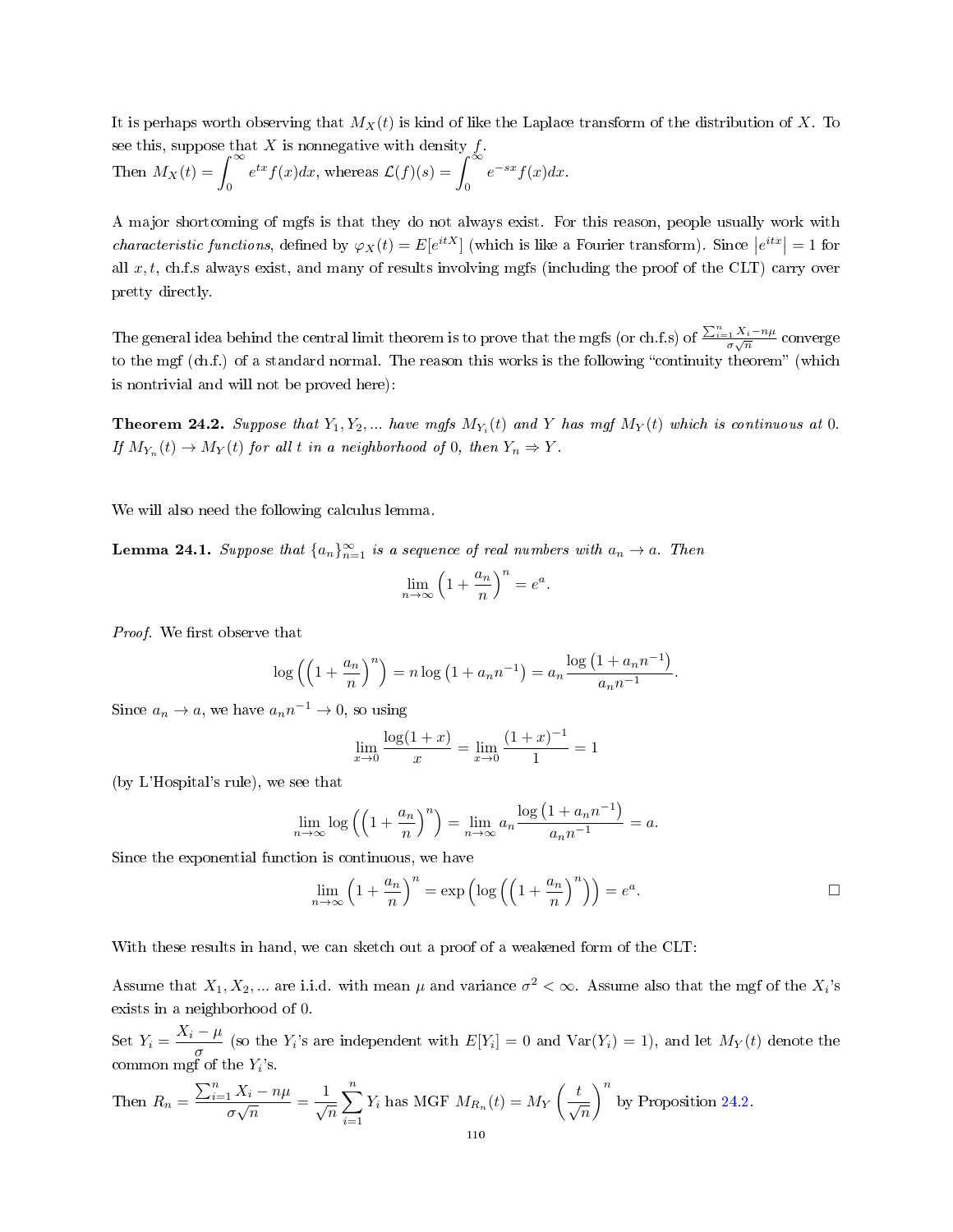It is perhaps worth observing that $M_X(t)$ is kind of like the Laplace transform of the distribution of $X$. To see this, suppose that $X$ is nonnegative with density $f$.
Then $M_X(t) = \int_0^\infty e^{tx} f(x)dx$, whereas $\mathcal{L}(f)(s) = \int_0^\infty e^{-sx} f(x)dx$.

A major shortcoming of mgfs is that they do not always exist. For this reason, people usually work with *characteristic functions*, defined by $\varphi_X(t) = E[e^{itX}]$ (which is like a Fourier transform). Since $\left|e^{itx}\right| = 1$ for all $x, t$, ch.f.s always exist, and many of results involving mgfs (including the proof of the CLT) carry over pretty directly.

The general idea behind the central limit theorem is to prove that the mgfs (or ch.f.s) of $\frac{\sum_{i=1}^n X_i - n\mu}{\sigma\sqrt{n}}$ converge to the mgf (ch.f.) of a standard normal. The reason this works is the following "continuity theorem" (which is nontrivial and will not be proved here):

**Theorem 24.2.** *Suppose that $Y_1, Y_2, \ldots$ have mgfs $M_{Y_i}(t)$ and $Y$ has mgf $M_Y(t)$ which is continuous at 0. If $M_{Y_n}(t) \to M_Y(t)$ for all $t$ in a neighborhood of 0, then $Y_n \Rightarrow Y$.*

We will also need the following calculus lemma.

**Lemma 24.1.** *Suppose that $\{a_n\}_{n=1}^\infty$ is a sequence of real numbers with $a_n \to a$. Then*

$$\lim_{n\to\infty} \left(1 + \frac{a_n}{n}\right)^n = e^a.$$

*Proof.* We first observe that

$$\log\left(\left(1 + \frac{a_n}{n}\right)^n\right) = n\log\left(1 + a_n n^{-1}\right) = a_n \frac{\log\left(1 + a_n n^{-1}\right)}{a_n n^{-1}}.$$

Since $a_n \to a$, we have $a_n n^{-1} \to 0$, so using

$$\lim_{x\to 0} \frac{\log(1+x)}{x} = \lim_{x\to 0} \frac{(1+x)^{-1}}{1} = 1$$

(by L'Hospital's rule), we see that

$$\lim_{n\to\infty} \log\left(\left(1 + \frac{a_n}{n}\right)^n\right) = \lim_{n\to\infty} a_n \frac{\log\left(1 + a_n n^{-1}\right)}{a_n n^{-1}} = a.$$

Since the exponential function is continuous, we have

$$\lim_{n\to\infty} \left(1 + \frac{a_n}{n}\right)^n = \exp\left(\log\left(\left(1 + \frac{a_n}{n}\right)^n\right)\right) = e^a.$$

$\square$

With these results in hand, we can sketch out a proof of a weakened form of the CLT:

Assume that $X_1, X_2, \ldots$ are i.i.d. with mean $\mu$ and variance $\sigma^2 < \infty$. Assume also that the mgf of the $X_i$'s exists in a neighborhood of 0.

Set $Y_i = \frac{X_i - \mu}{\sigma}$ (so the $Y_i$'s are independent with $E[Y_i] = 0$ and $\mathrm{Var}(Y_i) = 1$), and let $M_Y(t)$ denote the common mgf of the $Y_i$'s.

Then $R_n = \frac{\sum_{i=1}^n X_i - n\mu}{\sigma\sqrt{n}} = \frac{1}{\sqrt{n}}\sum_{i=1}^n Y_i$ has MGF $M_{R_n}(t) = M_Y\left(\frac{t}{\sqrt{n}}\right)^n$ by Proposition 24.2.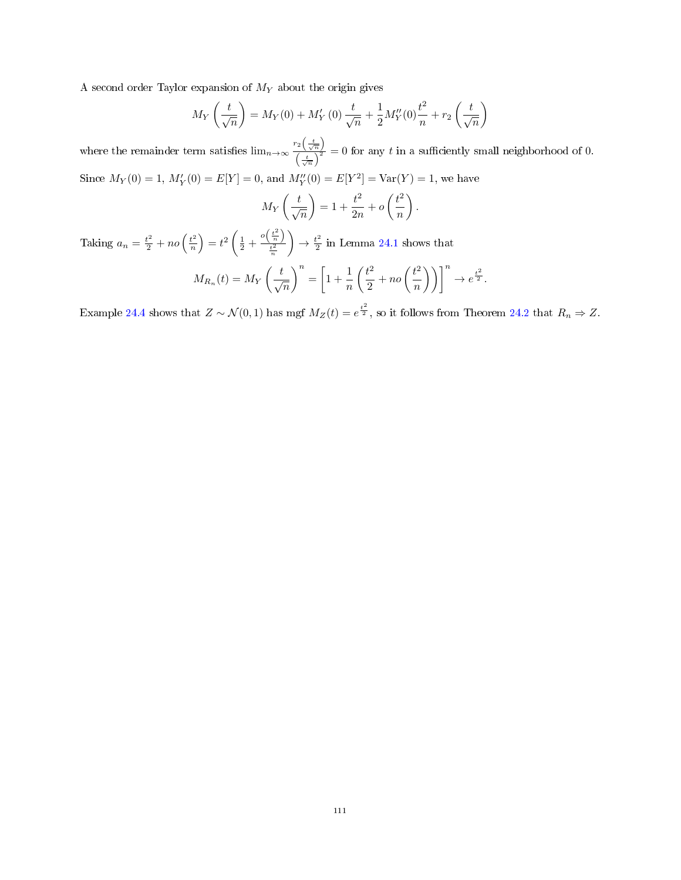A second order Taylor expansion of $M_Y$ about the origin gives

$$M_Y\left(\frac{t}{\sqrt{n}}\right) = M_Y(0) + M_Y'(0)\frac{t}{\sqrt{n}} + \frac{1}{2}M_Y''(0)\frac{t^2}{n} + r_2\left(\frac{t}{\sqrt{n}}\right)$$

where the remainder term satisfies $\lim_{n\to\infty} \frac{r_2\left(\frac{t}{\sqrt{n}}\right)}{\left(\frac{t}{\sqrt{n}}\right)^2} = 0$ for any $t$ in a sufficiently small neighborhood of 0.

Since $M_Y(0) = 1$, $M_Y'(0) = E[Y] = 0$, and $M_Y''(0) = E[Y^2] = \text{Var}(Y) = 1$, we have

$$M_Y\left(\frac{t}{\sqrt{n}}\right) = 1 + \frac{t^2}{2n} + o\left(\frac{t^2}{n}\right).$$

Taking $a_n = \frac{t^2}{2} + no\left(\frac{t^2}{n}\right) = t^2\left(\frac{1}{2} + \frac{o\left(\frac{t^2}{n}\right)}{\frac{t^2}{n}}\right) \to \frac{t^2}{2}$ in Lemma 24.1 shows that

$$M_{R_n}(t) = M_Y\left(\frac{t}{\sqrt{n}}\right)^n = \left[1 + \frac{1}{n}\left(\frac{t^2}{2} + no\left(\frac{t^2}{n}\right)\right)\right]^n \to e^{\frac{t^2}{2}}.$$

Example 24.4 shows that $Z \sim \mathcal{N}(0,1)$ has mgf $M_Z(t) = e^{\frac{t^2}{2}}$, so it follows from Theorem 24.2 that $R_n \Rightarrow Z$.